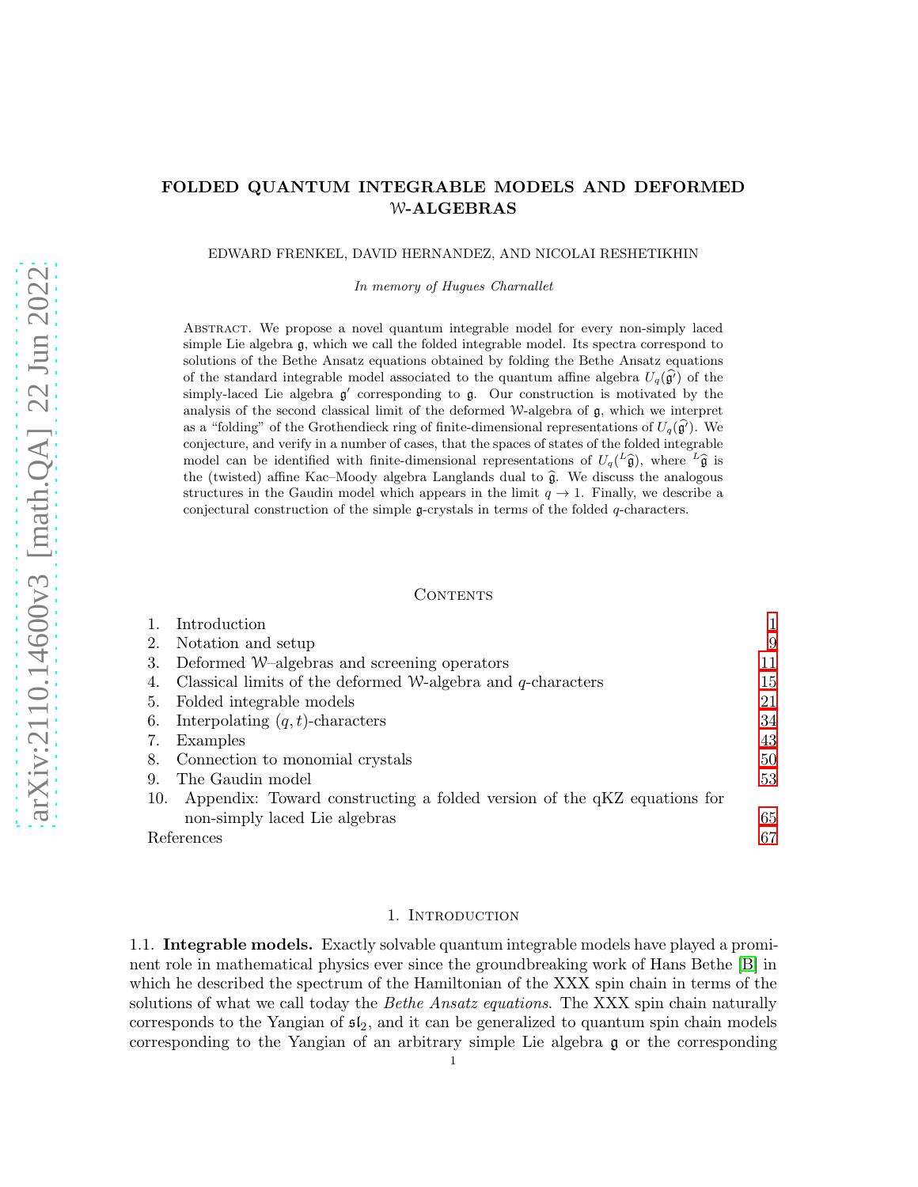# FOLDED QUANTUM INTEGRABLE MODELS AND DEFORMED $\mathcal{W}$-ALGEBRAS

EDWARD FRENKEL, DAVID HERNANDEZ, AND NICOLAI RESHETIKHIN

*In memory of Hugues Charnallet*

Abstract. We propose a novel quantum integrable model for every non-simply laced simple Lie algebra $\mathfrak{g}$, which we call the folded integrable model. Its spectra correspond to solutions of the Bethe Ansatz equations obtained by folding the Bethe Ansatz equations of the standard integrable model associated to the quantum affine algebra $U_q(\widehat{\mathfrak{g}'})$ of the simply-laced Lie algebra $\mathfrak{g}'$ corresponding to $\mathfrak{g}$. Our construction is motivated by the analysis of the second classical limit of the deformed $\mathcal{W}$-algebra of $\mathfrak{g}$, which we interpret as a "folding" of the Grothendieck ring of finite-dimensional representations of $U_q(\widehat{\mathfrak{g}'})$. We conjecture, and verify in a number of cases, that the spaces of states of the folded integrable model can be identified with finite-dimensional representations of $U_q({}^L\widehat{\mathfrak{g}})$, where ${}^L\widehat{\mathfrak{g}}$ is the (twisted) affine Kac–Moody algebra Langlands dual to $\widehat{\mathfrak{g}}$. We discuss the analogous structures in the Gaudin model which appears in the limit $q \to 1$. Finally, we describe a conjectural construction of the simple $\mathfrak{g}$-crystals in terms of the folded $q$-characters.

## Contents

1. Introduction — 1
2. Notation and setup — 9
3. Deformed $\mathcal{W}$–algebras and screening operators — 11
4. Classical limits of the deformed $\mathcal{W}$-algebra and $q$-characters — 15
5. Folded integrable models — 21
6. Interpolating $(q,t)$-characters — 34
7. Examples — 43
8. Connection to monomial crystals — 50
9. The Gaudin model — 53
10. Appendix: Toward constructing a folded version of the qKZ equations for non-simply laced Lie algebras — 65

References — 67

## 1. Introduction

1.1. **Integrable models.** Exactly solvable quantum integrable models have played a prominent role in mathematical physics ever since the groundbreaking work of Hans Bethe [B] in which he described the spectrum of the Hamiltonian of the XXX spin chain in terms of the solutions of what we call today the *Bethe Ansatz equations*. The XXX spin chain naturally corresponds to the Yangian of $\mathfrak{sl}_2$, and it can be generalized to quantum spin chain models corresponding to the Yangian of an arbitrary simple Lie algebra $\mathfrak{g}$ or the corresponding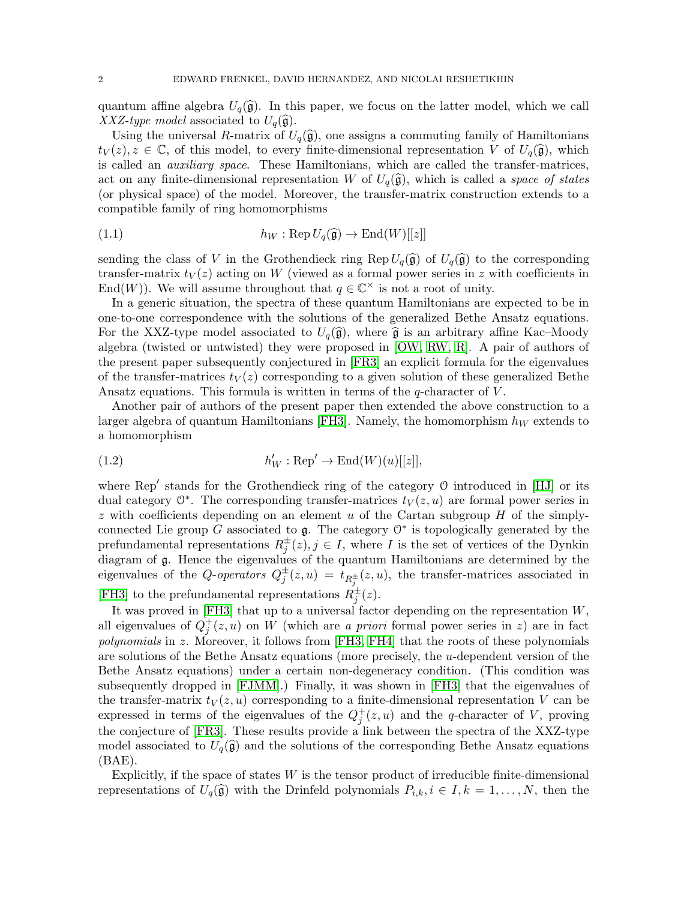quantum affine algebra $U_q(\widehat{\mathfrak{g}})$. In this paper, we focus on the latter model, which we call *XXZ-type model* associated to $U_q(\widehat{\mathfrak{g}})$.

Using the universal $R$-matrix of $U_q(\widehat{\mathfrak{g}})$, one assigns a commuting family of Hamiltonians $t_V(z), z \in \mathbb{C}$, of this model, to every finite-dimensional representation $V$ of $U_q(\widehat{\mathfrak{g}})$, which is called an *auxiliary space*. These Hamiltonians, which are called the transfer-matrices, act on any finite-dimensional representation $W$ of $U_q(\widehat{\mathfrak{g}})$, which is called a *space of states* (or physical space) of the model. Moreover, the transfer-matrix construction extends to a compatible family of ring homomorphisms

$$h_W : \operatorname{Rep} U_q(\widehat{\mathfrak{g}}) \to \operatorname{End}(W)[[z]] \tag{1.1}$$

sending the class of $V$ in the Grothendieck ring $\operatorname{Rep} U_q(\widehat{\mathfrak{g}})$ of $U_q(\widehat{\mathfrak{g}})$ to the corresponding transfer-matrix $t_V(z)$ acting on $W$ (viewed as a formal power series in $z$ with coefficients in $\operatorname{End}(W)$). We will assume throughout that $q \in \mathbb{C}^\times$ is not a root of unity.

In a generic situation, the spectra of these quantum Hamiltonians are expected to be in one-to-one correspondence with the solutions of the generalized Bethe Ansatz equations. For the XXZ-type model associated to $U_q(\widehat{\mathfrak{g}})$, where $\widehat{\mathfrak{g}}$ is an arbitrary affine Kac–Moody algebra (twisted or untwisted) they were proposed in [OW, RW, R]. A pair of authors of the present paper subsequently conjectured in [FR3] an explicit formula for the eigenvalues of the transfer-matrices $t_V(z)$ corresponding to a given solution of these generalized Bethe Ansatz equations. This formula is written in terms of the $q$-character of $V$.

Another pair of authors of the present paper then extended the above construction to a larger algebra of quantum Hamiltonians [FH3]. Namely, the homomorphism $h_W$ extends to a homomorphism

$$h'_W : \operatorname{Rep}' \to \operatorname{End}(W)(u)[[z]], \tag{1.2}$$

where $\operatorname{Rep}'$ stands for the Grothendieck ring of the category $\mathcal{O}$ introduced in [HJ] or its dual category $\mathcal{O}^*$. The corresponding transfer-matrices $t_V(z,u)$ are formal power series in $z$ with coefficients depending on an element $u$ of the Cartan subgroup $H$ of the simply-connected Lie group $G$ associated to $\mathfrak{g}$. The category $\mathcal{O}^*$ is topologically generated by the prefundamental representations $R_j^\pm(z), j \in I$, where $I$ is the set of vertices of the Dynkin diagram of $\mathfrak{g}$. Hence the eigenvalues of the quantum Hamiltonians are determined by the eigenvalues of the *Q-operators* $Q_j^\pm(z,u) = t_{R_j^\pm}(z,u)$, the transfer-matrices associated in [FH3] to the prefundamental representations $R_j^\pm(z)$.

It was proved in [FH3] that up to a universal factor depending on the representation $W$, all eigenvalues of $Q_j^+(z,u)$ on $W$ (which are *a priori* formal power series in $z$) are in fact *polynomials* in $z$. Moreover, it follows from [FH3, FH4] that the roots of these polynomials are solutions of the Bethe Ansatz equations (more precisely, the $u$-dependent version of the Bethe Ansatz equations) under a certain non-degeneracy condition. (This condition was subsequently dropped in [FJMM].) Finally, it was shown in [FH3] that the eigenvalues of the transfer-matrix $t_V(z,u)$ corresponding to a finite-dimensional representation $V$ can be expressed in terms of the eigenvalues of the $Q_j^+(z,u)$ and the $q$-character of $V$, proving the conjecture of [FR3]. These results provide a link between the spectra of the XXZ-type model associated to $U_q(\widehat{\mathfrak{g}})$ and the solutions of the corresponding Bethe Ansatz equations (BAE).

Explicitly, if the space of states $W$ is the tensor product of irreducible finite-dimensional representations of $U_q(\widehat{\mathfrak{g}})$ with the Drinfeld polynomials $P_{i,k}, i \in I, k = 1, \ldots, N$, then the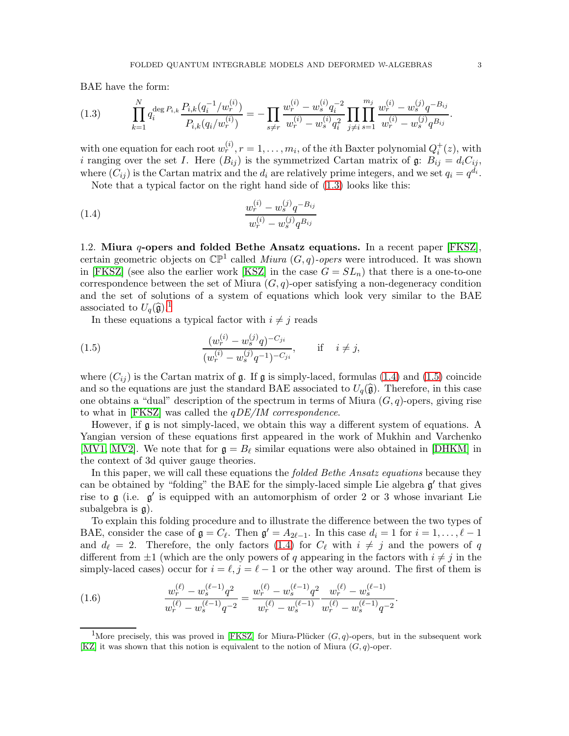BAE have the form:

$$\prod_{k=1}^{N} q_i^{\deg P_{i,k}} \frac{P_{i,k}(q_i^{-1}/w_r^{(i)})}{P_{i,k}(q_i/w_r^{(i)})} = -\prod_{s\neq r} \frac{w_r^{(i)} - w_s^{(i)} q_i^{-2}}{w_r^{(i)} - w_s^{(i)} q_i^{2}} \prod_{j\neq i} \prod_{s=1}^{m_j} \frac{w_r^{(i)} - w_s^{(j)} q^{-B_{ij}}}{w_r^{(i)} - w_s^{(j)} q^{B_{ij}}}. \tag{1.3}$$

with one equation for each root $w_r^{(i)}, r = 1, \ldots, m_i$, of the $i$th Baxter polynomial $Q_i^+(z)$, with $i$ ranging over the set $I$. Here $(B_{ij})$ is the symmetrized Cartan matrix of $\mathfrak{g}$: $B_{ij} = d_i C_{ij}$, where $(C_{ij})$ is the Cartan matrix and the $d_i$ are relatively prime integers, and we set $q_i = q^{d_i}$.

Note that a typical factor on the right hand side of (1.3) looks like this:

$$\frac{w_r^{(i)} - w_s^{(j)} q^{-B_{ij}}}{w_r^{(i)} - w_s^{(j)} q^{B_{ij}}} \tag{1.4}$$

1.2. **Miura $q$-opers and folded Bethe Ansatz equations.** In a recent paper [FKSZ], certain geometric objects on $\mathbb{CP}^1$ called *Miura $(G,q)$-opers* were introduced. It was shown in [FKSZ] (see also the earlier work [KSZ] in the case $G = SL_n$) that there is a one-to-one correspondence between the set of Miura $(G,q)$-oper satisfying a non-degeneracy condition and the set of solutions of a system of equations which look very similar to the BAE associated to $U_q(\widehat{\mathfrak{g}})$.[1]

In these equations a typical factor with $i \neq j$ reads

$$\frac{(w_r^{(i)} - w_s^{(j)} q)^{-C_{ji}}}{(w_r^{(i)} - w_s^{(j)} q^{-1})^{-C_{ji}}}, \qquad \text{if} \quad i \neq j, \tag{1.5}$$

where $(C_{ij})$ is the Cartan matrix of $\mathfrak{g}$. If $\mathfrak{g}$ is simply-laced, formulas (1.4) and (1.5) coincide and so the equations are just the standard BAE associated to $U_q(\widehat{\mathfrak{g}})$. Therefore, in this case one obtains a "dual" description of the spectrum in terms of Miura $(G,q)$-opers, giving rise to what in [FKSZ] was called the *qDE/IM correspondence*.

However, if $\mathfrak{g}$ is not simply-laced, we obtain this way a different system of equations. A Yangian version of these equations first appeared in the work of Mukhin and Varchenko [MV1, MV2]. We note that for $\mathfrak{g} = B_\ell$ similar equations were also obtained in [DHKM] in the context of 3d quiver gauge theories.

In this paper, we will call these equations the *folded Bethe Ansatz equations* because they can be obtained by "folding" the BAE for the simply-laced simple Lie algebra $\mathfrak{g}'$ that gives rise to $\mathfrak{g}$ (i.e. $\mathfrak{g}'$ is equipped with an automorphism of order 2 or 3 whose invariant Lie subalgebra is $\mathfrak{g}$).

To explain this folding procedure and to illustrate the difference between the two types of BAE, consider the case of $\mathfrak{g} = C_\ell$. Then $\mathfrak{g}' = A_{2\ell-1}$. In this case $d_i = 1$ for $i = 1, \ldots, \ell - 1$ and $d_\ell = 2$. Therefore, the only factors (1.4) for $C_\ell$ with $i \neq j$ and the powers of $q$ different from $\pm 1$ (which are the only powers of $q$ appearing in the factors with $i \neq j$ in the simply-laced cases) occur for $i = \ell, j = \ell - 1$ or the other way around. The first of them is

$$\frac{w_r^{(\ell)} - w_s^{(\ell-1)} q^2}{w_r^{(\ell)} - w_s^{(\ell-1)} q^{-2}} = \frac{w_r^{(\ell)} - w_s^{(\ell-1)} q^2}{w_r^{(\ell)} - w_s^{(\ell-1)}} \frac{w_r^{(\ell)} - w_s^{(\ell-1)}}{w_r^{(\ell)} - w_s^{(\ell-1)} q^{-2}}. \tag{1.6}$$

[1] More precisely, this was proved in [FKSZ] for Miura-Plücker $(G,q)$-opers, but in the subsequent work [KZ] it was shown that this notion is equivalent to the notion of Miura $(G,q)$-oper.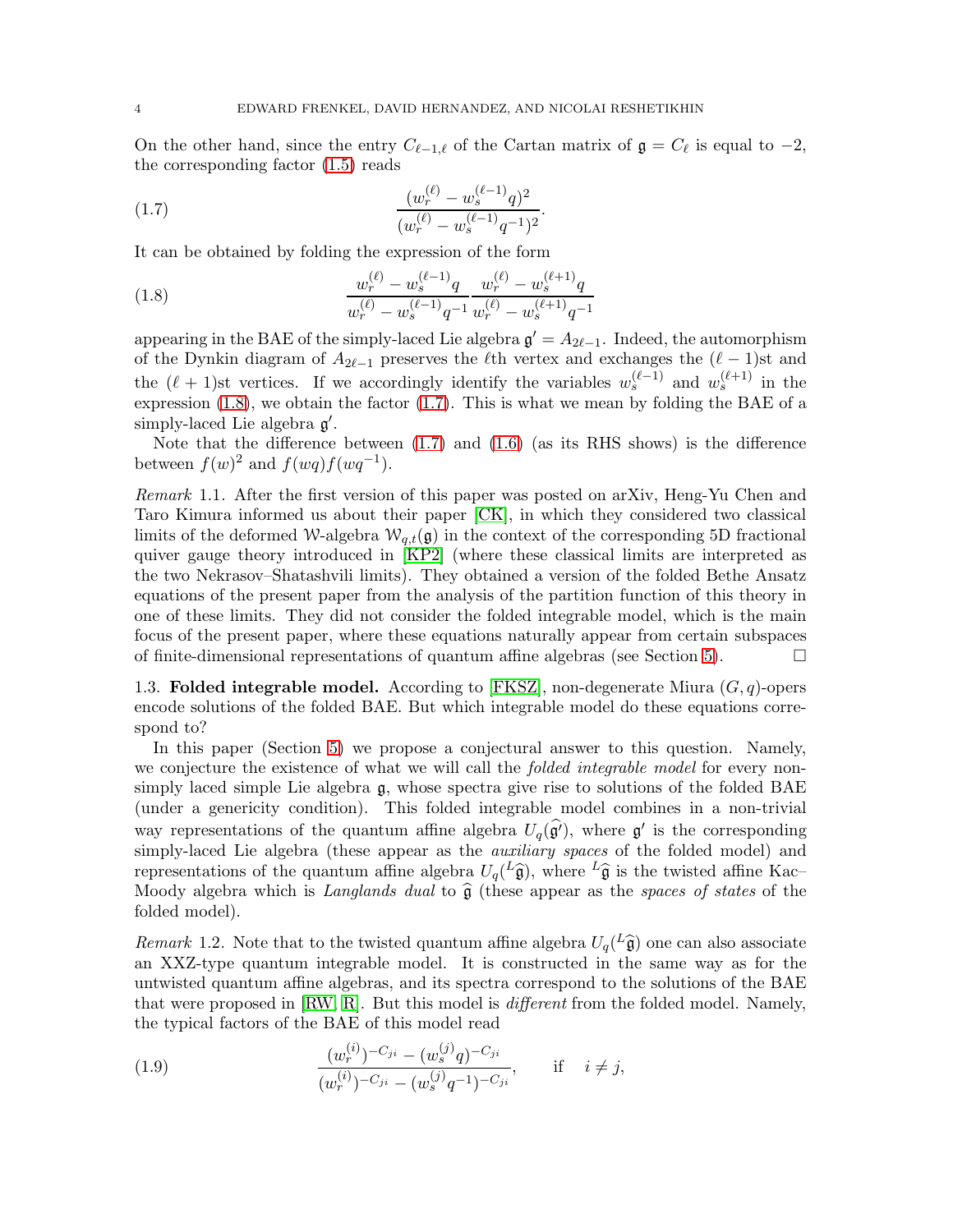On the other hand, since the entry $C_{\ell-1,\ell}$ of the Cartan matrix of $\mathfrak{g} = C_\ell$ is equal to $-2$, the corresponding factor (1.5) reads

$$\frac{(w_r^{(\ell)} - w_s^{(\ell-1)}q)^2}{(w_r^{(\ell)} - w_s^{(\ell-1)}q^{-1})^2}. \tag{1.7}$$

It can be obtained by folding the expression of the form

$$\frac{w_r^{(\ell)} - w_s^{(\ell-1)}q}{w_r^{(\ell)} - w_s^{(\ell-1)}q^{-1}} \frac{w_r^{(\ell)} - w_s^{(\ell+1)}q}{w_r^{(\ell)} - w_s^{(\ell+1)}q^{-1}} \tag{1.8}$$

appearing in the BAE of the simply-laced Lie algebra $\mathfrak{g}' = A_{2\ell-1}$. Indeed, the automorphism of the Dynkin diagram of $A_{2\ell-1}$ preserves the $\ell$th vertex and exchanges the $(\ell-1)$st and the $(\ell+1)$st vertices. If we accordingly identify the variables $w_s^{(\ell-1)}$ and $w_s^{(\ell+1)}$ in the expression (1.8), we obtain the factor (1.7). This is what we mean by folding the BAE of a simply-laced Lie algebra $\mathfrak{g}'$.

Note that the difference between (1.7) and (1.6) (as its RHS shows) is the difference between $f(w)^2$ and $f(wq)f(wq^{-1})$.

*Remark* 1.1. After the first version of this paper was posted on arXiv, Heng-Yu Chen and Taro Kimura informed us about their paper [CK], in which they considered two classical limits of the deformed W-algebra $\mathcal{W}_{q,t}(\mathfrak{g})$ in the context of the corresponding 5D fractional quiver gauge theory introduced in [KP2] (where these classical limits are interpreted as the two Nekrasov–Shatashvili limits). They obtained a version of the folded Bethe Ansatz equations of the present paper from the analysis of the partition function of this theory in one of these limits. They did not consider the folded integrable model, which is the main focus of the present paper, where these equations naturally appear from certain subspaces of finite-dimensional representations of quantum affine algebras (see Section 5). □

### 1.3. **Folded integrable model.**

According to [FKSZ], non-degenerate Miura $(G,q)$-opers encode solutions of the folded BAE. But which integrable model do these equations correspond to?

In this paper (Section 5) we propose a conjectural answer to this question. Namely, we conjecture the existence of what we will call the *folded integrable model* for every non-simply laced simple Lie algebra $\mathfrak{g}$, whose spectra give rise to solutions of the folded BAE (under a genericity condition). This folded integrable model combines in a non-trivial way representations of the quantum affine algebra $U_q(\widehat{\mathfrak{g}}')$, where $\mathfrak{g}'$ is the corresponding simply-laced Lie algebra (these appear as the *auxiliary spaces* of the folded model) and representations of the quantum affine algebra $U_q({}^L\widehat{\mathfrak{g}})$, where ${}^L\widehat{\mathfrak{g}}$ is the twisted affine Kac–Moody algebra which is *Langlands dual* to $\widehat{\mathfrak{g}}$ (these appear as the *spaces of states* of the folded model).

*Remark* 1.2. Note that to the twisted quantum affine algebra $U_q({}^L\widehat{\mathfrak{g}})$ one can also associate an XXZ-type quantum integrable model. It is constructed in the same way as for the untwisted quantum affine algebras, and its spectra correspond to the solutions of the BAE that were proposed in [RW, R]. But this model is *different* from the folded model. Namely, the typical factors of the BAE of this model read

$$\frac{(w_r^{(i)})^{-C_{ji}} - (w_s^{(j)}q)^{-C_{ji}}}{(w_r^{(i)})^{-C_{ji}} - (w_s^{(j)}q^{-1})^{-C_{ji}}}, \qquad \text{if} \quad i \neq j, \tag{1.9}$$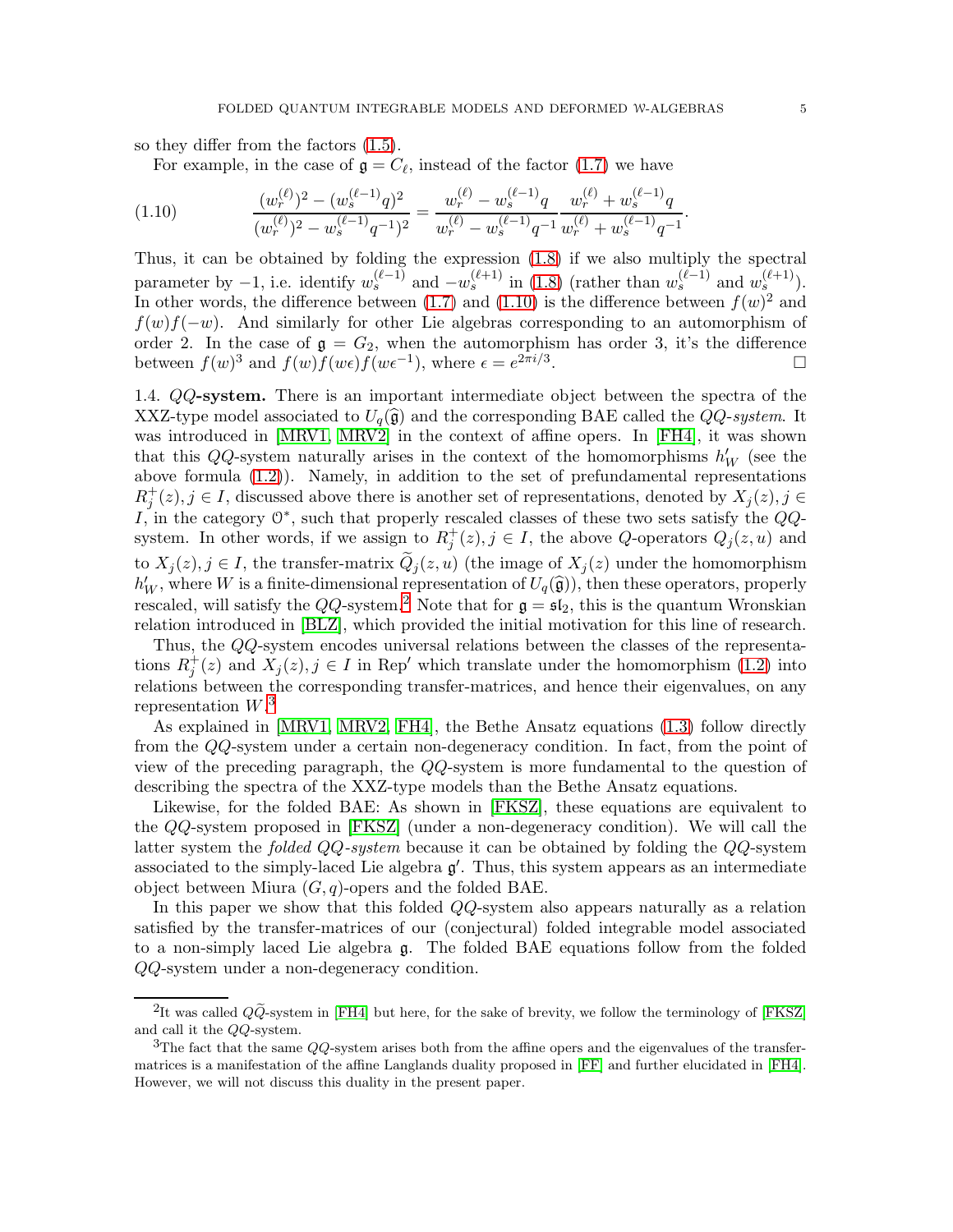so they differ from the factors (1.5).

For example, in the case of $\mathfrak{g} = C_\ell$, instead of the factor (1.7) we have

$$
\frac{(w_r^{(\ell)})^2 - (w_s^{(\ell-1)}q)^2}{(w_r^{(\ell)})^2 - w_s^{(\ell-1)}q^{-1})^2} = \frac{w_r^{(\ell)} - w_s^{(\ell-1)}q}{w_r^{(\ell)} - w_s^{(\ell-1)}q^{-1}} \frac{w_r^{(\ell)} + w_s^{(\ell-1)}q}{w_r^{(\ell)} + w_s^{(\ell-1)}q^{-1}}. \tag{1.10}
$$

Thus, it can be obtained by folding the expression (1.8) if we also multiply the spectral parameter by $-1$, i.e. identify $w_s^{(\ell-1)}$ and $-w_s^{(\ell+1)}$ in (1.8) (rather than $w_s^{(\ell-1)}$ and $w_s^{(\ell+1)}$). In other words, the difference between (1.7) and (1.10) is the difference between $f(w)^2$ and $f(w)f(-w)$. And similarly for other Lie algebras corresponding to an automorphism of order 2. In the case of $\mathfrak{g} = G_2$, when the automorphism has order 3, it's the difference between $f(w)^3$ and $f(w)f(w\epsilon)f(w\epsilon^{-1})$, where $\epsilon = e^{2\pi i/3}$. □

**1.4. $QQ$-system.** There is an important intermediate object between the spectra of the XXZ-type model associated to $U_q(\widehat{\mathfrak{g}})$ and the corresponding BAE called the *$QQ$-system*. It was introduced in [MRV1, MRV2] in the context of affine opers. In [FH4], it was shown that this $QQ$-system naturally arises in the context of the homomorphisms $h'_W$ (see the above formula (1.2)). Namely, in addition to the set of prefundamental representations $R_j^+(z), j \in I$, discussed above there is another set of representations, denoted by $X_j(z), j \in I$, in the category $\mathcal{O}^*$, such that properly rescaled classes of these two sets satisfy the $QQ$-system. In other words, if we assign to $R_j^+(z), j \in I$, the above $Q$-operators $Q_j(z,u)$ and to $X_j(z), j \in I$, the transfer-matrix $\widetilde{Q}_j(z,u)$ (the image of $X_j(z)$ under the homomorphism $h'_W$, where $W$ is a finite-dimensional representation of $U_q(\widehat{\mathfrak{g}})$), then these operators, properly rescaled, will satisfy the $QQ$-system.[2] Note that for $\mathfrak{g} = \mathfrak{sl}_2$, this is the quantum Wronskian relation introduced in [BLZ], which provided the initial motivation for this line of research.

Thus, the $QQ$-system encodes universal relations between the classes of the representations $R_j^+(z)$ and $X_j(z), j \in I$ in Rep′ which translate under the homomorphism (1.2) into relations between the corresponding transfer-matrices, and hence their eigenvalues, on any representation $W$.[3]

As explained in [MRV1, MRV2, FH4], the Bethe Ansatz equations (1.3) follow directly from the $QQ$-system under a certain non-degeneracy condition. In fact, from the point of view of the preceding paragraph, the $QQ$-system is more fundamental to the question of describing the spectra of the XXZ-type models than the Bethe Ansatz equations.

Likewise, for the folded BAE: As shown in [FKSZ], these equations are equivalent to the $QQ$-system proposed in [FKSZ] (under a non-degeneracy condition). We will call the latter system the *folded $QQ$-system* because it can be obtained by folding the $QQ$-system associated to the simply-laced Lie algebra $\mathfrak{g}'$. Thus, this system appears as an intermediate object between Miura $(G,q)$-opers and the folded BAE.

In this paper we show that this folded $QQ$-system also appears naturally as a relation satisfied by the transfer-matrices of our (conjectural) folded integrable model associated to a non-simply laced Lie algebra $\mathfrak{g}$. The folded BAE equations follow from the folded $QQ$-system under a non-degeneracy condition.

---

[2] It was called $Q\widetilde{Q}$-system in [FH4] but here, for the sake of brevity, we follow the terminology of [FKSZ] and call it the $QQ$-system.

[3] The fact that the same $QQ$-system arises both from the affine opers and the eigenvalues of the transfer-matrices is a manifestation of the affine Langlands duality proposed in [FF] and further elucidated in [FH4]. However, we will not discuss this duality in the present paper.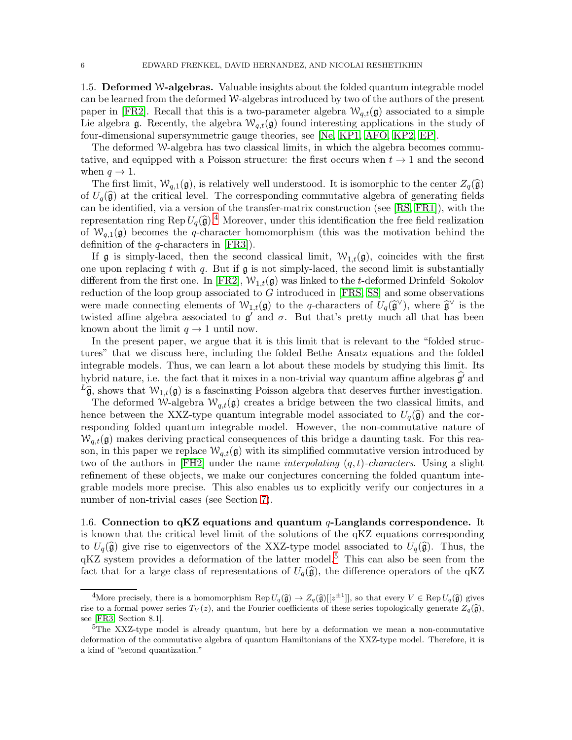**1.5. Deformed $\mathcal{W}$-algebras.** Valuable insights about the folded quantum integrable model can be learned from the deformed $\mathcal{W}$-algebras introduced by two of the authors of the present paper in [FR2]. Recall that this is a two-parameter algebra $\mathcal{W}_{q,t}(\mathfrak{g})$ associated to a simple Lie algebra $\mathfrak{g}$. Recently, the algebra $\mathcal{W}_{q,t}(\mathfrak{g})$ found interesting applications in the study of four-dimensional supersymmetric gauge theories, see [Ne, KP1, AFO, KP2, EP].

The deformed $\mathcal{W}$-algebra has two classical limits, in which the algebra becomes commutative, and equipped with a Poisson structure: the first occurs when $t \to 1$ and the second when $q \to 1$.

The first limit, $\mathcal{W}_{q,1}(\mathfrak{g})$, is relatively well understood. It is isomorphic to the center $Z_q(\widehat{\mathfrak{g}})$ of $U_q(\widehat{\mathfrak{g}})$ at the critical level. The corresponding commutative algebra of generating fields can be identified, via a version of the transfer-matrix construction (see [RS, FR1]), with the representation ring $\operatorname{Rep} U_q(\widehat{\mathfrak{g}})$.[4] Moreover, under this identification the free field realization of $\mathcal{W}_{q,1}(\mathfrak{g})$ becomes the $q$-character homomorphism (this was the motivation behind the definition of the $q$-characters in [FR3]).

If $\mathfrak{g}$ is simply-laced, then the second classical limit, $\mathcal{W}_{1,t}(\mathfrak{g})$, coincides with the first one upon replacing $t$ with $q$. But if $\mathfrak{g}$ is not simply-laced, the second limit is substantially different from the first one. In [FR2], $\mathcal{W}_{1,t}(\mathfrak{g})$ was linked to the $t$-deformed Drinfeld–Sokolov reduction of the loop group associated to $G$ introduced in [FRS, SS] and some observations were made connecting elements of $\mathcal{W}_{1,t}(\mathfrak{g})$ to the $q$-characters of $U_q(\widehat{\mathfrak{g}}^\vee)$, where $\widehat{\mathfrak{g}}^\vee$ is the twisted affine algebra associated to $\mathfrak{g}'$ and $\sigma$. But that's pretty much all that has been known about the limit $q \to 1$ until now.

In the present paper, we argue that it is this limit that is relevant to the "folded structures" that we discuss here, including the folded Bethe Ansatz equations and the folded integrable models. Thus, we can learn a lot about these models by studying this limit. Its hybrid nature, i.e. the fact that it mixes in a non-trivial way quantum affine algebras $\widehat{\mathfrak{g}}'$ and ${}^L\widehat{\mathfrak{g}}$, shows that $\mathcal{W}_{1,t}(\mathfrak{g})$ is a fascinating Poisson algebra that deserves further investigation.

The deformed $\mathcal{W}$-algebra $\mathcal{W}_{q,t}(\mathfrak{g})$ creates a bridge between the two classical limits, and hence between the XXZ-type quantum integrable model associated to $U_q(\widehat{\mathfrak{g}})$ and the corresponding folded quantum integrable model. However, the non-commutative nature of $\mathcal{W}_{q,t}(\mathfrak{g})$ makes deriving practical consequences of this bridge a daunting task. For this reason, in this paper we replace $\mathcal{W}_{q,t}(\mathfrak{g})$ with its simplified commutative version introduced by two of the authors in [FH2] under the name *interpolating $(q,t)$-characters*. Using a slight refinement of these objects, we make our conjectures concerning the folded quantum integrable models more precise. This also enables us to explicitly verify our conjectures in a number of non-trivial cases (see Section 7).

**1.6. Connection to qKZ equations and quantum $q$-Langlands correspondence.** It is known that the critical level limit of the solutions of the qKZ equations corresponding to $U_q(\widehat{\mathfrak{g}})$ give rise to eigenvectors of the XXZ-type model associated to $U_q(\widehat{\mathfrak{g}})$. Thus, the qKZ system provides a deformation of the latter model.[5] This can also be seen from the fact that for a large class of representations of $U_q(\widehat{\mathfrak{g}})$, the difference operators of the qKZ

---

[4] More precisely, there is a homomorphism $\operatorname{Rep} U_q(\widehat{\mathfrak{g}}) \to Z_q(\widehat{\mathfrak{g}})[[z^{\pm 1}]]$, so that every $V \in \operatorname{Rep} U_q(\widehat{\mathfrak{g}})$ gives rise to a formal power series $T_V(z)$, and the Fourier coefficients of these series topologically generate $Z_q(\widehat{\mathfrak{g}})$, see [FR3, Section 8.1].

[5] The XXZ-type model is already quantum, but here by a deformation we mean a non-commutative deformation of the commutative algebra of quantum Hamiltonians of the XXZ-type model. Therefore, it is a kind of "second quantization."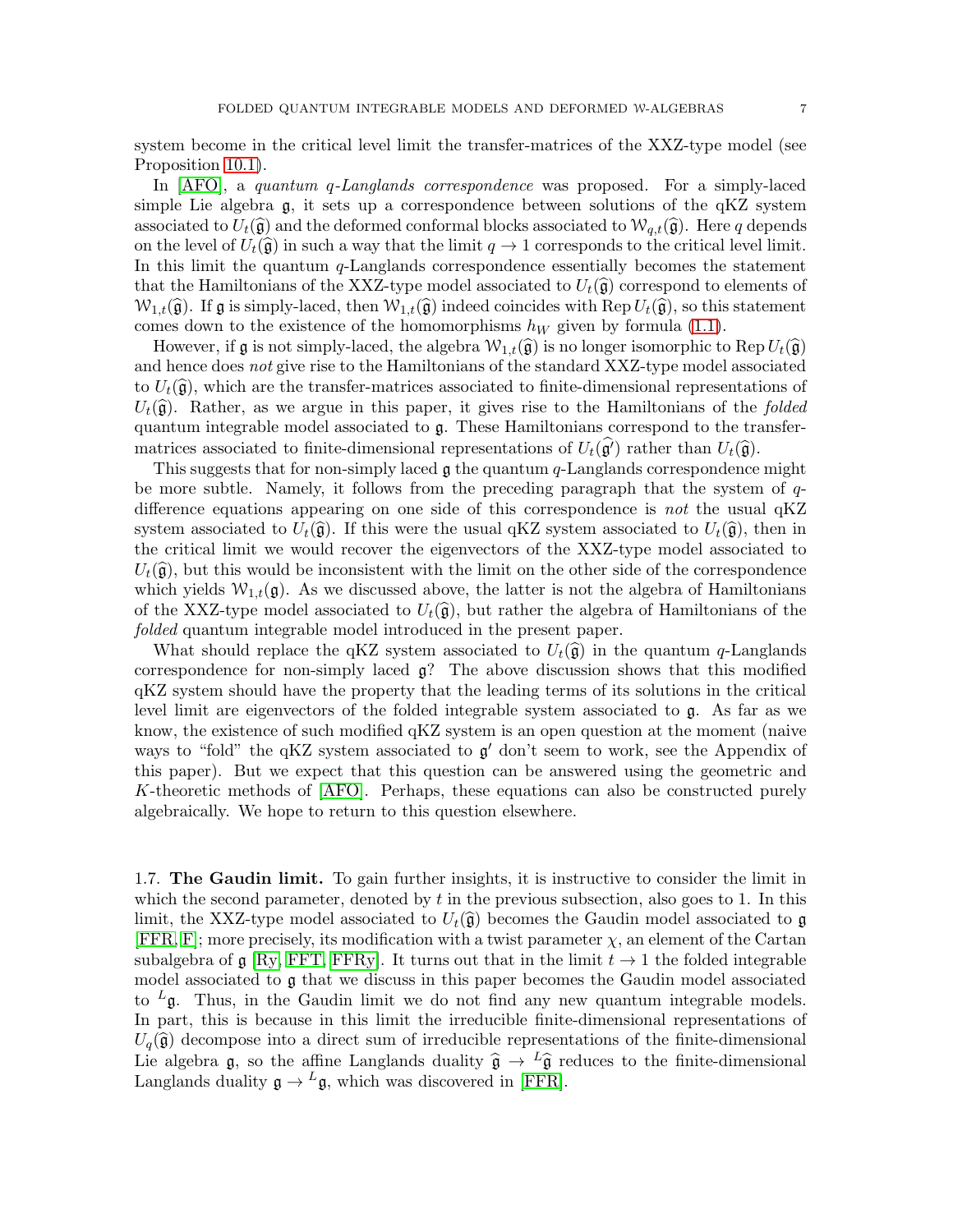system become in the critical level limit the transfer-matrices of the XXZ-type model (see Proposition 10.1).

In [AFO], a *quantum q-Langlands correspondence* was proposed. For a simply-laced simple Lie algebra $\mathfrak{g}$, it sets up a correspondence between solutions of the qKZ system associated to $U_t(\widehat{\mathfrak{g}})$ and the deformed conformal blocks associated to $\mathcal{W}_{q,t}(\widehat{\mathfrak{g}})$. Here $q$ depends on the level of $U_t(\widehat{\mathfrak{g}})$ in such a way that the limit $q \to 1$ corresponds to the critical level limit. In this limit the quantum $q$-Langlands correspondence essentially becomes the statement that the Hamiltonians of the XXZ-type model associated to $U_t(\widehat{\mathfrak{g}})$ correspond to elements of $\mathcal{W}_{1,t}(\widehat{\mathfrak{g}})$. If $\mathfrak{g}$ is simply-laced, then $\mathcal{W}_{1,t}(\widehat{\mathfrak{g}})$ indeed coincides with $\operatorname{Rep} U_t(\widehat{\mathfrak{g}})$, so this statement comes down to the existence of the homomorphisms $h_W$ given by formula (1.1).

However, if $\mathfrak{g}$ is not simply-laced, the algebra $\mathcal{W}_{1,t}(\widehat{\mathfrak{g}})$ is no longer isomorphic to $\operatorname{Rep} U_t(\widehat{\mathfrak{g}})$ and hence does *not* give rise to the Hamiltonians of the standard XXZ-type model associated to $U_t(\widehat{\mathfrak{g}})$, which are the transfer-matrices associated to finite-dimensional representations of $U_t(\widehat{\mathfrak{g}})$. Rather, as we argue in this paper, it gives rise to the Hamiltonians of the *folded* quantum integrable model associated to $\mathfrak{g}$. These Hamiltonians correspond to the transfer-matrices associated to finite-dimensional representations of $U_t(\widehat{\mathfrak{g}'})$ rather than $U_t(\widehat{\mathfrak{g}})$.

This suggests that for non-simply laced $\mathfrak{g}$ the quantum $q$-Langlands correspondence might be more subtle. Namely, it follows from the preceding paragraph that the system of $q$-difference equations appearing on one side of this correspondence is *not* the usual qKZ system associated to $U_t(\widehat{\mathfrak{g}})$. If this were the usual qKZ system associated to $U_t(\widehat{\mathfrak{g}})$, then in the critical limit we would recover the eigenvectors of the XXZ-type model associated to $U_t(\widehat{\mathfrak{g}})$, but this would be inconsistent with the limit on the other side of the correspondence which yields $\mathcal{W}_{1,t}(\mathfrak{g})$. As we discussed above, the latter is not the algebra of Hamiltonians of the XXZ-type model associated to $U_t(\widehat{\mathfrak{g}})$, but rather the algebra of Hamiltonians of the *folded* quantum integrable model introduced in the present paper.

What should replace the qKZ system associated to $U_t(\widehat{\mathfrak{g}})$ in the quantum $q$-Langlands correspondence for non-simply laced $\mathfrak{g}$? The above discussion shows that this modified qKZ system should have the property that the leading terms of its solutions in the critical level limit are eigenvectors of the folded integrable system associated to $\mathfrak{g}$. As far as we know, the existence of such modified qKZ system is an open question at the moment (naive ways to "fold" the qKZ system associated to $\mathfrak{g}'$ don't seem to work, see the Appendix of this paper). But we expect that this question can be answered using the geometric and $K$-theoretic methods of [AFO]. Perhaps, these equations can also be constructed purely algebraically. We hope to return to this question elsewhere.

**1.7. The Gaudin limit.** To gain further insights, it is instructive to consider the limit in which the second parameter, denoted by $t$ in the previous subsection, also goes to 1. In this limit, the XXZ-type model associated to $U_t(\widehat{\mathfrak{g}})$ becomes the Gaudin model associated to $\mathfrak{g}$ [FFR, F]; more precisely, its modification with a twist parameter $\chi$, an element of the Cartan subalgebra of $\mathfrak{g}$ [Ry, FFT, FFRy]. It turns out that in the limit $t \to 1$ the folded integrable model associated to $\mathfrak{g}$ that we discuss in this paper becomes the Gaudin model associated to ${}^L\mathfrak{g}$. Thus, in the Gaudin limit we do not find any new quantum integrable models. In part, this is because in this limit the irreducible finite-dimensional representations of $U_q(\widehat{\mathfrak{g}})$ decompose into a direct sum of irreducible representations of the finite-dimensional Lie algebra $\mathfrak{g}$, so the affine Langlands duality $\widehat{\mathfrak{g}} \to {}^L\widehat{\mathfrak{g}}$ reduces to the finite-dimensional Langlands duality $\mathfrak{g} \to {}^L\mathfrak{g}$, which was discovered in [FFR].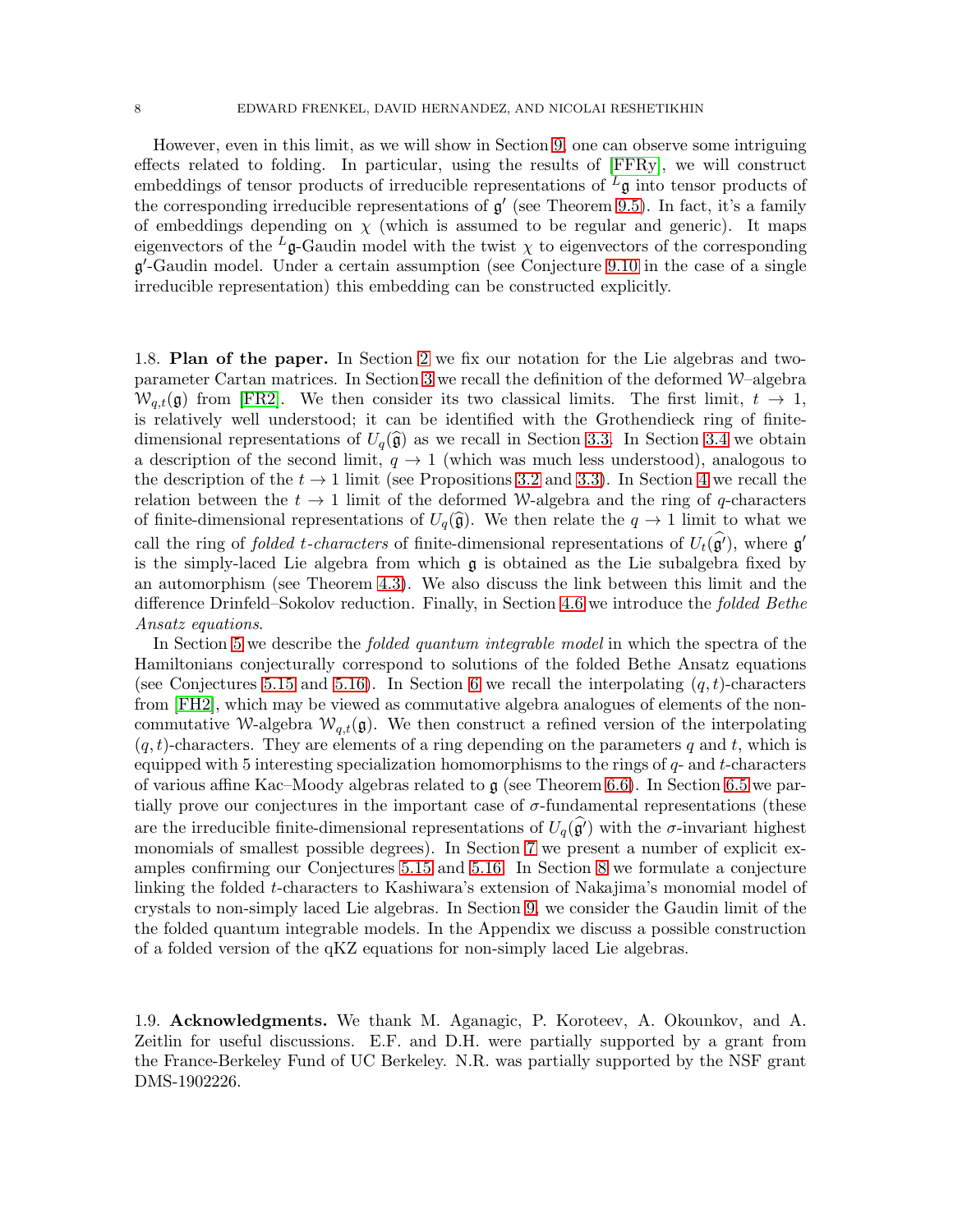However, even in this limit, as we will show in Section 9, one can observe some intriguing effects related to folding. In particular, using the results of [FFRy], we will construct embeddings of tensor products of irreducible representations of ${}^L\mathfrak{g}$ into tensor products of the corresponding irreducible representations of $\mathfrak{g}'$ (see Theorem 9.5). In fact, it's a family of embeddings depending on $\chi$ (which is assumed to be regular and generic). It maps eigenvectors of the ${}^L\mathfrak{g}$-Gaudin model with the twist $\chi$ to eigenvectors of the corresponding $\mathfrak{g}'$-Gaudin model. Under a certain assumption (see Conjecture 9.10 in the case of a single irreducible representation) this embedding can be constructed explicitly.

1.8. **Plan of the paper.** In Section 2 we fix our notation for the Lie algebras and two-parameter Cartan matrices. In Section 3 we recall the definition of the deformed $\mathcal{W}$–algebra $\mathcal{W}_{q,t}(\mathfrak{g})$ from [FR2]. We then consider its two classical limits. The first limit, $t \to 1$, is relatively well understood; it can be identified with the Grothendieck ring of finite-dimensional representations of $U_q(\widehat{\mathfrak{g}})$ as we recall in Section 3.3. In Section 3.4 we obtain a description of the second limit, $q \to 1$ (which was much less understood), analogous to the description of the $t \to 1$ limit (see Propositions 3.2 and 3.3). In Section 4 we recall the relation between the $t \to 1$ limit of the deformed $\mathcal{W}$-algebra and the ring of $q$-characters of finite-dimensional representations of $U_q(\widehat{\mathfrak{g}})$. We then relate the $q \to 1$ limit to what we call the ring of *folded t-characters* of finite-dimensional representations of $U_t(\widehat{\mathfrak{g}'})$, where $\mathfrak{g}'$ is the simply-laced Lie algebra from which $\mathfrak{g}$ is obtained as the Lie subalgebra fixed by an automorphism (see Theorem 4.3). We also discuss the link between this limit and the difference Drinfeld–Sokolov reduction. Finally, in Section 4.6 we introduce the *folded Bethe Ansatz equations*.

In Section 5 we describe the *folded quantum integrable model* in which the spectra of the Hamiltonians conjecturally correspond to solutions of the folded Bethe Ansatz equations (see Conjectures 5.15 and 5.16). In Section 6 we recall the interpolating $(q,t)$-characters from [FH2], which may be viewed as commutative algebra analogues of elements of the non-commutative $\mathcal{W}$-algebra $\mathcal{W}_{q,t}(\mathfrak{g})$. We then construct a refined version of the interpolating $(q,t)$-characters. They are elements of a ring depending on the parameters $q$ and $t$, which is equipped with 5 interesting specialization homomorphisms to the rings of $q$- and $t$-characters of various affine Kac–Moody algebras related to $\mathfrak{g}$ (see Theorem 6.6). In Section 6.5 we partially prove our conjectures in the important case of $\sigma$-fundamental representations (these are the irreducible finite-dimensional representations of $U_q(\widehat{\mathfrak{g}'})$ with the $\sigma$-invariant highest monomials of smallest possible degrees). In Section 7 we present a number of explicit examples confirming our Conjectures 5.15 and 5.16. In Section 8 we formulate a conjecture linking the folded $t$-characters to Kashiwara's extension of Nakajima's monomial model of crystals to non-simply laced Lie algebras. In Section 9, we consider the Gaudin limit of the the folded quantum integrable models. In the Appendix we discuss a possible construction of a folded version of the qKZ equations for non-simply laced Lie algebras.

1.9. **Acknowledgments.** We thank M. Aganagic, P. Koroteev, A. Okounkov, and A. Zeitlin for useful discussions. E.F. and D.H. were partially supported by a grant from the France-Berkeley Fund of UC Berkeley. N.R. was partially supported by the NSF grant DMS-1902226.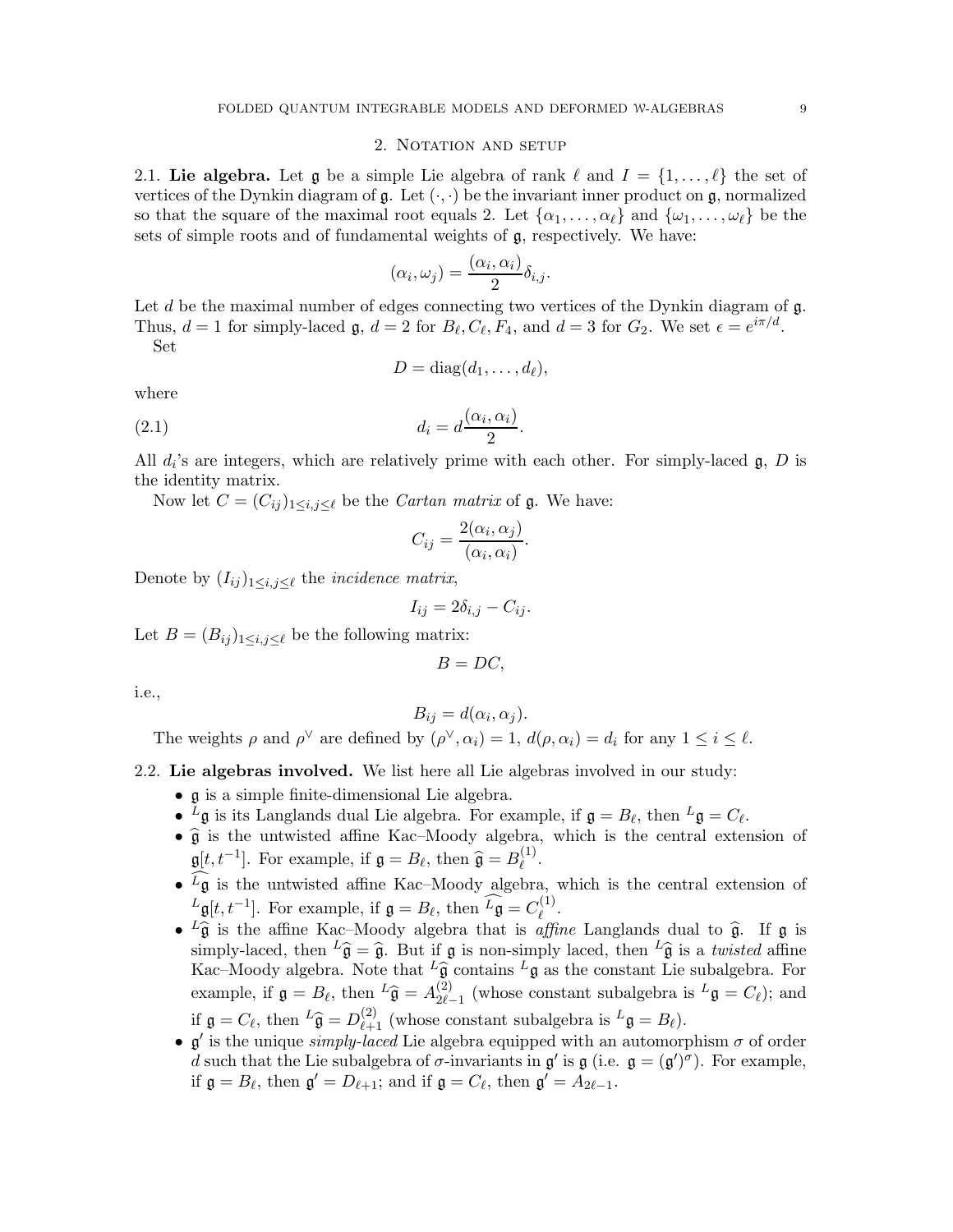## 2. Notation and setup

**2.1. Lie algebra.** Let $\mathfrak{g}$ be a simple Lie algebra of rank $\ell$ and $I = \{1, \ldots, \ell\}$ the set of vertices of the Dynkin diagram of $\mathfrak{g}$. Let $(\cdot, \cdot)$ be the invariant inner product on $\mathfrak{g}$, normalized so that the square of the maximal root equals 2. Let $\{\alpha_1, \ldots, \alpha_\ell\}$ and $\{\omega_1, \ldots, \omega_\ell\}$ be the sets of simple roots and of fundamental weights of $\mathfrak{g}$, respectively. We have:

$$(\alpha_i, \omega_j) = \frac{(\alpha_i, \alpha_i)}{2}\delta_{i,j}.$$

Let $d$ be the maximal number of edges connecting two vertices of the Dynkin diagram of $\mathfrak{g}$. Thus, $d = 1$ for simply-laced $\mathfrak{g}$, $d = 2$ for $B_\ell, C_\ell, F_4$, and $d = 3$ for $G_2$. We set $\epsilon = e^{i\pi/d}$.

Set

$$D = \mathrm{diag}(d_1, \ldots, d_\ell),$$

where

$$d_i = d\frac{(\alpha_i, \alpha_i)}{2}. \tag{2.1}$$

All $d_i$'s are integers, which are relatively prime with each other. For simply-laced $\mathfrak{g}$, $D$ is the identity matrix.

Now let $C = (C_{ij})_{1 \le i,j \le \ell}$ be the *Cartan matrix* of $\mathfrak{g}$. We have:

$$C_{ij} = \frac{2(\alpha_i, \alpha_j)}{(\alpha_i, \alpha_i)}.$$

Denote by $(I_{ij})_{1 \le i,j \le \ell}$ the *incidence matrix*,

$$I_{ij} = 2\delta_{i,j} - C_{ij}.$$

Let $B = (B_{ij})_{1 \le i,j \le \ell}$ be the following matrix:

$$B = DC,$$

i.e.,

$$B_{ij} = d(\alpha_i, \alpha_j).$$

The weights $\rho$ and $\rho^\vee$ are defined by $(\rho^\vee, \alpha_i) = 1$, $d(\rho, \alpha_i) = d_i$ for any $1 \le i \le \ell$.

**2.2. Lie algebras involved.** We list here all Lie algebras involved in our study:

- $\mathfrak{g}$ is a simple finite-dimensional Lie algebra.
- ${}^L\mathfrak{g}$ is its Langlands dual Lie algebra. For example, if $\mathfrak{g} = B_\ell$, then ${}^L\mathfrak{g} = C_\ell$.
- $\widehat{\mathfrak{g}}$ is the untwisted affine Kac–Moody algebra, which is the central extension of $\mathfrak{g}[t, t^{-1}]$. For example, if $\mathfrak{g} = B_\ell$, then $\widehat{\mathfrak{g}} = B_\ell^{(1)}$.
- $\widehat{{}^L\mathfrak{g}}$ is the untwisted affine Kac–Moody algebra, which is the central extension of ${}^L\mathfrak{g}[t, t^{-1}]$. For example, if $\mathfrak{g} = B_\ell$, then $\widehat{{}^L\mathfrak{g}} = C_\ell^{(1)}$.
- ${}^L\widehat{\mathfrak{g}}$ is the affine Kac–Moody algebra that is *affine* Langlands dual to $\widehat{\mathfrak{g}}$. If $\mathfrak{g}$ is simply-laced, then ${}^L\widehat{\mathfrak{g}} = \widehat{\mathfrak{g}}$. But if $\mathfrak{g}$ is non-simply laced, then ${}^L\widehat{\mathfrak{g}}$ is a *twisted* affine Kac–Moody algebra. Note that ${}^L\widehat{\mathfrak{g}}$ contains ${}^L\mathfrak{g}$ as the constant Lie subalgebra. For example, if $\mathfrak{g} = B_\ell$, then ${}^L\widehat{\mathfrak{g}} = A_{2\ell-1}^{(2)}$ (whose constant subalgebra is ${}^L\mathfrak{g} = C_\ell$); and if $\mathfrak{g} = C_\ell$, then ${}^L\widehat{\mathfrak{g}} = D_{\ell+1}^{(2)}$ (whose constant subalgebra is ${}^L\mathfrak{g} = B_\ell$).
- $\mathfrak{g}'$ is the unique *simply-laced* Lie algebra equipped with an automorphism $\sigma$ of order $d$ such that the Lie subalgebra of $\sigma$-invariants in $\mathfrak{g}'$ is $\mathfrak{g}$ (i.e. $\mathfrak{g} = (\mathfrak{g}')^\sigma$). For example, if $\mathfrak{g} = B_\ell$, then $\mathfrak{g}' = D_{\ell+1}$; and if $\mathfrak{g} = C_\ell$, then $\mathfrak{g}' = A_{2\ell-1}$.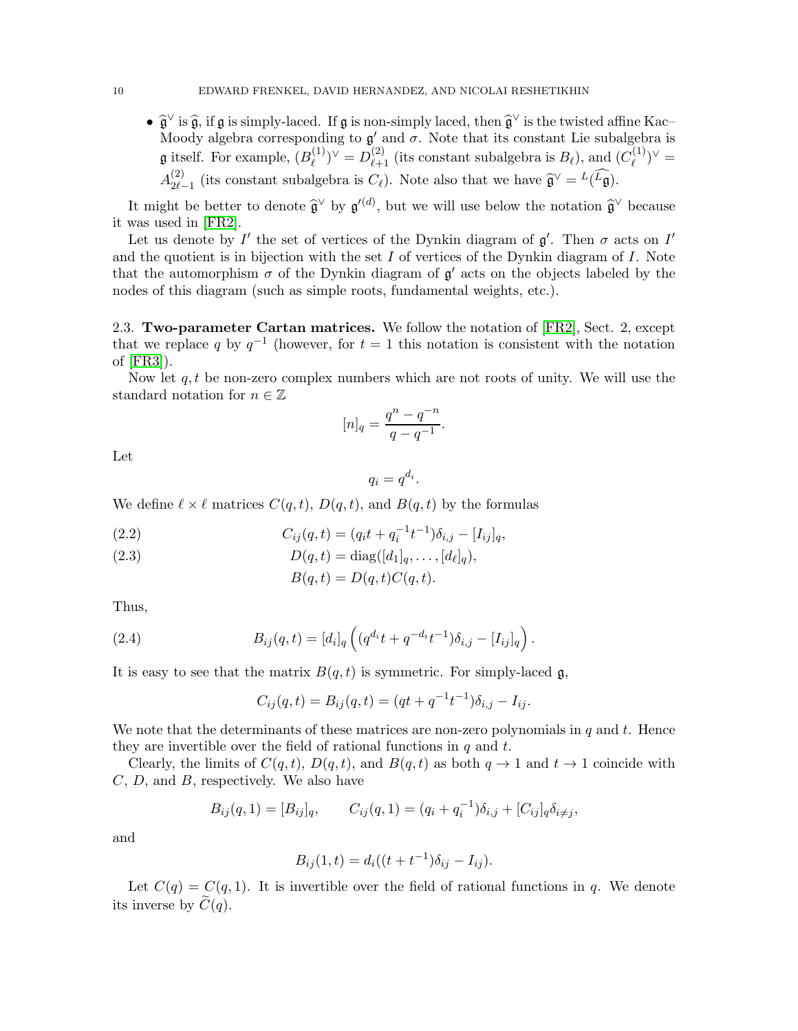- $\widehat{\mathfrak{g}}^\vee$ is $\widehat{\mathfrak{g}}$, if $\mathfrak{g}$ is simply-laced. If $\mathfrak{g}$ is non-simply laced, then $\widehat{\mathfrak{g}}^\vee$ is the twisted affine Kac–Moody algebra corresponding to $\mathfrak{g}'$ and $\sigma$. Note that its constant Lie subalgebra is $\mathfrak{g}$ itself. For example, $(B_\ell^{(1)})^\vee = D_{\ell+1}^{(2)}$ (its constant subalgebra is $B_\ell$), and $(C_\ell^{(1)})^\vee = A_{2\ell-1}^{(2)}$ (its constant subalgebra is $C_\ell$). Note also that we have $\widehat{\mathfrak{g}}^\vee = {}^L(\widehat{{}^L\mathfrak{g}})$.

It might be better to denote $\widehat{\mathfrak{g}}^\vee$ by $\mathfrak{g}'^{(d)}$, but we will use below the notation $\widehat{\mathfrak{g}}^\vee$ because it was used in [FR2].

Let us denote by $I'$ the set of vertices of the Dynkin diagram of $\mathfrak{g}'$. Then $\sigma$ acts on $I'$ and the quotient is in bijection with the set $I$ of vertices of the Dynkin diagram of $I$. Note that the automorphism $\sigma$ of the Dynkin diagram of $\mathfrak{g}'$ acts on the objects labeled by the nodes of this diagram (such as simple roots, fundamental weights, etc.).

2.3. **Two-parameter Cartan matrices.** We follow the notation of [FR2], Sect. 2, except that we replace $q$ by $q^{-1}$ (however, for $t = 1$ this notation is consistent with the notation of [FR3]).

Now let $q, t$ be non-zero complex numbers which are not roots of unity. We will use the standard notation for $n \in \mathbb{Z}$

$$[n]_q = \frac{q^n - q^{-n}}{q - q^{-1}}.$$

Let

$$q_i = q^{d_i}.$$

We define $\ell \times \ell$ matrices $C(q,t)$, $D(q,t)$, and $B(q,t)$ by the formulas

$$C_{ij}(q,t) = (q_i t + q_i^{-1} t^{-1})\delta_{i,j} - [I_{ij}]_q, \tag{2.2}$$

$$D(q,t) = \mathrm{diag}([d_1]_q, \ldots, [d_\ell]_q), \tag{2.3}$$

$$B(q,t) = D(q,t)C(q,t).$$

Thus,

$$B_{ij}(q,t) = [d_i]_q \left( (q^{d_i} t + q^{-d_i} t^{-1})\delta_{i,j} - [I_{ij}]_q \right). \tag{2.4}$$

It is easy to see that the matrix $B(q,t)$ is symmetric. For simply-laced $\mathfrak{g}$,

$$C_{ij}(q,t) = B_{ij}(q,t) = (qt + q^{-1}t^{-1})\delta_{i,j} - I_{ij}.$$

We note that the determinants of these matrices are non-zero polynomials in $q$ and $t$. Hence they are invertible over the field of rational functions in $q$ and $t$.

Clearly, the limits of $C(q,t)$, $D(q,t)$, and $B(q,t)$ as both $q \to 1$ and $t \to 1$ coincide with $C$, $D$, and $B$, respectively. We also have

$$B_{ij}(q,1) = [B_{ij}]_q, \qquad C_{ij}(q,1) = (q_i + q_i^{-1})\delta_{i,j} + [C_{ij}]_q \delta_{i \neq j},$$

and

$$B_{ij}(1,t) = d_i((t + t^{-1})\delta_{ij} - I_{ij}).$$

Let $C(q) = C(q,1)$. It is invertible over the field of rational functions in $q$. We denote its inverse by $\widetilde{C}(q)$.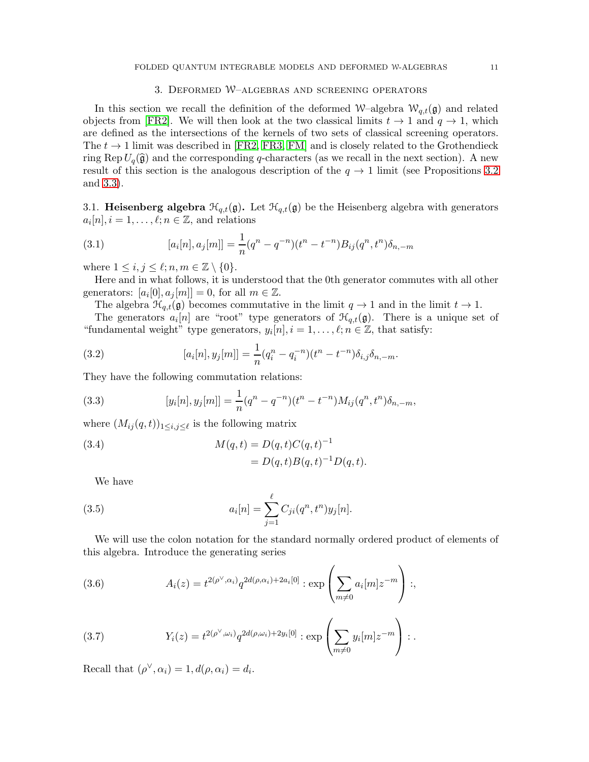## 3. Deformed $\mathcal{W}$–algebras and screening operators

In this section we recall the definition of the deformed $\mathcal{W}$–algebra $\mathcal{W}_{q,t}(\mathfrak{g})$ and related objects from [FR2]. We will then look at the two classical limits $t \to 1$ and $q \to 1$, which are defined as the intersections of the kernels of two sets of classical screening operators. The $t \to 1$ limit was described in [FR2, FR3, FM] and is closely related to the Grothendieck ring $\operatorname{Rep} U_q(\widehat{\mathfrak{g}})$ and the corresponding $q$-characters (as we recall in the next section). A new result of this section is the analogous description of the $q \to 1$ limit (see Propositions 3.2 and 3.3).

3.1. **Heisenberg algebra $\mathcal{H}_{q,t}(\mathfrak{g})$.** Let $\mathcal{H}_{q,t}(\mathfrak{g})$ be the Heisenberg algebra with generators $a_i[n], i = 1, \ldots, \ell; n \in \mathbb{Z}$, and relations

$$[a_i[n], a_j[m]] = \frac{1}{n}(q^n - q^{-n})(t^n - t^{-n})B_{ij}(q^n, t^n)\delta_{n,-m} \tag{3.1}$$

where $1 \le i, j \le \ell; n, m \in \mathbb{Z} \setminus \{0\}$.

Here and in what follows, it is understood that the 0th generator commutes with all other generators: $[a_i[0], a_j[m]] = 0$, for all $m \in \mathbb{Z}$.

The algebra $\mathcal{H}_{q,t}(\mathfrak{g})$ becomes commutative in the limit $q \to 1$ and in the limit $t \to 1$.

The generators $a_i[n]$ are "root" type generators of $\mathcal{H}_{q,t}(\mathfrak{g})$. There is a unique set of "fundamental weight" type generators, $y_i[n], i = 1, \ldots, \ell; n \in \mathbb{Z}$, that satisfy:

$$[a_i[n], y_j[m]] = \frac{1}{n}(q_i^n - q_i^{-n})(t^n - t^{-n})\delta_{i,j}\delta_{n,-m}. \tag{3.2}$$

They have the following commutation relations:

$$[y_i[n], y_j[m]] = \frac{1}{n}(q^n - q^{-n})(t^n - t^{-n})M_{ij}(q^n, t^n)\delta_{n,-m}, \tag{3.3}$$

where $(M_{ij}(q,t))_{1 \le i,j \le \ell}$ is the following matrix

$$\begin{aligned} M(q,t) &= D(q,t)C(q,t)^{-1} \\ &= D(q,t)B(q,t)^{-1}D(q,t). \end{aligned} \tag{3.4}$$

We have

$$a_i[n] = \sum_{j=1}^{\ell} C_{ji}(q^n, t^n)y_j[n]. \tag{3.5}$$

We will use the colon notation for the standard normally ordered product of elements of this algebra. Introduce the generating series

$$A_i(z) = t^{2(\rho^\vee, \alpha_i)} q^{2d(\rho, \alpha_i) + 2a_i[0]} : \exp\left(\sum_{m \neq 0} a_i[m] z^{-m}\right) :, \tag{3.6}$$

$$Y_i(z) = t^{2(\rho^\vee, \omega_i)} q^{2d(\rho, \omega_i) + 2y_i[0]} : \exp\left(\sum_{m \neq 0} y_i[m] z^{-m}\right) : . \tag{3.7}$$

Recall that $(\rho^\vee, \alpha_i) = 1, d(\rho, \alpha_i) = d_i$.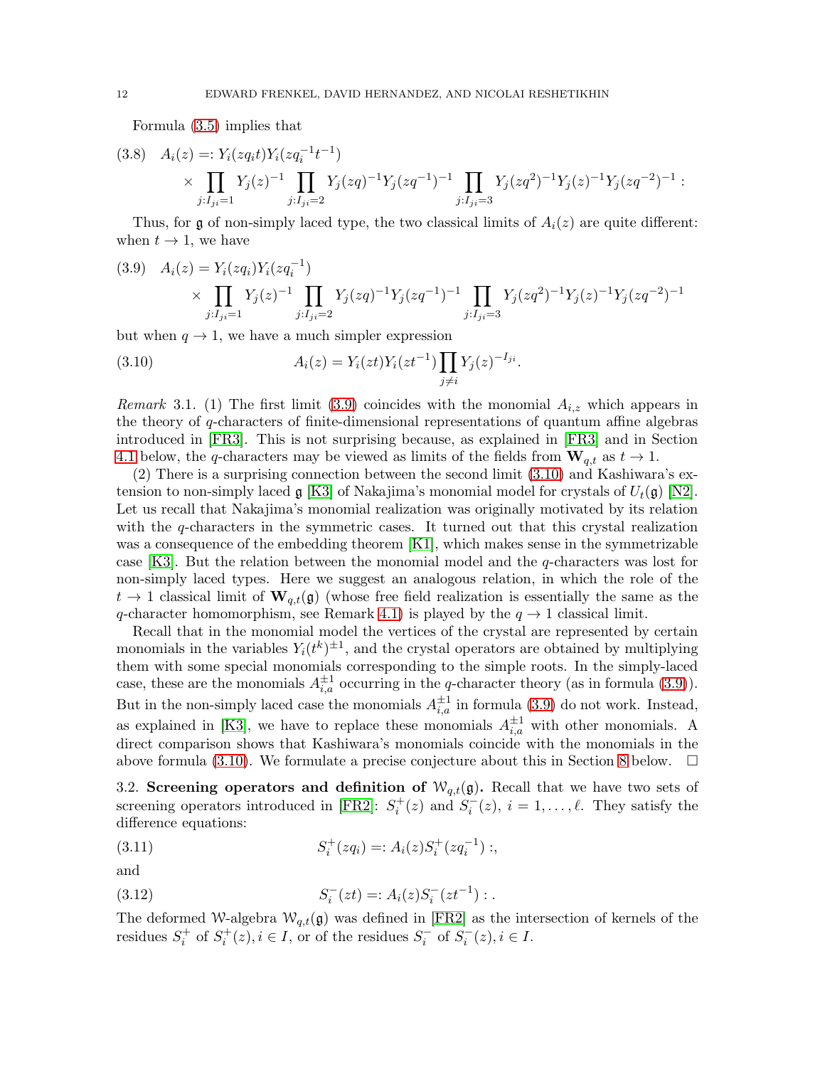Formula (3.5) implies that

$$
\begin{aligned}
(3.8)\quad A_i(z) =& : Y_i(zq_it)Y_i(zq_i^{-1}t^{-1}) \\
&\times \prod_{j:I_{ji}=1} Y_j(z)^{-1} \prod_{j:I_{ji}=2} Y_j(zq)^{-1}Y_j(zq^{-1})^{-1} \prod_{j:I_{ji}=3} Y_j(zq^2)^{-1}Y_j(z)^{-1}Y_j(zq^{-2})^{-1} :
\end{aligned}
$$

Thus, for $\mathfrak{g}$ of non-simply laced type, the two classical limits of $A_i(z)$ are quite different: when $t \to 1$, we have

$$
\begin{aligned}
(3.9)\quad A_i(z) =& \, Y_i(zq_i)Y_i(zq_i^{-1}) \\
&\times \prod_{j:I_{ji}=1} Y_j(z)^{-1} \prod_{j:I_{ji}=2} Y_j(zq)^{-1}Y_j(zq^{-1})^{-1} \prod_{j:I_{ji}=3} Y_j(zq^2)^{-1}Y_j(z)^{-1}Y_j(zq^{-2})^{-1}
\end{aligned}
$$

but when $q \to 1$, we have a much simpler expression

$$
A_i(z) = Y_i(zt)Y_i(zt^{-1}) \prod_{j \neq i} Y_j(z)^{-I_{ji}}. \tag{3.10}
$$

*Remark* 3.1. (1) The first limit (3.9) coincides with the monomial $A_{i,z}$ which appears in the theory of $q$-characters of finite-dimensional representations of quantum affine algebras introduced in [FR3]. This is not surprising because, as explained in [FR3] and in Section 4.1 below, the $q$-characters may be viewed as limits of the fields from $\mathbf{W}_{q,t}$ as $t \to 1$.

(2) There is a surprising connection between the second limit (3.10) and Kashiwara's extension to non-simply laced $\mathfrak{g}$ [K3] of Nakajima's monomial model for crystals of $U_t(\mathfrak{g})$ [N2]. Let us recall that Nakajima's monomial realization was originally motivated by its relation with the $q$-characters in the symmetric cases. It turned out that this crystal realization was a consequence of the embedding theorem [K1], which makes sense in the symmetrizable case [K3]. But the relation between the monomial model and the $q$-characters was lost for non-simply laced types. Here we suggest an analogous relation, in which the role of the $t \to 1$ classical limit of $\mathbf{W}_{q,t}(\mathfrak{g})$ (whose free field realization is essentially the same as the $q$-character homomorphism, see Remark 4.1) is played by the $q \to 1$ classical limit.

Recall that in the monomial model the vertices of the crystal are represented by certain monomials in the variables $Y_i(t^k)^{\pm 1}$, and the crystal operators are obtained by multiplying them with some special monomials corresponding to the simple roots. In the simply-laced case, these are the monomials $A_{i,a}^{\pm 1}$ occurring in the $q$-character theory (as in formula (3.9)). But in the non-simply laced case the monomials $A_{i,a}^{\pm 1}$ in formula (3.9) do not work. Instead, as explained in [K3], we have to replace these monomials $A_{i,a}^{\pm 1}$ with other monomials. A direct comparison shows that Kashiwara's monomials coincide with the monomials in the above formula (3.10). We formulate a precise conjecture about this in Section 8 below. $\square$

3.2. **Screening operators and definition of $\mathcal{W}_{q,t}(\mathfrak{g})$.** Recall that we have two sets of screening operators introduced in [FR2]: $S_i^+(z)$ and $S_i^-(z)$, $i = 1, \ldots, \ell$. They satisfy the difference equations:

$$
S_i^+(zq_i) =: A_i(z) S_i^+(zq_i^{-1}) :, \tag{3.11}
$$

and

$$
S_i^-(zt) =: A_i(z) S_i^-(zt^{-1}) : . \tag{3.12}
$$

The deformed $\mathcal{W}$-algebra $\mathcal{W}_{q,t}(\mathfrak{g})$ was defined in [FR2] as the intersection of kernels of the residues $S_i^+$ of $S_i^+(z), i \in I$, or of the residues $S_i^-$ of $S_i^-(z), i \in I$.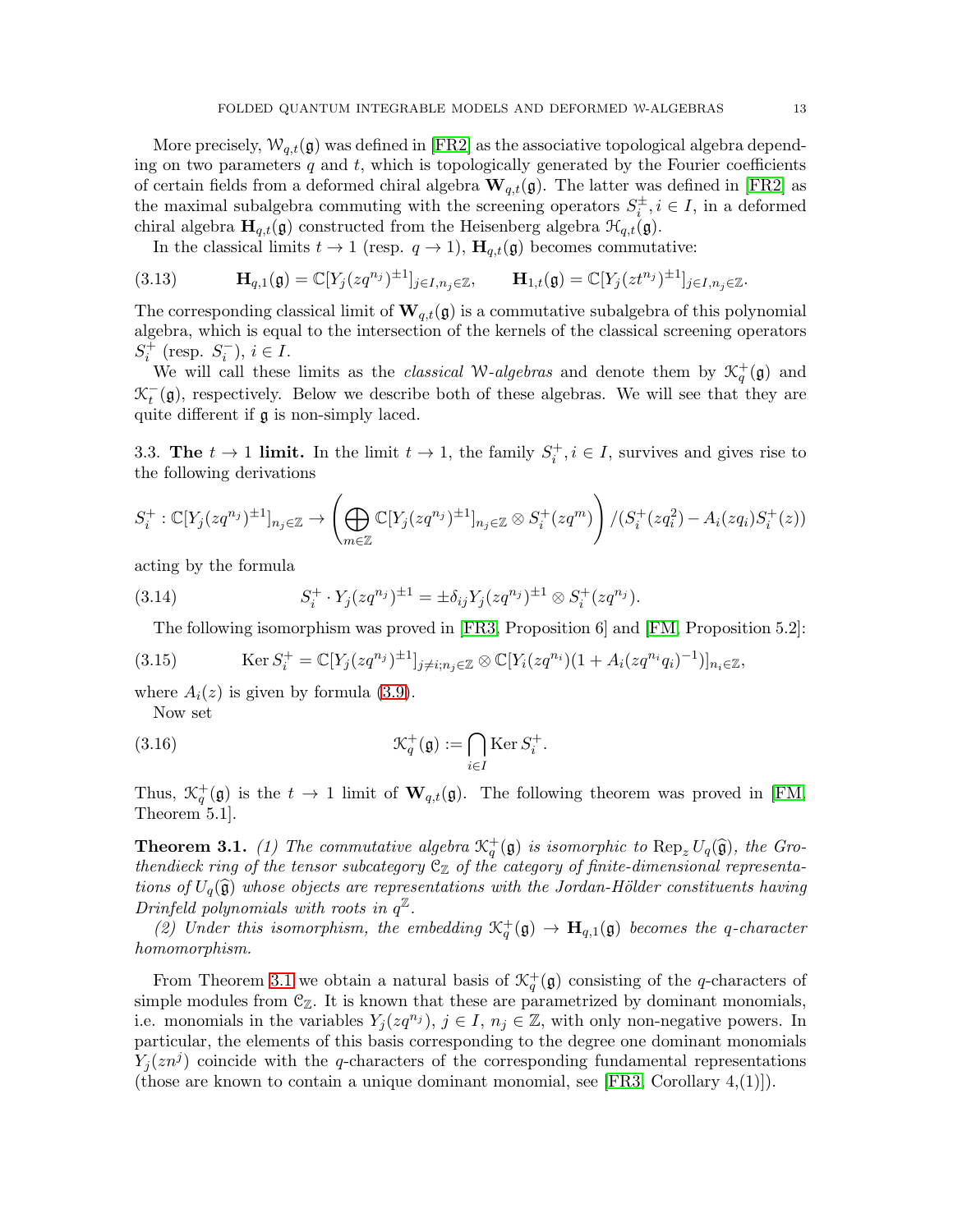More precisely, $\mathcal{W}_{q,t}(\mathfrak{g})$ was defined in [FR2] as the associative topological algebra depending on two parameters $q$ and $t$, which is topologically generated by the Fourier coefficients of certain fields from a deformed chiral algebra $\mathbf{W}_{q,t}(\mathfrak{g})$. The latter was defined in [FR2] as the maximal subalgebra commuting with the screening operators $S_i^{\pm}, i \in I$, in a deformed chiral algebra $\mathbf{H}_{q,t}(\mathfrak{g})$ constructed from the Heisenberg algebra $\mathcal{H}_{q,t}(\mathfrak{g})$.

In the classical limits $t \to 1$ (resp. $q \to 1$), $\mathbf{H}_{q,t}(\mathfrak{g})$ becomes commutative:

$$\mathbf{H}_{q,1}(\mathfrak{g}) = \mathbb{C}[Y_j(zq^{n_j})^{\pm 1}]_{j\in I, n_j \in \mathbb{Z}}, \qquad \mathbf{H}_{1,t}(\mathfrak{g}) = \mathbb{C}[Y_j(zt^{n_j})^{\pm 1}]_{j\in I, n_j \in \mathbb{Z}}. \tag{3.13}$$

The corresponding classical limit of $\mathbf{W}_{q,t}(\mathfrak{g})$ is a commutative subalgebra of this polynomial algebra, which is equal to the intersection of the kernels of the classical screening operators $S_i^+$ (resp. $S_i^-$), $i \in I$.

We will call these limits as the *classical* $\mathcal{W}$*-algebras* and denote them by $\mathcal{K}_q^+(\mathfrak{g})$ and $\mathcal{K}_t^-(\mathfrak{g})$, respectively. Below we describe both of these algebras. We will see that they are quite different if $\mathfrak{g}$ is non-simply laced.

3.3. **The $t \to 1$ limit.** In the limit $t \to 1$, the family $S_i^+, i \in I$, survives and gives rise to the following derivations

$$S_i^+ : \mathbb{C}[Y_j(zq^{n_j})^{\pm 1}]_{n_j \in \mathbb{Z}} \to \left( \bigoplus_{m \in \mathbb{Z}} \mathbb{C}[Y_j(zq^{n_j})^{\pm 1}]_{n_j \in \mathbb{Z}} \otimes S_i^+(zq^m) \right) / (S_i^+(zq_i^2) - A_i(zq_i) S_i^+(z))$$

acting by the formula

$$S_i^+ \cdot Y_j(zq^{n_j})^{\pm 1} = \pm \delta_{ij} Y_j(zq^{n_j})^{\pm 1} \otimes S_i^+(zq^{n_j}). \tag{3.14}$$

The following isomorphism was proved in [FR3, Proposition 6] and [FM, Proposition 5.2]:

$$\operatorname{Ker} S_i^+ = \mathbb{C}[Y_j(zq^{n_j})^{\pm 1}]_{j \neq i; n_j \in \mathbb{Z}} \otimes \mathbb{C}[Y_i(zq^{n_i})(1 + A_i(zq^{n_i}q_i)^{-1})]_{n_i \in \mathbb{Z}}, \tag{3.15}$$

where $A_i(z)$ is given by formula (3.9).

Now set

$$\mathcal{K}_q^+(\mathfrak{g}) := \bigcap_{i \in I} \operatorname{Ker} S_i^+. \tag{3.16}$$

Thus, $\mathcal{K}_q^+(\mathfrak{g})$ is the $t \to 1$ limit of $\mathbf{W}_{q,t}(\mathfrak{g})$. The following theorem was proved in [FM, Theorem 5.1].

**Theorem 3.1.** *(1) The commutative algebra $\mathcal{K}_q^+(\mathfrak{g})$ is isomorphic to $\operatorname{Rep}_z U_q(\widehat{\mathfrak{g}})$, the Grothendieck ring of the tensor subcategory $\mathcal{C}_{\mathbb{Z}}$ of the category of finite-dimensional representations of $U_q(\widehat{\mathfrak{g}})$ whose objects are representations with the Jordan-Hölder constituents having Drinfeld polynomials with roots in $q^{\mathbb{Z}}$.*

*(2) Under this isomorphism, the embedding $\mathcal{K}_q^+(\mathfrak{g}) \to \mathbf{H}_{q,1}(\mathfrak{g})$ becomes the $q$-character homomorphism.*

From Theorem 3.1 we obtain a natural basis of $\mathcal{K}_q^+(\mathfrak{g})$ consisting of the $q$-characters of simple modules from $\mathcal{C}_{\mathbb{Z}}$. It is known that these are parametrized by dominant monomials, i.e. monomials in the variables $Y_j(zq^{n_j})$, $j \in I$, $n_j \in \mathbb{Z}$, with only non-negative powers. In particular, the elements of this basis corresponding to the degree one dominant monomials $Y_j(zn^j)$ coincide with the $q$-characters of the corresponding fundamental representations (those are known to contain a unique dominant monomial, see [FR3, Corollary 4,(1)]).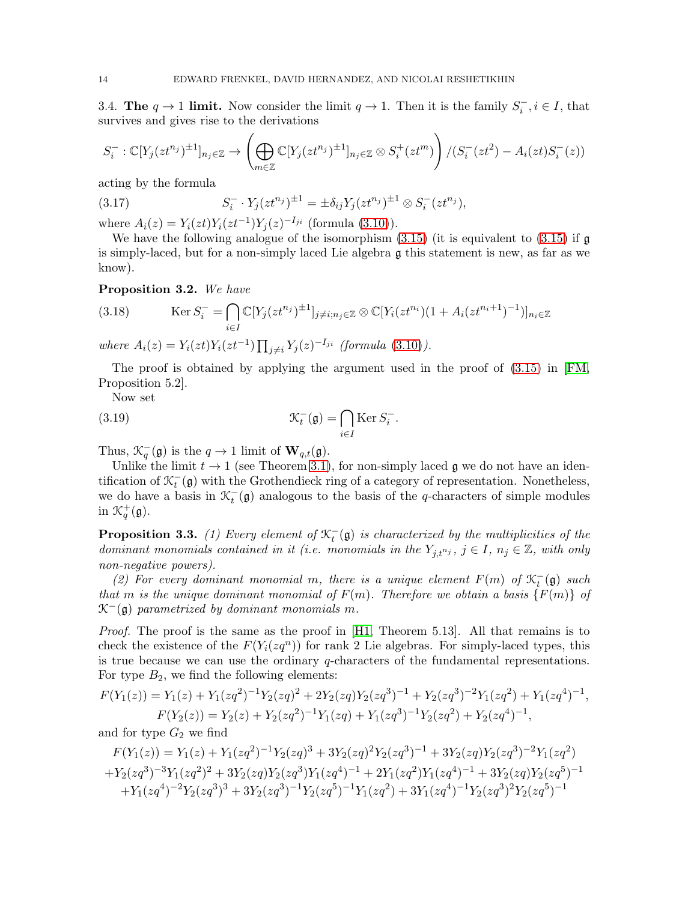**3.4. The $q \to 1$ limit.** Now consider the limit $q \to 1$. Then it is the family $S_i^-, i \in I$, that survives and gives rise to the derivations

$$S_i^- : \mathbb{C}[Y_j(zt^{n_j})^{\pm 1}]_{n_j \in \mathbb{Z}} \to \left( \bigoplus_{m \in \mathbb{Z}} \mathbb{C}[Y_j(zt^{n_j})^{\pm 1}]_{n_j \in \mathbb{Z}} \otimes S_i^+(zt^m) \right) / (S_i^-(zt^2) - A_i(zt) S_i^-(z))$$

acting by the formula

$$S_i^- \cdot Y_j(zt^{n_j})^{\pm 1} = \pm \delta_{ij} Y_j(zt^{n_j})^{\pm 1} \otimes S_i^-(zt^{n_j}), \tag{3.17}$$

where $A_i(z) = Y_i(zt) Y_i(zt^{-1}) Y_j(z)^{-I_{ji}}$ (formula (3.10)).

We have the following analogue of the isomorphism (3.15) (it is equivalent to (3.15) if $\mathfrak{g}$ is simply-laced, but for a non-simply laced Lie algebra $\mathfrak{g}$ this statement is new, as far as we know).

**Proposition 3.2.** *We have*

$$\operatorname{Ker} S_i^- = \bigcap_{i \in I} \mathbb{C}[Y_j(zt^{n_j})^{\pm 1}]_{j \neq i; n_j \in \mathbb{Z}} \otimes \mathbb{C}[Y_i(zt^{n_i})(1 + A_i(zt^{n_i+1})^{-1})]_{n_i \in \mathbb{Z}} \tag{3.18}$$

*where $A_i(z) = Y_i(zt) Y_i(zt^{-1}) \prod_{j \neq i} Y_j(z)^{-I_{ji}}$ (formula (3.10)).*

The proof is obtained by applying the argument used in the proof of (3.15) in [FM, Proposition 5.2].

Now set

$$\mathcal{K}_t^-(\mathfrak{g}) = \bigcap_{i \in I} \operatorname{Ker} S_i^-. \tag{3.19}$$

Thus, $\mathcal{K}_q^-(\mathfrak{g})$ is the $q \to 1$ limit of $\mathbf{W}_{q,t}(\mathfrak{g})$.

Unlike the limit $t \to 1$ (see Theorem 3.1), for non-simply laced $\mathfrak{g}$ we do not have an identification of $\mathcal{K}_t^-(\mathfrak{g})$ with the Grothendieck ring of a category of representation. Nonetheless, we do have a basis in $\mathcal{K}_t^-(\mathfrak{g})$ analogous to the basis of the $q$-characters of simple modules in $\mathcal{K}_q^+(\mathfrak{g})$.

**Proposition 3.3.** *(1) Every element of $\mathcal{K}_t^-(\mathfrak{g})$ is characterized by the multiplicities of the dominant monomials contained in it (i.e. monomials in the $Y_{j,t^{n_j}}$, $j \in I$, $n_j \in \mathbb{Z}$, with only non-negative powers).*

*(2) For every dominant monomial $m$, there is a unique element $F(m)$ of $\mathcal{K}_t^-(\mathfrak{g})$ such that $m$ is the unique dominant monomial of $F(m)$. Therefore we obtain a basis $\{F(m)\}$ of $\mathcal{K}^-(\mathfrak{g})$ parametrized by dominant monomials $m$.*

*Proof.* The proof is the same as the proof in [H1, Theorem 5.13]. All that remains is to check the existence of the $F(Y_i(zq^n))$ for rank 2 Lie algebras. For simply-laced types, this is true because we can use the ordinary $q$-characters of the fundamental representations. For type $B_2$, we find the following elements:

$$F(Y_1(z)) = Y_1(z) + Y_1(zq^2)^{-1} Y_2(zq)^2 + 2Y_2(zq) Y_2(zq^3)^{-1} + Y_2(zq^3)^{-2} Y_1(zq^2) + Y_1(zq^4)^{-1},$$

$$F(Y_2(z)) = Y_2(z) + Y_2(zq^2)^{-1} Y_1(zq) + Y_1(zq^3)^{-1} Y_2(zq^2) + Y_2(zq^4)^{-1},$$

and for type $G_2$ we find

$$\begin{aligned}
F(Y_1(z)) &= Y_1(z) + Y_1(zq^2)^{-1} Y_2(zq)^3 + 3Y_2(zq)^2 Y_2(zq^3)^{-1} + 3Y_2(zq) Y_2(zq^3)^{-2} Y_1(zq^2) \\
&+ Y_2(zq^3)^{-3} Y_1(zq^2)^2 + 3Y_2(zq) Y_2(zq^3) Y_1(zq^4)^{-1} + 2Y_1(zq^2) Y_1(zq^4)^{-1} + 3Y_2(zq) Y_2(zq^5)^{-1} \\
&+ Y_1(zq^4)^{-2} Y_2(zq^3)^3 + 3Y_2(zq^3)^{-1} Y_2(zq^5)^{-1} Y_1(zq^2) + 3Y_1(zq^4)^{-1} Y_2(zq^3)^2 Y_2(zq^5)^{-1}
\end{aligned}$$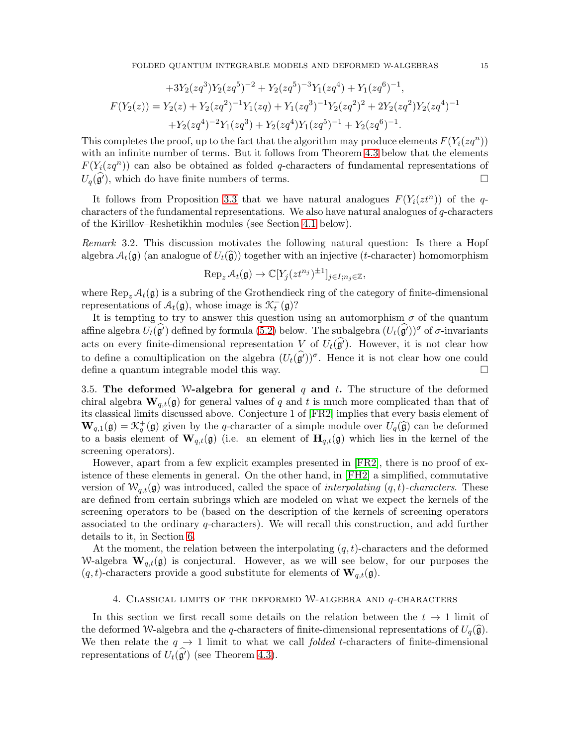$$+3Y_2(zq^3)Y_2(zq^5)^{-2} + Y_2(zq^5)^{-3}Y_1(zq^4) + Y_1(zq^6)^{-1},$$

$$F(Y_2(z)) = Y_2(z) + Y_2(zq^2)^{-1}Y_1(zq) + Y_1(zq^3)^{-1}Y_2(zq^2)^2 + 2Y_2(zq^2)Y_2(zq^4)^{-1}$$
$$+Y_2(zq^4)^{-2}Y_1(zq^3) + Y_2(zq^4)Y_1(zq^5)^{-1} + Y_2(zq^6)^{-1}.$$

This completes the proof, up to the fact that the algorithm may produce elements $F(Y_i(zq^n))$ with an infinite number of terms. But it follows from Theorem 4.3 below that the elements $F(Y_i(zq^n))$ can also be obtained as folded $q$-characters of fundamental representations of $U_q(\widehat{\mathfrak{g}'})$, which do have finite numbers of terms. $\square$

It follows from Proposition 3.3 that we have natural analogues $F(Y_i(zt^n))$ of the $q$-characters of the fundamental representations. We also have natural analogues of $q$-characters of the Kirillov–Reshetikhin modules (see Section 4.1 below).

*Remark* 3.2. This discussion motivates the following natural question: Is there a Hopf algebra $\mathcal{A}_t(\mathfrak{g})$ (an analogue of $U_t(\widehat{\mathfrak{g}})$) together with an injective ($t$-character) homomorphism

$$\mathrm{Rep}_z\,\mathcal{A}_t(\mathfrak{g}) \to \mathbb{C}[Y_j(zt^{n_j})^{\pm 1}]_{j\in I; n_j\in\mathbb{Z}},$$

where $\mathrm{Rep}_z\,\mathcal{A}_t(\mathfrak{g})$ is a subring of the Grothendieck ring of the category of finite-dimensional representations of $\mathcal{A}_t(\mathfrak{g})$, whose image is $\mathcal{K}_t^-(\mathfrak{g})$?

It is tempting to try to answer this question using an automorphism $\sigma$ of the quantum affine algebra $U_t(\widehat{\mathfrak{g}'})$ defined by formula (5.2) below. The subalgebra $(U_t(\widehat{\mathfrak{g}'}))^\sigma$ of $\sigma$-invariants acts on every finite-dimensional representation $V$ of $U_t(\widehat{\mathfrak{g}'})$. However, it is not clear how to define a comultiplication on the algebra $(U_t(\widehat{\mathfrak{g}'}))^\sigma$. Hence it is not clear how one could define a quantum integrable model this way. $\square$

3.5. **The deformed $\mathcal{W}$-algebra for general $q$ and $t$.** The structure of the deformed chiral algebra $\mathbf{W}_{q,t}(\mathfrak{g})$ for general values of $q$ and $t$ is much more complicated than that of its classical limits discussed above. Conjecture 1 of [FR2] implies that every basis element of $\mathbf{W}_{q,1}(\mathfrak{g}) = \mathcal{K}_q^+(\mathfrak{g})$ given by the $q$-character of a simple module over $U_q(\widehat{\mathfrak{g}})$ can be deformed to a basis element of $\mathbf{W}_{q,t}(\mathfrak{g})$ (i.e. an element of $\mathbf{H}_{q,t}(\mathfrak{g})$ which lies in the kernel of the screening operators).

However, apart from a few explicit examples presented in [FR2], there is no proof of existence of these elements in general. On the other hand, in [FH2] a simplified, commutative version of $\mathcal{W}_{q,t}(\mathfrak{g})$ was introduced, called the space of *interpolating $(q,t)$-characters*. These are defined from certain subrings which are modeled on what we expect the kernels of the screening operators to be (based on the description of the kernels of screening operators associated to the ordinary $q$-characters). We will recall this construction, and add further details to it, in Section 6.

At the moment, the relation between the interpolating $(q,t)$-characters and the deformed $\mathcal{W}$-algebra $\mathbf{W}_{q,t}(\mathfrak{g})$ is conjectural. However, as we will see below, for our purposes the $(q,t)$-characters provide a good substitute for elements of $\mathbf{W}_{q,t}(\mathfrak{g})$.

## 4. Classical limits of the deformed $\mathcal{W}$-algebra and $q$-characters

In this section we first recall some details on the relation between the $t \to 1$ limit of the deformed $\mathcal{W}$-algebra and the $q$-characters of finite-dimensional representations of $U_q(\widehat{\mathfrak{g}})$. We then relate the $q \to 1$ limit to what we call *folded* $t$-characters of finite-dimensional representations of $U_t(\widehat{\mathfrak{g}'})$ (see Theorem 4.3).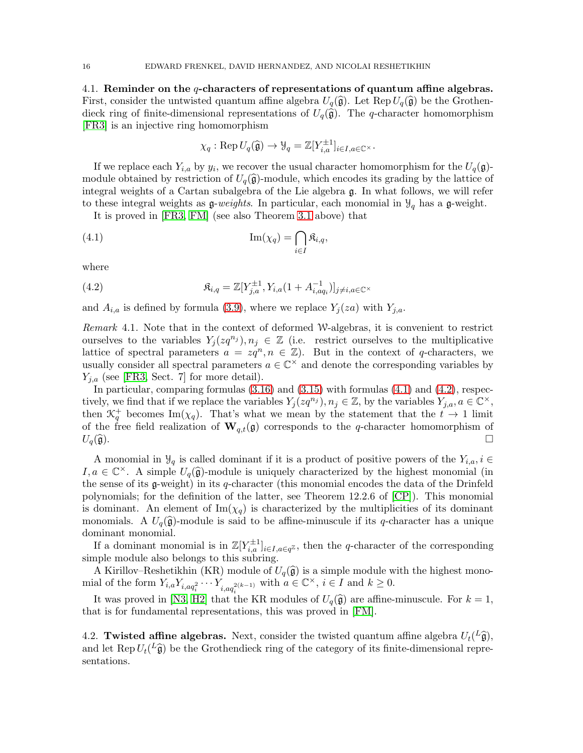### 4.1. Reminder on the $q$-characters of representations of quantum affine algebras.

First, consider the untwisted quantum affine algebra $U_q(\widehat{\mathfrak{g}})$. Let $\operatorname{Rep} U_q(\widehat{\mathfrak{g}})$ be the Grothendieck ring of finite-dimensional representations of $U_q(\widehat{\mathfrak{g}})$. The $q$-character homomorphism [FR3] is an injective ring homomorphism

$$\chi_q : \operatorname{Rep} U_q(\widehat{\mathfrak{g}}) \to \mathcal{Y}_q = \mathbb{Z}[Y_{i,a}^{\pm 1}]_{i \in I, a \in \mathbb{C}^\times}.$$

If we replace each $Y_{i,a}$ by $y_i$, we recover the usual character homomorphism for the $U_q(\mathfrak{g})$-module obtained by restriction of $U_q(\widehat{\mathfrak{g}})$-module, which encodes its grading by the lattice of integral weights of a Cartan subalgebra of the Lie algebra $\mathfrak{g}$. In what follows, we will refer to these integral weights as $\mathfrak{g}$-*weights*. In particular, each monomial in $\mathcal{Y}_q$ has a $\mathfrak{g}$-weight.

It is proved in [FR3, FM] (see also Theorem 3.1 above) that

$$\operatorname{Im}(\chi_q) = \bigcap_{i \in I} \mathfrak{K}_{i,q}, \tag{4.1}$$

where

$$\mathfrak{K}_{i,q} = \mathbb{Z}[Y_{j,a}^{\pm 1}, Y_{i,a}(1 + A_{i,aq_i}^{-1})]_{j \neq i, a \in \mathbb{C}^\times} \tag{4.2}$$

and $A_{i,a}$ is defined by formula (3.9), where we replace $Y_j(za)$ with $Y_{j,a}$.

*Remark* 4.1. Note that in the context of deformed $\mathcal{W}$-algebras, it is convenient to restrict ourselves to the variables $Y_j(zq^{n_j}), n_j \in \mathbb{Z}$ (i.e. restrict ourselves to the multiplicative lattice of spectral parameters $a = zq^n, n \in \mathbb{Z}$). But in the context of $q$-characters, we usually consider all spectral parameters $a \in \mathbb{C}^\times$ and denote the corresponding variables by $Y_{j,a}$ (see [FR3, Sect. 7] for more detail).

In particular, comparing formulas (3.16) and (3.15) with formulas (4.1) and (4.2), respectively, we find that if we replace the variables $Y_j(zq^{n_j}), n_j \in \mathbb{Z}$, by the variables $Y_{j,a}, a \in \mathbb{C}^\times$, then $\mathcal{K}_q^+$ becomes $\operatorname{Im}(\chi_q)$. That's what we mean by the statement that the $t \to 1$ limit of the free field realization of $\mathbf{W}_{q,t}(\mathfrak{g})$ corresponds to the $q$-character homomorphism of $U_q(\widehat{\mathfrak{g}})$. $\square$

A monomial in $\mathcal{Y}_q$ is called dominant if it is a product of positive powers of the $Y_{i,a}, i \in I, a \in \mathbb{C}^\times$. A simple $U_q(\widehat{\mathfrak{g}})$-module is uniquely characterized by the highest monomial (in the sense of its $\mathfrak{g}$-weight) in its $q$-character (this monomial encodes the data of the Drinfeld polynomials; for the definition of the latter, see Theorem 12.2.6 of [CP]). This monomial is dominant. An element of $\operatorname{Im}(\chi_q)$ is characterized by the multiplicities of its dominant monomials. A $U_q(\widehat{\mathfrak{g}})$-module is said to be affine-minuscule if its $q$-character has a unique dominant monomial.

If a dominant monomial is in $\mathbb{Z}[Y_{i,a}^{\pm 1}]_{i \in I, a \in q^{\mathbb{Z}}}$, then the $q$-character of the corresponding simple module also belongs to this subring.

A Kirillov–Reshetikhin (KR) module of $U_q(\widehat{\mathfrak{g}})$ is a simple module with the highest monomial of the form $Y_{i,a}Y_{i,aq_i^2} \cdots Y_{i,aq_i^{2(k-1)}}$ with $a \in \mathbb{C}^\times$, $i \in I$ and $k \geq 0$.

It was proved in [N3, H2] that the KR modules of $U_q(\widehat{\mathfrak{g}})$ are affine-minuscule. For $k = 1$, that is for fundamental representations, this was proved in [FM].

### 4.2. Twisted affine algebras.

Next, consider the twisted quantum affine algebra $U_t({}^L\widehat{\mathfrak{g}})$, and let $\operatorname{Rep} U_t({}^L\widehat{\mathfrak{g}})$ be the Grothendieck ring of the category of its finite-dimensional representations.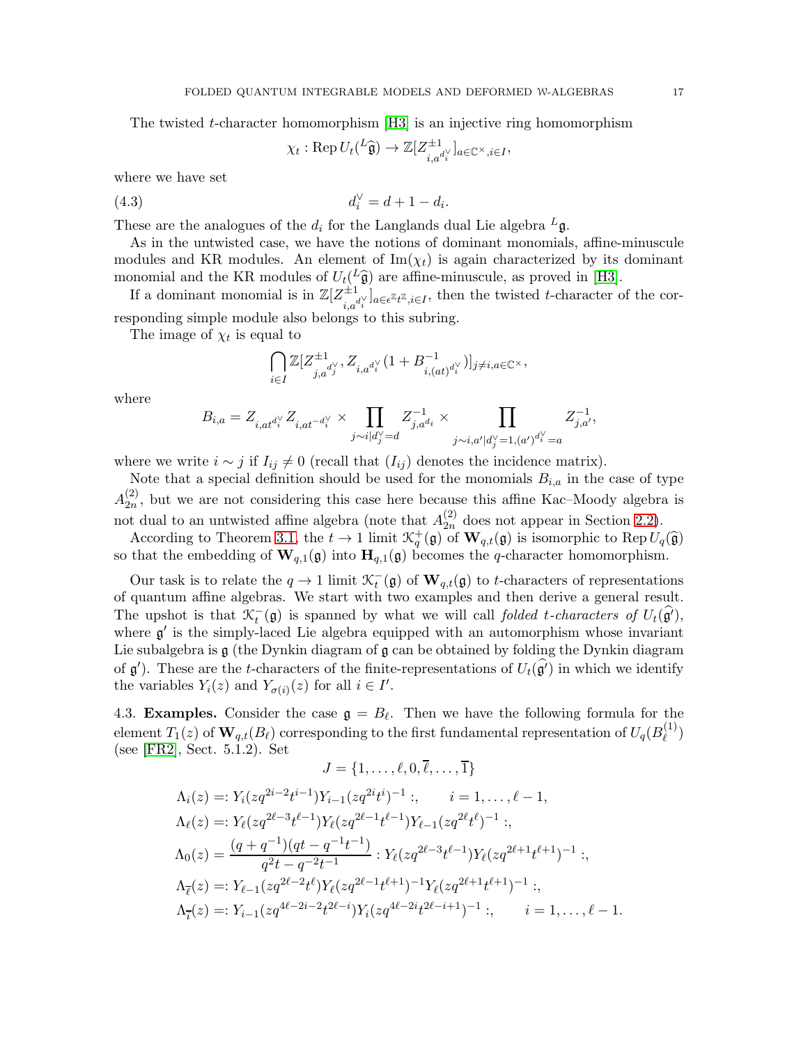The twisted $t$-character homomorphism [H3] is an injective ring homomorphism

$$\chi_t : \operatorname{Rep} U_t({}^L\widehat{\mathfrak{g}}) \to \mathbb{Z}[Z^{\pm 1}_{i,a^{d_i^\vee}}]_{a\in\mathbb{C}^\times, i\in I},$$

where we have set

$$d_i^\vee = d + 1 - d_i. \tag{4.3}$$

These are the analogues of the $d_i$ for the Langlands dual Lie algebra ${}^L\mathfrak{g}$.

As in the untwisted case, we have the notions of dominant monomials, affine-minuscule modules and KR modules. An element of $\operatorname{Im}(\chi_t)$ is again characterized by its dominant monomial and the KR modules of $U_t({}^L\widehat{\mathfrak{g}})$ are affine-minuscule, as proved in [H3].

If a dominant monomial is in $\mathbb{Z}[Z^{\pm 1}_{i,a^{d_i^\vee}}]_{a\in\epsilon^{\mathbb{Z}}t^{\mathbb{Z}}, i\in I}$, then the twisted $t$-character of the corresponding simple module also belongs to this subring.

The image of $\chi_t$ is equal to

$$\bigcap_{i\in I} \mathbb{Z}[Z^{\pm 1}_{j,a^{d_j^\vee}}, Z_{i,a^{d_i^\vee}}(1 + B^{-1}_{i,(at)^{d_i^\vee}})]_{j\neq i, a\in\mathbb{C}^\times},$$

where

$$B_{i,a} = Z_{i,at^{d_i^\vee}} Z_{i,at^{-d_i^\vee}} \times \prod_{j\sim i | d_j^\vee = d} Z^{-1}_{j,a^{d_i}} \times \prod_{j\sim i, a' | d_j^\vee = 1, (a')^{d_i^\vee} = a} Z^{-1}_{j,a'},$$

where we write $i \sim j$ if $I_{ij} \neq 0$ (recall that $(I_{ij})$ denotes the incidence matrix).

Note that a special definition should be used for the monomials $B_{i,a}$ in the case of type $A^{(2)}_{2n}$, but we are not considering this case here because this affine Kac–Moody algebra is not dual to an untwisted affine algebra (note that $A^{(2)}_{2n}$ does not appear in Section 2.2).

According to Theorem 3.1, the $t\to 1$ limit $\mathcal{K}^+_q(\mathfrak{g})$ of $\mathbf{W}_{q,t}(\mathfrak{g})$ is isomorphic to $\operatorname{Rep} U_q(\widehat{\mathfrak{g}})$ so that the embedding of $\mathbf{W}_{q,1}(\mathfrak{g})$ into $\mathbf{H}_{q,1}(\mathfrak{g})$ becomes the $q$-character homomorphism.

Our task is to relate the $q \to 1$ limit $\mathcal{K}^-_t(\mathfrak{g})$ of $\mathbf{W}_{q,t}(\mathfrak{g})$ to $t$-characters of representations of quantum affine algebras. We start with two examples and then derive a general result. The upshot is that $\mathcal{K}^-_t(\mathfrak{g})$ is spanned by what we will call *folded $t$-characters of* $U_t(\widehat{\mathfrak{g}'})$, where $\mathfrak{g}'$ is the simply-laced Lie algebra equipped with an automorphism whose invariant Lie subalgebra is $\mathfrak{g}$ (the Dynkin diagram of $\mathfrak{g}$ can be obtained by folding the Dynkin diagram of $\mathfrak{g}'$). These are the $t$-characters of the finite-representations of $U_t(\widehat{\mathfrak{g}'})$ in which we identify the variables $Y_i(z)$ and $Y_{\sigma(i)}(z)$ for all $i \in I'$.

**4.3. Examples.** Consider the case $\mathfrak{g} = B_\ell$. Then we have the following formula for the element $T_1(z)$ of $\mathbf{W}_{q,t}(B_\ell)$ corresponding to the first fundamental representation of $U_q(B^{(1)}_\ell)$ (see [FR2], Sect. 5.1.2). Set

$$J = \{1, \dots, \ell, 0, \overline{\ell}, \dots, \overline{1}\}$$

$$\begin{aligned}
\Lambda_i(z) &=: Y_i(zq^{2i-2}t^{i-1}) Y_{i-1}(zq^{2i}t^i)^{-1} :, \qquad i = 1, \dots, \ell-1,\\
\Lambda_\ell(z) &=: Y_\ell(zq^{2\ell-3}t^{\ell-1}) Y_\ell(zq^{2\ell-1}t^{\ell-1}) Y_{\ell-1}(zq^{2\ell}t^\ell)^{-1} :,\\
\Lambda_0(z) &= \frac{(q+q^{-1})(qt - q^{-1}t^{-1})}{q^2t - q^{-2}t^{-1}} : Y_\ell(zq^{2\ell-3}t^{\ell-1}) Y_\ell(zq^{2\ell+1}t^{\ell+1})^{-1} :,\\
\Lambda_{\overline{\ell}}(z) &=: Y_{\ell-1}(zq^{2\ell-2}t^\ell) Y_\ell(zq^{2\ell-1}t^{\ell+1})^{-1} Y_\ell(zq^{2\ell+1}t^{\ell+1})^{-1} :,\\
\Lambda_{\overline{i}}(z) &=: Y_{i-1}(zq^{4\ell-2i-2}t^{2\ell-i}) Y_i(zq^{4\ell-2i}t^{2\ell-i+1})^{-1} :, \qquad i = 1, \dots, \ell-1.
\end{aligned}$$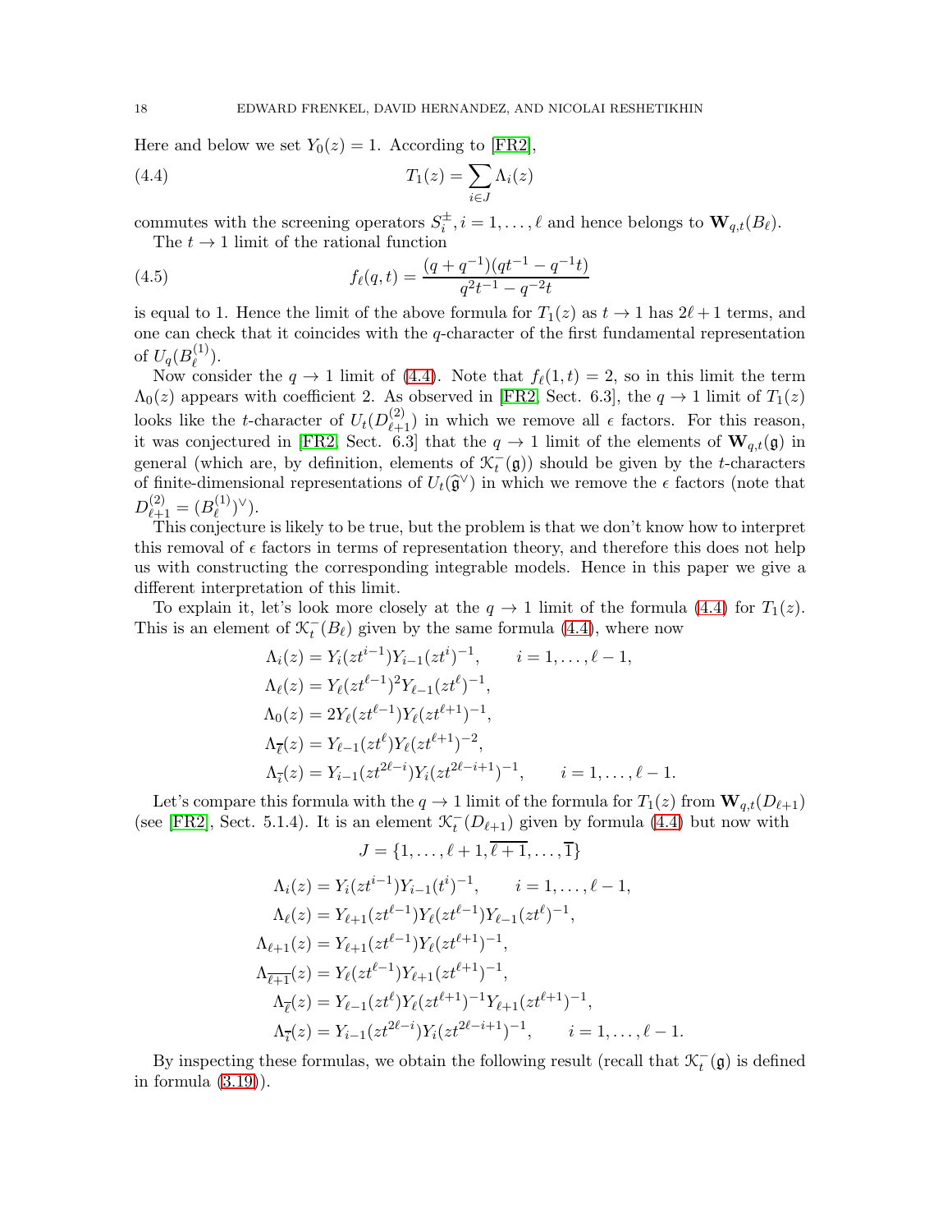Here and below we set $Y_0(z) = 1$. According to [FR2],

$$T_1(z) = \sum_{i \in J} \Lambda_i(z) \tag{4.4}$$

commutes with the screening operators $S_i^{\pm}, i = 1, \ldots, \ell$ and hence belongs to $\mathbf{W}_{q,t}(B_\ell)$.

The $t \to 1$ limit of the rational function

$$f_\ell(q,t) = \frac{(q + q^{-1})(qt^{-1} - q^{-1}t)}{q^2t^{-1} - q^{-2}t} \tag{4.5}$$

is equal to 1. Hence the limit of the above formula for $T_1(z)$ as $t \to 1$ has $2\ell + 1$ terms, and one can check that it coincides with the $q$-character of the first fundamental representation of $U_q(B_\ell^{(1)})$.

Now consider the $q \to 1$ limit of (4.4). Note that $f_\ell(1,t) = 2$, so in this limit the term $\Lambda_0(z)$ appears with coefficient 2. As observed in [FR2, Sect. 6.3], the $q \to 1$ limit of $T_1(z)$ looks like the $t$-character of $U_t(D_{\ell+1}^{(2)})$ in which we remove all $\epsilon$ factors. For this reason, it was conjectured in [FR2, Sect. 6.3] that the $q \to 1$ limit of the elements of $\mathbf{W}_{q,t}(\mathfrak{g})$ in general (which are, by definition, elements of $\mathcal{K}_t^-(\mathfrak{g})$) should be given by the $t$-characters of finite-dimensional representations of $U_t(\widehat{\mathfrak{g}}^\vee)$ in which we remove the $\epsilon$ factors (note that $D_{\ell+1}^{(2)} = (B_\ell^{(1)})^\vee$).

This conjecture is likely to be true, but the problem is that we don't know how to interpret this removal of $\epsilon$ factors in terms of representation theory, and therefore this does not help us with constructing the corresponding integrable models. Hence in this paper we give a different interpretation of this limit.

To explain it, let's look more closely at the $q \to 1$ limit of the formula (4.4) for $T_1(z)$. This is an element of $\mathcal{K}_t^-(B_\ell)$ given by the same formula (4.4), where now

$$\begin{aligned}
\Lambda_i(z) &= Y_i(zt^{i-1})Y_{i-1}(zt^i)^{-1}, \qquad i = 1, \ldots, \ell - 1, \\
\Lambda_\ell(z) &= Y_\ell(zt^{\ell-1})^2 Y_{\ell-1}(zt^\ell)^{-1}, \\
\Lambda_0(z) &= 2Y_\ell(zt^{\ell-1})Y_\ell(zt^{\ell+1})^{-1}, \\
\Lambda_{\overline{\ell}}(z) &= Y_{\ell-1}(zt^\ell)Y_\ell(zt^{\ell+1})^{-2}, \\
\Lambda_{\overline{i}}(z) &= Y_{i-1}(zt^{2\ell-i})Y_i(zt^{2\ell-i+1})^{-1}, \qquad i = 1, \ldots, \ell - 1.
\end{aligned}$$

Let's compare this formula with the $q \to 1$ limit of the formula for $T_1(z)$ from $\mathbf{W}_{q,t}(D_{\ell+1})$ (see [FR2], Sect. 5.1.4). It is an element $\mathcal{K}_t^-(D_{\ell+1})$ given by formula (4.4) but now with

$$J = \{1, \ldots, \ell + 1, \overline{\ell+1}, \ldots, \overline{1}\}$$

$$\begin{aligned}
\Lambda_i(z) &= Y_i(zt^{i-1})Y_{i-1}(t^i)^{-1}, \qquad i = 1, \ldots, \ell - 1, \\
\Lambda_\ell(z) &= Y_{\ell+1}(zt^{\ell-1})Y_\ell(zt^{\ell-1})Y_{\ell-1}(zt^\ell)^{-1}, \\
\Lambda_{\ell+1}(z) &= Y_{\ell+1}(zt^{\ell-1})Y_\ell(zt^{\ell+1})^{-1}, \\
\Lambda_{\overline{\ell+1}}(z) &= Y_\ell(zt^{\ell-1})Y_{\ell+1}(zt^{\ell+1})^{-1}, \\
\Lambda_{\overline{\ell}}(z) &= Y_{\ell-1}(zt^\ell)Y_\ell(zt^{\ell+1})^{-1}Y_{\ell+1}(zt^{\ell+1})^{-1}, \\
\Lambda_{\overline{i}}(z) &= Y_{i-1}(zt^{2\ell-i})Y_i(zt^{2\ell-i+1})^{-1}, \qquad i = 1, \ldots, \ell - 1.
\end{aligned}$$

By inspecting these formulas, we obtain the following result (recall that $\mathcal{K}_t^-(\mathfrak{g})$ is defined in formula (3.19)).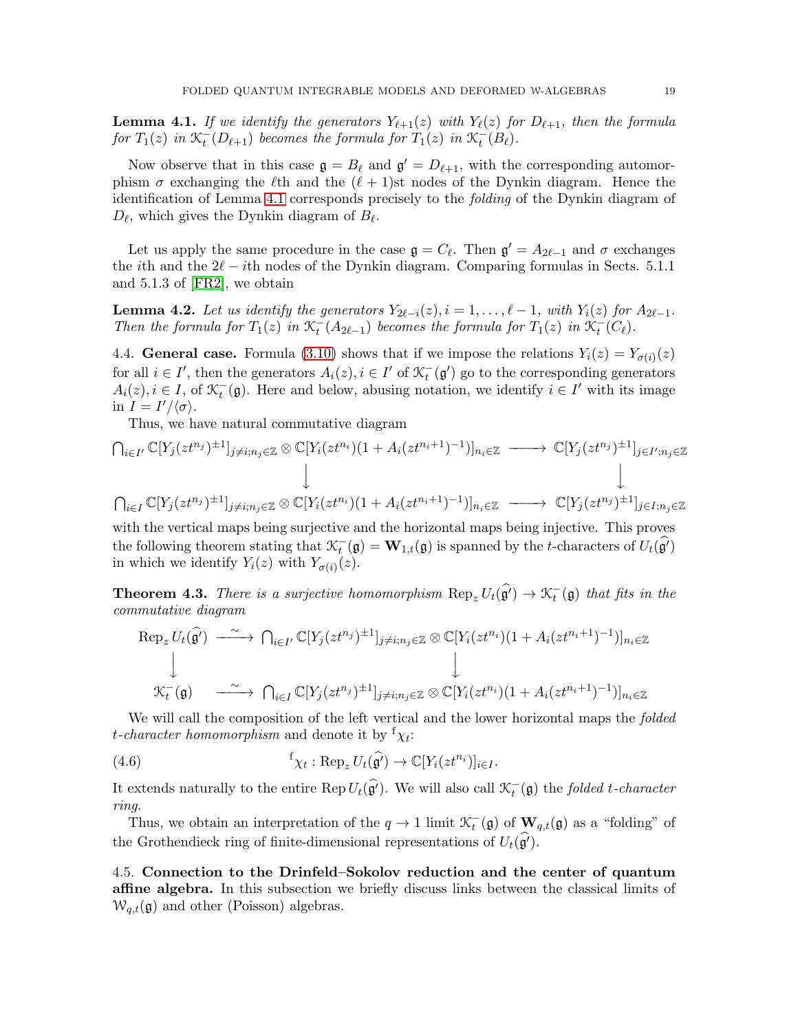**Lemma 4.1.** *If we identify the generators $Y_{\ell+1}(z)$ with $Y_\ell(z)$ for $D_{\ell+1}$, then the formula for $T_1(z)$ in $\mathcal{K}_t^-(D_{\ell+1})$ becomes the formula for $T_1(z)$ in $\mathcal{K}_t^-(B_\ell)$.*

Now observe that in this case $\mathfrak{g} = B_\ell$ and $\mathfrak{g}' = D_{\ell+1}$, with the corresponding automorphism $\sigma$ exchanging the $\ell$th and the $(\ell+1)$st nodes of the Dynkin diagram. Hence the identification of Lemma 4.1 corresponds precisely to the *folding* of the Dynkin diagram of $D_\ell$, which gives the Dynkin diagram of $B_\ell$.

Let us apply the same procedure in the case $\mathfrak{g} = C_\ell$. Then $\mathfrak{g}' = A_{2\ell-1}$ and $\sigma$ exchanges the $i$th and the $2\ell - i$th nodes of the Dynkin diagram. Comparing formulas in Sects. 5.1.1 and 5.1.3 of [FR2], we obtain

**Lemma 4.2.** *Let us identify the generators $Y_{2\ell-i}(z), i = 1, \ldots, \ell-1$, with $Y_i(z)$ for $A_{2\ell-1}$. Then the formula for $T_1(z)$ in $\mathcal{K}_t^-(A_{2\ell-1})$ becomes the formula for $T_1(z)$ in $\mathcal{K}_t^-(C_\ell)$.*

4.4. **General case.** Formula (3.10) shows that if we impose the relations $Y_i(z) = Y_{\sigma(i)}(z)$ for all $i \in I'$, then the generators $A_i(z), i \in I'$ of $\mathcal{K}_t^-(\mathfrak{g}')$ go to the corresponding generators $A_i(z), i \in I$, of $\mathcal{K}_t^-(\mathfrak{g})$. Here and below, abusing notation, we identify $i \in I'$ with its image in $I = I'/\langle\sigma\rangle$.

Thus, we have natural commutative diagram

$$
\begin{array}{ccc}
\bigcap_{i\in I'} \mathbb{C}[Y_j(zt^{n_j})^{\pm 1}]_{j\neq i; n_j\in\mathbb{Z}} \otimes \mathbb{C}[Y_i(zt^{n_i})(1 + A_i(zt^{n_i+1})^{-1})]_{n_i\in\mathbb{Z}} & \longrightarrow & \mathbb{C}[Y_j(zt^{n_j})^{\pm 1}]_{j\in I'; n_j\in\mathbb{Z}} \\
\Big\downarrow & & \Big\downarrow \\
\bigcap_{i\in I} \mathbb{C}[Y_j(zt^{n_j})^{\pm 1}]_{j\neq i; n_j\in\mathbb{Z}} \otimes \mathbb{C}[Y_i(zt^{n_i})(1 + A_i(zt^{n_i+1})^{-1})]_{n_i\in\mathbb{Z}} & \longrightarrow & \mathbb{C}[Y_j(zt^{n_j})^{\pm 1}]_{j\in I; n_j\in\mathbb{Z}}
\end{array}
$$

with the vertical maps being surjective and the horizontal maps being injective. This proves the following theorem stating that $\mathcal{K}_t^-(\mathfrak{g}) = \mathbf{W}_{1,t}(\mathfrak{g})$ is spanned by the $t$-characters of $U_t(\widehat{\mathfrak{g}'})$ in which we identify $Y_i(z)$ with $Y_{\sigma(i)}(z)$.

**Theorem 4.3.** *There is a surjective homomorphism $\operatorname{Rep}_z U_t(\widehat{\mathfrak{g}'}) \to \mathcal{K}_t^-(\mathfrak{g})$ that fits in the commutative diagram*

$$
\begin{array}{ccc}
\operatorname{Rep}_z U_t(\widehat{\mathfrak{g}'}) & \xrightarrow{\ \sim\ } & \bigcap_{i\in I'} \mathbb{C}[Y_j(zt^{n_j})^{\pm 1}]_{j\neq i; n_j\in\mathbb{Z}} \otimes \mathbb{C}[Y_i(zt^{n_i})(1 + A_i(zt^{n_i+1})^{-1})]_{n_i\in\mathbb{Z}} \\
\Big\downarrow & & \Big\downarrow \\
\mathcal{K}_t^-(\mathfrak{g}) & \xrightarrow{\ \sim\ } & \bigcap_{i\in I} \mathbb{C}[Y_j(zt^{n_j})^{\pm 1}]_{j\neq i; n_j\in\mathbb{Z}} \otimes \mathbb{C}[Y_i(zt^{n_i})(1 + A_i(zt^{n_i+1})^{-1})]_{n_i\in\mathbb{Z}}
\end{array}
$$

We will call the composition of the left vertical and the lower horizontal maps the *folded $t$-character homomorphism* and denote it by ${}^{\mathrm{f}}\chi_t$:

$$
{}^{\mathrm{f}}\chi_t : \operatorname{Rep}_z U_t(\widehat{\mathfrak{g}'}) \to \mathbb{C}[Y_i(zt^{n_i})]_{i\in I}. \tag{4.6}
$$

It extends naturally to the entire $\operatorname{Rep} U_t(\widehat{\mathfrak{g}'})$. We will also call $\mathcal{K}_t^-(\mathfrak{g})$ the *folded $t$-character ring*.

Thus, we obtain an interpretation of the $q \to 1$ limit $\mathcal{K}_t^-(\mathfrak{g})$ of $\mathbf{W}_{q,t}(\mathfrak{g})$ as a "folding" of the Grothendieck ring of finite-dimensional representations of $U_t(\widehat{\mathfrak{g}'})$.

4.5. **Connection to the Drinfeld–Sokolov reduction and the center of quantum affine algebra.** In this subsection we briefly discuss links between the classical limits of $\mathcal{W}_{q,t}(\mathfrak{g})$ and other (Poisson) algebras.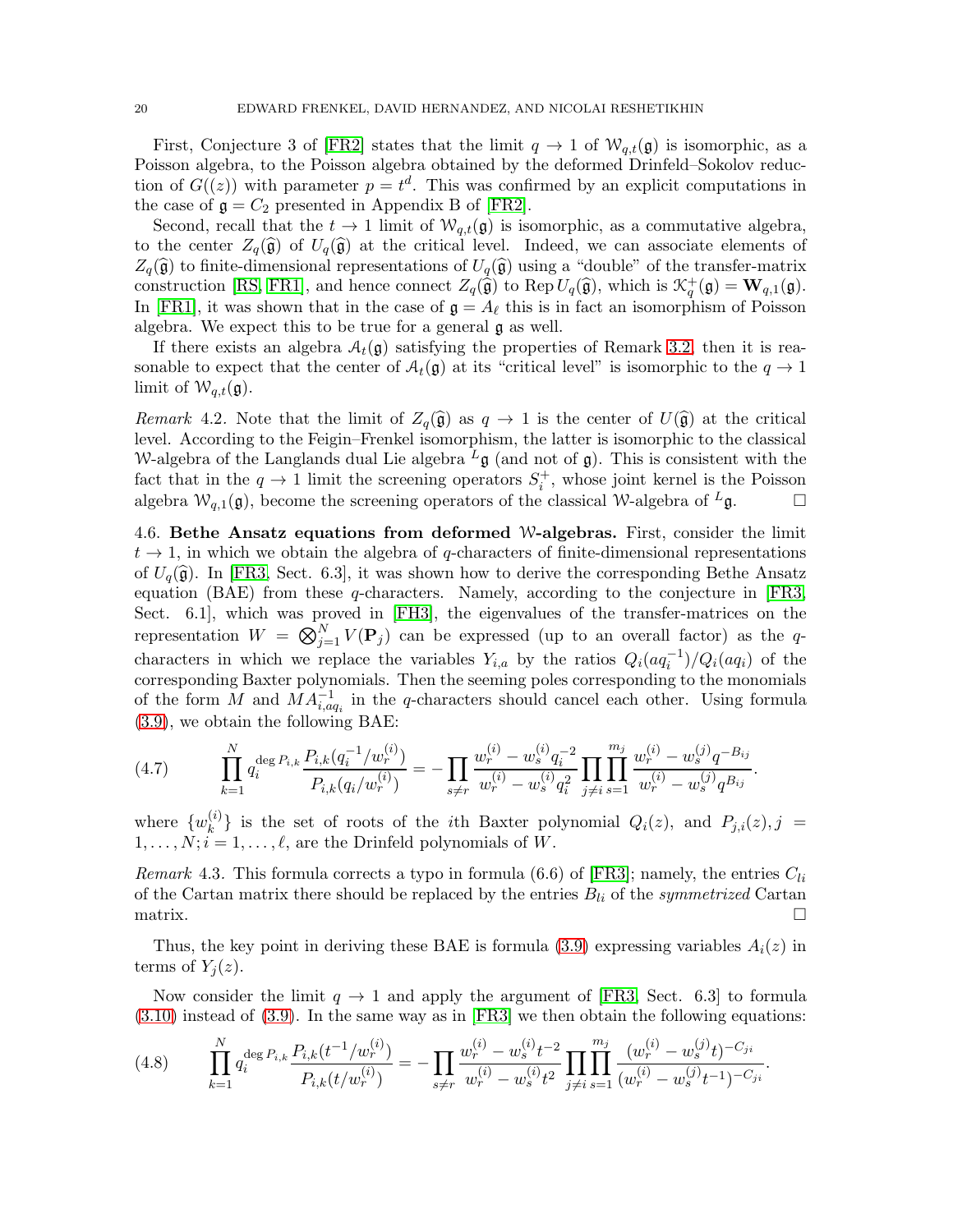First, Conjecture 3 of [FR2] states that the limit $q \to 1$ of $\mathcal{W}_{q,t}(\mathfrak{g})$ is isomorphic, as a Poisson algebra, to the Poisson algebra obtained by the deformed Drinfeld–Sokolov reduction of $G((z))$ with parameter $p = t^d$. This was confirmed by an explicit computations in the case of $\mathfrak{g} = C_2$ presented in Appendix B of [FR2].

Second, recall that the $t \to 1$ limit of $\mathcal{W}_{q,t}(\mathfrak{g})$ is isomorphic, as a commutative algebra, to the center $Z_q(\widehat{\mathfrak{g}})$ of $U_q(\widehat{\mathfrak{g}})$ at the critical level. Indeed, we can associate elements of $Z_q(\widehat{\mathfrak{g}})$ to finite-dimensional representations of $U_q(\widehat{\mathfrak{g}})$ using a "double" of the transfer-matrix construction [RS, FR1], and hence connect $Z_q(\widehat{\mathfrak{g}})$ to $\operatorname{Rep} U_q(\widehat{\mathfrak{g}})$, which is $\mathcal{K}_q^+(\mathfrak{g}) = \mathbf{W}_{q,1}(\mathfrak{g})$. In [FR1], it was shown that in the case of $\mathfrak{g} = A_\ell$ this is in fact an isomorphism of Poisson algebra. We expect this to be true for a general $\mathfrak{g}$ as well.

If there exists an algebra $\mathcal{A}_t(\mathfrak{g})$ satisfying the properties of Remark 3.2, then it is reasonable to expect that the center of $\mathcal{A}_t(\mathfrak{g})$ at its "critical level" is isomorphic to the $q \to 1$ limit of $\mathcal{W}_{q,t}(\mathfrak{g})$.

*Remark* 4.2. Note that the limit of $Z_q(\widehat{\mathfrak{g}})$ as $q \to 1$ is the center of $U(\widehat{\mathfrak{g}})$ at the critical level. According to the Feigin–Frenkel isomorphism, the latter is isomorphic to the classical $\mathcal{W}$-algebra of the Langlands dual Lie algebra ${}^L\mathfrak{g}$ (and not of $\mathfrak{g}$). This is consistent with the fact that in the $q \to 1$ limit the screening operators $S_i^+$, whose joint kernel is the Poisson algebra $\mathcal{W}_{q,1}(\mathfrak{g})$, become the screening operators of the classical $\mathcal{W}$-algebra of ${}^L\mathfrak{g}$. □

**4.6. Bethe Ansatz equations from deformed $\mathcal{W}$-algebras.** First, consider the limit $t \to 1$, in which we obtain the algebra of $q$-characters of finite-dimensional representations of $U_q(\widehat{\mathfrak{g}})$. In [FR3, Sect. 6.3], it was shown how to derive the corresponding Bethe Ansatz equation (BAE) from these $q$-characters. Namely, according to the conjecture in [FR3, Sect. 6.1], which was proved in [FH3], the eigenvalues of the transfer-matrices on the representation $W = \bigotimes_{j=1}^N V(\mathbf{P}_j)$ can be expressed (up to an overall factor) as the $q$-characters in which we replace the variables $Y_{i,a}$ by the ratios $Q_i(aq_i^{-1})/Q_i(aq_i)$ of the corresponding Baxter polynomials. Then the seeming poles corresponding to the monomials of the form $M$ and $MA_{i,aq_i}^{-1}$ in the $q$-characters should cancel each other. Using formula (3.9), we obtain the following BAE:

$$\prod_{k=1}^N q_i^{\deg P_{i,k}} \frac{P_{i,k}(q_i^{-1}/w_r^{(i)})}{P_{i,k}(q_i/w_r^{(i)})} = -\prod_{s\neq r} \frac{w_r^{(i)} - w_s^{(i)} q_i^{-2}}{w_r^{(i)} - w_s^{(i)} q_i^2} \prod_{j\neq i} \prod_{s=1}^{m_j} \frac{w_r^{(i)} - w_s^{(j)} q^{-B_{ij}}}{w_r^{(i)} - w_s^{(j)} q^{B_{ij}}}. \tag{4.7}$$

where $\{w_k^{(i)}\}$ is the set of roots of the $i$th Baxter polynomial $Q_i(z)$, and $P_{j,i}(z), j = 1, \ldots, N; i = 1, \ldots, \ell$, are the Drinfeld polynomials of $W$.

*Remark* 4.3. This formula corrects a typo in formula (6.6) of [FR3]; namely, the entries $C_{li}$ of the Cartan matrix there should be replaced by the entries $B_{li}$ of the *symmetrized* Cartan matrix. □

Thus, the key point in deriving these BAE is formula (3.9) expressing variables $A_i(z)$ in terms of $Y_j(z)$.

Now consider the limit $q \to 1$ and apply the argument of [FR3, Sect. 6.3] to formula (3.10) instead of (3.9). In the same way as in [FR3] we then obtain the following equations:

$$\prod_{k=1}^N q_i^{\deg P_{i,k}} \frac{P_{i,k}(t^{-1}/w_r^{(i)})}{P_{i,k}(t/w_r^{(i)})} = -\prod_{s\neq r} \frac{w_r^{(i)} - w_s^{(i)} t^{-2}}{w_r^{(i)} - w_s^{(i)} t^2} \prod_{j\neq i} \prod_{s=1}^{m_j} \frac{(w_r^{(i)} - w_s^{(j)} t)^{-C_{ji}}}{(w_r^{(i)} - w_s^{(j)} t^{-1})^{-C_{ji}}}. \tag{4.8}$$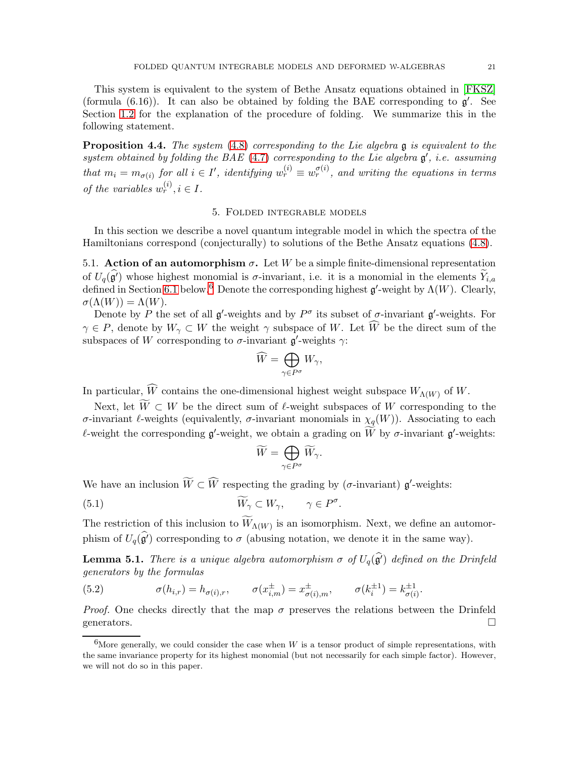This system is equivalent to the system of Bethe Ansatz equations obtained in [FKSZ] (formula (6.16)). It can also be obtained by folding the BAE corresponding to $\mathfrak{g}'$. See Section 1.2 for the explanation of the procedure of folding. We summarize this in the following statement.

**Proposition 4.4.** *The system* (4.8) *corresponding to the Lie algebra* $\mathfrak{g}$ *is equivalent to the system obtained by folding the BAE* (4.7) *corresponding to the Lie algebra* $\mathfrak{g}'$*, i.e. assuming that* $m_i = m_{\sigma(i)}$ *for all* $i \in I'$*, identifying* $w_r^{(i)} \equiv w_r^{\sigma(i)}$*, and writing the equations in terms of the variables* $w_r^{(i)}, i \in I$.

## 5. Folded integrable models

In this section we describe a novel quantum integrable model in which the spectra of the Hamiltonians correspond (conjecturally) to solutions of the Bethe Ansatz equations (4.8).

5.1. **Action of an automorphism $\sigma$.** Let $W$ be a simple finite-dimensional representation of $U_q(\widehat{\mathfrak{g}'})$ whose highest monomial is $\sigma$-invariant, i.e. it is a monomial in the elements $\widetilde{Y}_{i,a}$ defined in Section 6.1 below.[6] Denote the corresponding highest $\mathfrak{g}'$-weight by $\Lambda(W)$. Clearly, $\sigma(\Lambda(W)) = \Lambda(W)$.

Denote by $P$ the set of all $\mathfrak{g}'$-weights and by $P^\sigma$ its subset of $\sigma$-invariant $\mathfrak{g}'$-weights. For $\gamma \in P$, denote by $W_\gamma \subset W$ the weight $\gamma$ subspace of $W$. Let $\widehat{W}$ be the direct sum of the subspaces of $W$ corresponding to $\sigma$-invariant $\mathfrak{g}'$-weights $\gamma$:

$$\widehat{W} = \bigoplus_{\gamma \in P^\sigma} W_\gamma,$$

In particular, $\widehat{W}$ contains the one-dimensional highest weight subspace $W_{\Lambda(W)}$ of $W$.

Next, let $\widetilde{W} \subset W$ be the direct sum of $\ell$-weight subspaces of $W$ corresponding to the $\sigma$-invariant $\ell$-weights (equivalently, $\sigma$-invariant monomials in $\chi_q(W)$). Associating to each $\ell$-weight the corresponding $\mathfrak{g}'$-weight, we obtain a grading on $\widetilde{W}$ by $\sigma$-invariant $\mathfrak{g}'$-weights:

$$\widetilde{W} = \bigoplus_{\gamma \in P^\sigma} \widetilde{W}_\gamma.$$

We have an inclusion $\widetilde{W} \subset \widehat{W}$ respecting the grading by ($\sigma$-invariant) $\mathfrak{g}'$-weights:

$$\widetilde{W}_\gamma \subset W_\gamma, \qquad \gamma \in P^\sigma. \tag{5.1}$$

The restriction of this inclusion to $\widetilde{W}_{\Lambda(W)}$ is an isomorphism. Next, we define an automorphism of $U_q(\widehat{\mathfrak{g}'})$ corresponding to $\sigma$ (abusing notation, we denote it in the same way).

**Lemma 5.1.** *There is a unique algebra automorphism $\sigma$ of $U_q(\widehat{\mathfrak{g}'})$ defined on the Drinfeld generators by the formulas*

$$\sigma(h_{i,r}) = h_{\sigma(i),r}, \qquad \sigma(x^\pm_{i,m}) = x^\pm_{\sigma(i),m}, \qquad \sigma(k_i^{\pm 1}) = k_{\sigma(i)}^{\pm 1}. \tag{5.2}$$

*Proof.* One checks directly that the map $\sigma$ preserves the relations between the Drinfeld generators. $\square$

---

[6] More generally, we could consider the case when $W$ is a tensor product of simple representations, with the same invariance property for its highest monomial (but not necessarily for each simple factor). However, we will not do so in this paper.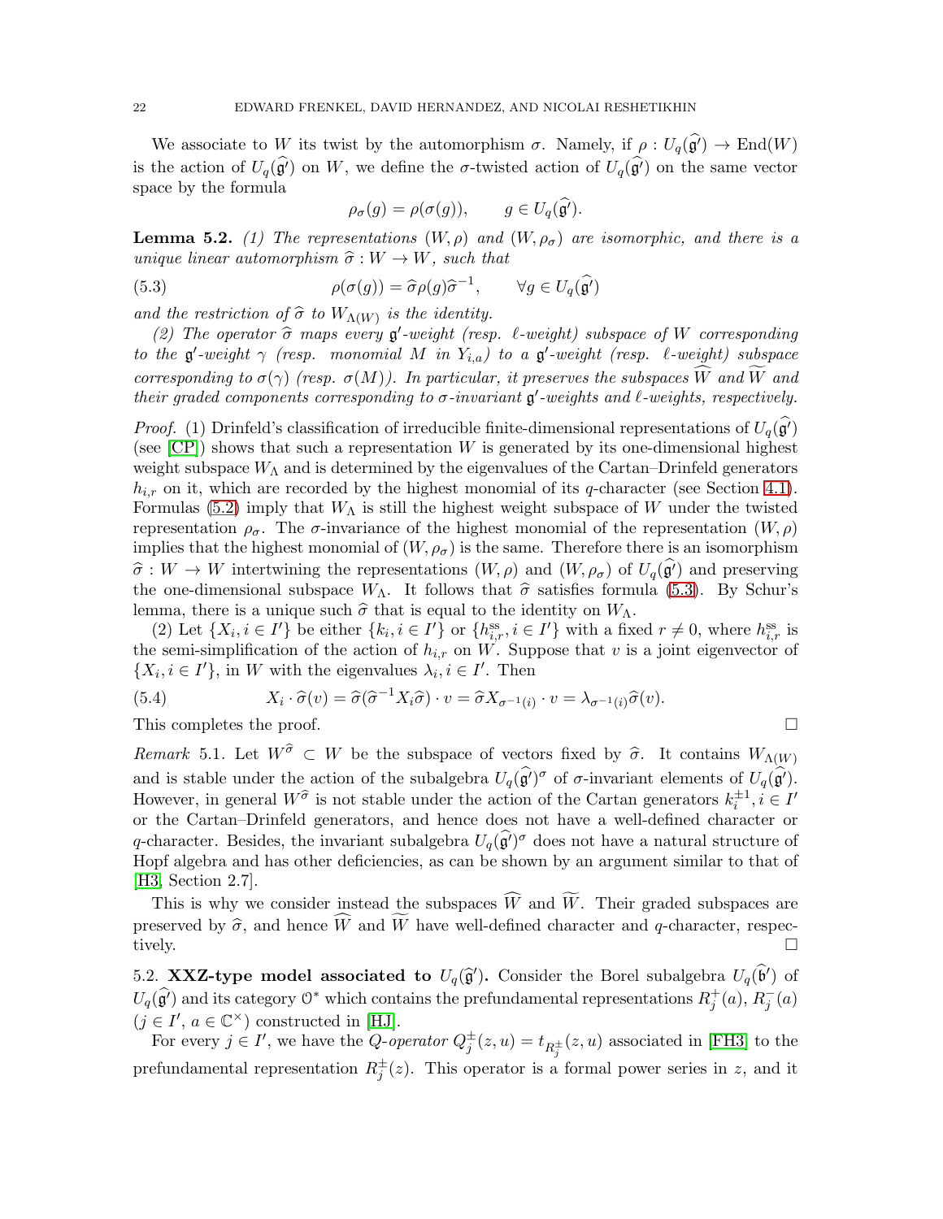We associate to $W$ its twist by the automorphism $\sigma$. Namely, if $\rho : U_q(\widehat{\mathfrak{g}'}) \to \mathrm{End}(W)$ is the action of $U_q(\widehat{\mathfrak{g}'})$ on $W$, we define the $\sigma$-twisted action of $U_q(\widehat{\mathfrak{g}'})$ on the same vector space by the formula

$$\rho_\sigma(g) = \rho(\sigma(g)), \qquad g \in U_q(\widehat{\mathfrak{g}'}).$$

**Lemma 5.2.** *(1) The representations $(W, \rho)$ and $(W, \rho_\sigma)$ are isomorphic, and there is a unique linear automorphism $\widehat{\sigma} : W \to W$, such that*

$$\rho(\sigma(g)) = \widehat{\sigma}\rho(g)\widehat{\sigma}^{-1}, \qquad \forall g \in U_q(\widehat{\mathfrak{g}'}) \tag{5.3}$$

*and the restriction of $\widehat{\sigma}$ to $W_{\Lambda(W)}$ is the identity.*

*(2) The operator $\widehat{\sigma}$ maps every $\mathfrak{g}'$-weight (resp. $\ell$-weight) subspace of $W$ corresponding to the $\mathfrak{g}'$-weight $\gamma$ (resp. monomial $M$ in $Y_{i,a}$) to a $\mathfrak{g}'$-weight (resp. $\ell$-weight) subspace corresponding to $\sigma(\gamma)$ (resp. $\sigma(M)$). In particular, it preserves the subspaces $\widehat{W}$ and $\widetilde{W}$ and their graded components corresponding to $\sigma$-invariant $\mathfrak{g}'$-weights and $\ell$-weights, respectively.*

*Proof.* (1) Drinfeld's classification of irreducible finite-dimensional representations of $U_q(\widehat{\mathfrak{g}'})$ (see [CP]) shows that such a representation $W$ is generated by its one-dimensional highest weight subspace $W_\Lambda$ and is determined by the eigenvalues of the Cartan–Drinfeld generators $h_{i,r}$ on it, which are recorded by the highest monomial of its $q$-character (see Section 4.1). Formulas (5.2) imply that $W_\Lambda$ is still the highest weight subspace of $W$ under the twisted representation $\rho_\sigma$. The $\sigma$-invariance of the highest monomial of the representation $(W, \rho)$ implies that the highest monomial of $(W, \rho_\sigma)$ is the same. Therefore there is an isomorphism $\widehat{\sigma} : W \to W$ intertwining the representations $(W, \rho)$ and $(W, \rho_\sigma)$ of $U_q(\widehat{\mathfrak{g}'})$ and preserving the one-dimensional subspace $W_\Lambda$. It follows that $\widehat{\sigma}$ satisfies formula (5.3). By Schur's lemma, there is a unique such $\widehat{\sigma}$ that is equal to the identity on $W_\Lambda$.

(2) Let $\{X_i, i \in I'\}$ be either $\{k_i, i \in I'\}$ or $\{h^{\mathrm{ss}}_{i,r}, i \in I'\}$ with a fixed $r \neq 0$, where $h^{\mathrm{ss}}_{i,r}$ is the semi-simplification of the action of $h_{i,r}$ on $W$. Suppose that $v$ is a joint eigenvector of $\{X_i, i \in I'\}$, in $W$ with the eigenvalues $\lambda_i, i \in I'$. Then

$$X_i \cdot \widehat{\sigma}(v) = \widehat{\sigma}(\widehat{\sigma}^{-1} X_i \widehat{\sigma}) \cdot v = \widehat{\sigma} X_{\sigma^{-1}(i)} \cdot v = \lambda_{\sigma^{-1}(i)} \widehat{\sigma}(v). \tag{5.4}$$

This completes the proof. $\square$

*Remark* 5.1. Let $W^{\widehat{\sigma}} \subset W$ be the subspace of vectors fixed by $\widehat{\sigma}$. It contains $W_{\Lambda(W)}$ and is stable under the action of the subalgebra $U_q(\widehat{\mathfrak{g}'})^\sigma$ of $\sigma$-invariant elements of $U_q(\widehat{\mathfrak{g}'})$. However, in general $W^{\widehat{\sigma}}$ is not stable under the action of the Cartan generators $k_i^{\pm 1}, i \in I'$ or the Cartan–Drinfeld generators, and hence does not have a well-defined character or $q$-character. Besides, the invariant subalgebra $U_q(\widehat{\mathfrak{g}'})^\sigma$ does not have a natural structure of Hopf algebra and has other deficiencies, as can be shown by an argument similar to that of [H3, Section 2.7].

This is why we consider instead the subspaces $\widehat{W}$ and $\widetilde{W}$. Their graded subspaces are preserved by $\widehat{\sigma}$, and hence $\widehat{W}$ and $\widetilde{W}$ have well-defined character and $q$-character, respectively. $\square$

5.2. **XXZ-type model associated to $U_q(\widehat{\mathfrak{g}'})$.** Consider the Borel subalgebra $U_q(\widehat{\mathfrak{b}'})$ of $U_q(\widehat{\mathfrak{g}'})$ and its category $\mathcal{O}^*$ which contains the prefundamental representations $R_j^+(a)$, $R_j^-(a)$ ($j \in I'$, $a \in \mathbb{C}^\times$) constructed in [HJ].

For every $j \in I'$, we have the *Q-operator* $Q_j^\pm(z, u) = t_{R_j^\pm}(z, u)$ associated in [FH3] to the prefundamental representation $R_j^\pm(z)$. This operator is a formal power series in $z$, and it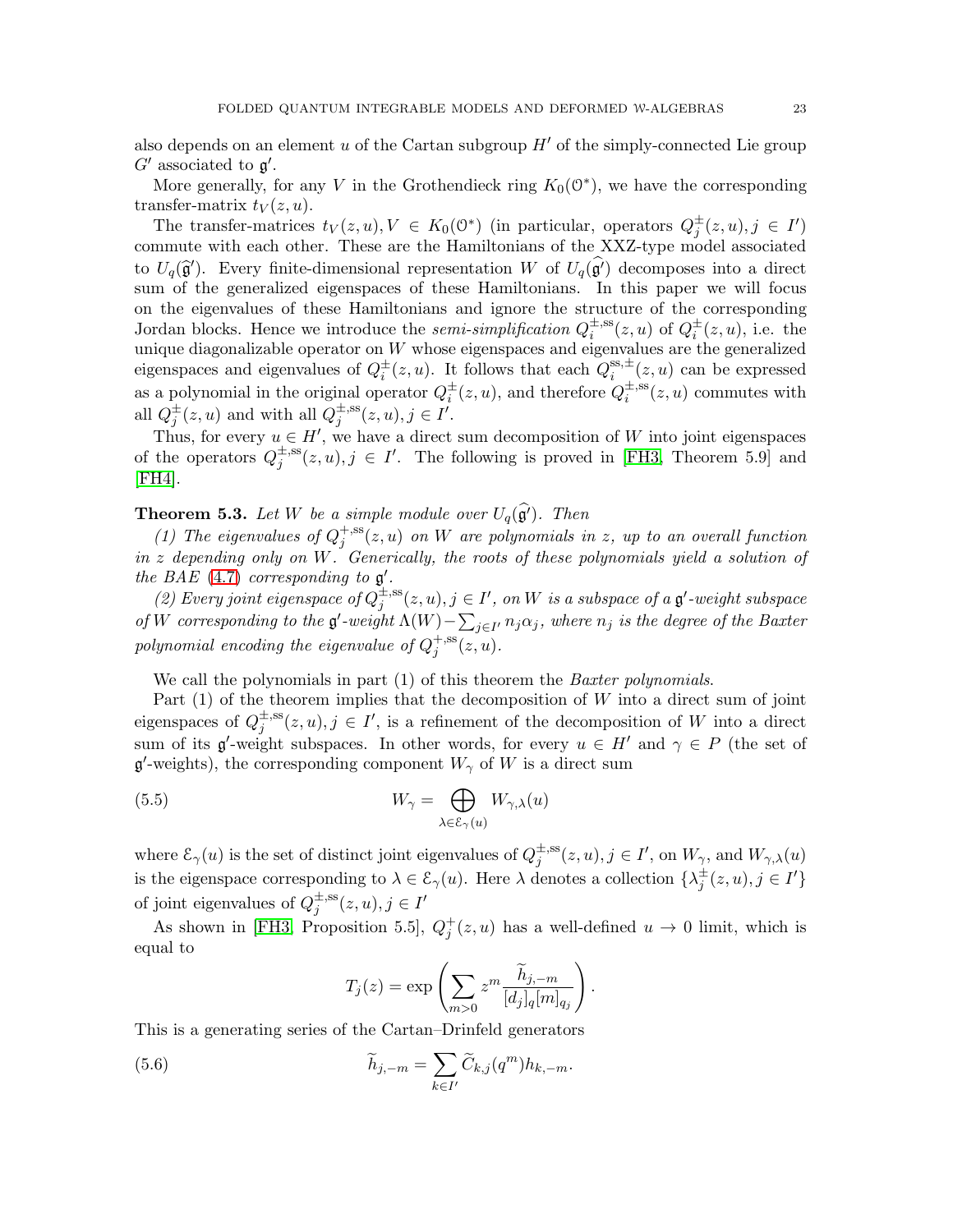also depends on an element $u$ of the Cartan subgroup $H'$ of the simply-connected Lie group $G'$ associated to $\mathfrak{g}'$.

More generally, for any $V$ in the Grothendieck ring $K_0(\mathcal{O}^*)$, we have the corresponding transfer-matrix $t_V(z,u)$.

The transfer-matrices $t_V(z,u), V \in K_0(\mathcal{O}^*)$ (in particular, operators $Q_j^\pm(z,u), j \in I'$) commute with each other. These are the Hamiltonians of the XXZ-type model associated to $U_q(\widehat{\mathfrak{g}}')$. Every finite-dimensional representation $W$ of $U_q(\widehat{\mathfrak{g}'})$ decomposes into a direct sum of the generalized eigenspaces of these Hamiltonians. In this paper we will focus on the eigenvalues of these Hamiltonians and ignore the structure of the corresponding Jordan blocks. Hence we introduce the *semi-simplification* $Q_i^{\pm,\mathrm{ss}}(z,u)$ of $Q_i^\pm(z,u)$, i.e. the unique diagonalizable operator on $W$ whose eigenspaces and eigenvalues are the generalized eigenspaces and eigenvalues of $Q_i^\pm(z,u)$. It follows that each $Q_i^{\mathrm{ss},\pm}(z,u)$ can be expressed as a polynomial in the original operator $Q_i^\pm(z,u)$, and therefore $Q_i^{\pm,\mathrm{ss}}(z,u)$ commutes with all $Q_j^\pm(z,u)$ and with all $Q_j^{\pm,\mathrm{ss}}(z,u), j \in I'$.

Thus, for every $u \in H'$, we have a direct sum decomposition of $W$ into joint eigenspaces of the operators $Q_j^{\pm,\mathrm{ss}}(z,u), j \in I'$. The following is proved in [FH3, Theorem 5.9] and [FH4].

**Theorem 5.3.** *Let $W$ be a simple module over $U_q(\widehat{\mathfrak{g}'})$. Then*

*(1) The eigenvalues of $Q_j^{+,\mathrm{ss}}(z,u)$ on $W$ are polynomials in $z$, up to an overall function in $z$ depending only on $W$. Generically, the roots of these polynomials yield a solution of the BAE (4.7) corresponding to $\mathfrak{g}'$.*

*(2) Every joint eigenspace of $Q_j^{\pm,\mathrm{ss}}(z,u), j \in I'$, on $W$ is a subspace of a $\mathfrak{g}'$-weight subspace of $W$ corresponding to the $\mathfrak{g}'$-weight $\Lambda(W) - \sum_{j\in I'} n_j \alpha_j$, where $n_j$ is the degree of the Baxter polynomial encoding the eigenvalue of $Q_j^{+,\mathrm{ss}}(z,u)$.*

We call the polynomials in part (1) of this theorem the *Baxter polynomials*.

Part (1) of the theorem implies that the decomposition of $W$ into a direct sum of joint eigenspaces of $Q_j^{\pm,\mathrm{ss}}(z,u), j \in I'$, is a refinement of the decomposition of $W$ into a direct sum of its $\mathfrak{g}'$-weight subspaces. In other words, for every $u \in H'$ and $\gamma \in P$ (the set of $\mathfrak{g}'$-weights), the corresponding component $W_\gamma$ of $W$ is a direct sum

$$W_\gamma = \bigoplus_{\lambda \in \mathcal{E}_\gamma(u)} W_{\gamma,\lambda}(u) \tag{5.5}$$

where $\mathcal{E}_\gamma(u)$ is the set of distinct joint eigenvalues of $Q_j^{\pm,\mathrm{ss}}(z,u), j \in I'$, on $W_\gamma$, and $W_{\gamma,\lambda}(u)$ is the eigenspace corresponding to $\lambda \in \mathcal{E}_\gamma(u)$. Here $\lambda$ denotes a collection $\{\lambda_j^\pm(z,u), j \in I'\}$ of joint eigenvalues of $Q_j^{\pm,\mathrm{ss}}(z,u), j \in I'$

As shown in [FH3, Proposition 5.5], $Q_j^+(z,u)$ has a well-defined $u \to 0$ limit, which is equal to

$$T_j(z) = \exp\left(\sum_{m>0} z^m \frac{\widetilde{h}_{j,-m}}{[d_j]_q [m]_{q_j}}\right).$$

This is a generating series of the Cartan–Drinfeld generators

$$\widetilde{h}_{j,-m} = \sum_{k\in I'} \widetilde{C}_{k,j}(q^m) h_{k,-m}. \tag{5.6}$$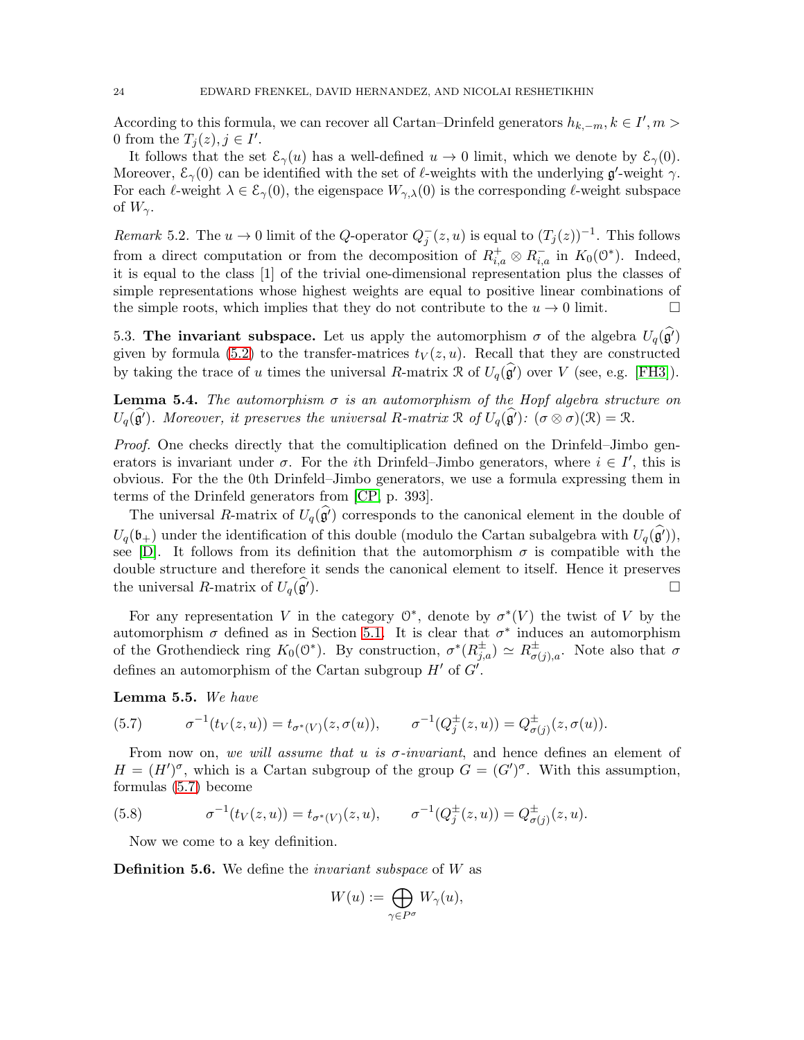According to this formula, we can recover all Cartan–Drinfeld generators $h_{k,-m}, k \in I', m > 0$ from the $T_j(z), j \in I'$.

It follows that the set $\mathcal{E}_\gamma(u)$ has a well-defined $u \to 0$ limit, which we denote by $\mathcal{E}_\gamma(0)$. Moreover, $\mathcal{E}_\gamma(0)$ can be identified with the set of $\ell$-weights with the underlying $\mathfrak{g}'$-weight $\gamma$. For each $\ell$-weight $\lambda \in \mathcal{E}_\gamma(0)$, the eigenspace $W_{\gamma,\lambda}(0)$ is the corresponding $\ell$-weight subspace of $W_\gamma$.

*Remark* 5.2. The $u \to 0$ limit of the $Q$-operator $Q_j^-(z,u)$ is equal to $(T_j(z))^{-1}$. This follows from a direct computation or from the decomposition of $R_{i,a}^+ \otimes R_{i,a}^-$ in $K_0(\mathcal{O}^*)$. Indeed, it is equal to the class [1] of the trivial one-dimensional representation plus the classes of simple representations whose highest weights are equal to positive linear combinations of the simple roots, which implies that they do not contribute to the $u \to 0$ limit. $\square$

5.3. **The invariant subspace.** Let us apply the automorphism $\sigma$ of the algebra $U_q(\widehat{\mathfrak{g}}')$ given by formula (5.2) to the transfer-matrices $t_V(z,u)$. Recall that they are constructed by taking the trace of $u$ times the universal $R$-matrix $\mathcal{R}$ of $U_q(\widehat{\mathfrak{g}}')$ over $V$ (see, e.g. [FH3]).

**Lemma 5.4.** *The automorphism $\sigma$ is an automorphism of the Hopf algebra structure on $U_q(\widehat{\mathfrak{g}}')$. Moreover, it preserves the universal $R$-matrix $\mathcal{R}$ of $U_q(\widehat{\mathfrak{g}}')$: $(\sigma \otimes \sigma)(\mathcal{R}) = \mathcal{R}$.*

*Proof.* One checks directly that the comultiplication defined on the Drinfeld–Jimbo generators is invariant under $\sigma$. For the $i$th Drinfeld–Jimbo generators, where $i \in I'$, this is obvious. For the the 0th Drinfeld–Jimbo generators, we use a formula expressing them in terms of the Drinfeld generators from [CP, p. 393].

The universal $R$-matrix of $U_q(\widehat{\mathfrak{g}}')$ corresponds to the canonical element in the double of $U_q(\mathfrak{b}_+)$ under the identification of this double (modulo the Cartan subalgebra with $U_q(\widehat{\mathfrak{g}}')$), see [D]. It follows from its definition that the automorphism $\sigma$ is compatible with the double structure and therefore it sends the canonical element to itself. Hence it preserves the universal $R$-matrix of $U_q(\widehat{\mathfrak{g}}')$. $\square$

For any representation $V$ in the category $\mathcal{O}^*$, denote by $\sigma^*(V)$ the twist of $V$ by the automorphism $\sigma$ defined as in Section 5.1. It is clear that $\sigma^*$ induces an automorphism of the Grothendieck ring $K_0(\mathcal{O}^*)$. By construction, $\sigma^*(R_{j,a}^\pm) \simeq R_{\sigma(j),a}^\pm$. Note also that $\sigma$ defines an automorphism of the Cartan subgroup $H'$ of $G'$.

**Lemma 5.5.** *We have*

$$\sigma^{-1}(t_V(z,u)) = t_{\sigma^*(V)}(z,\sigma(u)), \qquad \sigma^{-1}(Q_j^\pm(z,u)) = Q_{\sigma(j)}^\pm(z,\sigma(u)). \tag{5.7}$$

From now on, *we will assume that $u$ is $\sigma$-invariant*, and hence defines an element of $H = (H')^\sigma$, which is a Cartan subgroup of the group $G = (G')^\sigma$. With this assumption, formulas (5.7) become

$$\sigma^{-1}(t_V(z,u)) = t_{\sigma^*(V)}(z,u), \qquad \sigma^{-1}(Q_j^\pm(z,u)) = Q_{\sigma(j)}^\pm(z,u). \tag{5.8}$$

Now we come to a key definition.

**Definition 5.6.** We define the *invariant subspace* of $W$ as

$$W(u) := \bigoplus_{\gamma \in P^\sigma} W_\gamma(u),$$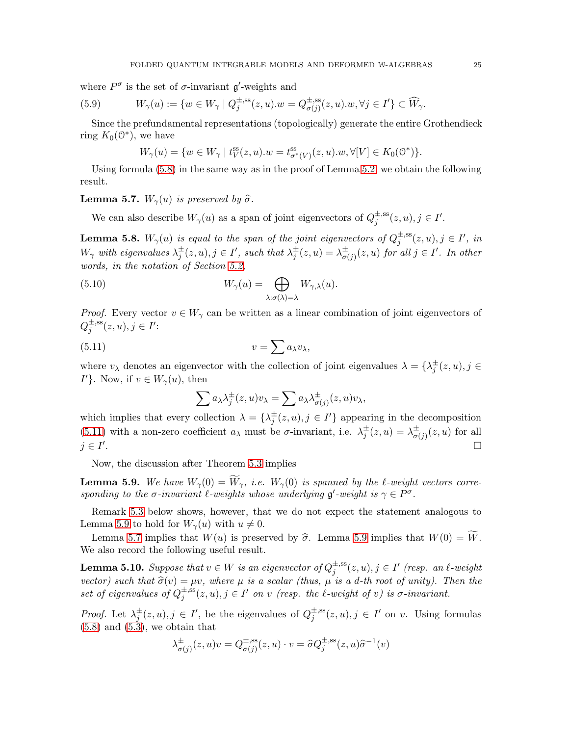where $P^\sigma$ is the set of $\sigma$-invariant $\mathfrak{g}'$-weights and

$$W_\gamma(u) := \{w \in W_\gamma \mid Q_j^{\pm,\mathrm{ss}}(z,u).w = Q_{\sigma(j)}^{\pm,\mathrm{ss}}(z,u).w, \forall j \in I'\} \subset \widehat{W}_\gamma. \tag{5.9}$$

Since the prefundamental representations (topologically) generate the entire Grothendieck ring $K_0(\mathcal{O}^*)$, we have

$$W_\gamma(u) = \{w \in W_\gamma \mid t_V^{\mathrm{ss}}(z,u).w = t_{\sigma^*(V)}^{\mathrm{ss}}(z,u).w, \forall [V] \in K_0(\mathcal{O}^*)\}.$$

Using formula (5.8) in the same way as in the proof of Lemma 5.2, we obtain the following result.

**Lemma 5.7.** *$W_\gamma(u)$ is preserved by $\widehat{\sigma}$.*

We can also describe $W_\gamma(u)$ as a span of joint eigenvectors of $Q_j^{\pm,\mathrm{ss}}(z,u), j \in I'$.

**Lemma 5.8.** *$W_\gamma(u)$ is equal to the span of the joint eigenvectors of $Q_j^{\pm,\mathrm{ss}}(z,u), j \in I'$, in $W_\gamma$ with eigenvalues $\lambda_j^\pm(z,u), j \in I'$, such that $\lambda_j^\pm(z,u) = \lambda_{\sigma(j)}^\pm(z,u)$ for all $j \in I'$. In other words, in the notation of Section 5.2,*

$$W_\gamma(u) = \bigoplus_{\lambda:\sigma(\lambda)=\lambda} W_{\gamma,\lambda}(u). \tag{5.10}$$

*Proof.* Every vector $v \in W_\gamma$ can be written as a linear combination of joint eigenvectors of $Q_j^{\pm,\mathrm{ss}}(z,u), j \in I'$:

$$v = \sum a_\lambda v_\lambda, \tag{5.11}$$

where $v_\lambda$ denotes an eigenvector with the collection of joint eigenvalues $\lambda = \{\lambda_j^\pm(z,u), j \in I'\}$. Now, if $v \in W_\gamma(u)$, then

$$\sum a_\lambda \lambda_j^\pm(z,u) v_\lambda = \sum a_\lambda \lambda_{\sigma(j)}^\pm(z,u) v_\lambda,$$

which implies that every collection $\lambda = \{\lambda_j^\pm(z,u), j \in I'\}$ appearing in the decomposition (5.11) with a non-zero coefficient $a_\lambda$ must be $\sigma$-invariant, i.e. $\lambda_j^\pm(z,u) = \lambda_{\sigma(j)}^\pm(z,u)$ for all $j \in I'$. ☐

Now, the discussion after Theorem 5.3 implies

**Lemma 5.9.** *We have $W_\gamma(0) = \widetilde{W}_\gamma$, i.e. $W_\gamma(0)$ is spanned by the $\ell$-weight vectors corresponding to the $\sigma$-invariant $\ell$-weights whose underlying $\mathfrak{g}'$-weight is $\gamma \in P^\sigma$.*

Remark 5.3 below shows, however, that we do not expect the statement analogous to Lemma 5.9 to hold for $W_\gamma(u)$ with $u \neq 0$.

Lemma 5.7 implies that $W(u)$ is preserved by $\widehat{\sigma}$. Lemma 5.9 implies that $W(0) = \widetilde{W}$. We also record the following useful result.

**Lemma 5.10.** *Suppose that $v \in W$ is an eigenvector of $Q_j^{\pm,\mathrm{ss}}(z,u), j \in I'$ (resp. an $\ell$-weight vector) such that $\widehat{\sigma}(v) = \mu v$, where $\mu$ is a scalar (thus, $\mu$ is a $d$-th root of unity). Then the set of eigenvalues of $Q_j^{\pm,\mathrm{ss}}(z,u), j \in I'$ on $v$ (resp. the $\ell$-weight of $v$) is $\sigma$-invariant.*

*Proof.* Let $\lambda_j^\pm(z,u), j \in I'$, be the eigenvalues of $Q_j^{\pm,\mathrm{ss}}(z,u), j \in I'$ on $v$. Using formulas (5.8) and (5.3), we obtain that

$$\lambda_{\sigma(j)}^\pm(z,u)v = Q_{\sigma(j)}^{\pm,\mathrm{ss}}(z,u) \cdot v = \widehat{\sigma} Q_j^{\pm,\mathrm{ss}}(z,u) \widehat{\sigma}^{-1}(v)$$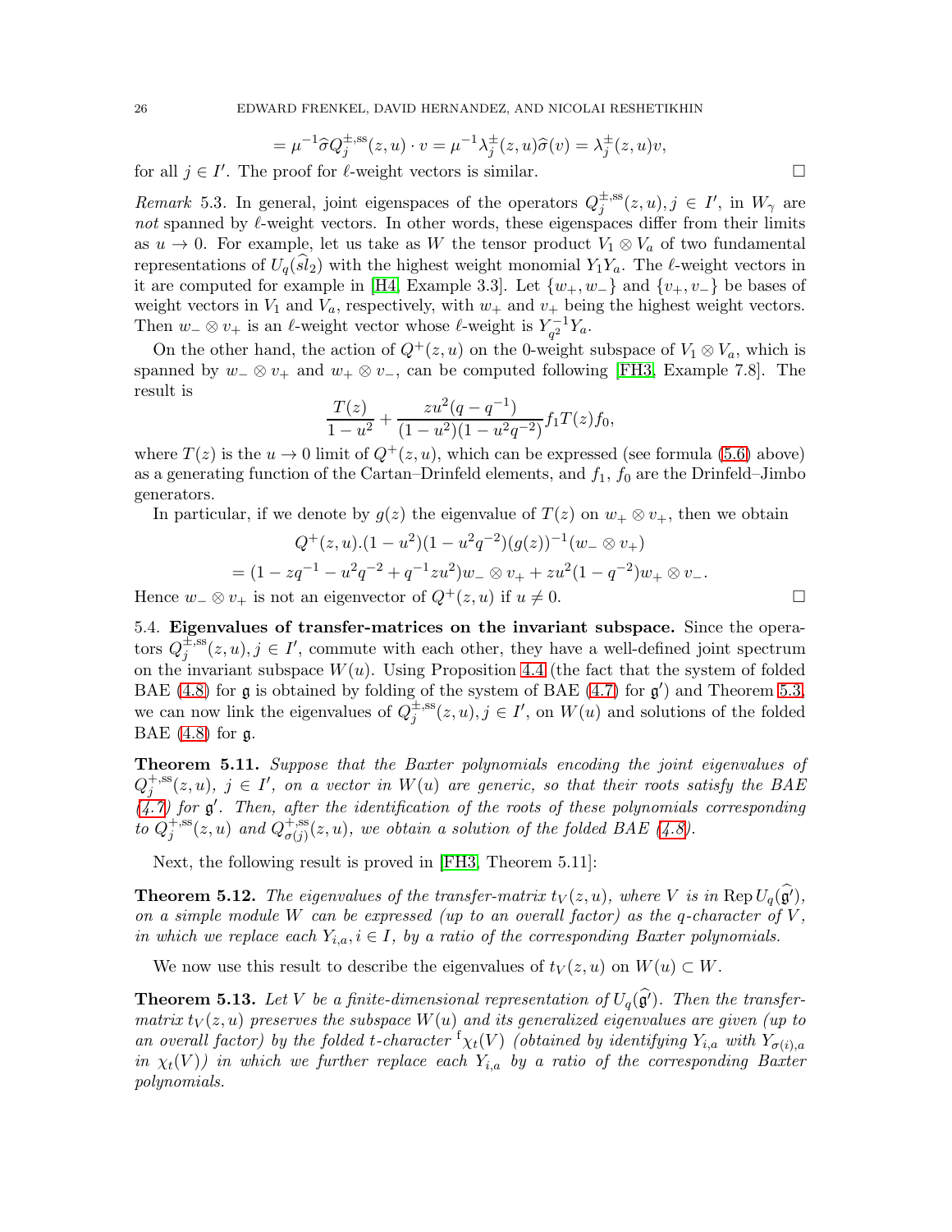$$= \mu^{-1}\widehat{\sigma}Q_j^{\pm,\mathrm{ss}}(z,u)\cdot v = \mu^{-1}\lambda_j^{\pm}(z,u)\widehat{\sigma}(v) = \lambda_j^{\pm}(z,u)v,$$

for all $j \in I'$. The proof for $\ell$-weight vectors is similar. $\square$

*Remark* 5.3. In general, joint eigenspaces of the operators $Q_j^{\pm,\mathrm{ss}}(z,u), j \in I'$, in $W_\gamma$ are *not* spanned by $\ell$-weight vectors. In other words, these eigenspaces differ from their limits as $u \to 0$. For example, let us take as $W$ the tensor product $V_1 \otimes V_a$ of two fundamental representations of $U_q(\widehat{sl}_2)$ with the highest weight monomial $Y_1 Y_a$. The $\ell$-weight vectors in it are computed for example in [H4, Example 3.3]. Let $\{w_+, w_-\}$ and $\{v_+, v_-\}$ be bases of weight vectors in $V_1$ and $V_a$, respectively, with $w_+$ and $v_+$ being the highest weight vectors. Then $w_- \otimes v_+$ is an $\ell$-weight vector whose $\ell$-weight is $Y_{q^2}^{-1} Y_a$.

On the other hand, the action of $Q^+(z,u)$ on the 0-weight subspace of $V_1 \otimes V_a$, which is spanned by $w_- \otimes v_+$ and $w_+ \otimes v_-$, can be computed following [FH3, Example 7.8]. The result is

$$\frac{T(z)}{1-u^2} + \frac{zu^2(q-q^{-1})}{(1-u^2)(1-u^2q^{-2})} f_1 T(z) f_0,$$

where $T(z)$ is the $u \to 0$ limit of $Q^+(z,u)$, which can be expressed (see formula (5.6) above) as a generating function of the Cartan–Drinfeld elements, and $f_1$, $f_0$ are the Drinfeld–Jimbo generators.

In particular, if we denote by $g(z)$ the eigenvalue of $T(z)$ on $w_+ \otimes v_+$, then we obtain

$$Q^+(z,u).(1-u^2)(1-u^2q^{-2})(g(z))^{-1}(w_- \otimes v_+)$$
$$= (1 - zq^{-1} - u^2q^{-2} + q^{-1}zu^2) w_- \otimes v_+ + zu^2(1-q^{-2}) w_+ \otimes v_-.$$

Hence $w_- \otimes v_+$ is not an eigenvector of $Q^+(z,u)$ if $u \neq 0$. $\square$

5.4. **Eigenvalues of transfer-matrices on the invariant subspace.** Since the operators $Q_j^{\pm,\mathrm{ss}}(z,u), j \in I'$, commute with each other, they have a well-defined joint spectrum on the invariant subspace $W(u)$. Using Proposition 4.4 (the fact that the system of folded BAE (4.8) for $\mathfrak{g}$ is obtained by folding of the system of BAE (4.7) for $\mathfrak{g}'$) and Theorem 5.3, we can now link the eigenvalues of $Q_j^{\pm,\mathrm{ss}}(z,u), j \in I'$, on $W(u)$ and solutions of the folded BAE (4.8) for $\mathfrak{g}$.

**Theorem 5.11.** *Suppose that the Baxter polynomials encoding the joint eigenvalues of $Q_j^{+,\mathrm{ss}}(z,u)$, $j \in I'$, on a vector in $W(u)$ are generic, so that their roots satisfy the BAE (4.7) for $\mathfrak{g}'$. Then, after the identification of the roots of these polynomials corresponding to $Q_j^{+,\mathrm{ss}}(z,u)$ and $Q_{\sigma(j)}^{+,\mathrm{ss}}(z,u)$, we obtain a solution of the folded BAE (4.8).*

Next, the following result is proved in [FH3, Theorem 5.11]:

**Theorem 5.12.** *The eigenvalues of the transfer-matrix $t_V(z,u)$, where $V$ is in $\mathrm{Rep}\, U_q(\widehat{\mathfrak{g}}')$, on a simple module $W$ can be expressed (up to an overall factor) as the $q$-character of $V$, in which we replace each $Y_{i,a}, i \in I$, by a ratio of the corresponding Baxter polynomials.*

We now use this result to describe the eigenvalues of $t_V(z,u)$ on $W(u) \subset W$.

**Theorem 5.13.** *Let $V$ be a finite-dimensional representation of $U_q(\widehat{\mathfrak{g}}')$. Then the transfer-matrix $t_V(z,u)$ preserves the subspace $W(u)$ and its generalized eigenvalues are given (up to an overall factor) by the folded $t$-character ${}^{\mathrm{f}}\chi_t(V)$ (obtained by identifying $Y_{i,a}$ with $Y_{\sigma(i),a}$ in $\chi_t(V)$) in which we further replace each $Y_{i,a}$ by a ratio of the corresponding Baxter polynomials.*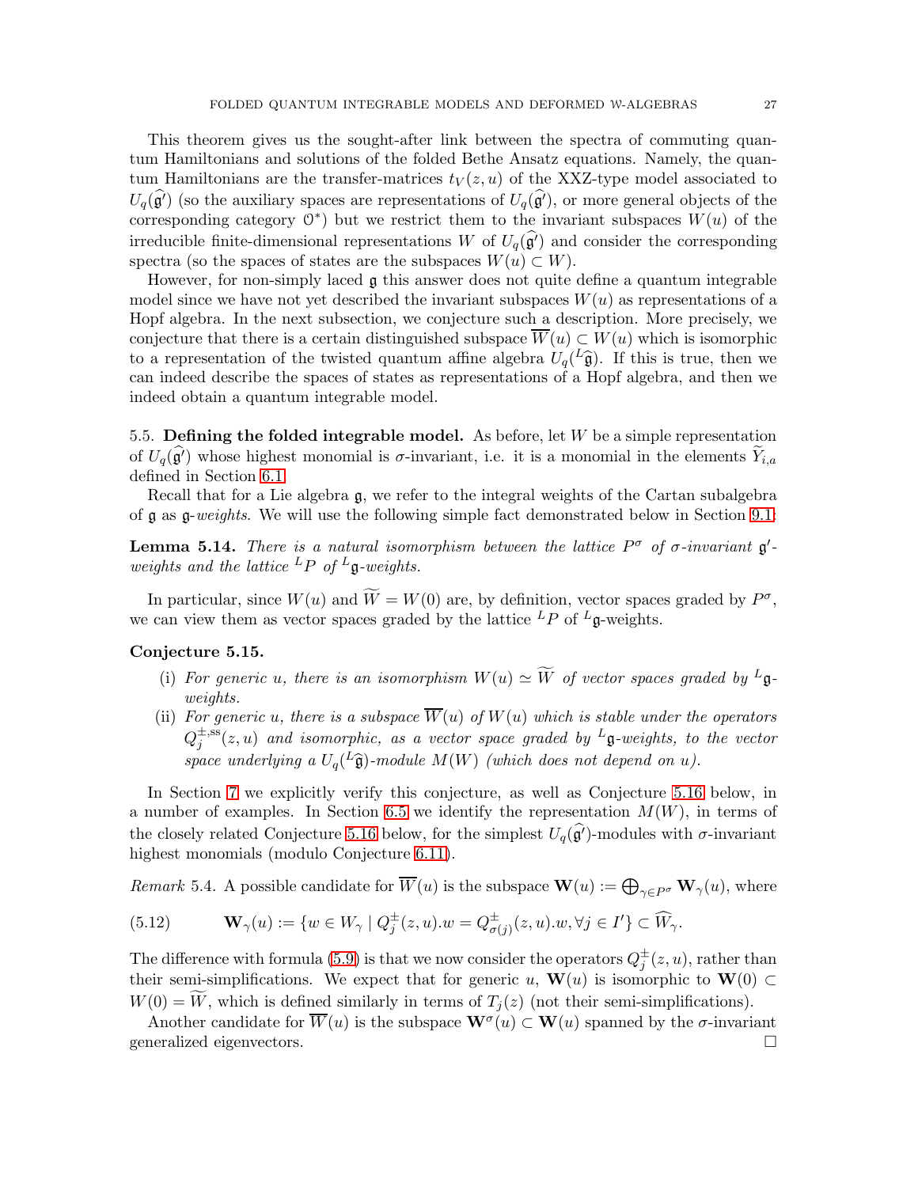This theorem gives us the sought-after link between the spectra of commuting quantum Hamiltonians and solutions of the folded Bethe Ansatz equations. Namely, the quantum Hamiltonians are the transfer-matrices $t_V(z,u)$ of the XXZ-type model associated to $U_q(\widehat{\mathfrak{g}}')$ (so the auxiliary spaces are representations of $U_q(\widehat{\mathfrak{g}}')$, or more general objects of the corresponding category $\mathcal{O}^*$) but we restrict them to the invariant subspaces $W(u)$ of the irreducible finite-dimensional representations $W$ of $U_q(\widehat{\mathfrak{g}}')$ and consider the corresponding spectra (so the spaces of states are the subspaces $W(u) \subset W$).

However, for non-simply laced $\mathfrak{g}$ this answer does not quite define a quantum integrable model since we have not yet described the invariant subspaces $W(u)$ as representations of a Hopf algebra. In the next subsection, we conjecture such a description. More precisely, we conjecture that there is a certain distinguished subspace $\overline{W}(u) \subset W(u)$ which is isomorphic to a representation of the twisted quantum affine algebra $U_q({}^L\widehat{\mathfrak{g}})$. If this is true, then we can indeed describe the spaces of states as representations of a Hopf algebra, and then we indeed obtain a quantum integrable model.

5.5. **Defining the folded integrable model.** As before, let $W$ be a simple representation of $U_q(\widehat{\mathfrak{g}}')$ whose highest monomial is $\sigma$-invariant, i.e. it is a monomial in the elements $\widetilde{Y}_{i,a}$ defined in Section 6.1.

Recall that for a Lie algebra $\mathfrak{g}$, we refer to the integral weights of the Cartan subalgebra of $\mathfrak{g}$ as $\mathfrak{g}$-*weights*. We will use the following simple fact demonstrated below in Section 9.1:

**Lemma 5.14.** *There is a natural isomorphism between the lattice $P^\sigma$ of $\sigma$-invariant $\mathfrak{g}'$-weights and the lattice ${}^LP$ of ${}^L\mathfrak{g}$-weights.*

In particular, since $W(u)$ and $\widetilde{W} = W(0)$ are, by definition, vector spaces graded by $P^\sigma$, we can view them as vector spaces graded by the lattice ${}^LP$ of ${}^L\mathfrak{g}$-weights.

**Conjecture 5.15.**

(i) *For generic $u$, there is an isomorphism $W(u) \simeq \widetilde{W}$ of vector spaces graded by ${}^L\mathfrak{g}$-weights.*

(ii) *For generic $u$, there is a subspace $\overline{W}(u)$ of $W(u)$ which is stable under the operators $Q_j^{\pm,\mathrm{ss}}(z,u)$ and isomorphic, as a vector space graded by ${}^L\mathfrak{g}$-weights, to the vector space underlying a $U_q({}^L\widehat{\mathfrak{g}})$-module $M(W)$ (which does not depend on $u$).*

In Section 7 we explicitly verify this conjecture, as well as Conjecture 5.16 below, in a number of examples. In Section 6.5 we identify the representation $M(W)$, in terms of the closely related Conjecture 5.16 below, for the simplest $U_q(\widehat{\mathfrak{g}}')$-modules with $\sigma$-invariant highest monomials (modulo Conjecture 6.11).

*Remark* 5.4. A possible candidate for $\overline{W}(u)$ is the subspace $\mathbf{W}(u) := \bigoplus_{\gamma \in P^\sigma} \mathbf{W}_\gamma(u)$, where

$$\mathbf{W}_\gamma(u) := \{w \in W_\gamma \mid Q_j^\pm(z,u).w = Q_{\sigma(j)}^\pm(z,u).w, \forall j \in I'\} \subset \widehat{W}_\gamma. \tag{5.12}$$

The difference with formula (5.9) is that we now consider the operators $Q_j^\pm(z,u)$, rather than their semi-simplifications. We expect that for generic $u$, $\mathbf{W}(u)$ is isomorphic to $\mathbf{W}(0) \subset W(0) = \widetilde{W}$, which is defined similarly in terms of $T_j(z)$ (not their semi-simplifications).

Another candidate for $\overline{W}(u)$ is the subspace $\mathbf{W}^\sigma(u) \subset \mathbf{W}(u)$ spanned by the $\sigma$-invariant generalized eigenvectors. □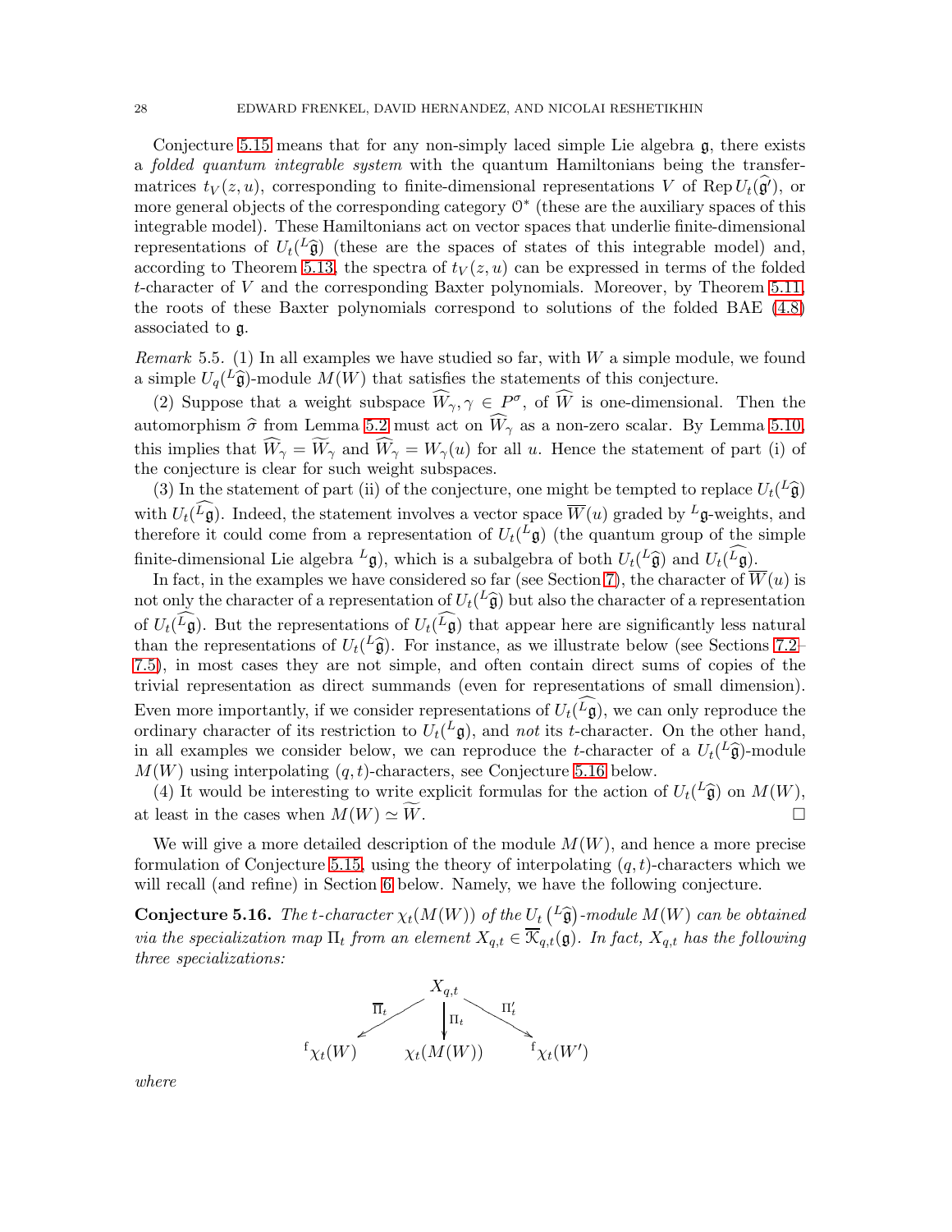Conjecture 5.15 means that for any non-simply laced simple Lie algebra $\mathfrak{g}$, there exists a *folded quantum integrable system* with the quantum Hamiltonians being the transfer-matrices $t_V(z,u)$, corresponding to finite-dimensional representations $V$ of $\operatorname{Rep} U_t(\widehat{\mathfrak{g}}')$, or more general objects of the corresponding category $\mathcal{O}^*$ (these are the auxiliary spaces of this integrable model). These Hamiltonians act on vector spaces that underlie finite-dimensional representations of $U_t({}^L\widehat{\mathfrak{g}})$ (these are the spaces of states of this integrable model) and, according to Theorem 5.13, the spectra of $t_V(z,u)$ can be expressed in terms of the folded $t$-character of $V$ and the corresponding Baxter polynomials. Moreover, by Theorem 5.11, the roots of these Baxter polynomials correspond to solutions of the folded BAE (4.8) associated to $\mathfrak{g}$.

*Remark* 5.5. (1) In all examples we have studied so far, with $W$ a simple module, we found a simple $U_q({}^L\widehat{\mathfrak{g}})$-module $M(W)$ that satisfies the statements of this conjecture.

(2) Suppose that a weight subspace $\widehat{W}_\gamma, \gamma \in P^\sigma$, of $\widehat{W}$ is one-dimensional. Then the automorphism $\widehat{\sigma}$ from Lemma 5.2 must act on $\widehat{W}_\gamma$ as a non-zero scalar. By Lemma 5.10, this implies that $\widehat{W}_\gamma = \widetilde{W}_\gamma$ and $\widehat{W}_\gamma = W_\gamma(u)$ for all $u$. Hence the statement of part (i) of the conjecture is clear for such weight subspaces.

(3) In the statement of part (ii) of the conjecture, one might be tempted to replace $U_t({}^L\widehat{\mathfrak{g}})$ with $U_t(\widehat{{}^L\mathfrak{g}})$. Indeed, the statement involves a vector space $\overline{W}(u)$ graded by ${}^L\mathfrak{g}$-weights, and therefore it could come from a representation of $U_t({}^L\mathfrak{g})$ (the quantum group of the simple finite-dimensional Lie algebra ${}^L\mathfrak{g}$), which is a subalgebra of both $U_t({}^L\widehat{\mathfrak{g}})$ and $U_t(\widehat{{}^L\mathfrak{g}})$.

In fact, in the examples we have considered so far (see Section 7), the character of $\overline{W}(u)$ is not only the character of a representation of $U_t({}^L\widehat{\mathfrak{g}})$ but also the character of a representation of $U_t(\widehat{{}^L\mathfrak{g}})$. But the representations of $U_t(\widehat{{}^L\mathfrak{g}})$ that appear here are significantly less natural than the representations of $U_t({}^L\widehat{\mathfrak{g}})$. For instance, as we illustrate below (see Sections 7.2–7.5), in most cases they are not simple, and often contain direct sums of copies of the trivial representation as direct summands (even for representations of small dimension). Even more importantly, if we consider representations of $U_t(\widehat{{}^L\mathfrak{g}})$, we can only reproduce the ordinary character of its restriction to $U_t({}^L\mathfrak{g})$, and *not* its $t$-character. On the other hand, in all examples we consider below, we can reproduce the $t$-character of a $U_t({}^L\widehat{\mathfrak{g}})$-module $M(W)$ using interpolating $(q,t)$-characters, see Conjecture 5.16 below.

(4) It would be interesting to write explicit formulas for the action of $U_t({}^L\widehat{\mathfrak{g}})$ on $M(W)$, at least in the cases when $M(W) \simeq \widetilde{W}$. □

We will give a more detailed description of the module $M(W)$, and hence a more precise formulation of Conjecture 5.15, using the theory of interpolating $(q,t)$-characters which we will recall (and refine) in Section 6 below. Namely, we have the following conjecture.

**Conjecture 5.16.** *The $t$-character $\chi_t(M(W))$ of the $U_t\left({}^L\widehat{\mathfrak{g}}\right)$-module $M(W)$ can be obtained via the specialization map $\Pi_t$ from an element $X_{q,t} \in \overline{\mathcal{K}}_{q,t}(\mathfrak{g})$. In fact, $X_{q,t}$ has the following three specializations:*

$$
\begin{array}{ccccc}
 & & X_{q,t} & & \\
 & \overset{\overline{\Pi}_t}{\swarrow} & \downarrow \Pi_t & \overset{\Pi'_t}{\searrow} & \\
{}^{\mathrm{f}}\chi_t(W) & & \chi_t(M(W)) & & {}^{\mathrm{f}}\chi_t(W')
\end{array}
$$

*where*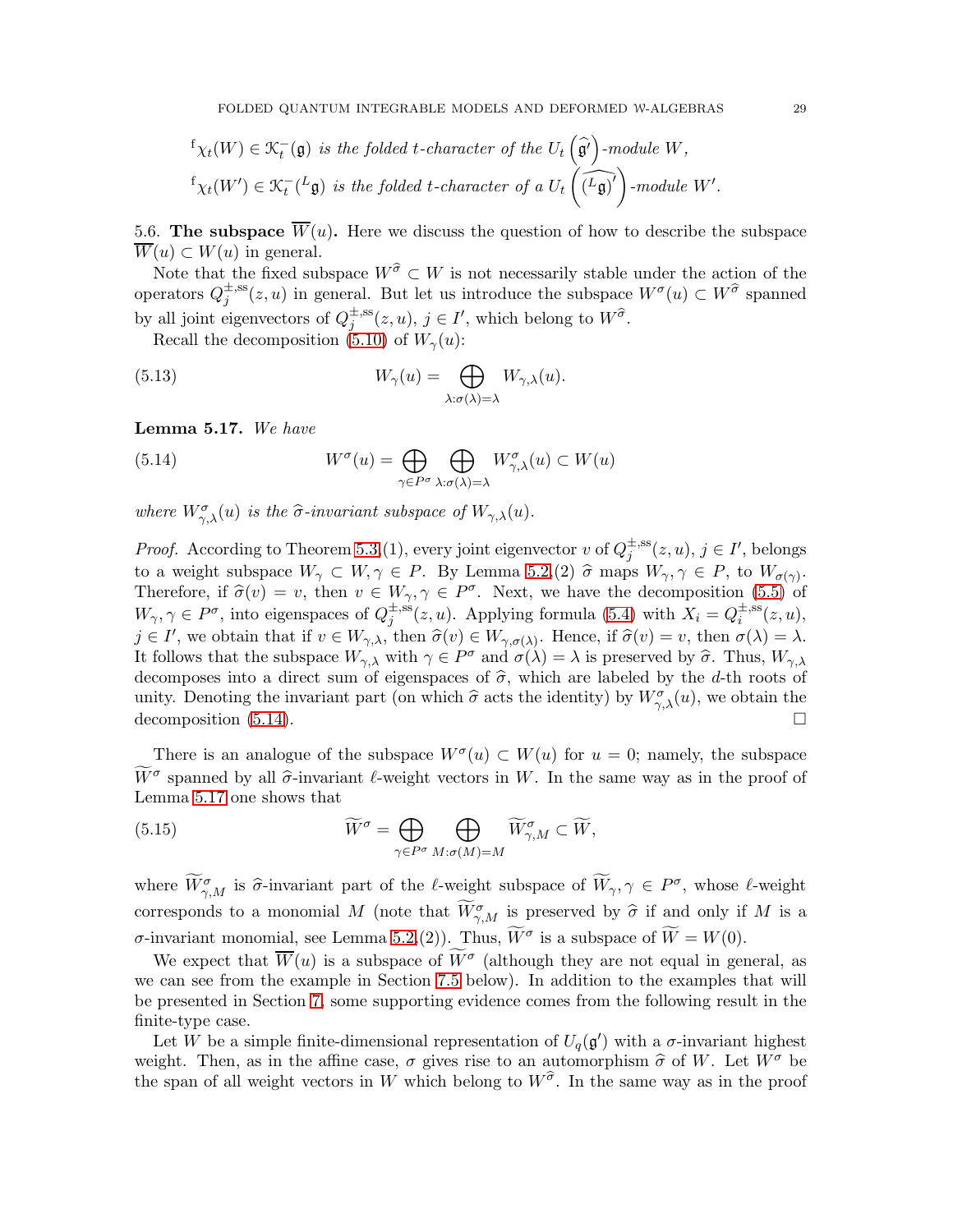$^{\mathrm{f}}\chi_t(W) \in \mathcal{K}_t^-(\mathfrak{g})$ *is the folded t-character of the* $U_t\left(\widehat{\mathfrak{g}'}\right)$*-module* $W$,

$^{\mathrm{f}}\chi_t(W') \in \mathcal{K}_t^-({}^L\mathfrak{g})$ *is the folded t-character of a* $U_t\left(\widehat{({}^L\mathfrak{g})'}\right)$*-module* $W'$.

**5.6. The subspace $\overline{W}(u)$.** Here we discuss the question of how to describe the subspace $\overline{W}(u) \subset W(u)$ in general.

Note that the fixed subspace $W^{\widehat{\sigma}} \subset W$ is not necessarily stable under the action of the operators $Q_j^{\pm,\mathrm{ss}}(z,u)$ in general. But let us introduce the subspace $W^\sigma(u) \subset W^{\widehat{\sigma}}$ spanned by all joint eigenvectors of $Q_j^{\pm,\mathrm{ss}}(z,u)$, $j \in I'$, which belong to $W^{\widehat{\sigma}}$.

Recall the decomposition (5.10) of $W_\gamma(u)$:

$$W_\gamma(u) = \bigoplus_{\lambda:\sigma(\lambda)=\lambda} W_{\gamma,\lambda}(u). \tag{5.13}$$

**Lemma 5.17.** *We have*

$$W^\sigma(u) = \bigoplus_{\gamma \in P^\sigma} \bigoplus_{\lambda:\sigma(\lambda)=\lambda} W^\sigma_{\gamma,\lambda}(u) \subset W(u) \tag{5.14}$$

*where $W^\sigma_{\gamma,\lambda}(u)$ is the $\widehat{\sigma}$-invariant subspace of $W_{\gamma,\lambda}(u)$.*

*Proof.* According to Theorem 5.3(1), every joint eigenvector $v$ of $Q_j^{\pm,\mathrm{ss}}(z,u)$, $j \in I'$, belongs to a weight subspace $W_\gamma \subset W, \gamma \in P$. By Lemma 5.2(2) $\widehat{\sigma}$ maps $W_\gamma, \gamma \in P$, to $W_{\sigma(\gamma)}$. Therefore, if $\widehat{\sigma}(v) = v$, then $v \in W_\gamma, \gamma \in P^\sigma$. Next, we have the decomposition (5.5) of $W_\gamma, \gamma \in P^\sigma$, into eigenspaces of $Q_j^{\pm,\mathrm{ss}}(z,u)$. Applying formula (5.4) with $X_i = Q_i^{\pm,\mathrm{ss}}(z,u)$, $j \in I'$, we obtain that if $v \in W_{\gamma,\lambda}$, then $\widehat{\sigma}(v) \in W_{\gamma,\sigma(\lambda)}$. Hence, if $\widehat{\sigma}(v) = v$, then $\sigma(\lambda) = \lambda$. It follows that the subspace $W_{\gamma,\lambda}$ with $\gamma \in P^\sigma$ and $\sigma(\lambda) = \lambda$ is preserved by $\widehat{\sigma}$. Thus, $W_{\gamma,\lambda}$ decomposes into a direct sum of eigenspaces of $\widehat{\sigma}$, which are labeled by the $d$-th roots of unity. Denoting the invariant part (on which $\widehat{\sigma}$ acts the identity) by $W^\sigma_{\gamma,\lambda}(u)$, we obtain the decomposition (5.14). $\square$

There is an analogue of the subspace $W^\sigma(u) \subset W(u)$ for $u = 0$; namely, the subspace $\widetilde{W}^\sigma$ spanned by all $\widehat{\sigma}$-invariant $\ell$-weight vectors in $W$. In the same way as in the proof of Lemma 5.17 one shows that

$$\widetilde{W}^\sigma = \bigoplus_{\gamma \in P^\sigma} \bigoplus_{M:\sigma(M)=M} \widetilde{W}^\sigma_{\gamma,M} \subset \widetilde{W}, \tag{5.15}$$

where $\widetilde{W}^\sigma_{\gamma,M}$ is $\widehat{\sigma}$-invariant part of the $\ell$-weight subspace of $\widetilde{W}_\gamma, \gamma \in P^\sigma$, whose $\ell$-weight corresponds to a monomial $M$ (note that $\widetilde{W}^\sigma_{\gamma,M}$ is preserved by $\widehat{\sigma}$ if and only if $M$ is a $\sigma$-invariant monomial, see Lemma 5.2(2)). Thus, $\widetilde{W}^\sigma$ is a subspace of $\widetilde{W} = W(0)$.

We expect that $\overline{W}(u)$ is a subspace of $\widetilde{W}^\sigma$ (although they are not equal in general, as we can see from the example in Section 7.5 below). In addition to the examples that will be presented in Section 7, some supporting evidence comes from the following result in the finite-type case.

Let $W$ be a simple finite-dimensional representation of $U_q(\mathfrak{g}')$ with a $\sigma$-invariant highest weight. Then, as in the affine case, $\sigma$ gives rise to an automorphism $\widehat{\sigma}$ of $W$. Let $W^\sigma$ be the span of all weight vectors in $W$ which belong to $W^{\widehat{\sigma}}$. In the same way as in the proof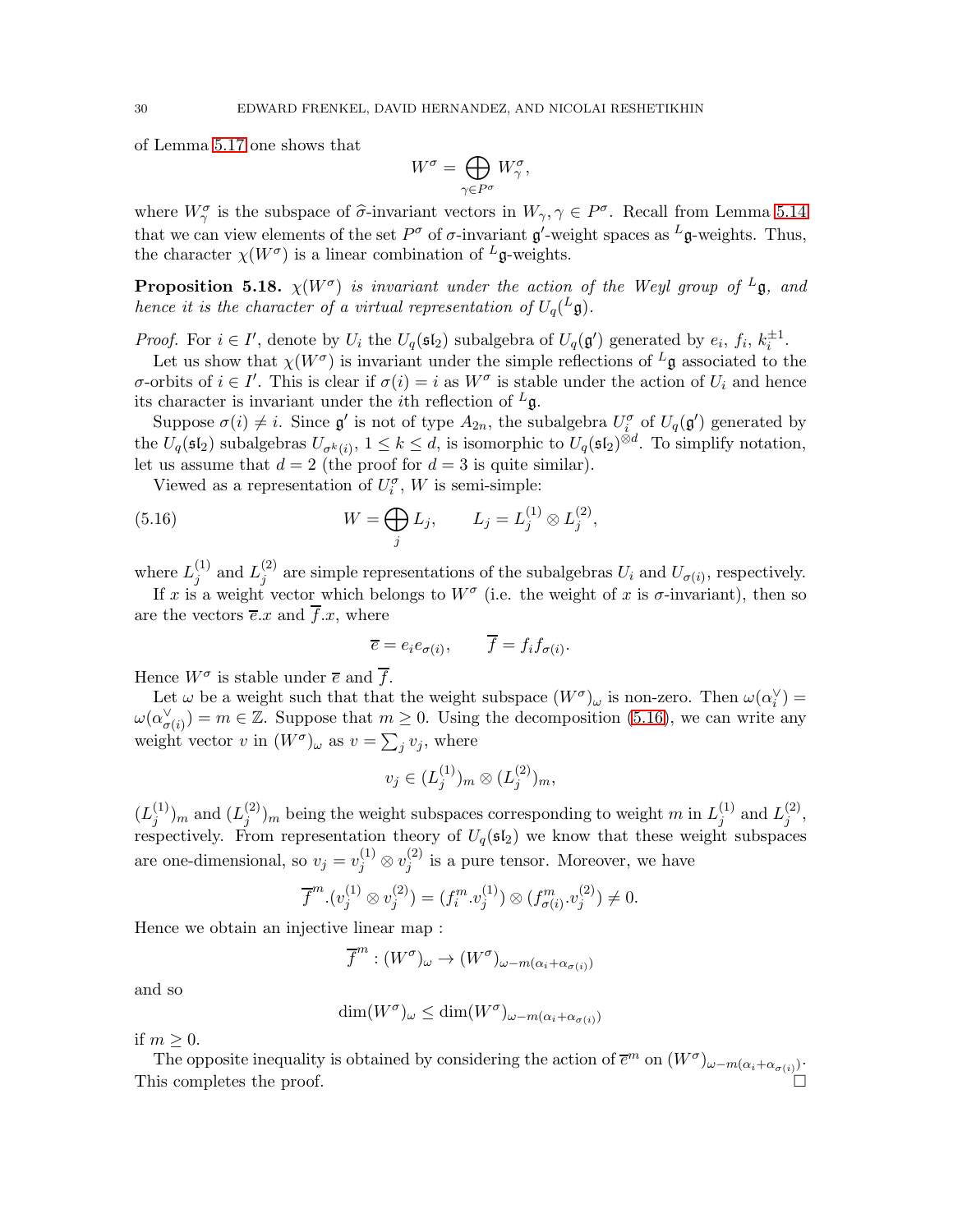of Lemma 5.17 one shows that

$$W^\sigma = \bigoplus_{\gamma \in P^\sigma} W^\sigma_\gamma,$$

where $W^\sigma_\gamma$ is the subspace of $\widehat{\sigma}$-invariant vectors in $W_\gamma, \gamma \in P^\sigma$. Recall from Lemma 5.14 that we can view elements of the set $P^\sigma$ of $\sigma$-invariant $\mathfrak{g}'$-weight spaces as ${}^L\mathfrak{g}$-weights. Thus, the character $\chi(W^\sigma)$ is a linear combination of ${}^L\mathfrak{g}$-weights.

**Proposition 5.18.** *$\chi(W^\sigma)$ is invariant under the action of the Weyl group of ${}^L\mathfrak{g}$, and hence it is the character of a virtual representation of $U_q({}^L\mathfrak{g})$.*

*Proof.* For $i \in I'$, denote by $U_i$ the $U_q(\mathfrak{sl}_2)$ subalgebra of $U_q(\mathfrak{g}')$ generated by $e_i$, $f_i$, $k_i^{\pm 1}$.

Let us show that $\chi(W^\sigma)$ is invariant under the simple reflections of ${}^L\mathfrak{g}$ associated to the $\sigma$-orbits of $i \in I'$. This is clear if $\sigma(i) = i$ as $W^\sigma$ is stable under the action of $U_i$ and hence its character is invariant under the $i$th reflection of ${}^L\mathfrak{g}$.

Suppose $\sigma(i) \neq i$. Since $\mathfrak{g}'$ is not of type $A_{2n}$, the subalgebra $U_i^\sigma$ of $U_q(\mathfrak{g}')$ generated by the $U_q(\mathfrak{sl}_2)$ subalgebras $U_{\sigma^k(i)}$, $1 \leq k \leq d$, is isomorphic to $U_q(\mathfrak{sl}_2)^{\otimes d}$. To simplify notation, let us assume that $d = 2$ (the proof for $d = 3$ is quite similar).

Viewed as a representation of $U_i^\sigma$, $W$ is semi-simple:

$$W = \bigoplus_j L_j, \qquad L_j = L_j^{(1)} \otimes L_j^{(2)}, \tag{5.16}$$

where $L_j^{(1)}$ and $L_j^{(2)}$ are simple representations of the subalgebras $U_i$ and $U_{\sigma(i)}$, respectively.

If $x$ is a weight vector which belongs to $W^\sigma$ (i.e. the weight of $x$ is $\sigma$-invariant), then so are the vectors $\overline{e}.x$ and $\overline{f}.x$, where

$$\overline{e} = e_i e_{\sigma(i)}, \qquad \overline{f} = f_i f_{\sigma(i)}.$$

Hence $W^\sigma$ is stable under $\overline{e}$ and $\overline{f}$.

Let $\omega$ be a weight such that that the weight subspace $(W^\sigma)_\omega$ is non-zero. Then $\omega(\alpha_i^\vee) = \omega(\alpha_{\sigma(i)}^\vee) = m \in \mathbb{Z}$. Suppose that $m \geq 0$. Using the decomposition (5.16), we can write any weight vector $v$ in $(W^\sigma)_\omega$ as $v = \sum_j v_j$, where

$$v_j \in (L_j^{(1)})_m \otimes (L_j^{(2)})_m,$$

$(L_j^{(1)})_m$ and $(L_j^{(2)})_m$ being the weight subspaces corresponding to weight $m$ in $L_j^{(1)}$ and $L_j^{(2)}$, respectively. From representation theory of $U_q(\mathfrak{sl}_2)$ we know that these weight subspaces are one-dimensional, so $v_j = v_j^{(1)} \otimes v_j^{(2)}$ is a pure tensor. Moreover, we have

$$\overline{f}^m.(v_j^{(1)} \otimes v_j^{(2)}) = (f_i^m.v_j^{(1)}) \otimes (f_{\sigma(i)}^m.v_j^{(2)}) \neq 0.$$

Hence we obtain an injective linear map :

$$\overline{f}^m : (W^\sigma)_\omega \to (W^\sigma)_{\omega - m(\alpha_i + \alpha_{\sigma(i)})}$$

and so

$$\dim(W^\sigma)_\omega \leq \dim(W^\sigma)_{\omega - m(\alpha_i + \alpha_{\sigma(i)})}$$

if $m \geq 0$.

The opposite inequality is obtained by considering the action of $\overline{e}^m$ on $(W^\sigma)_{\omega - m(\alpha_i + \alpha_{\sigma(i)})}$. This completes the proof. $\square$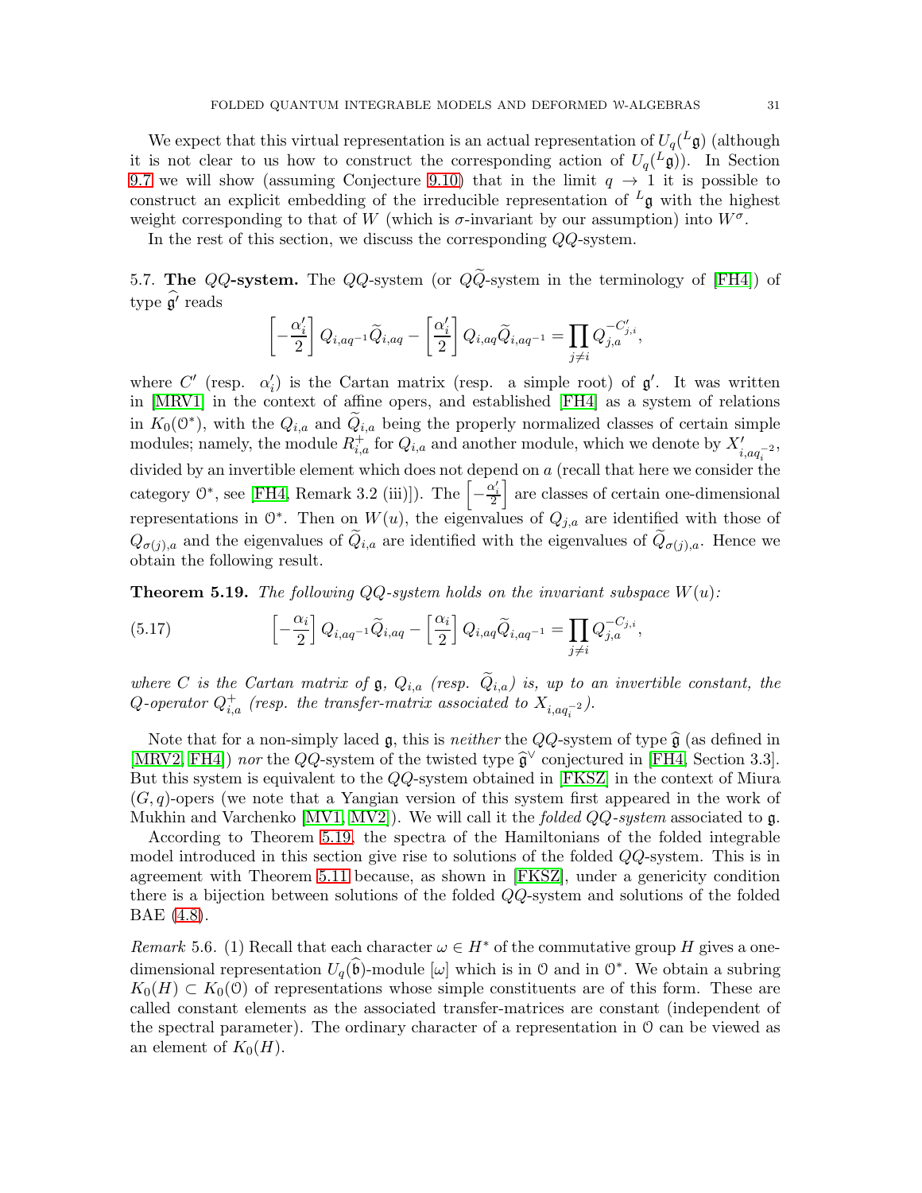We expect that this virtual representation is an actual representation of $U_q({}^L\mathfrak{g})$ (although it is not clear to us how to construct the corresponding action of $U_q({}^L\mathfrak{g})$). In Section 9.7 we will show (assuming Conjecture 9.10) that in the limit $q \to 1$ it is possible to construct an explicit embedding of the irreducible representation of ${}^L\mathfrak{g}$ with the highest weight corresponding to that of $W$ (which is $\sigma$-invariant by our assumption) into $W^\sigma$.

In the rest of this section, we discuss the corresponding $QQ$-system.

5.7. **The $QQ$-system.** The $QQ$-system (or $Q\widetilde{Q}$-system in the terminology of [FH4]) of type $\widehat{\mathfrak{g}}'$ reads

$$\left[-\frac{\alpha_i'}{2}\right] Q_{i,aq^{-1}}\widetilde{Q}_{i,aq} - \left[\frac{\alpha_i'}{2}\right] Q_{i,aq}\widetilde{Q}_{i,aq^{-1}} = \prod_{j\neq i} Q_{j,a}^{-C'_{j,i}},$$

where $C'$ (resp. $\alpha_i'$) is the Cartan matrix (resp. a simple root) of $\mathfrak{g}'$. It was written in [MRV1] in the context of affine opers, and established [FH4] as a system of relations in $K_0(\mathcal{O}^*)$, with the $Q_{i,a}$ and $\widetilde{Q}_{i,a}$ being the properly normalized classes of certain simple modules; namely, the module $R_{i,a}^+$ for $Q_{i,a}$ and another module, which we denote by $X'_{i,aq_i^{-2}}$, divided by an invertible element which does not depend on $a$ (recall that here we consider the category $\mathcal{O}^*$, see [FH4, Remark 3.2 (iii)]). The $\left[-\frac{\alpha_i'}{2}\right]$ are classes of certain one-dimensional representations in $\mathcal{O}^*$. Then on $W(u)$, the eigenvalues of $Q_{j,a}$ are identified with those of $Q_{\sigma(j),a}$ and the eigenvalues of $\widetilde{Q}_{i,a}$ are identified with the eigenvalues of $\widetilde{Q}_{\sigma(j),a}$. Hence we obtain the following result.

**Theorem 5.19.** *The following $QQ$-system holds on the invariant subspace $W(u)$:*

$$\left[-\frac{\alpha_i}{2}\right] Q_{i,aq^{-1}}\widetilde{Q}_{i,aq} - \left[\frac{\alpha_i}{2}\right] Q_{i,aq}\widetilde{Q}_{i,aq^{-1}} = \prod_{j\neq i} Q_{j,a}^{-C_{j,i}}, \tag{5.17}$$

*where $C$ is the Cartan matrix of $\mathfrak{g}$, $Q_{i,a}$ (resp. $\widetilde{Q}_{i,a}$) is, up to an invertible constant, the $Q$-operator $Q_{i,a}^+$ (resp. the transfer-matrix associated to $X_{i,aq_i^{-2}}$).*

Note that for a non-simply laced $\mathfrak{g}$, this is *neither* the $QQ$-system of type $\widehat{\mathfrak{g}}$ (as defined in [MRV2, FH4]) *nor* the $QQ$-system of the twisted type $\widehat{\mathfrak{g}}^\vee$ conjectured in [FH4, Section 3.3]. But this system is equivalent to the $QQ$-system obtained in [FKSZ] in the context of Miura $(G,q)$-opers (we note that a Yangian version of this system first appeared in the work of Mukhin and Varchenko [MV1, MV2]). We will call it the *folded $QQ$-system* associated to $\mathfrak{g}$.

According to Theorem 5.19, the spectra of the Hamiltonians of the folded integrable model introduced in this section give rise to solutions of the folded $QQ$-system. This is in agreement with Theorem 5.11 because, as shown in [FKSZ], under a genericity condition there is a bijection between solutions of the folded $QQ$-system and solutions of the folded BAE (4.8).

*Remark* 5.6. (1) Recall that each character $\omega \in H^*$ of the commutative group $H$ gives a one-dimensional representation $U_q(\widehat{\mathfrak{b}})$-module $[\omega]$ which is in $\mathcal{O}$ and in $\mathcal{O}^*$. We obtain a subring $K_0(H) \subset K_0(\mathcal{O})$ of representations whose simple constituents are of this form. These are called constant elements as the associated transfer-matrices are constant (independent of the spectral parameter). The ordinary character of a representation in $\mathcal{O}$ can be viewed as an element of $K_0(H)$.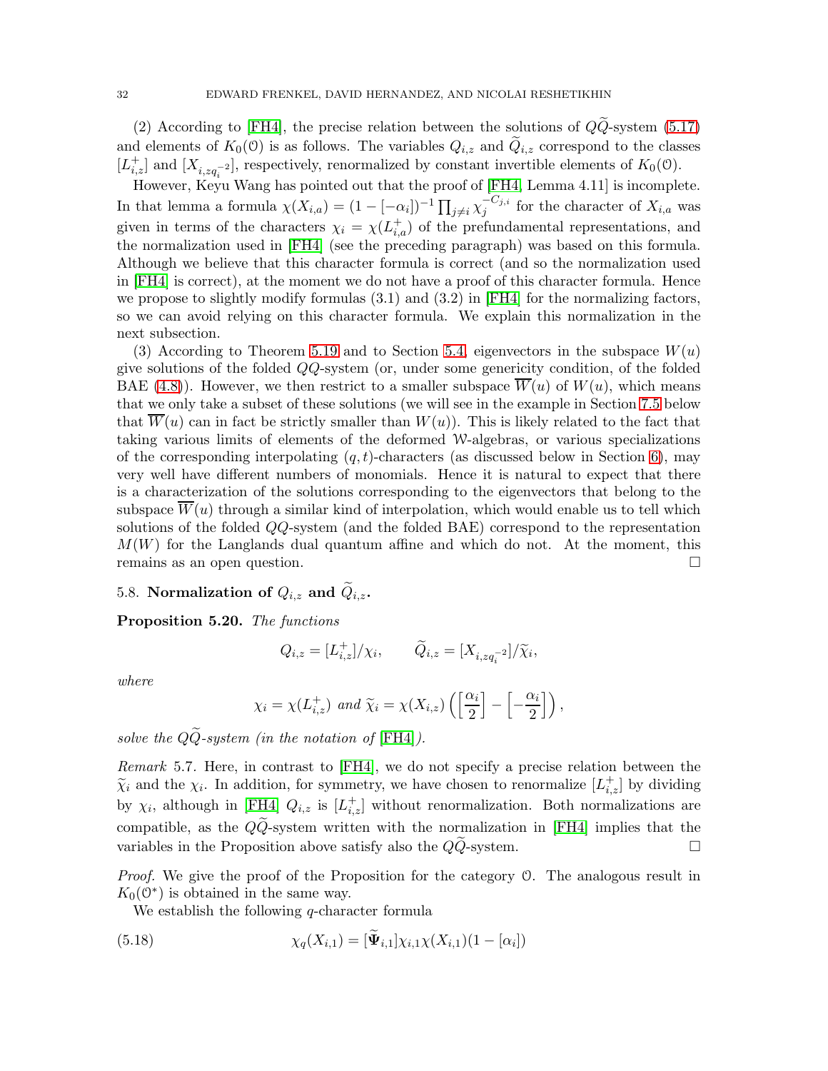(2) According to [FH4], the precise relation between the solutions of $Q\widetilde{Q}$-system (5.17) and elements of $K_0(\mathcal{O})$ is as follows. The variables $Q_{i,z}$ and $\widetilde{Q}_{i,z}$ correspond to the classes $[L^+_{i,z}]$ and $[X_{i,zq_i^{-2}}]$, respectively, renormalized by constant invertible elements of $K_0(\mathcal{O})$.

However, Keyu Wang has pointed out that the proof of [FH4, Lemma 4.11] is incomplete. In that lemma a formula $\chi(X_{i,a}) = (1-[-\alpha_i])^{-1}\prod_{j\neq i}\chi_j^{-C_{j,i}}$ for the character of $X_{i,a}$ was given in terms of the characters $\chi_i = \chi(L^+_{i,a})$ of the prefundamental representations, and the normalization used in [FH4] (see the preceding paragraph) was based on this formula. Although we believe that this character formula is correct (and so the normalization used in [FH4] is correct), at the moment we do not have a proof of this character formula. Hence we propose to slightly modify formulas (3.1) and (3.2) in [FH4] for the normalizing factors, so we can avoid relying on this character formula. We explain this normalization in the next subsection.

(3) According to Theorem 5.19 and to Section 5.4, eigenvectors in the subspace $W(u)$ give solutions of the folded $QQ$-system (or, under some genericity condition, of the folded BAE (4.8)). However, we then restrict to a smaller subspace $\overline{W}(u)$ of $W(u)$, which means that we only take a subset of these solutions (we will see in the example in Section 7.5 below that $\overline{W}(u)$ can in fact be strictly smaller than $W(u)$). This is likely related to the fact that taking various limits of elements of the deformed $\mathcal{W}$-algebras, or various specializations of the corresponding interpolating $(q,t)$-characters (as discussed below in Section 6), may very well have different numbers of monomials. Hence it is natural to expect that there is a characterization of the solutions corresponding to the eigenvectors that belong to the subspace $\overline{W}(u)$ through a similar kind of interpolation, which would enable us to tell which solutions of the folded $QQ$-system (and the folded BAE) correspond to the representation $M(W)$ for the Langlands dual quantum affine and which do not. At the moment, this remains as an open question. $\square$

### 5.8. Normalization of $Q_{i,z}$ and $\widetilde{Q}_{i,z}$.

**Proposition 5.20.** *The functions*

$$Q_{i,z} = [L^+_{i,z}]/\chi_i, \qquad \widetilde{Q}_{i,z} = [X_{i,zq_i^{-2}}]/\widetilde{\chi}_i,$$

*where*

$$\chi_i = \chi(L^+_{i,z}) \text{ and } \widetilde{\chi}_i = \chi(X_{i,z})\left(\left[\frac{\alpha_i}{2}\right] - \left[-\frac{\alpha_i}{2}\right]\right),$$

*solve the $Q\widetilde{Q}$-system (in the notation of [FH4]).*

*Remark* 5.7. Here, in contrast to [FH4], we do not specify a precise relation between the $\widetilde{\chi}_i$ and the $\chi_i$. In addition, for symmetry, we have chosen to renormalize $[L^+_{i,z}]$ by dividing by $\chi_i$, although in [FH4] $Q_{i,z}$ is $[L^+_{i,z}]$ without renormalization. Both normalizations are compatible, as the $Q\widetilde{Q}$-system written with the normalization in [FH4] implies that the variables in the Proposition above satisfy also the $Q\widetilde{Q}$-system. $\square$

*Proof.* We give the proof of the Proposition for the category $\mathcal{O}$. The analogous result in $K_0(\mathcal{O}^*)$ is obtained in the same way.

We establish the following $q$-character formula

$$\chi_q(X_{i,1}) = [\widetilde{\mathbf{\Psi}}_{i,1}]\chi_{i,1}\chi(X_{i,1})(1-[\alpha_i]) \tag{5.18}$$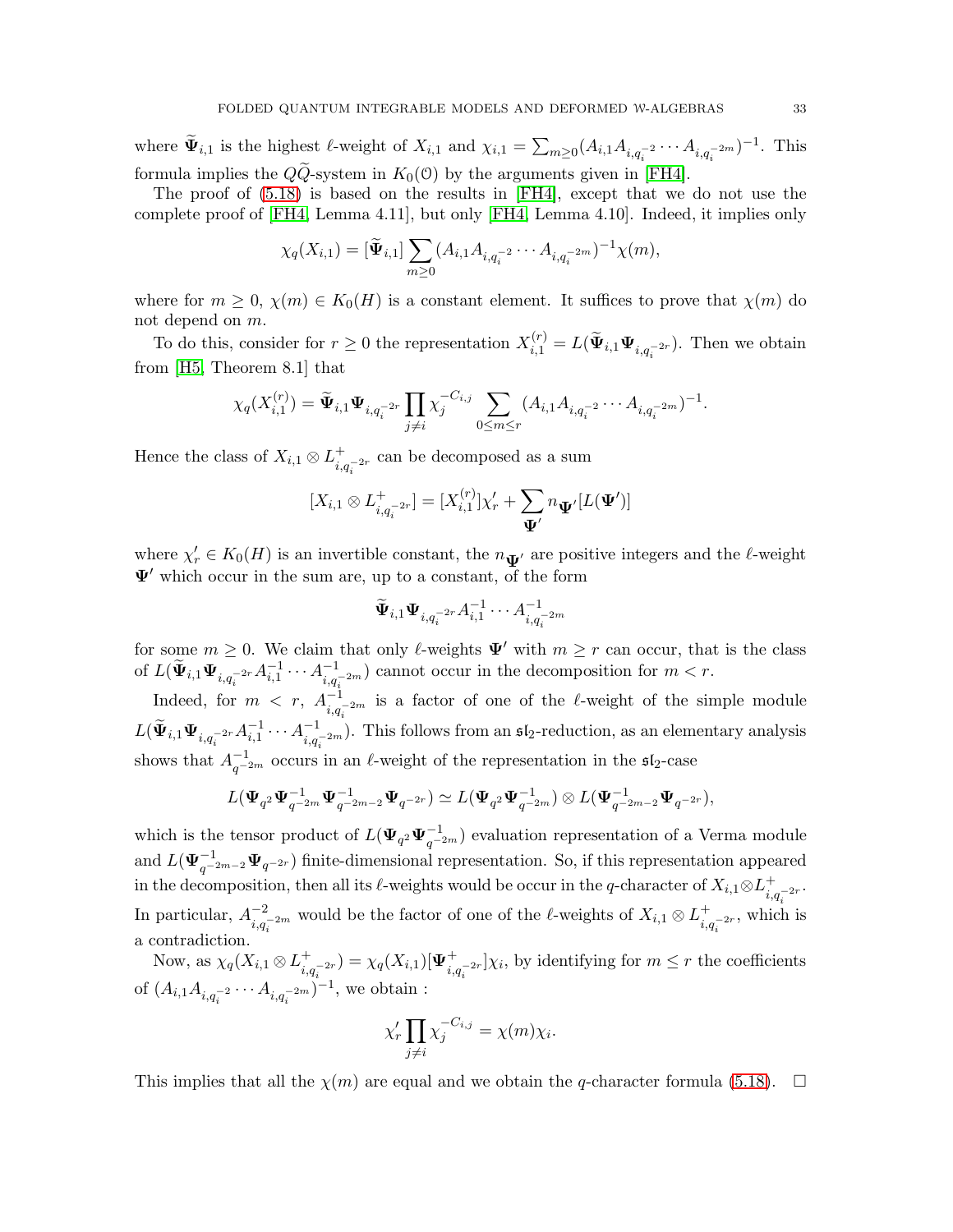where $\widetilde{\mathbf{\Psi}}_{i,1}$ is the highest $\ell$-weight of $X_{i,1}$ and $\chi_{i,1} = \sum_{m\geq 0}(A_{i,1}A_{i,q_i^{-2}}\cdots A_{i,q_i^{-2m}})^{-1}$. This formula implies the $Q\widetilde{Q}$-system in $K_0(\mathcal{O})$ by the arguments given in [FH4].

The proof of (5.18) is based on the results in [FH4], except that we do not use the complete proof of [FH4, Lemma 4.11], but only [FH4, Lemma 4.10]. Indeed, it implies only

$$\chi_q(X_{i,1}) = [\widetilde{\mathbf{\Psi}}_{i,1}]\sum_{m\geq 0}(A_{i,1}A_{i,q_i^{-2}}\cdots A_{i,q_i^{-2m}})^{-1}\chi(m),$$

where for $m \geq 0$, $\chi(m) \in K_0(H)$ is a constant element. It suffices to prove that $\chi(m)$ do not depend on $m$.

To do this, consider for $r \geq 0$ the representation $X_{i,1}^{(r)} = L(\widetilde{\mathbf{\Psi}}_{i,1}\mathbf{\Psi}_{i,q_i^{-2r}})$. Then we obtain from [H5, Theorem 8.1] that

$$\chi_q(X_{i,1}^{(r)}) = \widetilde{\mathbf{\Psi}}_{i,1}\mathbf{\Psi}_{i,q_i^{-2r}}\prod_{j\neq i}\chi_j^{-C_{i,j}}\sum_{0\leq m\leq r}(A_{i,1}A_{i,q_i^{-2}}\cdots A_{i,q_i^{-2m}})^{-1}.$$

Hence the class of $X_{i,1}\otimes L^+_{i,q_i^{-2r}}$ can be decomposed as a sum

$$[X_{i,1}\otimes L^+_{i,q_i^{-2r}}] = [X_{i,1}^{(r)}]\chi_r' + \sum_{\mathbf{\Psi}'} n_{\mathbf{\Psi}'}[L(\mathbf{\Psi}')]$$

where $\chi_r' \in K_0(H)$ is an invertible constant, the $n_{\mathbf{\Psi}'}$ are positive integers and the $\ell$-weight $\mathbf{\Psi}'$ which occur in the sum are, up to a constant, of the form

$$\widetilde{\mathbf{\Psi}}_{i,1}\mathbf{\Psi}_{i,q_i^{-2r}}A_{i,1}^{-1}\cdots A_{i,q_i^{-2m}}^{-1}$$

for some $m \geq 0$. We claim that only $\ell$-weights $\mathbf{\Psi}'$ with $m \geq r$ can occur, that is the class of $L(\widetilde{\mathbf{\Psi}}_{i,1}\mathbf{\Psi}_{i,q_i^{-2r}}A_{i,1}^{-1}\cdots A_{i,q_i^{-2m}}^{-1})$ cannot occur in the decomposition for $m < r$.

Indeed, for $m < r$, $A_{i,q_i^{-2m}}^{-1}$ is a factor of one of the $\ell$-weight of the simple module $L(\widetilde{\mathbf{\Psi}}_{i,1}\mathbf{\Psi}_{i,q_i^{-2r}}A_{i,1}^{-1}\cdots A_{i,q_i^{-2m}}^{-1})$. This follows from an $\mathfrak{sl}_2$-reduction, as an elementary analysis shows that $A_{q^{-2m}}^{-1}$ occurs in an $\ell$-weight of the representation in the $\mathfrak{sl}_2$-case

$$L(\mathbf{\Psi}_{q^2}\mathbf{\Psi}_{q^{-2m}}^{-1}\mathbf{\Psi}_{q^{-2m-2}}^{-1}\mathbf{\Psi}_{q^{-2r}}) \simeq L(\mathbf{\Psi}_{q^2}\mathbf{\Psi}_{q^{-2m}}^{-1})\otimes L(\mathbf{\Psi}_{q^{-2m-2}}^{-1}\mathbf{\Psi}_{q^{-2r}}),$$

which is the tensor product of $L(\mathbf{\Psi}_{q^2}\mathbf{\Psi}_{q^{-2m}}^{-1})$ evaluation representation of a Verma module and $L(\mathbf{\Psi}_{q^{-2m-2}}^{-1}\mathbf{\Psi}_{q^{-2r}})$ finite-dimensional representation. So, if this representation appeared in the decomposition, then all its $\ell$-weights would be occur in the $q$-character of $X_{i,1}\otimes L^+_{i,q_i^{-2r}}$. In particular, $A_{i,q_i^{-2m}}^{-2}$ would be the factor of one of the $\ell$-weights of $X_{i,1}\otimes L^+_{i,q_i^{-2r}}$, which is a contradiction.

Now, as $\chi_q(X_{i,1}\otimes L^+_{i,q_i^{-2r}}) = \chi_q(X_{i,1})[\mathbf{\Psi}^+_{i,q_i^{-2r}}]\chi_i$, by identifying for $m \leq r$ the coefficients of $(A_{i,1}A_{i,q_i^{-2}}\cdots A_{i,q_i^{-2m}})^{-1}$, we obtain :

$$\chi_r'\prod_{j\neq i}\chi_j^{-C_{i,j}} = \chi(m)\chi_i.$$

This implies that all the $\chi(m)$ are equal and we obtain the $q$-character formula (5.18). $\square$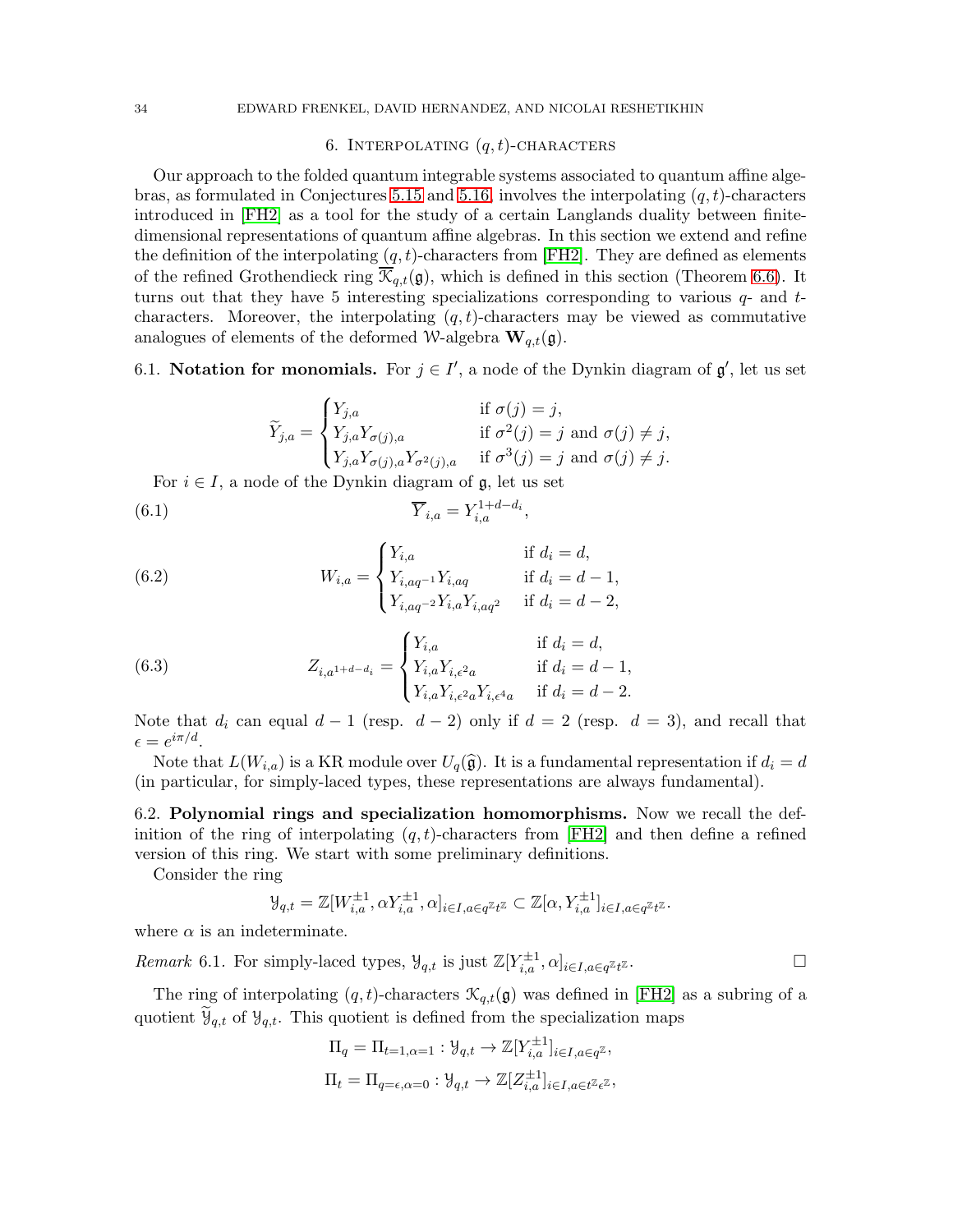## 6. Interpolating $(q,t)$-characters

Our approach to the folded quantum integrable systems associated to quantum affine algebras, as formulated in Conjectures 5.15 and 5.16, involves the interpolating $(q,t)$-characters introduced in [FH2] as a tool for the study of a certain Langlands duality between finite-dimensional representations of quantum affine algebras. In this section we extend and refine the definition of the interpolating $(q,t)$-characters from [FH2]. They are defined as elements of the refined Grothendieck ring $\overline{\mathcal{K}}_{q,t}(\mathfrak{g})$, which is defined in this section (Theorem 6.6). It turns out that they have 5 interesting specializations corresponding to various $q$- and $t$-characters. Moreover, the interpolating $(q,t)$-characters may be viewed as commutative analogues of elements of the deformed $\mathcal{W}$-algebra $\mathbf{W}_{q,t}(\mathfrak{g})$.

### 6.1. Notation for monomials.

For $j \in I'$, a node of the Dynkin diagram of $\mathfrak{g}'$, let us set

$$\widetilde{Y}_{j,a} = \begin{cases} Y_{j,a} & \text{if } \sigma(j) = j, \\ Y_{j,a}Y_{\sigma(j),a} & \text{if } \sigma^2(j) = j \text{ and } \sigma(j) \neq j, \\ Y_{j,a}Y_{\sigma(j),a}Y_{\sigma^2(j),a} & \text{if } \sigma^3(j) = j \text{ and } \sigma(j) \neq j. \end{cases}$$

For $i \in I$, a node of the Dynkin diagram of $\mathfrak{g}$, let us set

$$\overline{Y}_{i,a} = Y_{i,a}^{1+d-d_i}, \tag{6.1}$$

$$W_{i,a} = \begin{cases} Y_{i,a} & \text{if } d_i = d, \\ Y_{i,aq^{-1}}Y_{i,aq} & \text{if } d_i = d-1, \\ Y_{i,aq^{-2}}Y_{i,a}Y_{i,aq^2} & \text{if } d_i = d-2, \end{cases} \tag{6.2}$$

$$Z_{i,a^{1+d-d_i}} = \begin{cases} Y_{i,a} & \text{if } d_i = d, \\ Y_{i,a}Y_{i,\epsilon^2 a} & \text{if } d_i = d-1, \\ Y_{i,a}Y_{i,\epsilon^2 a}Y_{i,\epsilon^4 a} & \text{if } d_i = d-2. \end{cases} \tag{6.3}$$

Note that $d_i$ can equal $d-1$ (resp. $d-2$) only if $d=2$ (resp. $d=3$), and recall that $\epsilon = e^{i\pi/d}$.

Note that $L(W_{i,a})$ is a KR module over $U_q(\widehat{\mathfrak{g}})$. It is a fundamental representation if $d_i = d$ (in particular, for simply-laced types, these representations are always fundamental).

### 6.2. Polynomial rings and specialization homomorphisms.

Now we recall the definition of the ring of interpolating $(q,t)$-characters from [FH2] and then define a refined version of this ring. We start with some preliminary definitions.

Consider the ring

$$\mathcal{Y}_{q,t} = \mathbb{Z}[W_{i,a}^{\pm 1}, \alpha Y_{i,a}^{\pm 1}, \alpha]_{i \in I, a \in q^{\mathbb{Z}}t^{\mathbb{Z}}} \subset \mathbb{Z}[\alpha, Y_{i,a}^{\pm 1}]_{i \in I, a \in q^{\mathbb{Z}}t^{\mathbb{Z}}}.$$

where $\alpha$ is an indeterminate.

*Remark* 6.1. For simply-laced types, $\mathcal{Y}_{q,t}$ is just $\mathbb{Z}[Y_{i,a}^{\pm 1}, \alpha]_{i \in I, a \in q^{\mathbb{Z}}t^{\mathbb{Z}}}$. □

The ring of interpolating $(q,t)$-characters $\mathcal{K}_{q,t}(\mathfrak{g})$ was defined in [FH2] as a subring of a quotient $\widetilde{\mathcal{Y}}_{q,t}$ of $\mathcal{Y}_{q,t}$. This quotient is defined from the specialization maps

$$\Pi_q = \Pi_{t=1,\alpha=1} : \mathcal{Y}_{q,t} \to \mathbb{Z}[Y_{i,a}^{\pm 1}]_{i \in I, a \in q^{\mathbb{Z}}},$$

$$\Pi_t = \Pi_{q=\epsilon,\alpha=0} : \mathcal{Y}_{q,t} \to \mathbb{Z}[Z_{i,a}^{\pm 1}]_{i \in I, a \in t^{\mathbb{Z}}\epsilon^{\mathbb{Z}}},$$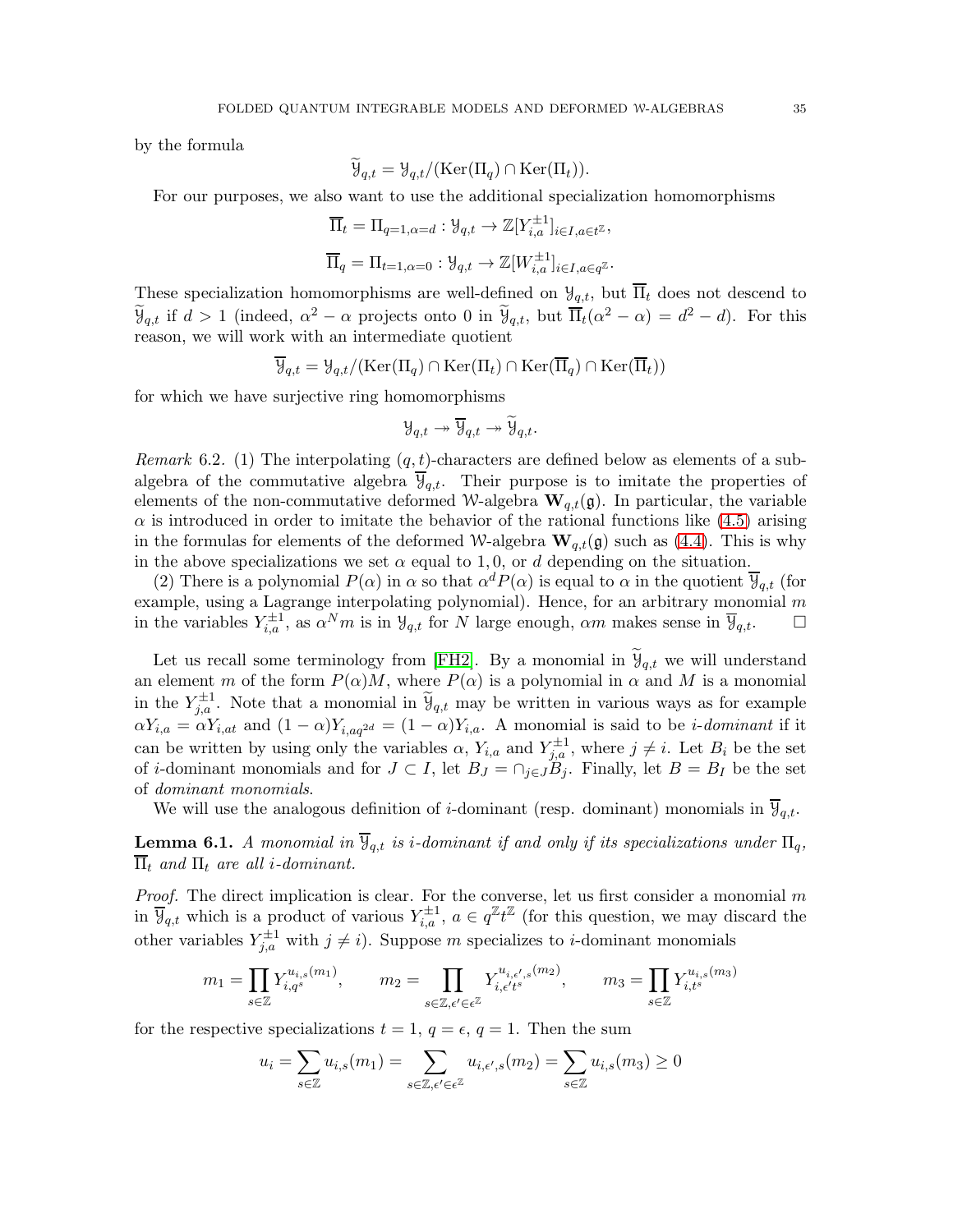by the formula

$$\widetilde{\mathcal{Y}}_{q,t} = \mathcal{Y}_{q,t}/(\mathrm{Ker}(\Pi_q) \cap \mathrm{Ker}(\Pi_t)).$$

For our purposes, we also want to use the additional specialization homomorphisms

$$\overline{\Pi}_t = \Pi_{q=1,\alpha=d} : \mathcal{Y}_{q,t} \to \mathbb{Z}[Y_{i,a}^{\pm 1}]_{i\in I, a\in t^{\mathbb{Z}}},$$

$$\overline{\Pi}_q = \Pi_{t=1,\alpha=0} : \mathcal{Y}_{q,t} \to \mathbb{Z}[W_{i,a}^{\pm 1}]_{i\in I, a\in q^{\mathbb{Z}}}.$$

These specialization homomorphisms are well-defined on $\mathcal{Y}_{q,t}$, but $\overline{\Pi}_t$ does not descend to $\widetilde{\mathcal{Y}}_{q,t}$ if $d > 1$ (indeed, $\alpha^2 - \alpha$ projects onto 0 in $\widetilde{\mathcal{Y}}_{q,t}$, but $\overline{\Pi}_t(\alpha^2 - \alpha) = d^2 - d$). For this reason, we will work with an intermediate quotient

$$\overline{\mathcal{Y}}_{q,t} = \mathcal{Y}_{q,t}/(\mathrm{Ker}(\Pi_q) \cap \mathrm{Ker}(\Pi_t) \cap \mathrm{Ker}(\overline{\Pi}_q) \cap \mathrm{Ker}(\overline{\Pi}_t))$$

for which we have surjective ring homomorphisms

$$\mathcal{Y}_{q,t} \twoheadrightarrow \overline{\mathcal{Y}}_{q,t} \twoheadrightarrow \widetilde{\mathcal{Y}}_{q,t}.$$

*Remark* 6.2. (1) The interpolating $(q,t)$-characters are defined below as elements of a subalgebra of the commutative algebra $\overline{\mathcal{Y}}_{q,t}$. Their purpose is to imitate the properties of elements of the non-commutative deformed $\mathcal{W}$-algebra $\mathbf{W}_{q,t}(\mathfrak{g})$. In particular, the variable $\alpha$ is introduced in order to imitate the behavior of the rational functions like (4.5) arising in the formulas for elements of the deformed $\mathcal{W}$-algebra $\mathbf{W}_{q,t}(\mathfrak{g})$ such as (4.4). This is why in the above specializations we set $\alpha$ equal to $1, 0$, or $d$ depending on the situation.

(2) There is a polynomial $P(\alpha)$ in $\alpha$ so that $\alpha^d P(\alpha)$ is equal to $\alpha$ in the quotient $\overline{\mathcal{Y}}_{q,t}$ (for example, using a Lagrange interpolating polynomial). Hence, for an arbitrary monomial $m$ in the variables $Y_{i,a}^{\pm 1}$, as $\alpha^N m$ is in $\mathcal{Y}_{q,t}$ for $N$ large enough, $\alpha m$ makes sense in $\overline{\mathcal{Y}}_{q,t}$. □

Let us recall some terminology from [FH2]. By a monomial in $\widetilde{\mathcal{Y}}_{q,t}$ we will understand an element $m$ of the form $P(\alpha)M$, where $P(\alpha)$ is a polynomial in $\alpha$ and $M$ is a monomial in the $Y_{j,a}^{\pm 1}$. Note that a monomial in $\widetilde{\mathcal{Y}}_{q,t}$ may be written in various ways as for example $\alpha Y_{i,a} = \alpha Y_{i,at}$ and $(1-\alpha)Y_{i,aq^{2d}} = (1-\alpha)Y_{i,a}$. A monomial is said to be *$i$-dominant* if it can be written by using only the variables $\alpha$, $Y_{i,a}$ and $Y_{j,a}^{\pm 1}$, where $j \neq i$. Let $B_i$ be the set of $i$-dominant monomials and for $J \subset I$, let $B_J = \cap_{j\in J} B_j$. Finally, let $B = B_I$ be the set of *dominant monomials*.

We will use the analogous definition of $i$-dominant (resp. dominant) monomials in $\overline{\mathcal{Y}}_{q,t}$.

**Lemma 6.1.** *A monomial in $\overline{\mathcal{Y}}_{q,t}$ is $i$-dominant if and only if its specializations under $\Pi_q$, $\overline{\Pi}_t$ and $\Pi_t$ are all $i$-dominant.*

*Proof.* The direct implication is clear. For the converse, let us first consider a monomial $m$ in $\overline{\mathcal{Y}}_{q,t}$ which is a product of various $Y_{i,a}^{\pm 1}$, $a \in q^{\mathbb{Z}} t^{\mathbb{Z}}$ (for this question, we may discard the other variables $Y_{j,a}^{\pm 1}$ with $j \neq i$). Suppose $m$ specializes to $i$-dominant monomials

$$m_1 = \prod_{s\in\mathbb{Z}} Y_{i,q^s}^{u_{i,s}(m_1)}, \qquad m_2 = \prod_{s\in\mathbb{Z}, \epsilon'\in\epsilon^{\mathbb{Z}}} Y_{i,\epsilon' t^s}^{u_{i,\epsilon',s}(m_2)}, \qquad m_3 = \prod_{s\in\mathbb{Z}} Y_{i,t^s}^{u_{i,s}(m_3)}$$

for the respective specializations $t = 1$, $q = \epsilon$, $q = 1$. Then the sum

$$u_i = \sum_{s\in\mathbb{Z}} u_{i,s}(m_1) = \sum_{s\in\mathbb{Z}, \epsilon'\in\epsilon^{\mathbb{Z}}} u_{i,\epsilon',s}(m_2) = \sum_{s\in\mathbb{Z}} u_{i,s}(m_3) \geq 0$$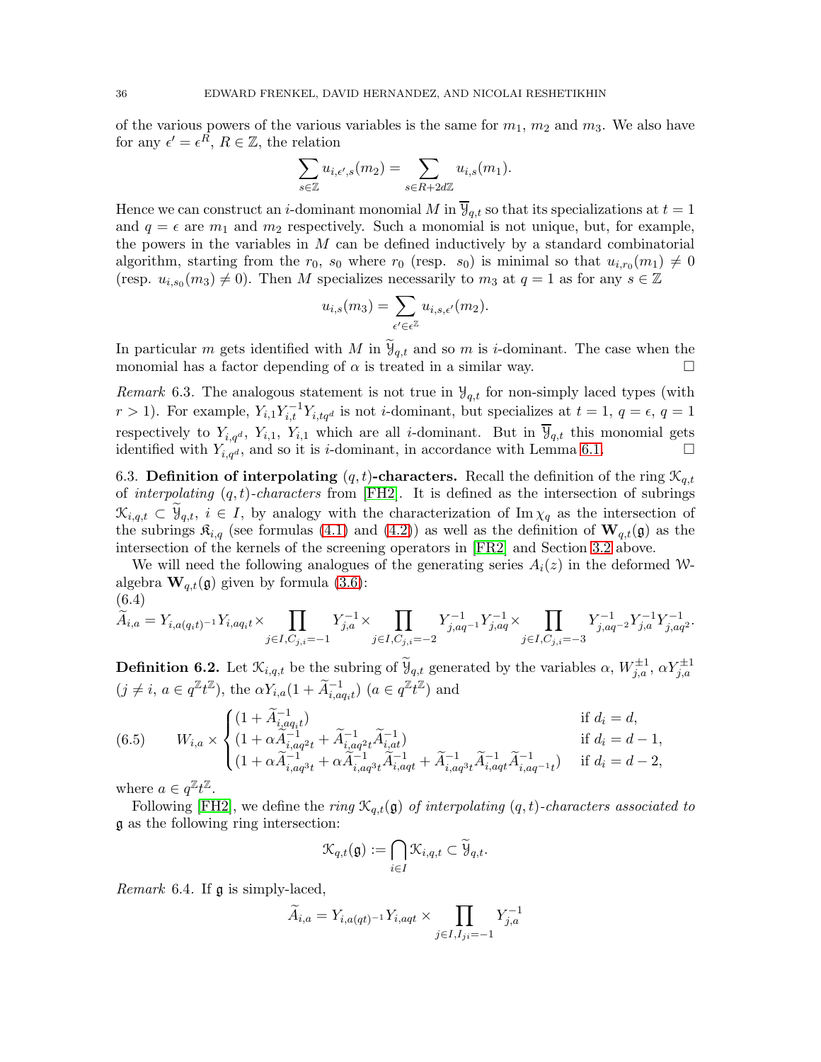of the various powers of the various variables is the same for $m_1$, $m_2$ and $m_3$. We also have for any $\epsilon' = \epsilon^R$, $R \in \mathbb{Z}$, the relation

$$\sum_{s\in\mathbb{Z}} u_{i,\epsilon',s}(m_2) = \sum_{s\in R+2d\mathbb{Z}} u_{i,s}(m_1).$$

Hence we can construct an $i$-dominant monomial $M$ in $\overline{\mathcal{Y}}_{q,t}$ so that its specializations at $t=1$ and $q=\epsilon$ are $m_1$ and $m_2$ respectively. Such a monomial is not unique, but, for example, the powers in the variables in $M$ can be defined inductively by a standard combinatorial algorithm, starting from the $r_0$, $s_0$ where $r_0$ (resp. $s_0$) is minimal so that $u_{i,r_0}(m_1) \neq 0$ (resp. $u_{i,s_0}(m_3) \neq 0$). Then $M$ specializes necessarily to $m_3$ at $q=1$ as for any $s \in \mathbb{Z}$

$$u_{i,s}(m_3) = \sum_{\epsilon' \in \epsilon^{\mathbb{Z}}} u_{i,s,\epsilon'}(m_2).$$

In particular $m$ gets identified with $M$ in $\widetilde{\mathcal{Y}}_{q,t}$ and so $m$ is $i$-dominant. The case when the monomial has a factor depending of $\alpha$ is treated in a similar way. $\square$

*Remark* 6.3. The analogous statement is not true in $\mathcal{Y}_{q,t}$ for non-simply laced types (with $r>1$). For example, $Y_{i,1}Y_{i,t}^{-1}Y_{i,tq^d}$ is not $i$-dominant, but specializes at $t=1$, $q=\epsilon$, $q=1$ respectively to $Y_{i,q^d}$, $Y_{i,1}$, $Y_{i,1}$ which are all $i$-dominant. But in $\overline{\mathcal{Y}}_{q,t}$ this monomial gets identified with $Y_{i,q^d}$, and so it is $i$-dominant, in accordance with Lemma 6.1. $\square$

6.3. **Definition of interpolating $(q,t)$-characters.** Recall the definition of the ring $\mathcal{K}_{q,t}$ of *interpolating* $(q,t)$*-characters* from [FH2]. It is defined as the intersection of subrings $\mathcal{K}_{i,q,t} \subset \widetilde{\mathcal{Y}}_{q,t}$, $i \in I$, by analogy with the characterization of $\operatorname{Im}\chi_q$ as the intersection of the subrings $\mathfrak{K}_{i,q}$ (see formulas (4.1) and (4.2)) as well as the definition of $\mathbf{W}_{q,t}(\mathfrak{g})$ as the intersection of the kernels of the screening operators in [FR2] and Section 3.2 above.

We will need the following analogues of the generating series $A_i(z)$ in the deformed $\mathcal{W}$-algebra $\mathbf{W}_{q,t}(\mathfrak{g})$ given by formula (3.6):

(6.4)
$$\widetilde{A}_{i,a} = Y_{i,a(q_it)^{-1}}Y_{i,aq_it} \times \prod_{j\in I, C_{j,i}=-1} Y_{j,a}^{-1} \times \prod_{j\in I, C_{j,i}=-2} Y_{j,aq^{-1}}^{-1}Y_{j,aq}^{-1} \times \prod_{j\in I, C_{j,i}=-3} Y_{j,aq^{-2}}^{-1}Y_{j,a}^{-1}Y_{j,aq^2}^{-1}.$$

**Definition 6.2.** Let $\mathcal{K}_{i,q,t}$ be the subring of $\widetilde{\mathcal{Y}}_{q,t}$ generated by the variables $\alpha$, $W_{j,a}^{\pm 1}$, $\alpha Y_{j,a}^{\pm 1}$ ($j \neq i$, $a \in q^{\mathbb{Z}}t^{\mathbb{Z}}$), the $\alpha Y_{i,a}(1+\widetilde{A}_{i,aq_it}^{-1})$ ($a \in q^{\mathbb{Z}}t^{\mathbb{Z}}$) and

$$(6.5) \qquad W_{i,a} \times \begin{cases} (1+\widetilde{A}_{i,aq_it}^{-1}) & \text{if } d_i = d, \\ (1+\alpha\widetilde{A}_{i,aq^2t}^{-1} + \widetilde{A}_{i,aq^2t}^{-1}\widetilde{A}_{i,at}^{-1}) & \text{if } d_i = d-1, \\ (1+\alpha\widetilde{A}_{i,aq^3t}^{-1} + \alpha\widetilde{A}_{i,aq^3t}^{-1}\widetilde{A}_{i,aqt}^{-1} + \widetilde{A}_{i,aq^3t}^{-1}\widetilde{A}_{i,aqt}^{-1}\widetilde{A}_{i,aq^{-1}t}^{-1}) & \text{if } d_i = d-2, \end{cases}$$

where $a \in q^{\mathbb{Z}}t^{\mathbb{Z}}$.

Following [FH2], we define the *ring* $\mathcal{K}_{q,t}(\mathfrak{g})$ *of interpolating* $(q,t)$*-characters associated to* $\mathfrak{g}$ as the following ring intersection:

$$\mathcal{K}_{q,t}(\mathfrak{g}) := \bigcap_{i\in I}\mathcal{K}_{i,q,t} \subset \widetilde{\mathcal{Y}}_{q,t}.$$

*Remark* 6.4. If $\mathfrak{g}$ is simply-laced,

$$\widetilde{A}_{i,a} = Y_{i,a(qt)^{-1}}Y_{i,aqt} \times \prod_{j\in I, I_{ji}=-1} Y_{j,a}^{-1}$$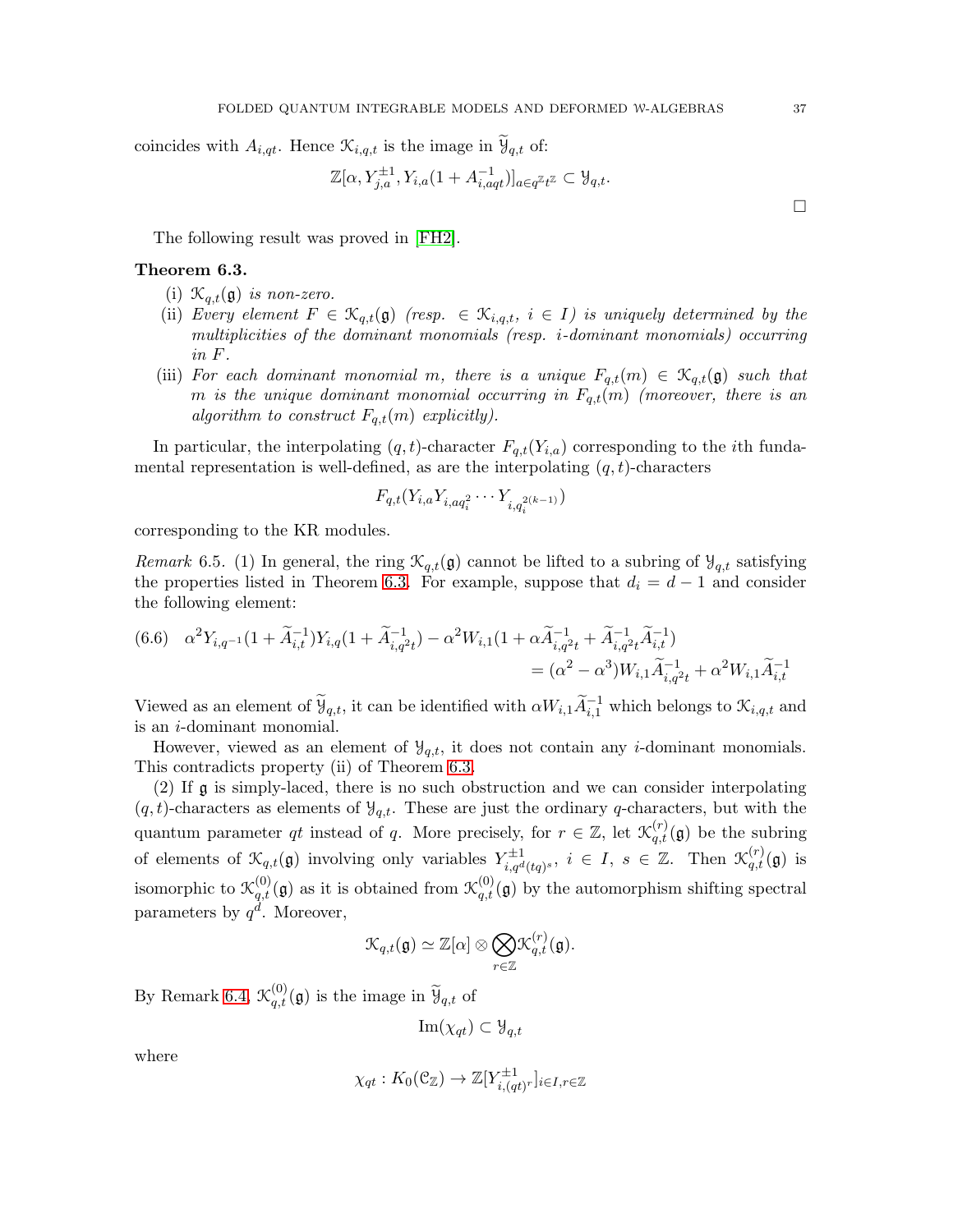coincides with $A_{i,qt}$. Hence $\mathcal{K}_{i,q,t}$ is the image in $\widetilde{\mathcal{Y}}_{q,t}$ of:

$$\mathbb{Z}[\alpha, Y_{j,a}^{\pm 1}, Y_{i,a}(1 + A_{i,aqt}^{-1})]_{a \in q^{\mathbb{Z}} t^{\mathbb{Z}}} \subset \mathcal{Y}_{q,t}.$$

□

The following result was proved in [FH2].

**Theorem 6.3.**

(i) *$\mathcal{K}_{q,t}(\mathfrak{g})$ is non-zero.*

(ii) *Every element $F \in \mathcal{K}_{q,t}(\mathfrak{g})$ (resp. $\in \mathcal{K}_{i,q,t}$, $i \in I$) is uniquely determined by the multiplicities of the dominant monomials (resp. $i$-dominant monomials) occurring in $F$.*

(iii) *For each dominant monomial $m$, there is a unique $F_{q,t}(m) \in \mathcal{K}_{q,t}(\mathfrak{g})$ such that $m$ is the unique dominant monomial occurring in $F_{q,t}(m)$ (moreover, there is an algorithm to construct $F_{q,t}(m)$ explicitly).*

In particular, the interpolating $(q,t)$-character $F_{q,t}(Y_{i,a})$ corresponding to the $i$th fundamental representation is well-defined, as are the interpolating $(q,t)$-characters

$$F_{q,t}(Y_{i,a} Y_{i,aq_i^2} \cdots Y_{i,q_i^{2(k-1)}})$$

corresponding to the KR modules.

*Remark* 6.5. (1) In general, the ring $\mathcal{K}_{q,t}(\mathfrak{g})$ cannot be lifted to a subring of $\mathcal{Y}_{q,t}$ satisfying the properties listed in Theorem 6.3. For example, suppose that $d_i = d - 1$ and consider the following element:

$$\begin{aligned}(6.6) \quad \alpha^2 Y_{i,q^{-1}}(1 + \widetilde{A}_{i,t}^{-1}) Y_{i,q}(1 + \widetilde{A}_{i,q^2 t}^{-1}) - \alpha^2 W_{i,1}(1 + \alpha \widetilde{A}_{i,q^2 t}^{-1} + \widetilde{A}_{i,q^2 t}^{-1} \widetilde{A}_{i,t}^{-1}) \\ = (\alpha^2 - \alpha^3) W_{i,1} \widetilde{A}_{i,q^2 t}^{-1} + \alpha^2 W_{i,1} \widetilde{A}_{i,t}^{-1}\end{aligned}$$

Viewed as an element of $\widetilde{\mathcal{Y}}_{q,t}$, it can be identified with $\alpha W_{i,1} \widetilde{A}_{i,1}^{-1}$ which belongs to $\mathcal{K}_{i,q,t}$ and is an $i$-dominant monomial.

However, viewed as an element of $\mathcal{Y}_{q,t}$, it does not contain any $i$-dominant monomials. This contradicts property (ii) of Theorem 6.3.

(2) If $\mathfrak{g}$ is simply-laced, there is no such obstruction and we can consider interpolating $(q,t)$-characters as elements of $\mathcal{Y}_{q,t}$. These are just the ordinary $q$-characters, but with the quantum parameter $qt$ instead of $q$. More precisely, for $r \in \mathbb{Z}$, let $\mathcal{K}_{q,t}^{(r)}(\mathfrak{g})$ be the subring of elements of $\mathcal{K}_{q,t}(\mathfrak{g})$ involving only variables $Y_{i,q^d(tq)^s}^{\pm 1}$, $i \in I$, $s \in \mathbb{Z}$. Then $\mathcal{K}_{q,t}^{(r)}(\mathfrak{g})$ is isomorphic to $\mathcal{K}_{q,t}^{(0)}(\mathfrak{g})$ as it is obtained from $\mathcal{K}_{q,t}^{(0)}(\mathfrak{g})$ by the automorphism shifting spectral parameters by $q^d$. Moreover,

$$\mathcal{K}_{q,t}(\mathfrak{g}) \simeq \mathbb{Z}[\alpha] \otimes \bigotimes_{r \in \mathbb{Z}} \mathcal{K}_{q,t}^{(r)}(\mathfrak{g}).$$

By Remark 6.4, $\mathcal{K}_{q,t}^{(0)}(\mathfrak{g})$ is the image in $\widetilde{\mathcal{Y}}_{q,t}$ of

$$\mathrm{Im}(\chi_{qt}) \subset \mathcal{Y}_{q,t}$$

where

$$\chi_{qt} : K_0(\mathcal{C}_{\mathbb{Z}}) \to \mathbb{Z}[Y_{i,(qt)^r}^{\pm 1}]_{i \in I, r \in \mathbb{Z}}$$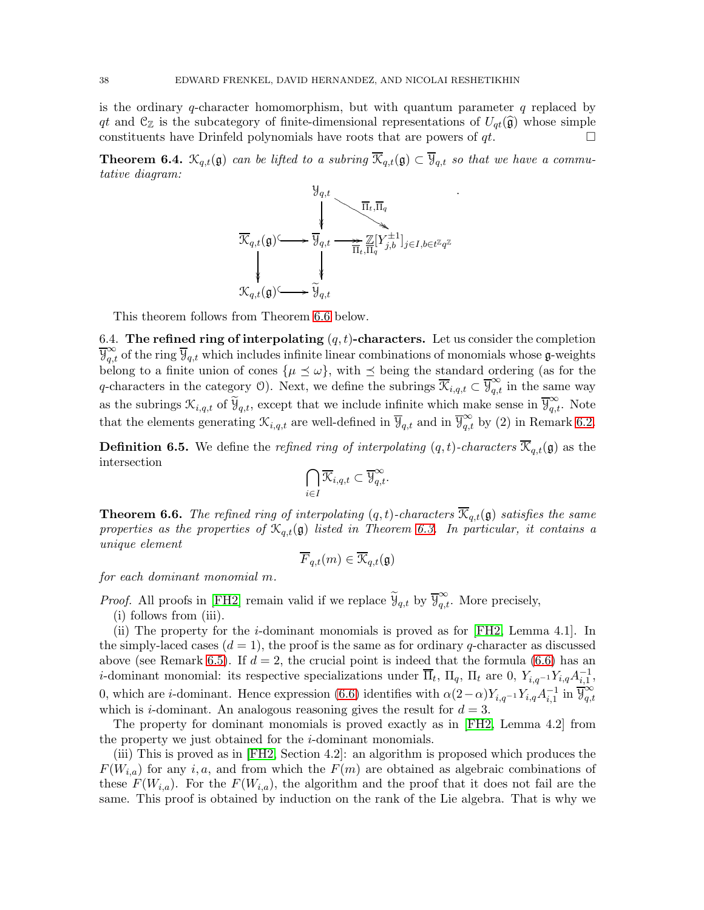is the ordinary $q$-character homomorphism, but with quantum parameter $q$ replaced by $qt$ and $\mathcal{C}_{\mathbb{Z}}$ is the subcategory of finite-dimensional representations of $U_{qt}(\widehat{\mathfrak{g}})$ whose simple constituents have Drinfeld polynomials have roots that are powers of $qt$. $\square$

**Theorem 6.4.** *$\mathcal{K}_{q,t}(\mathfrak{g})$ can be lifted to a subring $\overline{\mathcal{K}}_{q,t}(\mathfrak{g}) \subset \overline{\mathcal{Y}}_{q,t}$ so that we have a commutative diagram:*

$$
\begin{array}{ccccc}
 & & \mathcal{Y}_{q,t} & \xrightarrow{\overline{\Pi}_t,\overline{\Pi}_q} & \\
 & & \downarrow & & \\
\overline{\mathcal{K}}_{q,t}(\mathfrak{g}) & \hookrightarrow & \overline{\mathcal{Y}}_{q,t} & \xrightarrow[\overline{\Pi}_t,\overline{\Pi}_q]{} & \underline{\mathbb{Z}}[Y_{j,b}^{\pm 1}]_{j\in I, b\in t^{\mathbb{Z}}q^{\mathbb{Z}}} \\
\downarrow & & \downarrow & & \\
\mathcal{K}_{q,t}(\mathfrak{g}) & \hookrightarrow & \widetilde{\mathcal{Y}}_{q,t} & &
\end{array}
$$

This theorem follows from Theorem 6.6 below.

6.4. **The refined ring of interpolating $(q,t)$-characters.** Let us consider the completion $\overline{\mathcal{Y}}_{q,t}^{\infty}$ of the ring $\overline{\mathcal{Y}}_{q,t}$ which includes infinite linear combinations of monomials whose $\mathfrak{g}$-weights belong to a finite union of cones $\{\mu \preceq \omega\}$, with $\preceq$ being the standard ordering (as for the $q$-characters in the category $\mathcal{O}$). Next, we define the subrings $\overline{\mathcal{K}}_{i,q,t} \subset \overline{\mathcal{Y}}_{q,t}^{\infty}$ in the same way as the subrings $\mathcal{K}_{i,q,t}$ of $\widetilde{\mathcal{Y}}_{q,t}$, except that we include infinite which make sense in $\overline{\mathcal{Y}}_{q,t}^{\infty}$. Note that the elements generating $\mathcal{K}_{i,q,t}$ are well-defined in $\overline{\mathcal{Y}}_{q,t}$ and in $\overline{\mathcal{Y}}_{q,t}^{\infty}$ by (2) in Remark 6.2.

**Definition 6.5.** We define the *refined ring of interpolating $(q,t)$-characters* $\overline{\mathcal{K}}_{q,t}(\mathfrak{g})$ as the intersection

$$\bigcap_{i\in I} \overline{\mathcal{K}}_{i,q,t} \subset \overline{\mathcal{Y}}_{q,t}^{\infty}.$$

**Theorem 6.6.** *The refined ring of interpolating $(q,t)$-characters $\overline{\mathcal{K}}_{q,t}(\mathfrak{g})$ satisfies the same properties as the properties of $\mathcal{K}_{q,t}(\mathfrak{g})$ listed in Theorem 6.3. In particular, it contains a unique element*

$$\overline{F}_{q,t}(m) \in \overline{\mathcal{K}}_{q,t}(\mathfrak{g})$$

*for each dominant monomial $m$.*

*Proof.* All proofs in [FH2] remain valid if we replace $\widetilde{\mathcal{Y}}_{q,t}$ by $\overline{\mathcal{Y}}_{q,t}^{\infty}$. More precisely,

(i) follows from (iii).

(ii) The property for the $i$-dominant monomials is proved as for [FH2, Lemma 4.1]. In the simply-laced cases ($d=1$), the proof is the same as for ordinary $q$-character as discussed above (see Remark 6.5). If $d=2$, the crucial point is indeed that the formula (6.6) has an $i$-dominant monomial: its respective specializations under $\overline{\Pi}_t$, $\Pi_q$, $\Pi_t$ are $0$, $Y_{i,q^{-1}}Y_{i,q}A_{i,1}^{-1}$, $0$, which are $i$-dominant. Hence expression (6.6) identifies with $\alpha(2-\alpha)Y_{i,q^{-1}}Y_{i,q}A_{i,1}^{-1}$ in $\overline{\mathcal{Y}}_{q,t}^{\infty}$ which is $i$-dominant. An analogous reasoning gives the result for $d=3$.

The property for dominant monomials is proved exactly as in [FH2, Lemma 4.2] from the property we just obtained for the $i$-dominant monomials.

(iii) This is proved as in [FH2, Section 4.2]: an algorithm is proposed which produces the $F(W_{i,a})$ for any $i,a$, and from which the $F(m)$ are obtained as algebraic combinations of these $F(W_{i,a})$. For the $F(W_{i,a})$, the algorithm and the proof that it does not fail are the same. This proof is obtained by induction on the rank of the Lie algebra. That is why we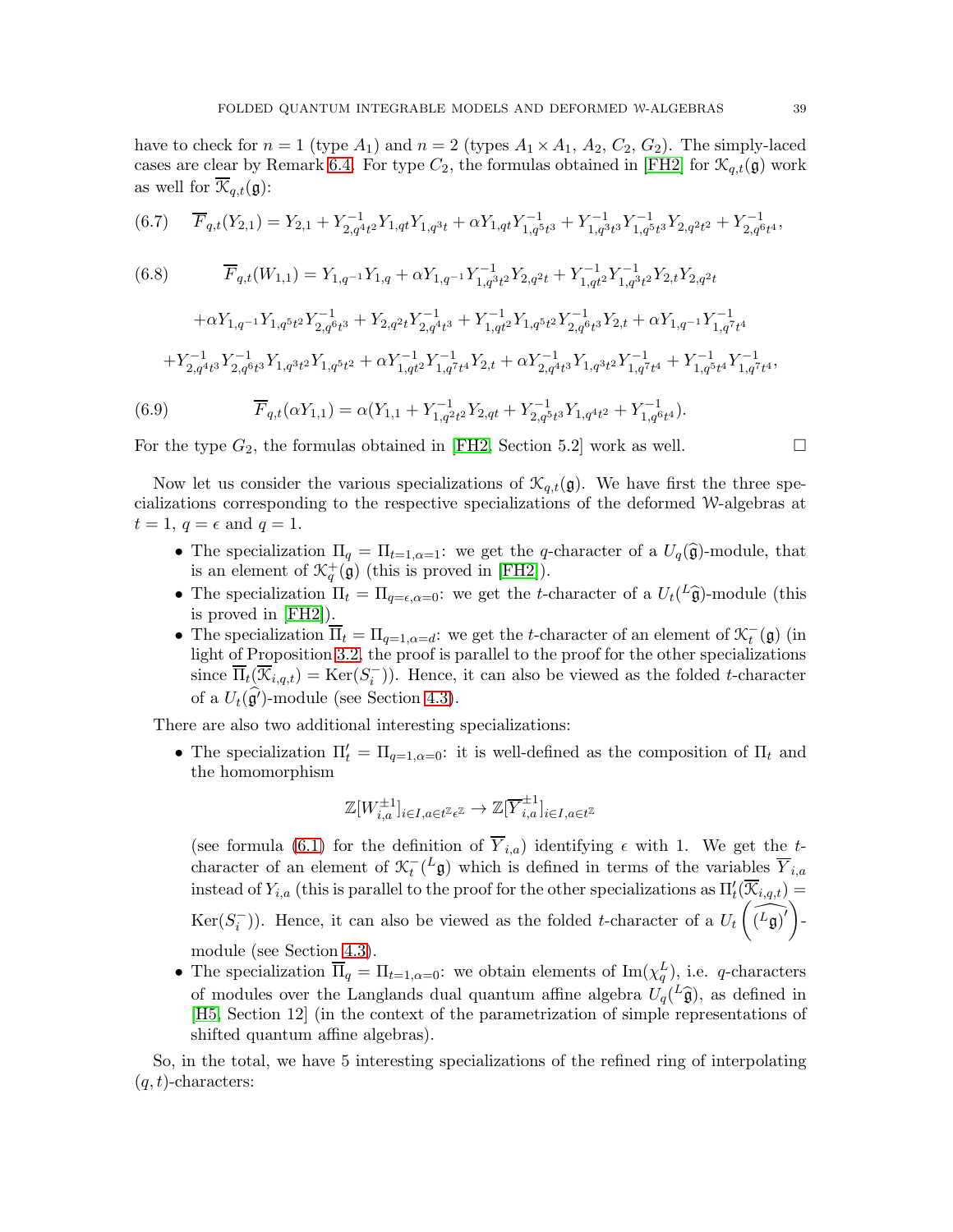have to check for $n = 1$ (type $A_1$) and $n = 2$ (types $A_1 \times A_1$, $A_2$, $C_2$, $G_2$). The simply-laced cases are clear by Remark 6.4. For type $C_2$, the formulas obtained in [FH2] for $\mathcal{K}_{q,t}(\mathfrak{g})$ work as well for $\overline{\mathcal{K}}_{q,t}(\mathfrak{g})$:

$$\overline{F}_{q,t}(Y_{2,1}) = Y_{2,1} + Y^{-1}_{2,q^4t^2}Y_{1,qt}Y_{1,q^3t} + \alpha Y_{1,qt}Y^{-1}_{1,q^5t^3} + Y^{-1}_{1,q^3t^3}Y^{-1}_{1,q^5t^3}Y_{2,q^2t^2} + Y^{-1}_{2,q^6t^4}, \tag{6.7}$$

$$\begin{aligned}\overline{F}_{q,t}(W_{1,1}) = {} & Y_{1,q^{-1}}Y_{1,q} + \alpha Y_{1,q^{-1}}Y^{-1}_{1,q^3t^2}Y_{2,q^2t} + Y^{-1}_{1,qt^2}Y^{-1}_{1,q^3t^2}Y_{2,t}Y_{2,q^2t} \\ & + \alpha Y_{1,q^{-1}}Y_{1,q^5t^2}Y^{-1}_{2,q^6t^3} + Y_{2,q^2t}Y^{-1}_{2,q^4t^3} + Y^{-1}_{1,qt^2}Y_{1,q^5t^2}Y^{-1}_{2,q^6t^3}Y_{2,t} + \alpha Y_{1,q^{-1}}Y^{-1}_{1,q^7t^4} \\ & + Y^{-1}_{2,q^4t^3}Y^{-1}_{2,q^6t^3}Y_{1,q^3t^2}Y_{1,q^5t^2} + \alpha Y^{-1}_{1,qt^2}Y^{-1}_{1,q^7t^4}Y_{2,t} + \alpha Y^{-1}_{2,q^4t^3}Y_{1,q^3t^2}Y^{-1}_{1,q^7t^4} + Y^{-1}_{1,q^5t^4}Y^{-1}_{1,q^7t^4},\end{aligned} \tag{6.8}$$

$$\overline{F}_{q,t}(\alpha Y_{1,1}) = \alpha(Y_{1,1} + Y^{-1}_{1,q^2t^2}Y_{2,qt} + Y^{-1}_{2,q^5t^3}Y_{1,q^4t^2} + Y^{-1}_{1,q^6t^4}). \tag{6.9}$$

For the type $G_2$, the formulas obtained in [FH2, Section 5.2] work as well. $\square$

Now let us consider the various specializations of $\mathcal{K}_{q,t}(\mathfrak{g})$. We have first the three specializations corresponding to the respective specializations of the deformed $\mathcal{W}$-algebras at $t = 1$, $q = \epsilon$ and $q = 1$.

- The specialization $\Pi_q = \Pi_{t=1,\alpha=1}$: we get the $q$-character of a $U_q(\widehat{\mathfrak{g}})$-module, that is an element of $\mathcal{K}^+_q(\mathfrak{g})$ (this is proved in [FH2]).
- The specialization $\Pi_t = \Pi_{q=\epsilon,\alpha=0}$: we get the $t$-character of a $U_t({}^L\widehat{\mathfrak{g}})$-module (this is proved in [FH2]).
- The specialization $\overline{\Pi}_t = \Pi_{q=1,\alpha=d}$: we get the $t$-character of an element of $\mathcal{K}^-_t(\mathfrak{g})$ (in light of Proposition 3.2, the proof is parallel to the proof for the other specializations since $\overline{\Pi}_t(\overline{\mathcal{K}}_{i,q,t}) = \mathrm{Ker}(S^-_i)$). Hence, it can also be viewed as the folded $t$-character of a $U_t(\widehat{\mathfrak{g}}')$-module (see Section 4.3).

There are also two additional interesting specializations:

- The specialization $\Pi'_t = \Pi_{q=1,\alpha=0}$: it is well-defined as the composition of $\Pi_t$ and the homomorphism
$$\mathbb{Z}[W^{\pm 1}_{i,a}]_{i\in I, a\in t^{\mathbb{Z}}\epsilon^{\mathbb{Z}}} \to \mathbb{Z}[\overline{Y}^{\pm 1}_{i,a}]_{i\in I, a\in t^{\mathbb{Z}}}$$
(see formula (6.1) for the definition of $\overline{Y}_{i,a}$) identifying $\epsilon$ with 1. We get the $t$-character of an element of $\mathcal{K}^-_t({}^L\mathfrak{g})$ which is defined in terms of the variables $\overline{Y}_{i,a}$ instead of $Y_{i,a}$ (this is parallel to the proof for the other specializations as $\Pi'_t(\overline{\mathcal{K}}_{i,q,t}) = \mathrm{Ker}(S^-_i)$). Hence, it can also be viewed as the folded $t$-character of a $U_t\left(\widehat{({}^L\mathfrak{g})'}\right)$-module (see Section 4.3).
- The specialization $\overline{\Pi}_q = \Pi_{t=1,\alpha=0}$: we obtain elements of $\mathrm{Im}(\chi^L_q)$, i.e. $q$-characters of modules over the Langlands dual quantum affine algebra $U_q({}^L\widehat{\mathfrak{g}})$, as defined in [H5, Section 12] (in the context of the parametrization of simple representations of shifted quantum affine algebras).

So, in the total, we have 5 interesting specializations of the refined ring of interpolating $(q,t)$-characters: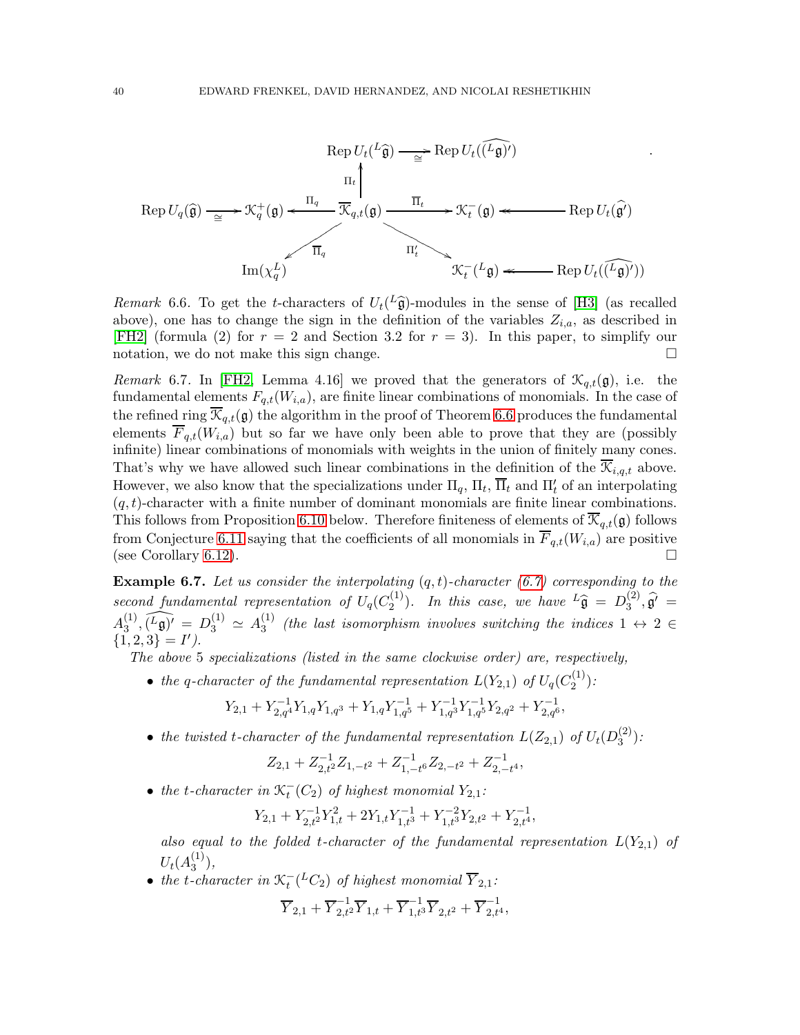$$
\begin{array}{ccccc}
 & & \operatorname{Rep} U_t({}^L\widehat{\mathfrak{g}}) \xrightarrow[\cong]{} \operatorname{Rep} U_t(\widehat{({}^L\mathfrak{g})'}) & & \\
 & & \uparrow \Pi_t & & \\
\operatorname{Rep} U_q(\widehat{\mathfrak{g}}) \xrightarrow[\cong]{} \mathcal{K}_q^+(\mathfrak{g}) & \xleftarrow{\Pi_q} & \overline{\mathcal{K}}_{q,t}(\mathfrak{g}) & \xrightarrow{\overline{\Pi}_t} & \mathcal{K}_t^-(\mathfrak{g}) \twoheadleftarrow \operatorname{Rep} U_t(\widehat{\mathfrak{g}}') \\
 & \swarrow \overline{\Pi}_q & & \searrow \Pi_t' & \\
\operatorname{Im}(\chi_q^L) & & & & \mathcal{K}_t^-({}^L\mathfrak{g}) \twoheadleftarrow \operatorname{Rep} U_t(\widehat{({}^L\mathfrak{g})'})
\end{array}
$$

*Remark* 6.6. To get the $t$-characters of $U_t({}^L\widehat{\mathfrak{g}})$-modules in the sense of [H3] (as recalled above), one has to change the sign in the definition of the variables $Z_{i,a}$, as described in [FH2] (formula (2) for $r=2$ and Section 3.2 for $r=3$). In this paper, to simplify our notation, we do not make this sign change. □

*Remark* 6.7. In [FH2, Lemma 4.16] we proved that the generators of $\mathcal{K}_{q,t}(\mathfrak{g})$, i.e. the fundamental elements $F_{q,t}(W_{i,a})$, are finite linear combinations of monomials. In the case of the refined ring $\overline{\mathcal{K}}_{q,t}(\mathfrak{g})$ the algorithm in the proof of Theorem 6.6 produces the fundamental elements $\overline{F}_{q,t}(W_{i,a})$ but so far we have only been able to prove that they are (possibly infinite) linear combinations of monomials with weights in the union of finitely many cones. That's why we have allowed such linear combinations in the definition of the $\overline{\mathcal{K}}_{i,q,t}$ above. However, we also know that the specializations under $\Pi_q$, $\Pi_t$, $\overline{\Pi}_t$ and $\Pi_t'$ of an interpolating $(q,t)$-character with a finite number of dominant monomials are finite linear combinations. This follows from Proposition 6.10 below. Therefore finiteness of elements of $\overline{\mathcal{K}}_{q,t}(\mathfrak{g})$ follows from Conjecture 6.11 saying that the coefficients of all monomials in $\overline{F}_{q,t}(W_{i,a})$ are positive (see Corollary 6.12). □

**Example 6.7.** *Let us consider the interpolating $(q,t)$-character (6.7) corresponding to the second fundamental representation of $U_q(C_2^{(1)})$. In this case, we have ${}^L\widehat{\mathfrak{g}} = D_3^{(2)}, \widehat{\mathfrak{g}}' = A_3^{(1)}, \widehat{({}^L\mathfrak{g})'} = D_3^{(1)} \simeq A_3^{(1)}$ (the last isomorphism involves switching the indices $1 \leftrightarrow 2 \in \{1,2,3\} = I'$).*

*The above 5 specializations (listed in the same clockwise order) are, respectively,*

- *the $q$-character of the fundamental representation $L(Y_{2,1})$ of $U_q(C_2^{(1)})$:*
$$Y_{2,1} + Y_{2,q^4}^{-1} Y_{1,q} Y_{1,q^3} + Y_{1,q} Y_{1,q^5}^{-1} + Y_{1,q^3}^{-1} Y_{1,q^5}^{-1} Y_{2,q^2} + Y_{2,q^6}^{-1},$$
- *the twisted $t$-character of the fundamental representation $L(Z_{2,1})$ of $U_t(D_3^{(2)})$:*
$$Z_{2,1} + Z_{2,t^2}^{-1} Z_{1,-t^2} + Z_{1,-t^6}^{-1} Z_{2,-t^2} + Z_{2,-t^4}^{-1},$$
- *the $t$-character in $\mathcal{K}_t^-(C_2)$ of highest monomial $Y_{2,1}$:*
$$Y_{2,1} + Y_{2,t^2}^{-1} Y_{1,t}^2 + 2 Y_{1,t} Y_{1,t^3}^{-1} + Y_{1,t^3}^{-2} Y_{2,t^2} + Y_{2,t^4}^{-1},$$
  *also equal to the folded $t$-character of the fundamental representation $L(Y_{2,1})$ of $U_t(A_3^{(1)})$,*
- *the $t$-character in $\mathcal{K}_t^-({}^LC_2)$ of highest monomial $\overline{Y}_{2,1}$:*
$$\overline{Y}_{2,1} + \overline{Y}_{2,t^2}^{-1} \overline{Y}_{1,t} + \overline{Y}_{1,t^3}^{-1} \overline{Y}_{2,t^2} + \overline{Y}_{2,t^4}^{-1},$$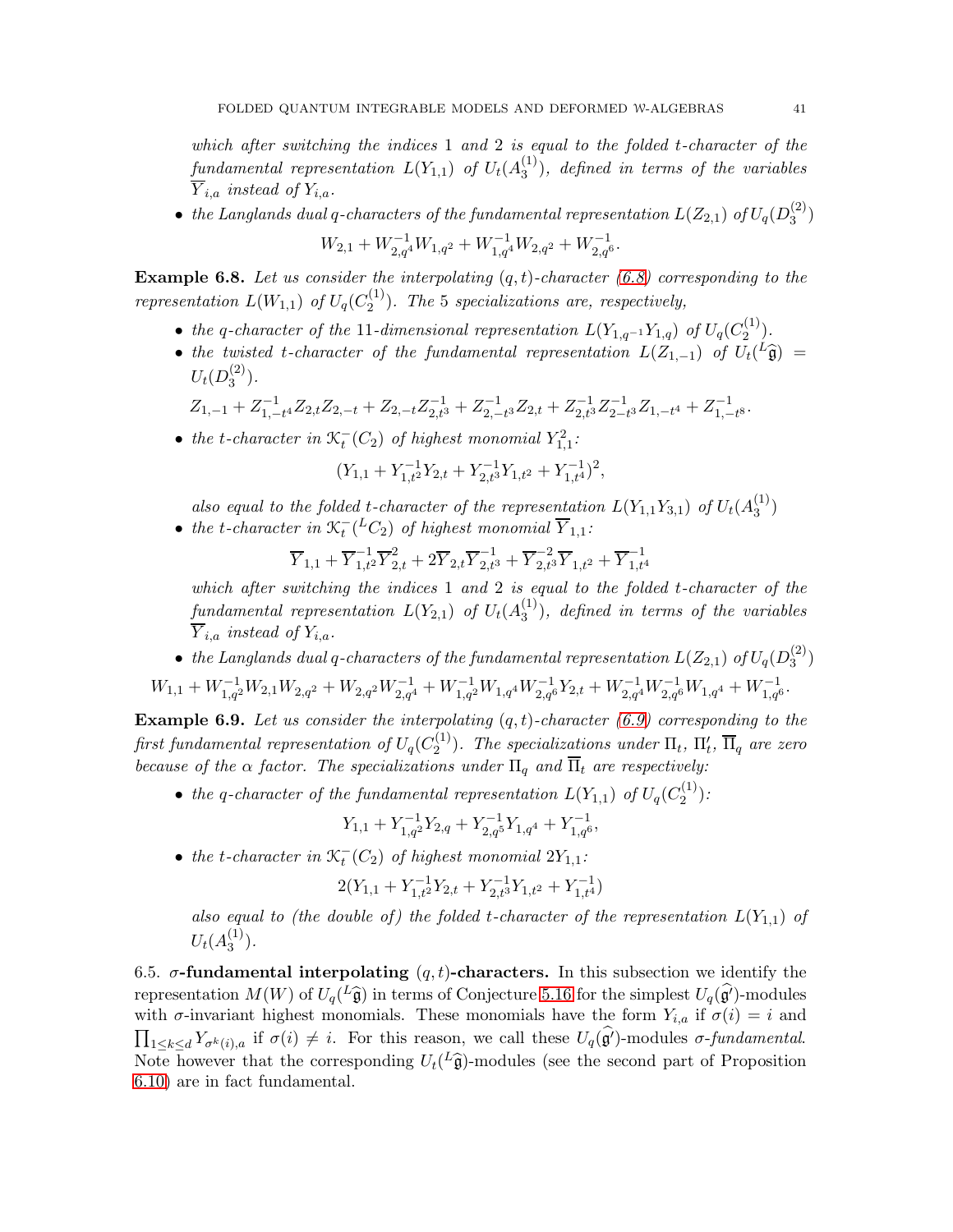*which after switching the indices 1 and 2 is equal to the folded t-character of the fundamental representation $L(Y_{1,1})$ of $U_t(A_3^{(1)})$, defined in terms of the variables $\overline{Y}_{i,a}$ instead of $Y_{i,a}$.*

- *the Langlands dual q-characters of the fundamental representation $L(Z_{2,1})$ of $U_q(D_3^{(2)})$*

$$W_{2,1} + W_{2,q^4}^{-1}W_{1,q^2} + W_{1,q^4}^{-1}W_{2,q^2} + W_{2,q^6}^{-1}.$$

**Example 6.8.** *Let us consider the interpolating $(q,t)$-character (6.8) corresponding to the representation $L(W_{1,1})$ of $U_q(C_2^{(1)})$. The 5 specializations are, respectively,*

- *the q-character of the 11-dimensional representation $L(Y_{1,q^{-1}}Y_{1,q})$ of $U_q(C_2^{(1)})$.*
- *the twisted t-character of the fundamental representation $L(Z_{1,-1})$ of $U_t({}^L\widehat{\mathfrak{g}}) = U_t(D_3^{(2)})$.*

$$Z_{1,-1} + Z_{1,-t^4}^{-1}Z_{2,t}Z_{2,-t} + Z_{2,-t}Z_{2,t^3}^{-1} + Z_{2,-t^3}^{-1}Z_{2,t} + Z_{2,t^3}^{-1}Z_{2-t^3}^{-1}Z_{1,-t^4} + Z_{1,-t^8}^{-1}.$$

- *the t-character in $\mathcal{K}_t^-(C_2)$ of highest monomial $Y_{1,1}^2$:*

$$(Y_{1,1} + Y_{1,t^2}^{-1}Y_{2,t} + Y_{2,t^3}^{-1}Y_{1,t^2} + Y_{1,t^4}^{-1})^2,$$

*also equal to the folded t-character of the representation $L(Y_{1,1}Y_{3,1})$ of $U_t(A_3^{(1)})$*

- *the t-character in $\mathcal{K}_t^-({}^LC_2)$ of highest monomial $\overline{Y}_{1,1}$:*

$$\overline{Y}_{1,1} + \overline{Y}_{1,t^2}^{-1}\overline{Y}_{2,t}^2 + 2\overline{Y}_{2,t}\overline{Y}_{2,t^3}^{-1} + \overline{Y}_{2,t^3}^{-2}\overline{Y}_{1,t^2} + \overline{Y}_{1,t^4}^{-1}$$

*which after switching the indices 1 and 2 is equal to the folded t-character of the fundamental representation $L(Y_{2,1})$ of $U_t(A_3^{(1)})$, defined in terms of the variables $\overline{Y}_{i,a}$ instead of $Y_{i,a}$.*

- *the Langlands dual q-characters of the fundamental representation $L(Z_{2,1})$ of $U_q(D_3^{(2)})$*

$$W_{1,1} + W_{1,q^2}^{-1}W_{2,1}W_{2,q^2} + W_{2,q^2}W_{2,q^4}^{-1} + W_{1,q^2}^{-1}W_{1,q^4}W_{2,q^6}^{-1}Y_{2,t} + W_{2,q^4}^{-1}W_{2,q^6}^{-1}W_{1,q^4} + W_{1,q^6}^{-1}.$$

**Example 6.9.** *Let us consider the interpolating $(q,t)$-character (6.9) corresponding to the first fundamental representation of $U_q(C_2^{(1)})$. The specializations under $\Pi_t$, $\Pi_t'$, $\overline{\Pi}_q$ are zero because of the $\alpha$ factor. The specializations under $\Pi_q$ and $\overline{\Pi}_t$ are respectively:*

- *the q-character of the fundamental representation $L(Y_{1,1})$ of $U_q(C_2^{(1)})$:*

$$Y_{1,1} + Y_{1,q^2}^{-1}Y_{2,q} + Y_{2,q^5}^{-1}Y_{1,q^4} + Y_{1,q^6}^{-1},$$

- *the t-character in $\mathcal{K}_t^-(C_2)$ of highest monomial $2Y_{1,1}$:*

$$2(Y_{1,1} + Y_{1,t^2}^{-1}Y_{2,t} + Y_{2,t^3}^{-1}Y_{1,t^2} + Y_{1,t^4}^{-1})$$

*also equal to (the double of) the folded t-character of the representation $L(Y_{1,1})$ of $U_t(A_3^{(1)})$.*

6.5. **$\sigma$-fundamental interpolating $(q,t)$-characters.** In this subsection we identify the representation $M(W)$ of $U_q({}^L\widehat{\mathfrak{g}})$ in terms of Conjecture 5.16 for the simplest $U_q(\widehat{\mathfrak{g}}')$-modules with $\sigma$-invariant highest monomials. These monomials have the form $Y_{i,a}$ if $\sigma(i) = i$ and $\prod_{1\leq k\leq d} Y_{\sigma^k(i),a}$ if $\sigma(i) \neq i$. For this reason, we call these $U_q(\widehat{\mathfrak{g}}')$-modules *$\sigma$-fundamental*. Note however that the corresponding $U_t({}^L\widehat{\mathfrak{g}})$-modules (see the second part of Proposition 6.10) are in fact fundamental.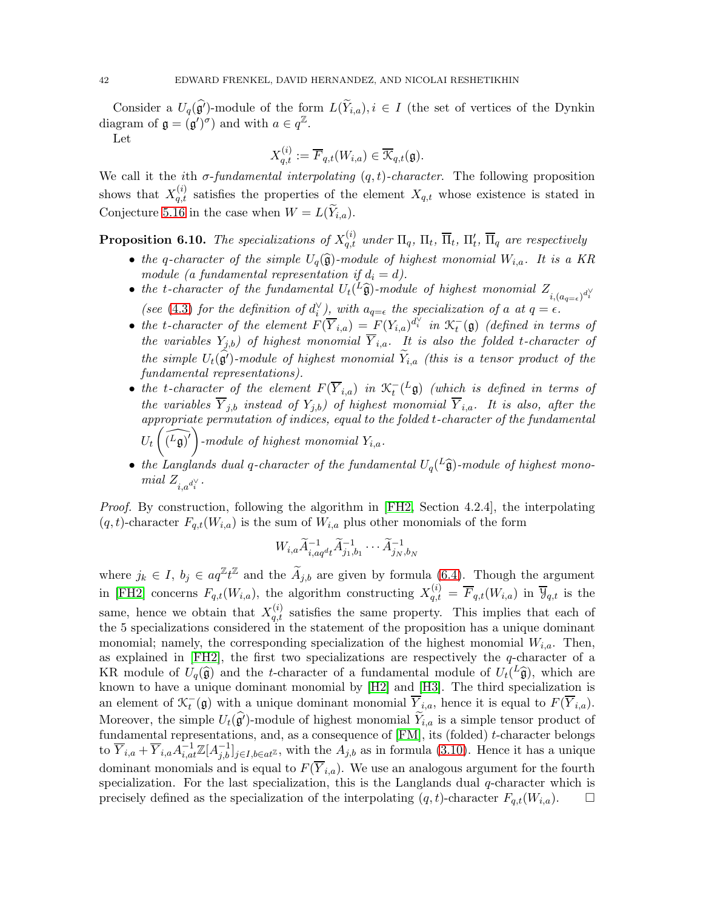Consider a $U_q(\widehat{\mathfrak{g}}')$-module of the form $L(\widetilde{Y}_{i,a}), i \in I$ (the set of vertices of the Dynkin diagram of $\mathfrak{g} = (\mathfrak{g}')^\sigma$) and with $a \in q^{\mathbb{Z}}$.

Let

$$X_{q,t}^{(i)} := \overline{F}_{q,t}(W_{i,a}) \in \overline{\mathcal{K}}_{q,t}(\mathfrak{g}).$$

We call it the $i$th *$\sigma$-fundamental interpolating $(q,t)$-character*. The following proposition shows that $X_{q,t}^{(i)}$ satisfies the properties of the element $X_{q,t}$ whose existence is stated in Conjecture 5.16 in the case when $W = L(\widetilde{Y}_{i,a})$.

**Proposition 6.10.** *The specializations of $X_{q,t}^{(i)}$ under $\Pi_q$, $\Pi_t$, $\overline{\Pi}_t$, $\Pi_t'$, $\overline{\Pi}_q$ are respectively*

- *the $q$-character of the simple $U_q(\widehat{\mathfrak{g}})$-module of highest monomial $W_{i,a}$. It is a KR module (a fundamental representation if $d_i = d$).*
- *the $t$-character of the fundamental $U_t({}^L\widehat{\mathfrak{g}})$-module of highest monomial $Z_{i,(a_{q=\epsilon})^{d_i^\vee}}$ (see (4.3) for the definition of $d_i^\vee$), with $a_{q=\epsilon}$ the specialization of $a$ at $q = \epsilon$.*
- *the $t$-character of the element $F(\overline{Y}_{i,a}) = F(Y_{i,a})^{d_i^\vee}$ in $\mathcal{K}_t^-(\mathfrak{g})$ (defined in terms of the variables $Y_{j,b}$) of highest monomial $\overline{Y}_{i,a}$. It is also the folded $t$-character of the simple $U_t(\widehat{\mathfrak{g}'})$-module of highest monomial $\widetilde{Y}_{i,a}$ (this is a tensor product of the fundamental representations).*
- *the $t$-character of the element $F(\overline{Y}_{i,a})$ in $\mathcal{K}_t^-({}^L\mathfrak{g})$ (which is defined in terms of the variables $\overline{Y}_{j,b}$ instead of $Y_{j,b}$) of highest monomial $\overline{Y}_{i,a}$. It is also, after the appropriate permutation of indices, equal to the folded $t$-character of the fundamental $U_t\left(\widehat{({}^L\mathfrak{g})'}\right)$-module of highest monomial $Y_{i,a}$.*
- *the Langlands dual $q$-character of the fundamental $U_q({}^L\widehat{\mathfrak{g}})$-module of highest monomial $Z_{i,a^{d_i^\vee}}$.*

*Proof.* By construction, following the algorithm in [FH2, Section 4.2.4], the interpolating $(q,t)$-character $F_{q,t}(W_{i,a})$ is the sum of $W_{i,a}$ plus other monomials of the form

$$W_{i,a}\widetilde{A}_{i,aq^dt}^{-1}\widetilde{A}_{j_1,b_1}^{-1}\cdots\widetilde{A}_{j_N,b_N}^{-1}$$

where $j_k \in I$, $b_j \in aq^{\mathbb{Z}}t^{\mathbb{Z}}$ and the $\widetilde{A}_{j,b}$ are given by formula (6.4). Though the argument in [FH2] concerns $F_{q,t}(W_{i,a})$, the algorithm constructing $X_{q,t}^{(i)} = \overline{F}_{q,t}(W_{i,a})$ in $\overline{\mathcal{Y}}_{q,t}$ is the same, hence we obtain that $X_{q,t}^{(i)}$ satisfies the same property. This implies that each of the 5 specializations considered in the statement of the proposition has a unique dominant monomial; namely, the corresponding specialization of the highest monomial $W_{i,a}$. Then, as explained in [FH2], the first two specializations are respectively the $q$-character of a KR module of $U_q(\widehat{\mathfrak{g}})$ and the $t$-character of a fundamental module of $U_t({}^L\widehat{\mathfrak{g}})$, which are known to have a unique dominant monomial by [H2] and [H3]. The third specialization is an element of $\mathcal{K}_t^-(\mathfrak{g})$ with a unique dominant monomial $\overline{Y}_{i,a}$, hence it is equal to $F(\overline{Y}_{i,a})$. Moreover, the simple $U_t(\widehat{\mathfrak{g}'})$-module of highest monomial $\widetilde{Y}_{i,a}$ is a simple tensor product of fundamental representations, and, as a consequence of [FM], its (folded) $t$-character belongs to $\overline{Y}_{i,a} + \overline{Y}_{i,a}A_{i,at}^{-1}\mathbb{Z}[A_{j,b}^{-1}]_{j\in I, b\in at^{\mathbb{Z}}}$, with the $A_{j,b}$ as in formula (3.10). Hence it has a unique dominant monomials and is equal to $F(\overline{Y}_{i,a})$. We use an analogous argument for the fourth specialization. For the last specialization, this is the Langlands dual $q$-character which is precisely defined as the specialization of the interpolating $(q,t)$-character $F_{q,t}(W_{i,a})$. $\square$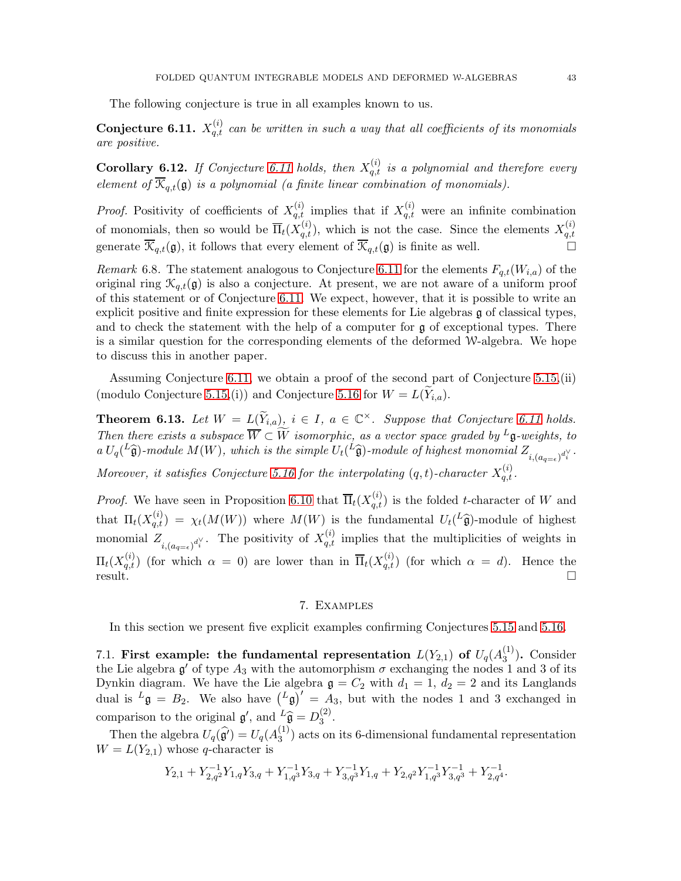The following conjecture is true in all examples known to us.

**Conjecture 6.11.** *$X_{q,t}^{(i)}$ can be written in such a way that all coefficients of its monomials are positive.*

**Corollary 6.12.** *If Conjecture 6.11 holds, then $X_{q,t}^{(i)}$ is a polynomial and therefore every element of $\overline{\mathcal{K}}_{q,t}(\mathfrak{g})$ is a polynomial (a finite linear combination of monomials).*

*Proof.* Positivity of coefficients of $X_{q,t}^{(i)}$ implies that if $X_{q,t}^{(i)}$ were an infinite combination of monomials, then so would be $\overline{\Pi}_t(X_{q,t}^{(i)})$, which is not the case. Since the elements $X_{q,t}^{(i)}$ generate $\overline{\mathcal{K}}_{q,t}(\mathfrak{g})$, it follows that every element of $\overline{\mathcal{K}}_{q,t}(\mathfrak{g})$ is finite as well. □

*Remark* 6.8. The statement analogous to Conjecture 6.11 for the elements $F_{q,t}(W_{i,a})$ of the original ring $\mathcal{K}_{q,t}(\mathfrak{g})$ is also a conjecture. At present, we are not aware of a uniform proof of this statement or of Conjecture 6.11. We expect, however, that it is possible to write an explicit positive and finite expression for these elements for Lie algebras $\mathfrak{g}$ of classical types, and to check the statement with the help of a computer for $\mathfrak{g}$ of exceptional types. There is a similar question for the corresponding elements of the deformed $\mathcal{W}$-algebra. We hope to discuss this in another paper.

Assuming Conjecture 6.11, we obtain a proof of the second part of Conjecture 5.15,(ii) (modulo Conjecture 5.15,(i)) and Conjecture 5.16 for $W = L(\widetilde{Y}_{i,a})$.

**Theorem 6.13.** *Let $W = L(\widetilde{Y}_{i,a})$, $i \in I$, $a \in \mathbb{C}^\times$. Suppose that Conjecture 6.11 holds. Then there exists a subspace $\overline{W} \subset \widetilde{W}$ isomorphic, as a vector space graded by ${}^L\mathfrak{g}$-weights, to a $U_q({}^L\widehat{\mathfrak{g}})$-module $M(W)$, which is the simple $U_t({}^L\widehat{\mathfrak{g}})$-module of highest monomial $Z_{i,(a_{q=\epsilon})^{d_i^\vee}}$. Moreover, it satisfies Conjecture 5.16 for the interpolating $(q,t)$-character $X_{q,t}^{(i)}$.*

*Proof.* We have seen in Proposition 6.10 that $\overline{\Pi}_t(X_{q,t}^{(i)})$ is the folded $t$-character of $W$ and that $\Pi_t(X_{q,t}^{(i)}) = \chi_t(M(W))$ where $M(W)$ is the fundamental $U_t({}^L\widehat{\mathfrak{g}})$-module of highest monomial $Z_{i,(a_{q=\epsilon})^{d_i^\vee}}$. The positivity of $X_{q,t}^{(i)}$ implies that the multiplicities of weights in $\Pi_t(X_{q,t}^{(i)})$ (for which $\alpha = 0$) are lower than in $\overline{\Pi}_t(X_{q,t}^{(i)})$ (for which $\alpha = d$). Hence the result. □

## 7. Examples

In this section we present five explicit examples confirming Conjectures 5.15 and 5.16.

7.1. **First example: the fundamental representation $L(Y_{2,1})$ of $U_q(A_3^{(1)})$.** Consider the Lie algebra $\mathfrak{g}'$ of type $A_3$ with the automorphism $\sigma$ exchanging the nodes 1 and 3 of its Dynkin diagram. We have the Lie algebra $\mathfrak{g} = C_2$ with $d_1 = 1$, $d_2 = 2$ and its Langlands dual is ${}^L\mathfrak{g} = B_2$. We also have $\left({}^L\mathfrak{g}\right)' = A_3$, but with the nodes 1 and 3 exchanged in comparison to the original $\mathfrak{g}'$, and ${}^L\widehat{\mathfrak{g}} = D_3^{(2)}$.

Then the algebra $U_q(\widehat{\mathfrak{g}}') = U_q(A_3^{(1)})$ acts on its 6-dimensional fundamental representation $W = L(Y_{2,1})$ whose $q$-character is

$$Y_{2,1} + Y_{2,q^2}^{-1}Y_{1,q}Y_{3,q} + Y_{1,q^3}^{-1}Y_{3,q} + Y_{3,q^3}^{-1}Y_{1,q} + Y_{2,q^2}Y_{1,q^3}^{-1}Y_{3,q^3}^{-1} + Y_{2,q^4}^{-1}.$$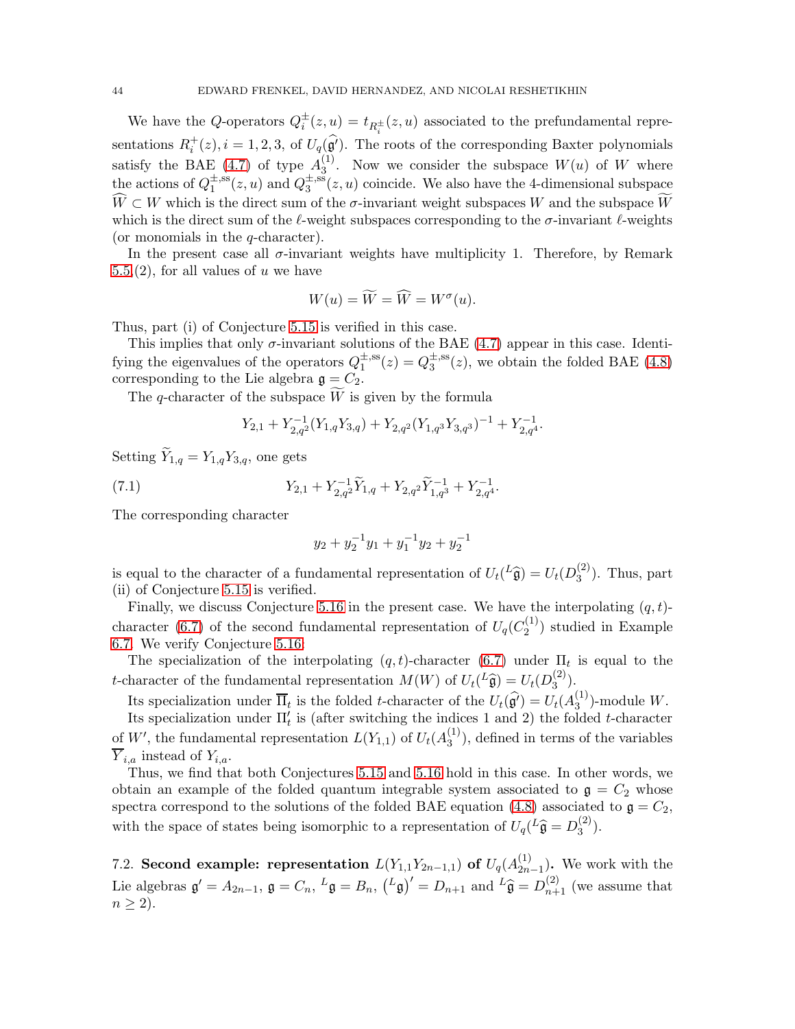We have the $Q$-operators $Q_i^{\pm}(z,u) = t_{R_i^{\pm}}(z,u)$ associated to the prefundamental representations $R_i^+(z), i = 1,2,3$, of $U_q(\widehat{\mathfrak{g}}')$. The roots of the corresponding Baxter polynomials satisfy the BAE (4.7) of type $A_3^{(1)}$. Now we consider the subspace $W(u)$ of $W$ where the actions of $Q_1^{\pm,\mathrm{ss}}(z,u)$ and $Q_3^{\pm,\mathrm{ss}}(z,u)$ coincide. We also have the 4-dimensional subspace $\widehat{W} \subset W$ which is the direct sum of the $\sigma$-invariant weight subspaces $W$ and the subspace $\widetilde{W}$ which is the direct sum of the $\ell$-weight subspaces corresponding to the $\sigma$-invariant $\ell$-weights (or monomials in the $q$-character).

In the present case all $\sigma$-invariant weights have multiplicity 1. Therefore, by Remark 5.5(2), for all values of $u$ we have

$$W(u) = \widetilde{W} = \widehat{W} = W^{\sigma}(u).$$

Thus, part (i) of Conjecture 5.15 is verified in this case.

This implies that only $\sigma$-invariant solutions of the BAE (4.7) appear in this case. Identifying the eigenvalues of the operators $Q_1^{\pm,\mathrm{ss}}(z) = Q_3^{\pm,\mathrm{ss}}(z)$, we obtain the folded BAE (4.8) corresponding to the Lie algebra $\mathfrak{g} = C_2$.

The $q$-character of the subspace $\widetilde{W}$ is given by the formula

$$Y_{2,1} + Y_{2,q^2}^{-1}(Y_{1,q}Y_{3,q}) + Y_{2,q^2}(Y_{1,q^3}Y_{3,q^3})^{-1} + Y_{2,q^4}^{-1}.$$

Setting $\widetilde{Y}_{1,q} = Y_{1,q}Y_{3,q}$, one gets

$$Y_{2,1} + Y_{2,q^2}^{-1}\widetilde{Y}_{1,q} + Y_{2,q^2}\widetilde{Y}_{1,q^3}^{-1} + Y_{2,q^4}^{-1}. \tag{7.1}$$

The corresponding character

$$y_2 + y_2^{-1}y_1 + y_1^{-1}y_2 + y_2^{-1}$$

is equal to the character of a fundamental representation of $U_t({}^L\widehat{\mathfrak{g}}) = U_t(D_3^{(2)})$. Thus, part (ii) of Conjecture 5.15 is verified.

Finally, we discuss Conjecture 5.16 in the present case. We have the interpolating $(q,t)$-character (6.7) of the second fundamental representation of $U_q(C_2^{(1)})$ studied in Example 6.7. We verify Conjecture 5.16:

The specialization of the interpolating $(q,t)$-character (6.7) under $\Pi_t$ is equal to the $t$-character of the fundamental representation $M(W)$ of $U_t({}^L\widehat{\mathfrak{g}}) = U_t(D_3^{(2)})$.

Its specialization under $\overline{\Pi}_t$ is the folded $t$-character of the $U_t(\widehat{\mathfrak{g}}') = U_t(A_3^{(1)})$-module $W$.

Its specialization under $\Pi_t'$ is (after switching the indices 1 and 2) the folded $t$-character of $W'$, the fundamental representation $L(Y_{1,1})$ of $U_t(A_3^{(1)})$, defined in terms of the variables $\overline{Y}_{i,a}$ instead of $Y_{i,a}$.

Thus, we find that both Conjectures 5.15 and 5.16 hold in this case. In other words, we obtain an example of the folded quantum integrable system associated to $\mathfrak{g} = C_2$ whose spectra correspond to the solutions of the folded BAE equation (4.8) associated to $\mathfrak{g} = C_2$, with the space of states being isomorphic to a representation of $U_q({}^L\widehat{\mathfrak{g}} = D_3^{(2)})$.

7.2. **Second example: representation $L(Y_{1,1}Y_{2n-1,1})$ of $U_q(A_{2n-1}^{(1)})$.** We work with the Lie algebras $\mathfrak{g}' = A_{2n-1}$, $\mathfrak{g} = C_n$, ${}^L\mathfrak{g} = B_n$, $({}^L\mathfrak{g})' = D_{n+1}$ and ${}^L\widehat{\mathfrak{g}} = D_{n+1}^{(2)}$ (we assume that $n \geq 2$).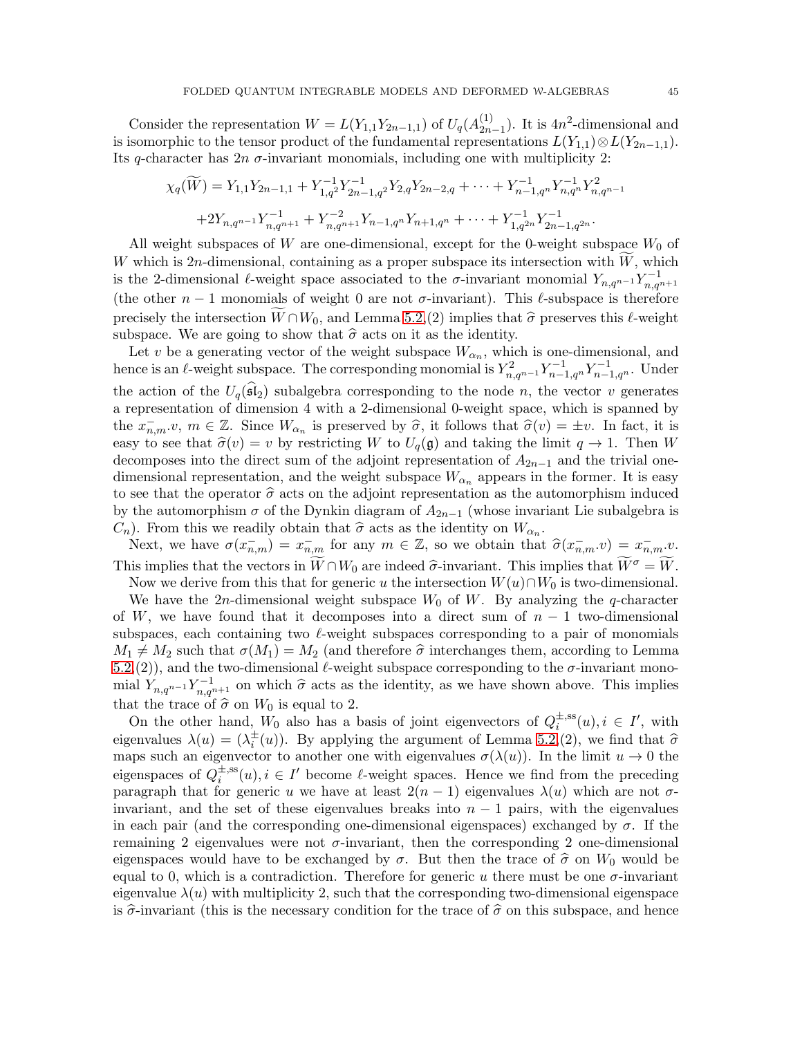Consider the representation $W = L(Y_{1,1}Y_{2n-1,1})$ of $U_q(A^{(1)}_{2n-1})$. It is $4n^2$-dimensional and is isomorphic to the tensor product of the fundamental representations $L(Y_{1,1}) \otimes L(Y_{2n-1,1})$. Its $q$-character has $2n$ $\sigma$-invariant monomials, including one with multiplicity 2:

$$\chi_q(\widetilde{W}) = Y_{1,1}Y_{2n-1,1} + Y^{-1}_{1,q^2}Y^{-1}_{2n-1,q^2}Y_{2,q}Y_{2n-2,q} + \cdots + Y^{-1}_{n-1,q^n}Y^{-1}_{n,q^n}Y^2_{n,q^{n-1}}$$
$$+2Y_{n,q^{n-1}}Y^{-1}_{n,q^{n+1}} + Y^{-2}_{n,q^{n+1}}Y_{n-1,q^n}Y_{n+1,q^n} + \cdots + Y^{-1}_{1,q^{2n}}Y^{-1}_{2n-1,q^{2n}}.$$

All weight subspaces of $W$ are one-dimensional, except for the 0-weight subspace $W_0$ of $W$ which is $2n$-dimensional, containing as a proper subspace its intersection with $\widetilde{W}$, which is the 2-dimensional $\ell$-weight space associated to the $\sigma$-invariant monomial $Y_{n,q^{n-1}}Y^{-1}_{n,q^{n+1}}$ (the other $n-1$ monomials of weight 0 are not $\sigma$-invariant). This $\ell$-subspace is therefore precisely the intersection $\widetilde{W} \cap W_0$, and Lemma 5.2,(2) implies that $\widehat{\sigma}$ preserves this $\ell$-weight subspace. We are going to show that $\widehat{\sigma}$ acts on it as the identity.

Let $v$ be a generating vector of the weight subspace $W_{\alpha_n}$, which is one-dimensional, and hence is an $\ell$-weight subspace. The corresponding monomial is $Y^2_{n,q^{n-1}}Y^{-1}_{n-1,q^n}Y^{-1}_{n-1,q^n}$. Under the action of the $U_q(\widehat{\mathfrak{sl}}_2)$ subalgebra corresponding to the node $n$, the vector $v$ generates a representation of dimension 4 with a 2-dimensional 0-weight space, which is spanned by the $x^-_{n,m}.v$, $m \in \mathbb{Z}$. Since $W_{\alpha_n}$ is preserved by $\widehat{\sigma}$, it follows that $\widehat{\sigma}(v) = \pm v$. In fact, it is easy to see that $\widehat{\sigma}(v) = v$ by restricting $W$ to $U_q(\mathfrak{g})$ and taking the limit $q \to 1$. Then $W$ decomposes into the direct sum of the adjoint representation of $A_{2n-1}$ and the trivial one-dimensional representation, and the weight subspace $W_{\alpha_n}$ appears in the former. It is easy to see that the operator $\widehat{\sigma}$ acts on the adjoint representation as the automorphism induced by the automorphism $\sigma$ of the Dynkin diagram of $A_{2n-1}$ (whose invariant Lie subalgebra is $C_n$). From this we readily obtain that $\widehat{\sigma}$ acts as the identity on $W_{\alpha_n}$.

Next, we have $\sigma(x^-_{n,m}) = x^-_{n,m}$ for any $m \in \mathbb{Z}$, so we obtain that $\widehat{\sigma}(x^-_{n,m}.v) = x^-_{n,m}.v$. This implies that the vectors in $\widetilde{W} \cap W_0$ are indeed $\widehat{\sigma}$-invariant. This implies that $\widetilde{W}^\sigma = \widetilde{W}$.

Now we derive from this that for generic $u$ the intersection $W(u) \cap W_0$ is two-dimensional.

We have the $2n$-dimensional weight subspace $W_0$ of $W$. By analyzing the $q$-character of $W$, we have found that it decomposes into a direct sum of $n-1$ two-dimensional subspaces, each containing two $\ell$-weight subspaces corresponding to a pair of monomials $M_1 \neq M_2$ such that $\sigma(M_1) = M_2$ (and therefore $\widehat{\sigma}$ interchanges them, according to Lemma 5.2,(2)), and the two-dimensional $\ell$-weight subspace corresponding to the $\sigma$-invariant monomial $Y_{n,q^{n-1}}Y^{-1}_{n,q^{n+1}}$ on which $\widehat{\sigma}$ acts as the identity, as we have shown above. This implies that the trace of $\widehat{\sigma}$ on $W_0$ is equal to 2.

On the other hand, $W_0$ also has a basis of joint eigenvectors of $Q^{\pm,\mathrm{ss}}_i(u), i \in I'$, with eigenvalues $\lambda(u) = (\lambda^\pm_i(u))$. By applying the argument of Lemma 5.2,(2), we find that $\widehat{\sigma}$ maps such an eigenvector to another one with eigenvalues $\sigma(\lambda(u))$. In the limit $u \to 0$ the eigenspaces of $Q^{\pm,\mathrm{ss}}_i(u), i \in I'$ become $\ell$-weight spaces. Hence we find from the preceding paragraph that for generic $u$ we have at least $2(n-1)$ eigenvalues $\lambda(u)$ which are not $\sigma$-invariant, and the set of these eigenvalues breaks into $n-1$ pairs, with the eigenvalues in each pair (and the corresponding one-dimensional eigenspaces) exchanged by $\sigma$. If the remaining 2 eigenvalues were not $\sigma$-invariant, then the corresponding 2 one-dimensional eigenspaces would have to be exchanged by $\sigma$. But then the trace of $\widehat{\sigma}$ on $W_0$ would be equal to 0, which is a contradiction. Therefore for generic $u$ there must be one $\sigma$-invariant eigenvalue $\lambda(u)$ with multiplicity 2, such that the corresponding two-dimensional eigenspace is $\widehat{\sigma}$-invariant (this is the necessary condition for the trace of $\widehat{\sigma}$ on this subspace, and hence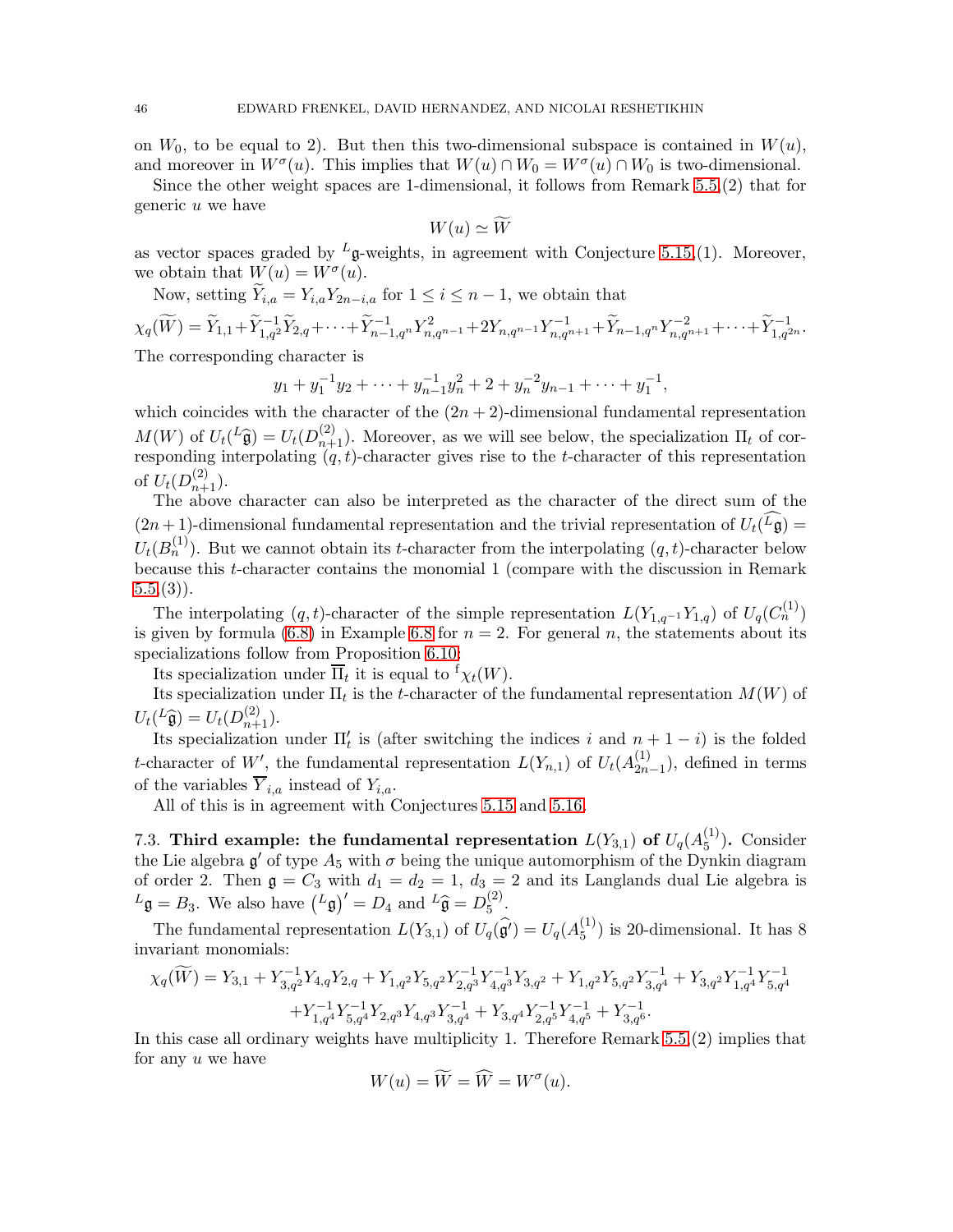on $W_0$, to be equal to 2). But then this two-dimensional subspace is contained in $W(u)$, and moreover in $W^\sigma(u)$. This implies that $W(u) \cap W_0 = W^\sigma(u) \cap W_0$ is two-dimensional.

Since the other weight spaces are 1-dimensional, it follows from Remark 5.5,(2) that for generic $u$ we have

$$W(u) \simeq \widetilde{W}$$

as vector spaces graded by ${}^L\mathfrak{g}$-weights, in agreement with Conjecture 5.15,(1). Moreover, we obtain that $W(u) = W^\sigma(u)$.

Now, setting $\widetilde{Y}_{i,a} = Y_{i,a}Y_{2n-i,a}$ for $1 \leq i \leq n-1$, we obtain that

$$\chi_q(\widetilde{W}) = \widetilde{Y}_{1,1} + \widetilde{Y}_{1,q^2}^{-1}\widetilde{Y}_{2,q} + \cdots + \widetilde{Y}_{n-1,q^n}^{-1}Y_{n,q^{n-1}}^2 + 2Y_{n,q^{n-1}}Y_{n,q^{n+1}}^{-1} + \widetilde{Y}_{n-1,q^n}Y_{n,q^{n+1}}^{-2} + \cdots + \widetilde{Y}_{1,q^{2n}}^{-1}.$$

The corresponding character is

$$y_1 + y_1^{-1}y_2 + \cdots + y_{n-1}^{-1}y_n^2 + 2 + y_n^{-2}y_{n-1} + \cdots + y_1^{-1},$$

which coincides with the character of the $(2n+2)$-dimensional fundamental representation $M(W)$ of $U_t({}^L\widehat{\mathfrak{g}}) = U_t(D_{n+1}^{(2)})$. Moreover, as we will see below, the specialization $\Pi_t$ of corresponding interpolating $(q,t)$-character gives rise to the $t$-character of this representation of $U_t(D_{n+1}^{(2)})$.

The above character can also be interpreted as the character of the direct sum of the $(2n+1)$-dimensional fundamental representation and the trivial representation of $U_t(\widehat{{}^L\mathfrak{g}}) = U_t(B_n^{(1)})$. But we cannot obtain its $t$-character from the interpolating $(q,t)$-character below because this $t$-character contains the monomial 1 (compare with the discussion in Remark 5.5,(3)).

The interpolating $(q,t)$-character of the simple representation $L(Y_{1,q^{-1}}Y_{1,q})$ of $U_q(C_n^{(1)})$ is given by formula (6.8) in Example 6.8 for $n=2$. For general $n$, the statements about its specializations follow from Proposition 6.10:

Its specialization under $\overline{\Pi}_t$ it is equal to ${}^{\mathrm{f}}\chi_t(W)$.

Its specialization under $\Pi_t$ is the $t$-character of the fundamental representation $M(W)$ of $U_t({}^L\widehat{\mathfrak{g}}) = U_t(D_{n+1}^{(2)})$.

Its specialization under $\Pi_t'$ is (after switching the indices $i$ and $n+1-i$) is the folded $t$-character of $W'$, the fundamental representation $L(Y_{n,1})$ of $U_t(A_{2n-1}^{(1)})$, defined in terms of the variables $\overline{Y}_{i,a}$ instead of $Y_{i,a}$.

All of this is in agreement with Conjectures 5.15 and 5.16.

**7.3. Third example: the fundamental representation $L(Y_{3,1})$ of $U_q(A_5^{(1)})$.** Consider the Lie algebra $\mathfrak{g}'$ of type $A_5$ with $\sigma$ being the unique automorphism of the Dynkin diagram of order 2. Then $\mathfrak{g} = C_3$ with $d_1 = d_2 = 1$, $d_3 = 2$ and its Langlands dual Lie algebra is ${}^L\mathfrak{g} = B_3$. We also have $\left({}^L\mathfrak{g}\right)' = D_4$ and ${}^L\widehat{\mathfrak{g}} = D_5^{(2)}$.

The fundamental representation $L(Y_{3,1})$ of $U_q(\widehat{\mathfrak{g}}') = U_q(A_5^{(1)})$ is 20-dimensional. It has 8 invariant monomials:

$$\chi_q(\widetilde{W}) = Y_{3,1} + Y_{3,q^2}^{-1}Y_{4,q}Y_{2,q} + Y_{1,q^2}Y_{5,q^2}Y_{2,q^3}^{-1}Y_{4,q^3}^{-1}Y_{3,q^2} + Y_{1,q^2}Y_{5,q^2}Y_{3,q^4}^{-1} + Y_{3,q^2}Y_{1,q^4}^{-1}Y_{5,q^4}^{-1}$$
$$+ Y_{1,q^4}^{-1}Y_{5,q^4}^{-1}Y_{2,q^3}Y_{4,q^3}Y_{3,q^4}^{-1} + Y_{3,q^4}Y_{2,q^5}^{-1}Y_{4,q^5}^{-1} + Y_{3,q^6}^{-1}.$$

In this case all ordinary weights have multiplicity 1. Therefore Remark 5.5,(2) implies that for any $u$ we have

$$W(u) = \widetilde{W} = \widehat{W} = W^\sigma(u).$$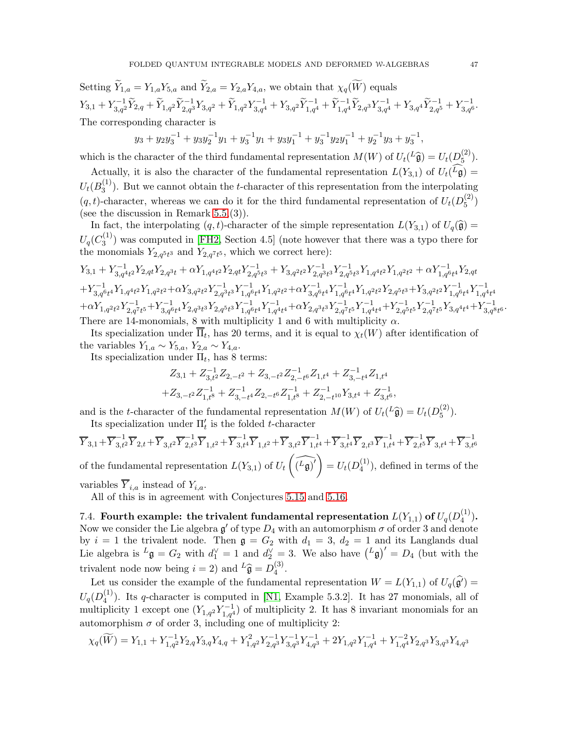Setting $\widetilde{Y}_{1,a} = Y_{1,a}Y_{5,a}$ and $\widetilde{Y}_{2,a} = Y_{2,a}Y_{4,a}$, we obtain that $\chi_q(\widetilde{W})$ equals

$$Y_{3,1} + Y_{3,q^2}^{-1}\widetilde{Y}_{2,q} + \widetilde{Y}_{1,q^2}\widetilde{Y}_{2,q^3}^{-1}Y_{3,q^2} + \widetilde{Y}_{1,q^2}Y_{3,q^4}^{-1} + Y_{3,q^2}\widetilde{Y}_{1,q^4}^{-1} + \widetilde{Y}_{1,q^4}^{-1}\widetilde{Y}_{2,q^3}Y_{3,q^4}^{-1} + Y_{3,q^4}\widetilde{Y}_{2,q^5}^{-1} + Y_{3,q^6}^{-1}.$$

The corresponding character is

$$y_3 + y_2y_3^{-1} + y_3y_2^{-1}y_1 + y_3^{-1}y_1 + y_3y_1^{-1} + y_3^{-1}y_2y_1^{-1} + y_2^{-1}y_3 + y_3^{-1},$$

which is the character of the third fundamental representation $M(W)$ of $U_t({}^L\widehat{\mathfrak{g}}) = U_t(D_5^{(2)})$.

Actually, it is also the character of the fundamental representation $L(Y_{3,1})$ of $U_t(\widehat{{}^L\mathfrak{g}}) = U_t(B_3^{(1)})$. But we cannot obtain the $t$-character of this representation from the interpolating $(q,t)$-character, whereas we can do it for the third fundamental representation of $U_t(D_5^{(2)})$ (see the discussion in Remark 5.5(3)).

In fact, the interpolating $(q,t)$-character of the simple representation $L(Y_{3,1})$ of $U_q(\widehat{\mathfrak{g}}) = U_q(C_3^{(1)})$ was computed in [FH2, Section 4.5] (note however that there was a typo there for the monomials $Y_{2,q^5t^3}$ and $Y_{2,q^7t^5}$, which we correct here):

$$\begin{aligned}
&Y_{3,1} + Y_{3,q^4t^2}^{-1}Y_{2,qt}Y_{2,q^3t} + \alpha Y_{1,q^4t^2}Y_{2,qt}Y_{2,q^5t^3}^{-1} + Y_{3,q^2t^2}Y_{2,q^3t^3}^{-1}Y_{2,q^5t^3}^{-1}Y_{1,q^4t^2}Y_{1,q^2t^2} + \alpha Y_{1,q^6t^4}^{-1}Y_{2,qt} \\
&+ Y_{3,q^6t^4}^{-1}Y_{1,q^4t^2}Y_{1,q^2t^2} + \alpha Y_{3,q^2t^2}Y_{2,q^3t^3}^{-1}Y_{1,q^6t^4}^{-1}Y_{1,q^2t^2} + \alpha Y_{3,q^6t^4}^{-1}Y_{1,q^6t^4}^{-1}Y_{1,q^2t^2}Y_{2,q^5t^3} + Y_{3,q^2t^2}Y_{1,q^6t^4}^{-1}Y_{1,q^4t^4}^{-1} \\
&+ \alpha Y_{1,q^2t^2}Y_{2,q^7t^5}^{-1} + Y_{3,q^6t^4}^{-1}Y_{2,q^3t^3}Y_{2,q^5t^3}Y_{1,q^6t^4}^{-1}Y_{1,q^4t^4}^{-1} + \alpha Y_{2,q^3t^3}Y_{2,q^7t^5}^{-1}Y_{1,q^4t^4}^{-1} + Y_{2,q^5t^5}^{-1}Y_{2,q^7t^5}^{-1}Y_{3,q^4t^4} + Y_{3,q^8t^6}^{-1}.
\end{aligned}$$

There are 14-monomials, 8 with multiplicity 1 and 6 with multiplicity $\alpha$.

Its specialization under $\overline{\Pi}_t$, has 20 terms, and it is equal to $\chi_t(W)$ after identification of the variables $Y_{1,a} \sim Y_{5,a}$, $Y_{2,a} \sim Y_{4,a}$.

Its specialization under $\Pi_t$, has 8 terms:

$$\begin{aligned}
&Z_{3,1} + Z_{3,t^2}^{-1}Z_{2,-t^2} + Z_{3,-t^2}Z_{2,-t^6}^{-1}Z_{1,t^4} + Z_{3,-t^4}^{-1}Z_{1,t^4} \\
&+ Z_{3,-t^2}Z_{1,t^8}^{-1} + Z_{3,-t^4}^{-1}Z_{2,-t^6}Z_{1,t^8}^{-1} + Z_{2,-t^{10}}^{-1}Y_{3,t^4} + Z_{3,t^6}^{-1},
\end{aligned}$$

and is the $t$-character of the fundamental representation $M(W)$ of $U_t({}^L\widehat{\mathfrak{g}}) = U_t(D_5^{(2)})$.

Its specialization under $\Pi'_t$ is the folded $t$-character

$$\overline{Y}_{3,1} + \overline{Y}_{3,t^2}^{-1}\overline{Y}_{2,t} + \overline{Y}_{3,t^2}\overline{Y}_{2,t^3}^{-1}\overline{Y}_{1,t^2} + \overline{Y}_{3,t^4}^{-1}\overline{Y}_{1,t^2} + \overline{Y}_{3,t^2}\overline{Y}_{1,t^4}^{-1} + \overline{Y}_{3,t^4}^{-1}\overline{Y}_{2,t^3}\overline{Y}_{1,t^4}^{-1} + \overline{Y}_{2,t^5}^{-1}\overline{Y}_{3,t^4} + \overline{Y}_{3,t^6}^{-1}$$

of the fundamental representation $L(Y_{3,1})$ of $U_t\left(\widehat{({}^L\mathfrak{g})'}\right) = U_t(D_4^{(1)})$, defined in terms of the variables $\overline{Y}_{i,a}$ instead of $Y_{i,a}$.

All of this is in agreement with Conjectures 5.15 and 5.16.

## 7.4. Fourth example: the trivalent fundamental representation $L(Y_{1,1})$ of $U_q(D_4^{(1)})$.

Now we consider the Lie algebra $\mathfrak{g}'$ of type $D_4$ with an automorphism $\sigma$ of order 3 and denote by $i = 1$ the trivalent node. Then $\mathfrak{g} = G_2$ with $d_1 = 3$, $d_2 = 1$ and its Langlands dual Lie algebra is ${}^L\mathfrak{g} = G_2$ with $d_1^\vee = 1$ and $d_2^\vee = 3$. We also have $\left({}^L\mathfrak{g}\right)' = D_4$ (but with the trivalent node now being $i = 2$) and ${}^L\widehat{\mathfrak{g}} = D_4^{(3)}$.

Let us consider the example of the fundamental representation $W = L(Y_{1,1})$ of $U_q(\widehat{\mathfrak{g}}') = U_q(D_4^{(1)})$. Its $q$-character is computed in [N1, Example 5.3.2]. It has 27 monomials, all of multiplicity 1 except one ($Y_{1,q^2}Y_{1,q^4}^{-1}$) of multiplicity 2. It has 8 invariant monomials for an automorphism $\sigma$ of order 3, including one of multiplicity 2:

$$\chi_q(\widetilde{W}) = Y_{1,1} + Y_{1,q^2}^{-1}Y_{2,q}Y_{3,q}Y_{4,q} + Y_{1,q^2}^2Y_{2,q^3}^{-1}Y_{3,q^3}^{-1}Y_{4,q^3}^{-1} + 2Y_{1,q^2}Y_{1,q^4}^{-1} + Y_{1,q^4}^{-2}Y_{2,q^3}Y_{3,q^3}Y_{4,q^3}$$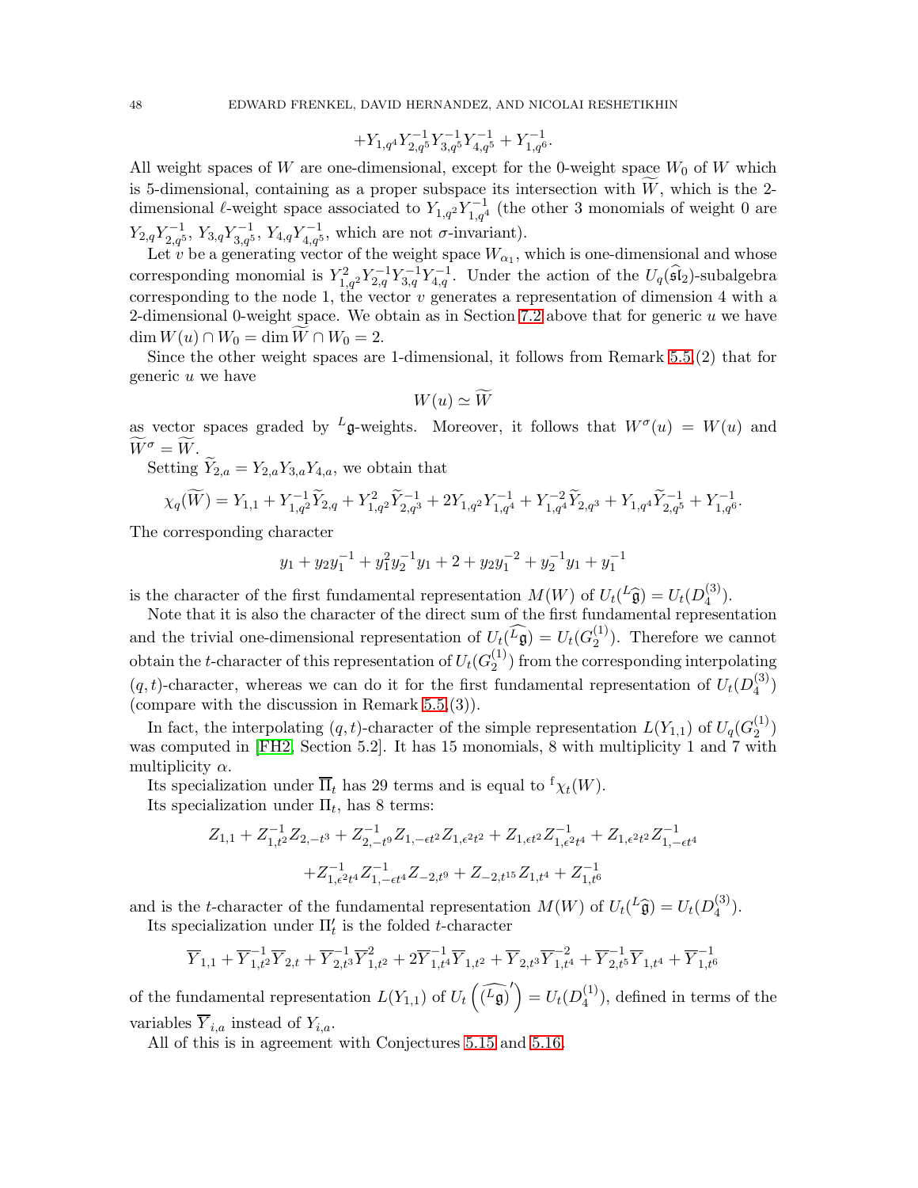$$+Y_{1,q^4}Y_{2,q^5}^{-1}Y_{3,q^5}^{-1}Y_{4,q^5}^{-1} + Y_{1,q^6}^{-1}.$$

All weight spaces of $W$ are one-dimensional, except for the 0-weight space $W_0$ of $W$ which is 5-dimensional, containing as a proper subspace its intersection with $\widetilde{W}$, which is the 2-dimensional $\ell$-weight space associated to $Y_{1,q^2}Y_{1,q^4}^{-1}$ (the other 3 monomials of weight 0 are $Y_{2,q}Y_{2,q^5}^{-1}$, $Y_{3,q}Y_{3,q^5}^{-1}$, $Y_{4,q}Y_{4,q^5}^{-1}$, which are not $\sigma$-invariant).

Let $v$ be a generating vector of the weight space $W_{\alpha_1}$, which is one-dimensional and whose corresponding monomial is $Y_{1,q^2}^2 Y_{2,q}^{-1}Y_{3,q}^{-1}Y_{4,q}^{-1}$. Under the action of the $U_q(\widehat{\mathfrak{sl}}_2)$-subalgebra corresponding to the node 1, the vector $v$ generates a representation of dimension 4 with a 2-dimensional 0-weight space. We obtain as in Section 7.2 above that for generic $u$ we have $\dim W(u) \cap W_0 = \dim \widetilde{W} \cap W_0 = 2$.

Since the other weight spaces are 1-dimensional, it follows from Remark 5.5,(2) that for generic $u$ we have

$$W(u) \simeq \widetilde{W}$$

as vector spaces graded by ${}^L\mathfrak{g}$-weights. Moreover, it follows that $W^\sigma(u) = W(u)$ and $\widetilde{W}^\sigma = \widetilde{W}$.

Setting $\widetilde{Y}_{2,a} = Y_{2,a}Y_{3,a}Y_{4,a}$, we obtain that

$$\chi_q(\widetilde{W}) = Y_{1,1} + Y_{1,q^2}^{-1}\widetilde{Y}_{2,q} + Y_{1,q^2}^2\widetilde{Y}_{2,q^3}^{-1} + 2Y_{1,q^2}Y_{1,q^4}^{-1} + Y_{1,q^4}^{-2}\widetilde{Y}_{2,q^3} + Y_{1,q^4}\widetilde{Y}_{2,q^5}^{-1} + Y_{1,q^6}^{-1}.$$

The corresponding character

$$y_1 + y_2y_1^{-1} + y_1^2y_2^{-1}y_1 + 2 + y_2y_1^{-2} + y_2^{-1}y_1 + y_1^{-1}$$

is the character of the first fundamental representation $M(W)$ of $U_t({}^L\widehat{\mathfrak{g}}) = U_t(D_4^{(3)})$.

Note that it is also the character of the direct sum of the first fundamental representation and the trivial one-dimensional representation of $U_t(\widehat{{}^L\mathfrak{g}}) = U_t(G_2^{(1)})$. Therefore we cannot obtain the $t$-character of this representation of $U_t(G_2^{(1)})$ from the corresponding interpolating $(q,t)$-character, whereas we can do it for the first fundamental representation of $U_t(D_4^{(3)})$ (compare with the discussion in Remark 5.5,(3)).

In fact, the interpolating $(q,t)$-character of the simple representation $L(Y_{1,1})$ of $U_q(G_2^{(1)})$ was computed in [FH2, Section 5.2]. It has 15 monomials, 8 with multiplicity 1 and 7 with multiplicity $\alpha$.

Its specialization under $\overline{\Pi}_t$ has 29 terms and is equal to ${}^{\mathrm{f}}\chi_t(W)$.

Its specialization under $\Pi_t$, has 8 terms:

$$Z_{1,1} + Z_{1,t^2}^{-1}Z_{2,-t^3} + Z_{2,-t^9}^{-1}Z_{1,-\epsilon t^2}Z_{1,\epsilon^2t^2} + Z_{1,\epsilon t^2}Z_{1,\epsilon^2t^4}^{-1} + Z_{1,\epsilon^2t^2}Z_{1,-\epsilon t^4}^{-1}$$

$$+Z_{1,\epsilon^2t^4}^{-1}Z_{1,-\epsilon t^4}^{-1}Z_{-2,t^9} + Z_{-2,t^{15}}Z_{1,t^4} + Z_{1,t^6}^{-1}$$

and is the $t$-character of the fundamental representation $M(W)$ of $U_t({}^L\widehat{\mathfrak{g}}) = U_t(D_4^{(3)})$.

Its specialization under $\Pi'_t$ is the folded $t$-character

$$\overline{Y}_{1,1} + \overline{Y}_{1,t^2}^{-1}\overline{Y}_{2,t} + \overline{Y}_{2,t^3}^{-1}\overline{Y}_{1,t^2}^2 + 2\overline{Y}_{1,t^4}^{-1}\overline{Y}_{1,t^2} + \overline{Y}_{2,t^3}\overline{Y}_{1,t^4}^{-2} + \overline{Y}_{2,t^5}^{-1}\overline{Y}_{1,t^4} + \overline{Y}_{1,t^6}^{-1}$$

of the fundamental representation $L(Y_{1,1})$ of $U_t\left(\widehat{({}^L\mathfrak{g})}'\right) = U_t(D_4^{(1)})$, defined in terms of the variables $\overline{Y}_{i,a}$ instead of $Y_{i,a}$.

All of this is in agreement with Conjectures 5.15 and 5.16.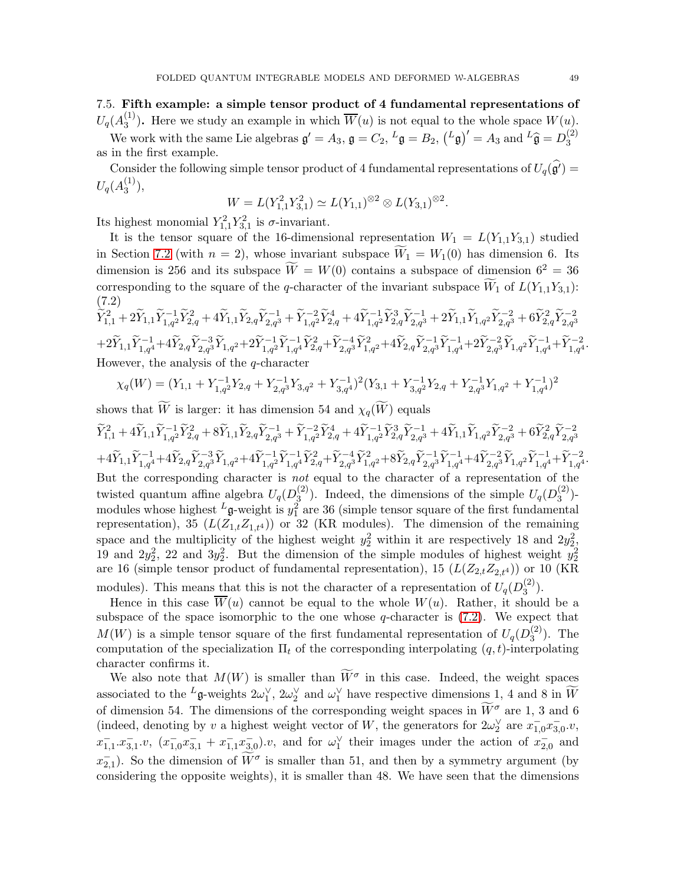### 7.5. Fifth example: a simple tensor product of 4 fundamental representations of $U_q(A_3^{(1)})$.

Here we study an example in which $\overline{W}(u)$ is not equal to the whole space $W(u)$.

We work with the same Lie algebras $\mathfrak{g}' = A_3$, $\mathfrak{g} = C_2$, ${}^L\mathfrak{g} = B_2$, $({}^L\mathfrak{g})' = A_3$ and ${}^L\widehat{\mathfrak{g}} = D_3^{(2)}$ as in the first example.

Consider the following simple tensor product of 4 fundamental representations of $U_q(\widehat{\mathfrak{g}}') = U_q(A_3^{(1)})$,

$$W = L(Y_{1,1}^2 Y_{3,1}^2) \simeq L(Y_{1,1})^{\otimes 2} \otimes L(Y_{3,1})^{\otimes 2}.$$

Its highest monomial $Y_{1,1}^2 Y_{3,1}^2$ is $\sigma$-invariant.

It is the tensor square of the 16-dimensional representation $W_1 = L(Y_{1,1}Y_{3,1})$ studied in Section 7.2 (with $n = 2$), whose invariant subspace $\widetilde{W}_1 = W_1(0)$ has dimension 6. Its dimension is 256 and its subspace $\widetilde{W} = W(0)$ contains a subspace of dimension $6^2 = 36$ corresponding to the square of the $q$-character of the invariant subspace $\widetilde{W}_1$ of $L(Y_{1,1}Y_{3,1})$:
(7.2)

$$\widetilde{Y}_{1,1}^2 + 2\widetilde{Y}_{1,1}\widetilde{Y}_{1,q^2}^{-1}\widetilde{Y}_{2,q}^2 + 4\widetilde{Y}_{1,1}\widetilde{Y}_{2,q}\widetilde{Y}_{2,q^3}^{-1} + \widetilde{Y}_{1,q^2}^{-2}\widetilde{Y}_{2,q}^4 + 4\widetilde{Y}_{1,q^2}^{-1}\widetilde{Y}_{2,q}^3\widetilde{Y}_{2,q^3}^{-1} + 2\widetilde{Y}_{1,1}\widetilde{Y}_{1,q^2}\widetilde{Y}_{2,q^3}^{-2} + 6\widetilde{Y}_{2,q}^2\widetilde{Y}_{2,q^3}^{-2}$$
$$+2\widetilde{Y}_{1,1}\widetilde{Y}_{1,q^4}^{-1} + 4\widetilde{Y}_{2,q}\widetilde{Y}_{2,q^3}^{-3}\widetilde{Y}_{1,q^2} + 2\widetilde{Y}_{1,q^2}^{-1}\widetilde{Y}_{1,q^4}^{-1}\widetilde{Y}_{2,q}^2 + \widetilde{Y}_{2,q^3}^{-4}\widetilde{Y}_{1,q^2}^2 + 4\widetilde{Y}_{2,q}\widetilde{Y}_{2,q^3}^{-1}\widetilde{Y}_{1,q^4}^{-1} + 2\widetilde{Y}_{2,q^3}^{-2}\widetilde{Y}_{1,q^2}\widetilde{Y}_{1,q^4}^{-1} + \widetilde{Y}_{1,q^4}^{-2}.$$

However, the analysis of the $q$-character

$$\chi_q(W) = (Y_{1,1} + Y_{1,q^2}^{-1}Y_{2,q} + Y_{2,q^3}^{-1}Y_{3,q^2} + Y_{3,q^4}^{-1})^2(Y_{3,1} + Y_{3,q^2}^{-1}Y_{2,q} + Y_{2,q^3}^{-1}Y_{1,q^2} + Y_{1,q^4}^{-1})^2$$

shows that $\widetilde{W}$ is larger: it has dimension 54 and $\chi_q(\widetilde{W})$ equals

$$\widetilde{Y}_{1,1}^2 + 4\widetilde{Y}_{1,1}\widetilde{Y}_{1,q^2}^{-1}\widetilde{Y}_{2,q}^2 + 8\widetilde{Y}_{1,1}\widetilde{Y}_{2,q}\widetilde{Y}_{2,q^3}^{-1} + \widetilde{Y}_{1,q^2}^{-2}\widetilde{Y}_{2,q}^4 + 4\widetilde{Y}_{1,q^2}^{-1}\widetilde{Y}_{2,q}^3\widetilde{Y}_{2,q^3}^{-1} + 4\widetilde{Y}_{1,1}\widetilde{Y}_{1,q^2}\widetilde{Y}_{2,q^3}^{-2} + 6\widetilde{Y}_{2,q}^2\widetilde{Y}_{2,q^3}^{-2}$$
$$+4\widetilde{Y}_{1,1}\widetilde{Y}_{1,q^4}^{-1} + 4\widetilde{Y}_{2,q}\widetilde{Y}_{2,q^3}^{-3}\widetilde{Y}_{1,q^2} + 4\widetilde{Y}_{1,q^2}^{-1}\widetilde{Y}_{1,q^4}^{-1}\widetilde{Y}_{2,q}^2 + \widetilde{Y}_{2,q^3}^{-4}\widetilde{Y}_{1,q^2}^2 + 8\widetilde{Y}_{2,q}\widetilde{Y}_{2,q^3}^{-1}\widetilde{Y}_{1,q^4}^{-1} + 4\widetilde{Y}_{2,q^3}^{-2}\widetilde{Y}_{1,q^2}\widetilde{Y}_{1,q^4}^{-1} + \widetilde{Y}_{1,q^4}^{-2}.$$

But the corresponding character is *not* equal to the character of a representation of the twisted quantum affine algebra $U_q(D_3^{(2)})$. Indeed, the dimensions of the simple $U_q(D_3^{(2)})$-modules whose highest ${}^L\mathfrak{g}$-weight is $y_1^2$ are 36 (simple tensor square of the first fundamental representation), 35 ($L(Z_{1,t}Z_{1,t^4})$) or 32 (KR modules). The dimension of the remaining space and the multiplicity of the highest weight $y_2^2$ within it are respectively 18 and $2y_2^2$, 19 and $2y_2^2$, 22 and $3y_2^2$. But the dimension of the simple modules of highest weight $y_2^2$ are 16 (simple tensor product of fundamental representation), 15 ($L(Z_{2,t}Z_{2,t^4})$) or 10 (KR modules). This means that this is not the character of a representation of $U_q(D_3^{(2)})$.

Hence in this case $\overline{W}(u)$ cannot be equal to the whole $W(u)$. Rather, it should be a subspace of the space isomorphic to the one whose $q$-character is (7.2). We expect that $M(W)$ is a simple tensor square of the first fundamental representation of $U_q(D_3^{(2)})$. The computation of the specialization $\Pi_t$ of the corresponding interpolating $(q,t)$-interpolating character confirms it.

We also note that $M(W)$ is smaller than $\widetilde{W}^\sigma$ in this case. Indeed, the weight spaces associated to the ${}^L\mathfrak{g}$-weights $2\omega_1^\vee$, $2\omega_2^\vee$ and $\omega_1^\vee$ have respective dimensions 1, 4 and 8 in $\widetilde{W}$ of dimension 54. The dimensions of the corresponding weight spaces in $\widetilde{W}^\sigma$ are 1, 3 and 6 (indeed, denoting by $v$ a highest weight vector of $W$, the generators for $2\omega_2^\vee$ are $x_{1,0}^-x_{3,0}^-.v$, $x_{1,1}^-.x_{3,1}^-.v$, $(x_{1,0}^-x_{3,1}^- + x_{1,1}^-x_{3,0}^-).v$, and for $\omega_1^\vee$ their images under the action of $x_{2,0}^-$ and $x_{2,1}^-$). So the dimension of $\widetilde{W}^\sigma$ is smaller than 51, and then by a symmetry argument (by considering the opposite weights), it is smaller than 48. We have seen that the dimensions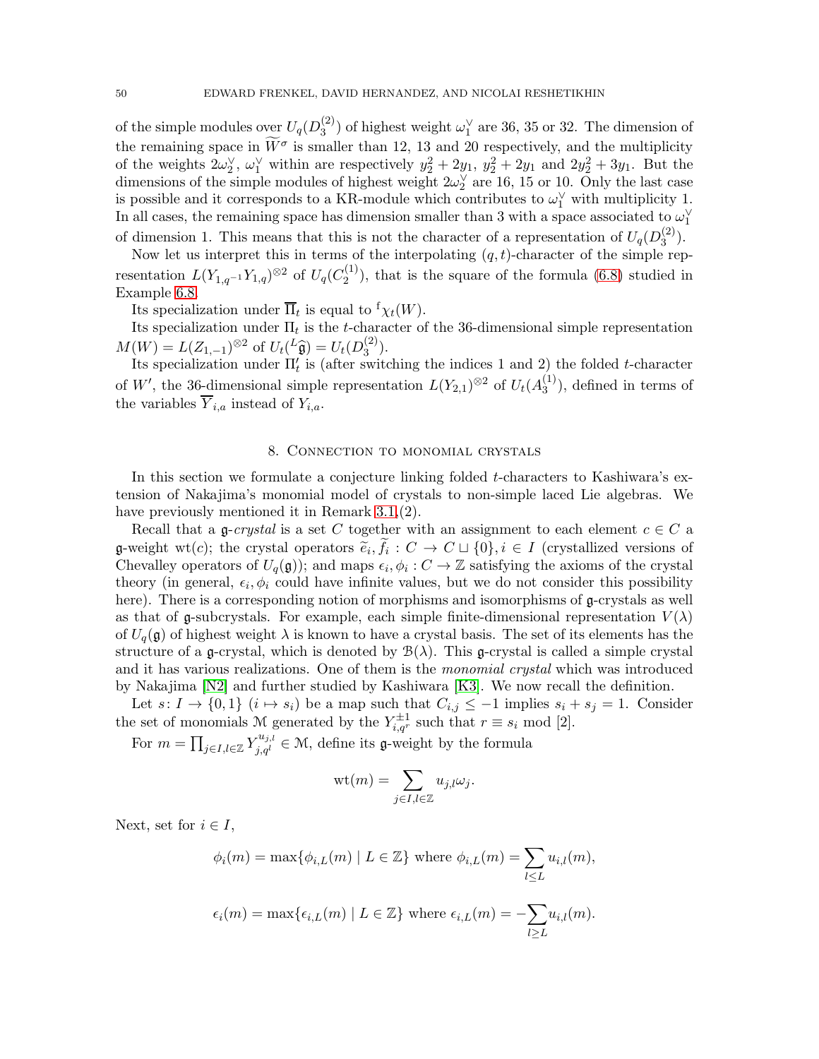of the simple modules over $U_q(D_3^{(2)})$ of highest weight $\omega_1^\vee$ are 36, 35 or 32. The dimension of the remaining space in $\widetilde{W}^\sigma$ is smaller than 12, 13 and 20 respectively, and the multiplicity of the weights $2\omega_2^\vee$, $\omega_1^\vee$ within are respectively $y_2^2 + 2y_1$, $y_2^2 + 2y_1$ and $2y_2^2 + 3y_1$. But the dimensions of the simple modules of highest weight $2\omega_2^\vee$ are 16, 15 or 10. Only the last case is possible and it corresponds to a KR-module which contributes to $\omega_1^\vee$ with multiplicity 1. In all cases, the remaining space has dimension smaller than 3 with a space associated to $\omega_1^\vee$ of dimension 1. This means that this is not the character of a representation of $U_q(D_3^{(2)})$.

Now let us interpret this in terms of the interpolating $(q,t)$-character of the simple representation $L(Y_{1,q^{-1}}Y_{1,q})^{\otimes 2}$ of $U_q(C_2^{(1)})$, that is the square of the formula (6.8) studied in Example 6.8.

Its specialization under $\overline{\Pi}_t$ is equal to ${}^{\mathrm{f}}\chi_t(W)$.

Its specialization under $\Pi_t$ is the $t$-character of the 36-dimensional simple representation $M(W) = L(Z_{1,-1})^{\otimes 2}$ of $U_t({}^L\widehat{\mathfrak{g}}) = U_t(D_3^{(2)})$.

Its specialization under $\Pi_t'$ is (after switching the indices 1 and 2) the folded $t$-character of $W'$, the 36-dimensional simple representation $L(Y_{2,1})^{\otimes 2}$ of $U_t(A_3^{(1)})$, defined in terms of the variables $\overline{Y}_{i,a}$ instead of $Y_{i,a}$.

## 8. Connection to monomial crystals

In this section we formulate a conjecture linking folded $t$-characters to Kashiwara's extension of Nakajima's monomial model of crystals to non-simple laced Lie algebras. We have previously mentioned it in Remark 3.1,(2).

Recall that a $\mathfrak{g}$-*crystal* is a set $C$ together with an assignment to each element $c \in C$ a $\mathfrak{g}$-weight $\mathrm{wt}(c)$; the crystal operators $\widetilde{e}_i, \widetilde{f}_i : C \to C \sqcup \{0\}, i \in I$ (crystallized versions of Chevalley operators of $U_q(\mathfrak{g})$); and maps $\epsilon_i, \phi_i : C \to \mathbb{Z}$ satisfying the axioms of the crystal theory (in general, $\epsilon_i, \phi_i$ could have infinite values, but we do not consider this possibility here). There is a corresponding notion of morphisms and isomorphisms of $\mathfrak{g}$-crystals as well as that of $\mathfrak{g}$-subcrystals. For example, each simple finite-dimensional representation $V(\lambda)$ of $U_q(\mathfrak{g})$ of highest weight $\lambda$ is known to have a crystal basis. The set of its elements has the structure of a $\mathfrak{g}$-crystal, which is denoted by $\mathcal{B}(\lambda)$. This $\mathfrak{g}$-crystal is called a simple crystal and it has various realizations. One of them is the *monomial crystal* which was introduced by Nakajima [N2] and further studied by Kashiwara [K3]. We now recall the definition.

Let $s\colon I \to \{0,1\}$ $(i \mapsto s_i)$ be a map such that $C_{i,j} \leq -1$ implies $s_i + s_j = 1$. Consider the set of monomials $\mathcal{M}$ generated by the $Y_{i,q^r}^{\pm 1}$ such that $r \equiv s_i \bmod [2]$.

For $m = \prod_{j\in I, l\in\mathbb{Z}} Y_{j,q^l}^{u_{j,l}} \in \mathcal{M}$, define its $\mathfrak{g}$-weight by the formula

$$\mathrm{wt}(m) = \sum_{j\in I, l\in\mathbb{Z}} u_{j,l}\omega_j.$$

Next, set for $i \in I$,

$$\phi_i(m) = \max\{\phi_{i,L}(m) \mid L \in \mathbb{Z}\} \text{ where } \phi_{i,L}(m) = \sum_{l\leq L} u_{i,l}(m),$$

$$\epsilon_i(m) = \max\{\epsilon_{i,L}(m) \mid L \in \mathbb{Z}\} \text{ where } \epsilon_{i,L}(m) = -\sum_{l\geq L} u_{i,l}(m).$$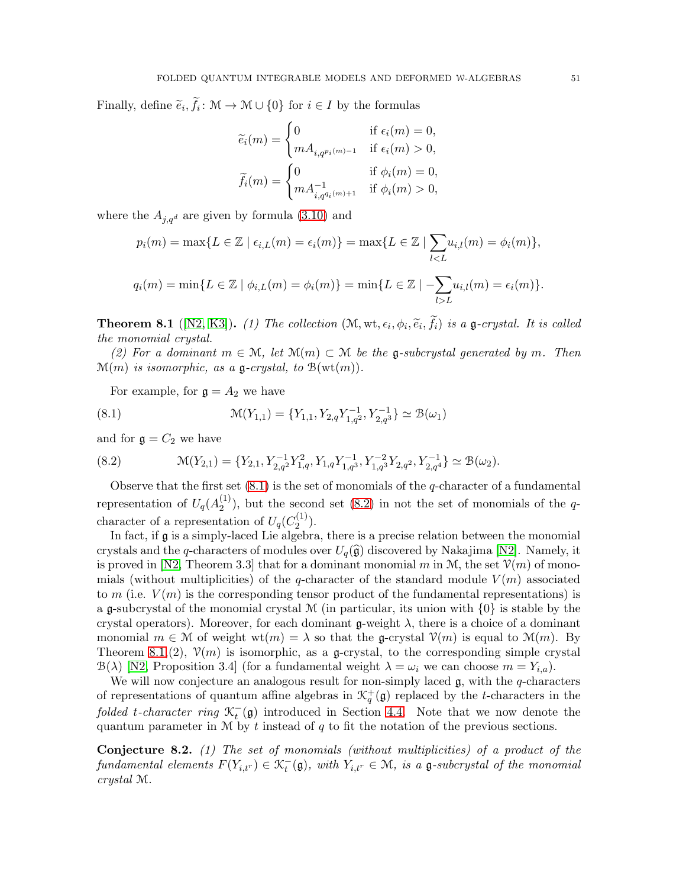Finally, define $\widetilde{e}_i, \widetilde{f}_i \colon \mathcal{M} \to \mathcal{M} \cup \{0\}$ for $i \in I$ by the formulas

$$\widetilde{e}_i(m) = \begin{cases} 0 & \text{if } \epsilon_i(m) = 0, \\ mA_{i,q^{p_i(m)-1}} & \text{if } \epsilon_i(m) > 0, \end{cases}$$

$$\widetilde{f}_i(m) = \begin{cases} 0 & \text{if } \phi_i(m) = 0, \\ mA^{-1}_{i,q^{q_i(m)+1}} & \text{if } \phi_i(m) > 0, \end{cases}$$

where the $A_{j,q^d}$ are given by formula (3.10) and

$$p_i(m) = \max\{L \in \mathbb{Z} \mid \epsilon_{i,L}(m) = \epsilon_i(m)\} = \max\{L \in \mathbb{Z} \mid \sum_{l<L} u_{i,l}(m) = \phi_i(m)\},$$

$$q_i(m) = \min\{L \in \mathbb{Z} \mid \phi_{i,L}(m) = \phi_i(m)\} = \min\{L \in \mathbb{Z} \mid -\sum_{l>L} u_{i,l}(m) = \epsilon_i(m)\}.$$

**Theorem 8.1** ([N2, K3]). *(1) The collection $(\mathcal{M}, \mathrm{wt}, \epsilon_i, \phi_i, \widetilde{e}_i, \widetilde{f}_i)$ is a $\mathfrak{g}$-crystal. It is called the monomial crystal.*

*(2) For a dominant $m \in \mathcal{M}$, let $\mathcal{M}(m) \subset \mathcal{M}$ be the $\mathfrak{g}$-subcrystal generated by $m$. Then $\mathcal{M}(m)$ is isomorphic, as a $\mathfrak{g}$-crystal, to $\mathcal{B}(\mathrm{wt}(m))$.*

For example, for $\mathfrak{g} = A_2$ we have

$$\mathcal{M}(Y_{1,1}) = \{Y_{1,1}, Y_{2,q}Y^{-1}_{1,q^2}, Y^{-1}_{2,q^3}\} \simeq \mathcal{B}(\omega_1) \tag{8.1}$$

and for $\mathfrak{g} = C_2$ we have

$$\mathcal{M}(Y_{2,1}) = \{Y_{2,1}, Y^{-1}_{2,q^2}Y^2_{1,q}, Y_{1,q}Y^{-1}_{1,q^3}, Y^{-2}_{1,q^3}Y_{2,q^2}, Y^{-1}_{2,q^4}\} \simeq \mathcal{B}(\omega_2). \tag{8.2}$$

Observe that the first set (8.1) is the set of monomials of the $q$-character of a fundamental representation of $U_q(A_2^{(1)})$, but the second set (8.2) in not the set of monomials of the $q$-character of a representation of $U_q(C_2^{(1)})$.

In fact, if $\mathfrak{g}$ is a simply-laced Lie algebra, there is a precise relation between the monomial crystals and the $q$-characters of modules over $U_q(\widehat{\mathfrak{g}})$ discovered by Nakajima [N2]. Namely, it is proved in [N2, Theorem 3.3] that for a dominant monomial $m$ in $\mathcal{M}$, the set $\mathcal{V}(m)$ of monomials (without multiplicities) of the $q$-character of the standard module $V(m)$ associated to $m$ (i.e. $V(m)$ is the corresponding tensor product of the fundamental representations) is a $\mathfrak{g}$-subcrystal of the monomial crystal $\mathcal{M}$ (in particular, its union with $\{0\}$ is stable by the crystal operators). Moreover, for each dominant $\mathfrak{g}$-weight $\lambda$, there is a choice of a dominant monomial $m \in \mathcal{M}$ of weight $\mathrm{wt}(m) = \lambda$ so that the $\mathfrak{g}$-crystal $\mathcal{V}(m)$ is equal to $\mathcal{M}(m)$. By Theorem 8.1,(2), $\mathcal{V}(m)$ is isomorphic, as a $\mathfrak{g}$-crystal, to the corresponding simple crystal $\mathcal{B}(\lambda)$ [N2, Proposition 3.4] (for a fundamental weight $\lambda = \omega_i$ we can choose $m = Y_{i,a}$).

We will now conjecture an analogous result for non-simply laced $\mathfrak{g}$, with the $q$-characters of representations of quantum affine algebras in $\mathcal{K}_q^+(\mathfrak{g})$ replaced by the $t$-characters in the *folded $t$-character ring* $\mathcal{K}_t^-(\mathfrak{g})$ introduced in Section 4.4. Note that we now denote the quantum parameter in $\mathcal{M}$ by $t$ instead of $q$ to fit the notation of the previous sections.

**Conjecture 8.2.** *(1) The set of monomials (without multiplicities) of a product of the fundamental elements $F(Y_{i,t^r}) \in \mathcal{K}_t^-(\mathfrak{g})$, with $Y_{i,t^r} \in \mathcal{M}$, is a $\mathfrak{g}$-subcrystal of the monomial crystal $\mathcal{M}$.*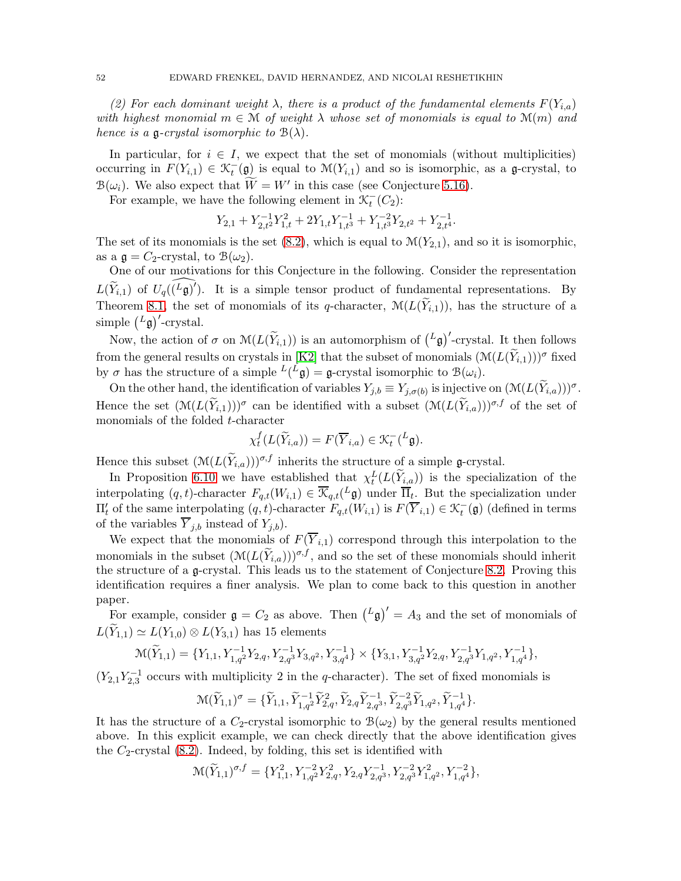*(2) For each dominant weight $\lambda$, there is a product of the fundamental elements $F(Y_{i,a})$ with highest monomial $m \in \mathcal{M}$ of weight $\lambda$ whose set of monomials is equal to $\mathcal{M}(m)$ and hence is a $\mathfrak{g}$-crystal isomorphic to $\mathcal{B}(\lambda)$.*

In particular, for $i \in I$, we expect that the set of monomials (without multiplicities) occurring in $F(Y_{i,1}) \in \mathcal{K}_t^-(\mathfrak{g})$ is equal to $\mathcal{M}(Y_{i,1})$ and so is isomorphic, as a $\mathfrak{g}$-crystal, to $\mathcal{B}(\omega_i)$. We also expect that $\widetilde{W} = W'$ in this case (see Conjecture 5.16).

For example, we have the following element in $\mathcal{K}_t^-(C_2)$:

$$Y_{2,1} + Y_{2,t^2}^{-1} Y_{1,t}^2 + 2Y_{1,t}Y_{1,t^3}^{-1} + Y_{1,t^3}^{-2}Y_{2,t^2} + Y_{2,t^4}^{-1}.$$

The set of its monomials is the set (8.2), which is equal to $\mathcal{M}(Y_{2,1})$, and so it is isomorphic, as a $\mathfrak{g} = C_2$-crystal, to $\mathcal{B}(\omega_2)$.

One of our motivations for this Conjecture in the following. Consider the representation $L(\widetilde{Y}_{i,1})$ of $U_q(\widehat{({}^L\mathfrak{g})'})$. It is a simple tensor product of fundamental representations. By Theorem 8.1, the set of monomials of its $q$-character, $\mathcal{M}(L(\widetilde{Y}_{i,1}))$, has the structure of a simple $\left({}^L\mathfrak{g}\right)'$-crystal.

Now, the action of $\sigma$ on $\mathcal{M}(L(\widetilde{Y}_{i,1}))$ is an automorphism of $\left({}^L\mathfrak{g}\right)'$-crystal. It then follows from the general results on crystals in [K2] that the subset of monomials $(\mathcal{M}(L(\widetilde{Y}_{i,1})))^\sigma$ fixed by $\sigma$ has the structure of a simple ${}^L({}^L\mathfrak{g}) = \mathfrak{g}$-crystal isomorphic to $\mathcal{B}(\omega_i)$.

On the other hand, the identification of variables $Y_{j,b} \equiv Y_{j,\sigma(b)}$ is injective on $(\mathcal{M}(L(\widetilde{Y}_{i,a})))^\sigma$. Hence the set $(\mathcal{M}(L(\widetilde{Y}_{i,1})))^\sigma$ can be identified with a subset $(\mathcal{M}(L(\widetilde{Y}_{i,a})))^{\sigma,f}$ of the set of monomials of the folded $t$-character

$$\chi_t^f(L(\widetilde{Y}_{i,a})) = F(\overline{Y}_{i,a}) \in \mathcal{K}_t^-({}^L\mathfrak{g}).$$

Hence this subset $(\mathcal{M}(L(\widetilde{Y}_{i,a})))^{\sigma,f}$ inherits the structure of a simple $\mathfrak{g}$-crystal.

In Proposition 6.10 we have established that $\chi_t^L(L(\widetilde{Y}_{i,a}))$ is the specialization of the interpolating $(q,t)$-character $F_{q,t}(W_{i,1}) \in \overline{\mathcal{K}}_{q,t}({}^L\mathfrak{g})$ under $\overline{\Pi}_t$. But the specialization under $\Pi'_t$ of the same interpolating $(q,t)$-character $F_{q,t}(W_{i,1})$ is $F(\overline{Y}_{i,1}) \in \mathcal{K}_t^-(\mathfrak{g})$ (defined in terms of the variables $\overline{Y}_{j,b}$ instead of $Y_{j,b}$).

We expect that the monomials of $F(\overline{Y}_{i,1})$ correspond through this interpolation to the monomials in the subset $(\mathcal{M}(L(\widetilde{Y}_{i,a})))^{\sigma,f}$, and so the set of these monomials should inherit the structure of a $\mathfrak{g}$-crystal. This leads us to the statement of Conjecture 8.2. Proving this identification requires a finer analysis. We plan to come back to this question in another paper.

For example, consider $\mathfrak{g} = C_2$ as above. Then $\left({}^L\mathfrak{g}\right)' = A_3$ and the set of monomials of $L(\widetilde{Y}_{1,1}) \simeq L(Y_{1,0}) \otimes L(Y_{3,1})$ has 15 elements

$$\mathcal{M}(\widetilde{Y}_{1,1}) = \{Y_{1,1}, Y_{1,q^2}^{-1}Y_{2,q}, Y_{2,q^3}^{-1}Y_{3,q^2}, Y_{3,q^4}^{-1}\} \times \{Y_{3,1}, Y_{3,q^2}^{-1}Y_{2,q}, Y_{2,q^3}^{-1}Y_{1,q^2}, Y_{1,q^4}^{-1}\},$$

($Y_{2,1}Y_{2,3}^{-1}$ occurs with multiplicity 2 in the $q$-character). The set of fixed monomials is

$$\mathcal{M}(\widetilde{Y}_{1,1})^\sigma = \{\widetilde{Y}_{1,1}, \widetilde{Y}_{1,q^2}^{-1}\widetilde{Y}_{2,q}^2, \widetilde{Y}_{2,q}\widetilde{Y}_{2,q^3}^{-1}, \widetilde{Y}_{2,q^3}^{-2}\widetilde{Y}_{1,q^2}, \widetilde{Y}_{1,q^4}^{-1}\}.$$

It has the structure of a $C_2$-crystal isomorphic to $\mathcal{B}(\omega_2)$ by the general results mentioned above. In this explicit example, we can check directly that the above identification gives the $C_2$-crystal (8.2). Indeed, by folding, this set is identified with

$$\mathcal{M}(\widetilde{Y}_{1,1})^{\sigma,f} = \{Y_{1,1}^2, Y_{1,q^2}^{-2}Y_{2,q}^2, Y_{2,q}Y_{2,q^3}^{-1}, Y_{2,q^3}^{-2}Y_{1,q^2}^2, Y_{1,q^4}^{-2}\},$$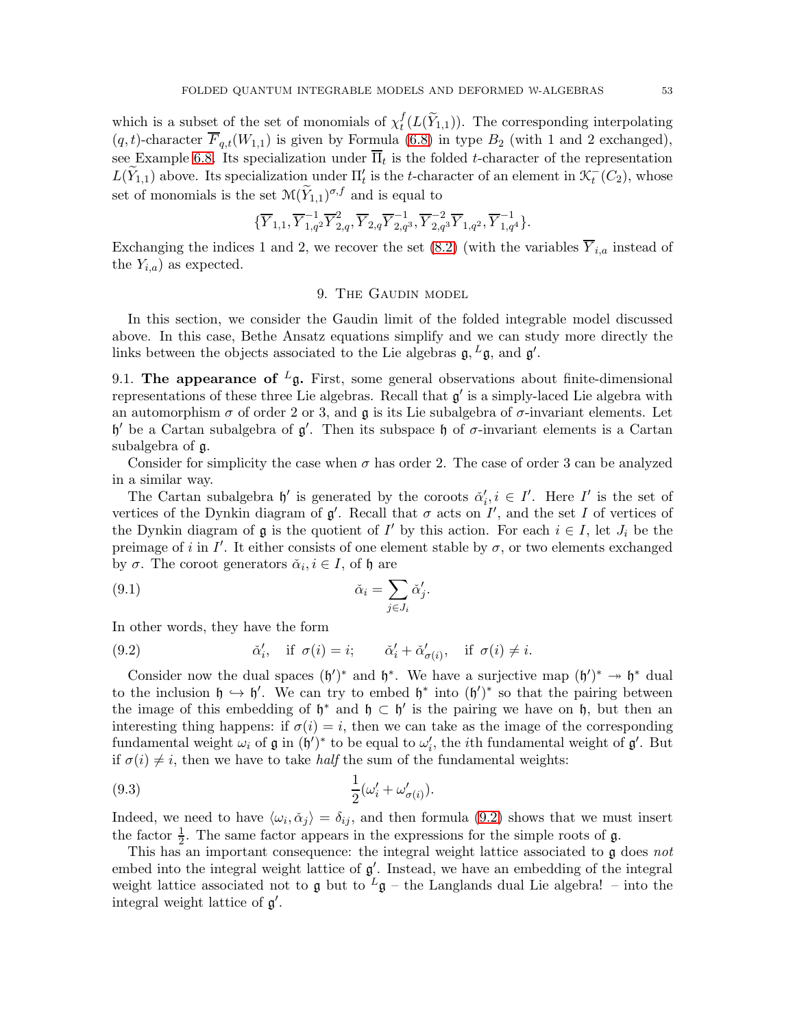which is a subset of the set of monomials of $\chi_t^f(L(\widetilde{Y}_{1,1}))$. The corresponding interpolating $(q,t)$-character $\overline{F}_{q,t}(W_{1,1})$ is given by Formula (6.8) in type $B_2$ (with 1 and 2 exchanged), see Example 6.8. Its specialization under $\overline{\Pi}_t$ is the folded $t$-character of the representation $L(\widetilde{Y}_{1,1})$ above. Its specialization under $\Pi'_t$ is the $t$-character of an element in $\mathcal{K}_t^-(C_2)$, whose set of monomials is the set $\mathcal{M}(\widetilde{Y}_{1,1})^{\sigma,f}$ and is equal to

$$\{\overline{Y}_{1,1}, \overline{Y}_{1,q^2}^{-1}\overline{Y}_{2,q}^2, \overline{Y}_{2,q}\overline{Y}_{2,q^3}^{-1}, \overline{Y}_{2,q^3}^{-2}\overline{Y}_{1,q^2}, \overline{Y}_{1,q^4}^{-1}\}.$$

Exchanging the indices 1 and 2, we recover the set (8.2) (with the variables $\overline{Y}_{i,a}$ instead of the $Y_{i,a}$) as expected.

## 9. The Gaudin model

In this section, we consider the Gaudin limit of the folded integrable model discussed above. In this case, Bethe Ansatz equations simplify and we can study more directly the links between the objects associated to the Lie algebras $\mathfrak{g}, {}^L\mathfrak{g}$, and $\mathfrak{g}'$.

**9.1. The appearance of ${}^L\mathfrak{g}$.** First, some general observations about finite-dimensional representations of these three Lie algebras. Recall that $\mathfrak{g}'$ is a simply-laced Lie algebra with an automorphism $\sigma$ of order 2 or 3, and $\mathfrak{g}$ is its Lie subalgebra of $\sigma$-invariant elements. Let $\mathfrak{h}'$ be a Cartan subalgebra of $\mathfrak{g}'$. Then its subspace $\mathfrak{h}$ of $\sigma$-invariant elements is a Cartan subalgebra of $\mathfrak{g}$.

Consider for simplicity the case when $\sigma$ has order 2. The case of order 3 can be analyzed in a similar way.

The Cartan subalgebra $\mathfrak{h}'$ is generated by the coroots $\check{\alpha}'_i, i \in I'$. Here $I'$ is the set of vertices of the Dynkin diagram of $\mathfrak{g}'$. Recall that $\sigma$ acts on $I'$, and the set $I$ of vertices of the Dynkin diagram of $\mathfrak{g}$ is the quotient of $I'$ by this action. For each $i \in I$, let $J_i$ be the preimage of $i$ in $I'$. It either consists of one element stable by $\sigma$, or two elements exchanged by $\sigma$. The coroot generators $\check{\alpha}_i, i \in I$, of $\mathfrak{h}$ are

$$\check{\alpha}_i = \sum_{j \in J_i} \check{\alpha}'_j. \tag{9.1}$$

In other words, they have the form

$$\check{\alpha}'_i, \quad \text{if } \sigma(i) = i; \qquad \check{\alpha}'_i + \check{\alpha}'_{\sigma(i)}, \quad \text{if } \sigma(i) \neq i. \tag{9.2}$$

Consider now the dual spaces $(\mathfrak{h}')^*$ and $\mathfrak{h}^*$. We have a surjective map $(\mathfrak{h}')^* \twoheadrightarrow \mathfrak{h}^*$ dual to the inclusion $\mathfrak{h} \hookrightarrow \mathfrak{h}'$. We can try to embed $\mathfrak{h}^*$ into $(\mathfrak{h}')^*$ so that the pairing between the image of this embedding of $\mathfrak{h}^*$ and $\mathfrak{h} \subset \mathfrak{h}'$ is the pairing we have on $\mathfrak{h}$, but then an interesting thing happens: if $\sigma(i) = i$, then we can take as the image of the corresponding fundamental weight $\omega_i$ of $\mathfrak{g}$ in $(\mathfrak{h}')^*$ to be equal to $\omega'_i$, the $i$th fundamental weight of $\mathfrak{g}'$. But if $\sigma(i) \neq i$, then we have to take *half* the sum of the fundamental weights:

$$\frac{1}{2}(\omega'_i + \omega'_{\sigma(i)}). \tag{9.3}$$

Indeed, we need to have $\langle \omega_i, \check{\alpha}_j \rangle = \delta_{ij}$, and then formula (9.2) shows that we must insert the factor $\frac{1}{2}$. The same factor appears in the expressions for the simple roots of $\mathfrak{g}$.

This has an important consequence: the integral weight lattice associated to $\mathfrak{g}$ does *not* embed into the integral weight lattice of $\mathfrak{g}'$. Instead, we have an embedding of the integral weight lattice associated not to $\mathfrak{g}$ but to ${}^L\mathfrak{g}$ – the Langlands dual Lie algebra! – into the integral weight lattice of $\mathfrak{g}'$.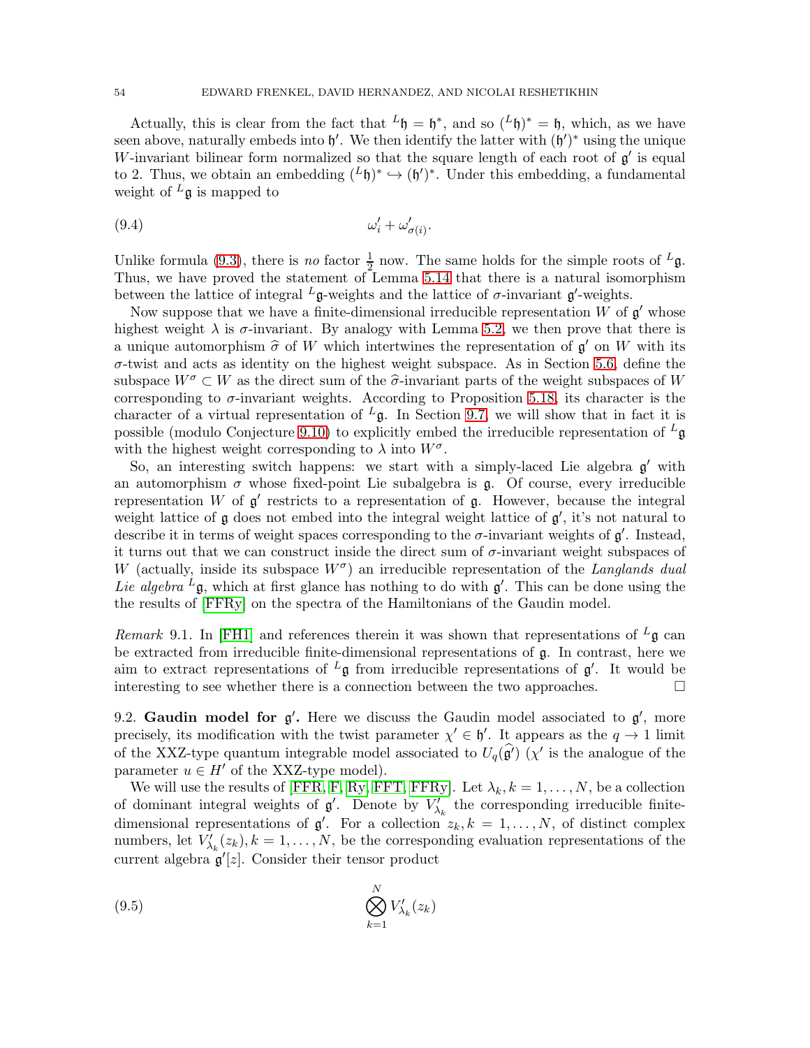Actually, this is clear from the fact that ${}^L\mathfrak{h} = \mathfrak{h}^*$, and so $({}^L\mathfrak{h})^* = \mathfrak{h}$, which, as we have seen above, naturally embeds into $\mathfrak{h}'$. We then identify the latter with $(\mathfrak{h}')^*$ using the unique $W$-invariant bilinear form normalized so that the square length of each root of $\mathfrak{g}'$ is equal to 2. Thus, we obtain an embedding $({}^L\mathfrak{h})^* \hookrightarrow (\mathfrak{h}')^*$. Under this embedding, a fundamental weight of ${}^L\mathfrak{g}$ is mapped to

$$\omega'_i + \omega'_{\sigma(i)}. \tag{9.4}$$

Unlike formula (9.3), there is *no* factor $\frac{1}{2}$ now. The same holds for the simple roots of ${}^L\mathfrak{g}$. Thus, we have proved the statement of Lemma 5.14 that there is a natural isomorphism between the lattice of integral ${}^L\mathfrak{g}$-weights and the lattice of $\sigma$-invariant $\mathfrak{g}'$-weights.

Now suppose that we have a finite-dimensional irreducible representation $W$ of $\mathfrak{g}'$ whose highest weight $\lambda$ is $\sigma$-invariant. By analogy with Lemma 5.2, we then prove that there is a unique automorphism $\widehat{\sigma}$ of $W$ which intertwines the representation of $\mathfrak{g}'$ on $W$ with its $\sigma$-twist and acts as identity on the highest weight subspace. As in Section 5.6, define the subspace $W^\sigma \subset W$ as the direct sum of the $\widehat{\sigma}$-invariant parts of the weight subspaces of $W$ corresponding to $\sigma$-invariant weights. According to Proposition 5.18, its character is the character of a virtual representation of ${}^L\mathfrak{g}$. In Section 9.7, we will show that in fact it is possible (modulo Conjecture 9.10) to explicitly embed the irreducible representation of ${}^L\mathfrak{g}$ with the highest weight corresponding to $\lambda$ into $W^\sigma$.

So, an interesting switch happens: we start with a simply-laced Lie algebra $\mathfrak{g}'$ with an automorphism $\sigma$ whose fixed-point Lie subalgebra is $\mathfrak{g}$. Of course, every irreducible representation $W$ of $\mathfrak{g}'$ restricts to a representation of $\mathfrak{g}$. However, because the integral weight lattice of $\mathfrak{g}$ does not embed into the integral weight lattice of $\mathfrak{g}'$, it's not natural to describe it in terms of weight spaces corresponding to the $\sigma$-invariant weights of $\mathfrak{g}'$. Instead, it turns out that we can construct inside the direct sum of $\sigma$-invariant weight subspaces of $W$ (actually, inside its subspace $W^\sigma$) an irreducible representation of the *Langlands dual Lie algebra* ${}^L\mathfrak{g}$, which at first glance has nothing to do with $\mathfrak{g}'$. This can be done using the the results of [FFRy] on the spectra of the Hamiltonians of the Gaudin model.

*Remark* 9.1. In [FH1] and references therein it was shown that representations of ${}^L\mathfrak{g}$ can be extracted from irreducible finite-dimensional representations of $\mathfrak{g}$. In contrast, here we aim to extract representations of ${}^L\mathfrak{g}$ from irreducible representations of $\mathfrak{g}'$. It would be interesting to see whether there is a connection between the two approaches. □

9.2. **Gaudin model for $\mathfrak{g}'$.** Here we discuss the Gaudin model associated to $\mathfrak{g}'$, more precisely, its modification with the twist parameter $\chi' \in \mathfrak{h}'$. It appears as the $q \to 1$ limit of the XXZ-type quantum integrable model associated to $U_q(\widehat{\mathfrak{g}}')$ ($\chi'$ is the analogue of the parameter $u \in H'$ of the XXZ-type model).

We will use the results of [FFR, F, Ry, FFT, FFRy]. Let $\lambda_k, k = 1, \ldots, N$, be a collection of dominant integral weights of $\mathfrak{g}'$. Denote by $V'_{\lambda_k}$ the corresponding irreducible finite-dimensional representations of $\mathfrak{g}'$. For a collection $z_k, k = 1, \ldots, N$, of distinct complex numbers, let $V'_{\lambda_k}(z_k), k = 1, \ldots, N$, be the corresponding evaluation representations of the current algebra $\mathfrak{g}'[z]$. Consider their tensor product

$$\bigotimes_{k=1}^{N} V'_{\lambda_k}(z_k) \tag{9.5}$$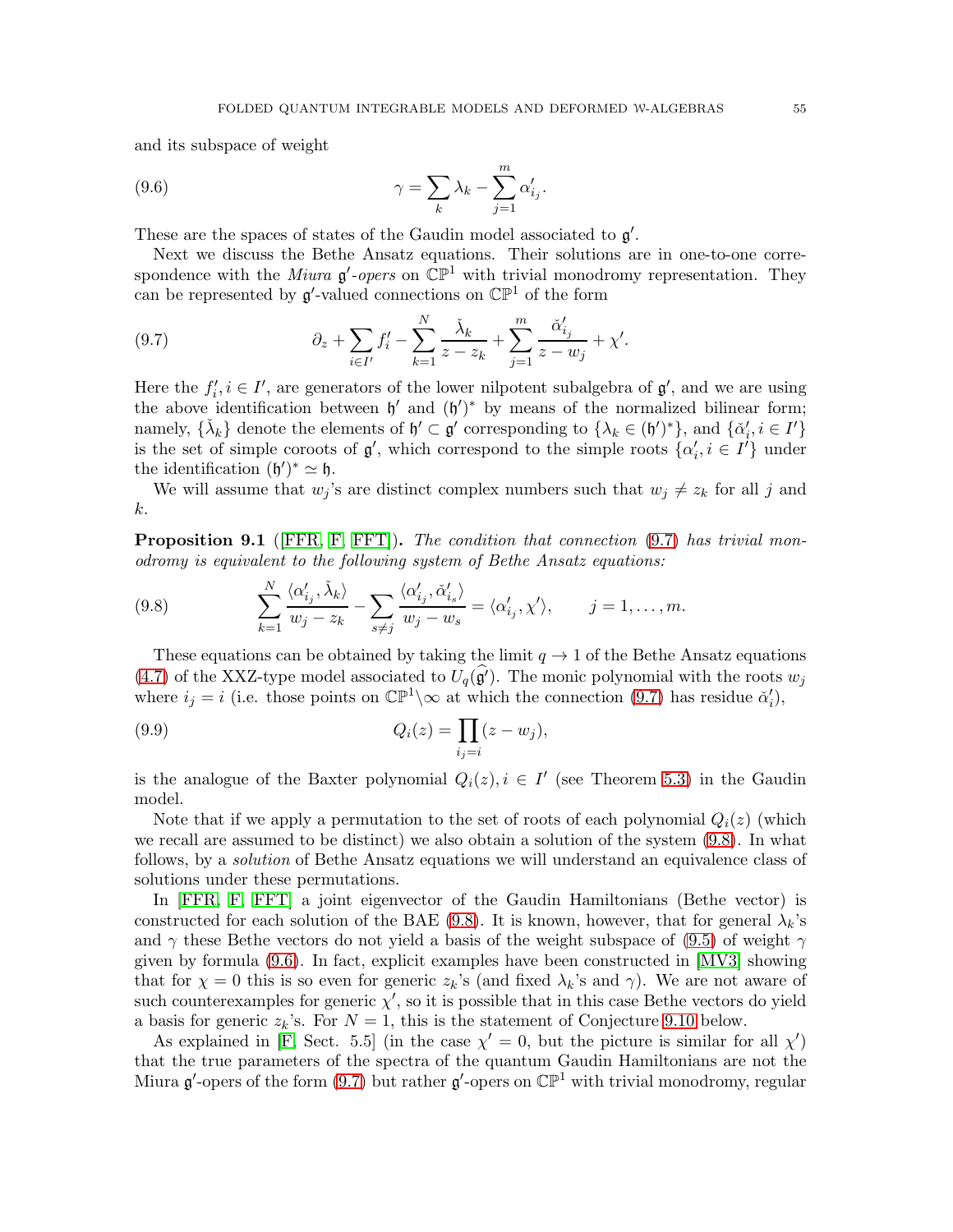and its subspace of weight

$$\gamma = \sum_k \lambda_k - \sum_{j=1}^{m} \alpha'_{i_j}. \tag{9.6}$$

These are the spaces of states of the Gaudin model associated to $\mathfrak{g}'$.

Next we discuss the Bethe Ansatz equations. Their solutions are in one-to-one correspondence with the *Miura* $\mathfrak{g}'$*-opers* on $\mathbb{CP}^1$ with trivial monodromy representation. They can be represented by $\mathfrak{g}'$-valued connections on $\mathbb{CP}^1$ of the form

$$\partial_z + \sum_{i \in I'} f'_i - \sum_{k=1}^{N} \frac{\check{\lambda}_k}{z - z_k} + \sum_{j=1}^{m} \frac{\check{\alpha}'_{i_j}}{z - w_j} + \chi'. \tag{9.7}$$

Here the $f'_i, i \in I'$, are generators of the lower nilpotent subalgebra of $\mathfrak{g}'$, and we are using the above identification between $\mathfrak{h}'$ and $(\mathfrak{h}')^*$ by means of the normalized bilinear form; namely, $\{\check{\lambda}_k\}$ denote the elements of $\mathfrak{h}' \subset \mathfrak{g}'$ corresponding to $\{\lambda_k \in (\mathfrak{h}')^*\}$, and $\{\check{\alpha}'_i, i \in I'\}$ is the set of simple coroots of $\mathfrak{g}'$, which correspond to the simple roots $\{\alpha'_i, i \in I'\}$ under the identification $(\mathfrak{h}')^* \simeq \mathfrak{h}$.

We will assume that $w_j$'s are distinct complex numbers such that $w_j \neq z_k$ for all $j$ and $k$.

**Proposition 9.1** ([FFR, F, FFT]). *The condition that connection* (9.7) *has trivial monodromy is equivalent to the following system of Bethe Ansatz equations:*

$$\sum_{k=1}^{N} \frac{\langle \alpha'_{i_j}, \check{\lambda}_k \rangle}{w_j - z_k} - \sum_{s \neq j} \frac{\langle \alpha'_{i_j}, \check{\alpha}'_{i_s} \rangle}{w_j - w_s} = \langle \alpha'_{i_j}, \chi' \rangle, \qquad j = 1, \ldots, m. \tag{9.8}$$

These equations can be obtained by taking the limit $q \to 1$ of the Bethe Ansatz equations (4.7) of the XXZ-type model associated to $U_q(\widehat{\mathfrak{g}'})$. The monic polynomial with the roots $w_j$ where $i_j = i$ (i.e. those points on $\mathbb{CP}^1 \backslash \infty$ at which the connection (9.7) has residue $\check{\alpha}'_i$),

$$Q_i(z) = \prod_{i_j = i} (z - w_j), \tag{9.9}$$

is the analogue of the Baxter polynomial $Q_i(z), i \in I'$ (see Theorem 5.3) in the Gaudin model.

Note that if we apply a permutation to the set of roots of each polynomial $Q_i(z)$ (which we recall are assumed to be distinct) we also obtain a solution of the system (9.8). In what follows, by a *solution* of Bethe Ansatz equations we will understand an equivalence class of solutions under these permutations.

In [FFR, F, FFT] a joint eigenvector of the Gaudin Hamiltonians (Bethe vector) is constructed for each solution of the BAE (9.8). It is known, however, that for general $\lambda_k$'s and $\gamma$ these Bethe vectors do not yield a basis of the weight subspace of (9.5) of weight $\gamma$ given by formula (9.6). In fact, explicit examples have been constructed in [MV3] showing that for $\chi = 0$ this is so even for generic $z_k$'s (and fixed $\lambda_k$'s and $\gamma$). We are not aware of such counterexamples for generic $\chi'$, so it is possible that in this case Bethe vectors do yield a basis for generic $z_k$'s. For $N = 1$, this is the statement of Conjecture 9.10 below.

As explained in [F, Sect. 5.5] (in the case $\chi' = 0$, but the picture is similar for all $\chi'$) that the true parameters of the spectra of the quantum Gaudin Hamiltonians are not the Miura $\mathfrak{g}'$-opers of the form (9.7) but rather $\mathfrak{g}'$-opers on $\mathbb{CP}^1$ with trivial monodromy, regular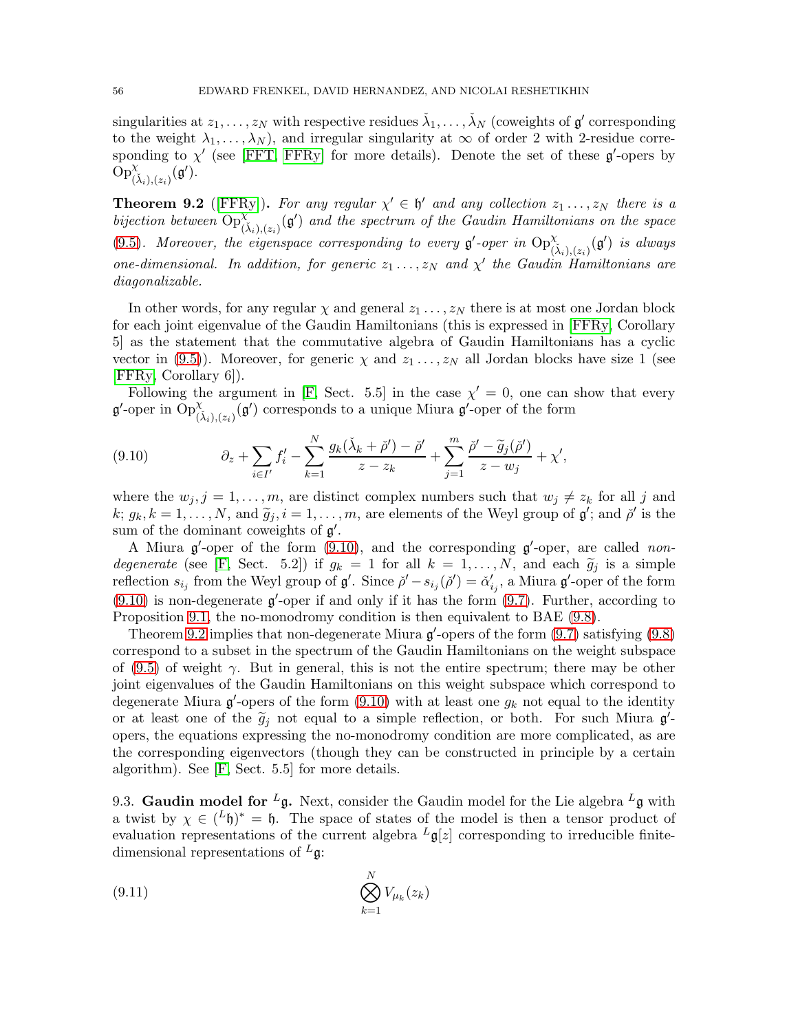singularities at $z_1, \dots, z_N$ with respective residues $\check{\lambda}_1, \dots, \check{\lambda}_N$ (coweights of $\mathfrak{g}'$ corresponding to the weight $\lambda_1, \dots, \lambda_N$), and irregular singularity at $\infty$ of order 2 with 2-residue corresponding to $\chi'$ (see [FFT, FFRy] for more details). Denote the set of these $\mathfrak{g}'$-opers by $\mathrm{Op}^{\chi}_{(\check{\lambda}_i),(z_i)}(\mathfrak{g}')$.

**Theorem 9.2** ([FFRy]). *For any regular $\chi' \in \mathfrak{h}'$ and any collection $z_1 \dots, z_N$ there is a bijection between $\mathrm{Op}^{\chi}_{(\check{\lambda}_i),(z_i)}(\mathfrak{g}')$ and the spectrum of the Gaudin Hamiltonians on the space (9.5). Moreover, the eigenspace corresponding to every $\mathfrak{g}'$-oper in $\mathrm{Op}^{\chi}_{(\check{\lambda}_i),(z_i)}(\mathfrak{g}')$ is always one-dimensional. In addition, for generic $z_1 \dots, z_N$ and $\chi'$ the Gaudin Hamiltonians are diagonalizable.*

In other words, for any regular $\chi$ and general $z_1 \dots, z_N$ there is at most one Jordan block for each joint eigenvalue of the Gaudin Hamiltonians (this is expressed in [FFRy, Corollary 5] as the statement that the commutative algebra of Gaudin Hamiltonians has a cyclic vector in (9.5)). Moreover, for generic $\chi$ and $z_1 \dots, z_N$ all Jordan blocks have size 1 (see [FFRy, Corollary 6]).

Following the argument in [F, Sect. 5.5] in the case $\chi' = 0$, one can show that every $\mathfrak{g}'$-oper in $\mathrm{Op}^{\chi}_{(\check{\lambda}_i),(z_i)}(\mathfrak{g}')$ corresponds to a unique Miura $\mathfrak{g}'$-oper of the form

$$\partial_z + \sum_{i \in I'} f'_i - \sum_{k=1}^{N} \frac{g_k(\check{\lambda}_k + \check{\rho}') - \check{\rho}'}{z - z_k} + \sum_{j=1}^{m} \frac{\check{\rho}' - \widetilde{g}_j(\check{\rho}')}{z - w_j} + \chi', \tag{9.10}$$

where the $w_j, j = 1, \dots, m$, are distinct complex numbers such that $w_j \neq z_k$ for all $j$ and $k$; $g_k, k = 1, \dots, N$, and $\widetilde{g}_j, i = 1, \dots, m$, are elements of the Weyl group of $\mathfrak{g}'$; and $\check{\rho}'$ is the sum of the dominant coweights of $\mathfrak{g}'$.

A Miura $\mathfrak{g}'$-oper of the form (9.10), and the corresponding $\mathfrak{g}'$-oper, are called *non-degenerate* (see [F, Sect. 5.2]) if $g_k = 1$ for all $k = 1, \dots, N$, and each $\widetilde{g}_j$ is a simple reflection $s_{i_j}$ from the Weyl group of $\mathfrak{g}'$. Since $\check{\rho}' - s_{i_j}(\check{\rho}') = \check{\alpha}'_{i_j}$, a Miura $\mathfrak{g}'$-oper of the form (9.10) is non-degenerate $\mathfrak{g}'$-oper if and only if it has the form (9.7). Further, according to Proposition 9.1, the no-monodromy condition is then equivalent to BAE (9.8).

Theorem 9.2 implies that non-degenerate Miura $\mathfrak{g}'$-opers of the form (9.7) satisfying (9.8) correspond to a subset in the spectrum of the Gaudin Hamiltonians on the weight subspace of (9.5) of weight $\gamma$. But in general, this is not the entire spectrum; there may be other joint eigenvalues of the Gaudin Hamiltonians on this weight subspace which correspond to degenerate Miura $\mathfrak{g}'$-opers of the form (9.10) with at least one $g_k$ not equal to the identity or at least one of the $\widetilde{g}_j$ not equal to a simple reflection, or both. For such Miura $\mathfrak{g}'$-opers, the equations expressing the no-monodromy condition are more complicated, as are the corresponding eigenvectors (though they can be constructed in principle by a certain algorithm). See [F, Sect. 5.5] for more details.

## 9.3. Gaudin model for ${}^L\mathfrak{g}$.

Next, consider the Gaudin model for the Lie algebra ${}^L\mathfrak{g}$ with a twist by $\chi \in ({}^L\mathfrak{h})^* = \mathfrak{h}$. The space of states of the model is then a tensor product of evaluation representations of the current algebra ${}^L\mathfrak{g}[z]$ corresponding to irreducible finite-dimensional representations of ${}^L\mathfrak{g}$:

$$\bigotimes_{k=1}^{N} V_{\mu_k}(z_k) \tag{9.11}$$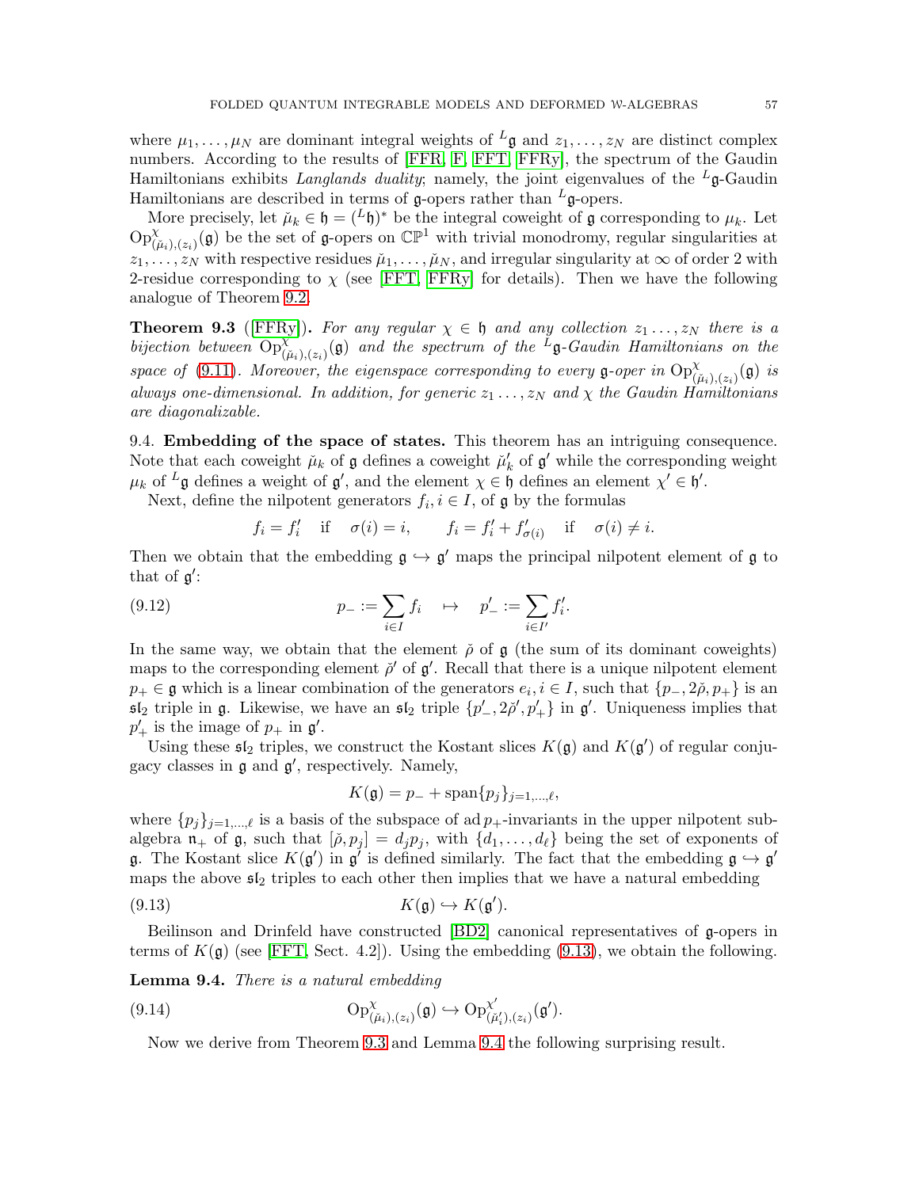where $\mu_1, \ldots, \mu_N$ are dominant integral weights of ${}^L\mathfrak{g}$ and $z_1, \ldots, z_N$ are distinct complex numbers. According to the results of [FFR, F, FFT, FFRy], the spectrum of the Gaudin Hamiltonians exhibits *Langlands duality*; namely, the joint eigenvalues of the ${}^L\mathfrak{g}$-Gaudin Hamiltonians are described in terms of $\mathfrak{g}$-opers rather than ${}^L\mathfrak{g}$-opers.

More precisely, let $\check{\mu}_k \in \mathfrak{h} = ({}^L\mathfrak{h})^*$ be the integral coweight of $\mathfrak{g}$ corresponding to $\mu_k$. Let $\mathrm{Op}^{\chi}_{(\check{\mu}_i),(z_i)}(\mathfrak{g})$ be the set of $\mathfrak{g}$-opers on $\mathbb{CP}^1$ with trivial monodromy, regular singularities at $z_1, \ldots, z_N$ with respective residues $\check{\mu}_1, \ldots, \check{\mu}_N$, and irregular singularity at $\infty$ of order 2 with 2-residue corresponding to $\chi$ (see [FFT, FFRy] for details). Then we have the following analogue of Theorem 9.2.

**Theorem 9.3** ([FFRy]). *For any regular $\chi \in \mathfrak{h}$ and any collection $z_1 \ldots, z_N$ there is a bijection between $\mathrm{Op}^{\chi}_{(\check{\mu}_i),(z_i)}(\mathfrak{g})$ and the spectrum of the ${}^L\mathfrak{g}$-Gaudin Hamiltonians on the space of (9.11). Moreover, the eigenspace corresponding to every $\mathfrak{g}$-oper in $\mathrm{Op}^{\chi}_{(\check{\mu}_i),(z_i)}(\mathfrak{g})$ is always one-dimensional. In addition, for generic $z_1 \ldots, z_N$ and $\chi$ the Gaudin Hamiltonians are diagonalizable.*

9.4. **Embedding of the space of states.** This theorem has an intriguing consequence. Note that each coweight $\check{\mu}_k$ of $\mathfrak{g}$ defines a coweight $\check{\mu}'_k$ of $\mathfrak{g}'$ while the corresponding weight $\mu_k$ of ${}^L\mathfrak{g}$ defines a weight of $\mathfrak{g}'$, and the element $\chi \in \mathfrak{h}$ defines an element $\chi' \in \mathfrak{h}'$.

Next, define the nilpotent generators $f_i, i \in I$, of $\mathfrak{g}$ by the formulas

$$f_i = f'_i \quad \text{if} \quad \sigma(i) = i, \qquad f_i = f'_i + f'_{\sigma(i)} \quad \text{if} \quad \sigma(i) \neq i.$$

Then we obtain that the embedding $\mathfrak{g} \hookrightarrow \mathfrak{g}'$ maps the principal nilpotent element of $\mathfrak{g}$ to that of $\mathfrak{g}'$:

$$p_- := \sum_{i \in I} f_i \quad \mapsto \quad p'_- := \sum_{i \in I'} f'_i. \tag{9.12}$$

In the same way, we obtain that the element $\check{\rho}$ of $\mathfrak{g}$ (the sum of its dominant coweights) maps to the corresponding element $\check{\rho}'$ of $\mathfrak{g}'$. Recall that there is a unique nilpotent element $p_+ \in \mathfrak{g}$ which is a linear combination of the generators $e_i, i \in I$, such that $\{p_-, 2\check{\rho}, p_+\}$ is an $\mathfrak{sl}_2$ triple in $\mathfrak{g}$. Likewise, we have an $\mathfrak{sl}_2$ triple $\{p'_-, 2\check{\rho}', p'_+\}$ in $\mathfrak{g}'$. Uniqueness implies that $p'_+$ is the image of $p_+$ in $\mathfrak{g}'$.

Using these $\mathfrak{sl}_2$ triples, we construct the Kostant slices $K(\mathfrak{g})$ and $K(\mathfrak{g}')$ of regular conjugacy classes in $\mathfrak{g}$ and $\mathfrak{g}'$, respectively. Namely,

$$K(\mathfrak{g}) = p_- + \mathrm{span}\{p_j\}_{j=1,\ldots,\ell},$$

where $\{p_j\}_{j=1,\ldots,\ell}$ is a basis of the subspace of $\mathrm{ad}\, p_+$-invariants in the upper nilpotent subalgebra $\mathfrak{n}_+$ of $\mathfrak{g}$, such that $[\check{\rho}, p_j] = d_j p_j$, with $\{d_1, \ldots, d_\ell\}$ being the set of exponents of $\mathfrak{g}$. The Kostant slice $K(\mathfrak{g}')$ in $\mathfrak{g}'$ is defined similarly. The fact that the embedding $\mathfrak{g} \hookrightarrow \mathfrak{g}'$ maps the above $\mathfrak{sl}_2$ triples to each other then implies that we have a natural embedding

$$K(\mathfrak{g}) \hookrightarrow K(\mathfrak{g}'). \tag{9.13}$$

Beilinson and Drinfeld have constructed [BD2] canonical representatives of $\mathfrak{g}$-opers in terms of $K(\mathfrak{g})$ (see [FFT, Sect. 4.2]). Using the embedding (9.13), we obtain the following.

**Lemma 9.4.** *There is a natural embedding*

$$\mathrm{Op}^{\chi}_{(\check{\mu}_i),(z_i)}(\mathfrak{g}) \hookrightarrow \mathrm{Op}^{\chi'}_{(\check{\mu}'_i),(z_i)}(\mathfrak{g}'). \tag{9.14}$$

Now we derive from Theorem 9.3 and Lemma 9.4 the following surprising result.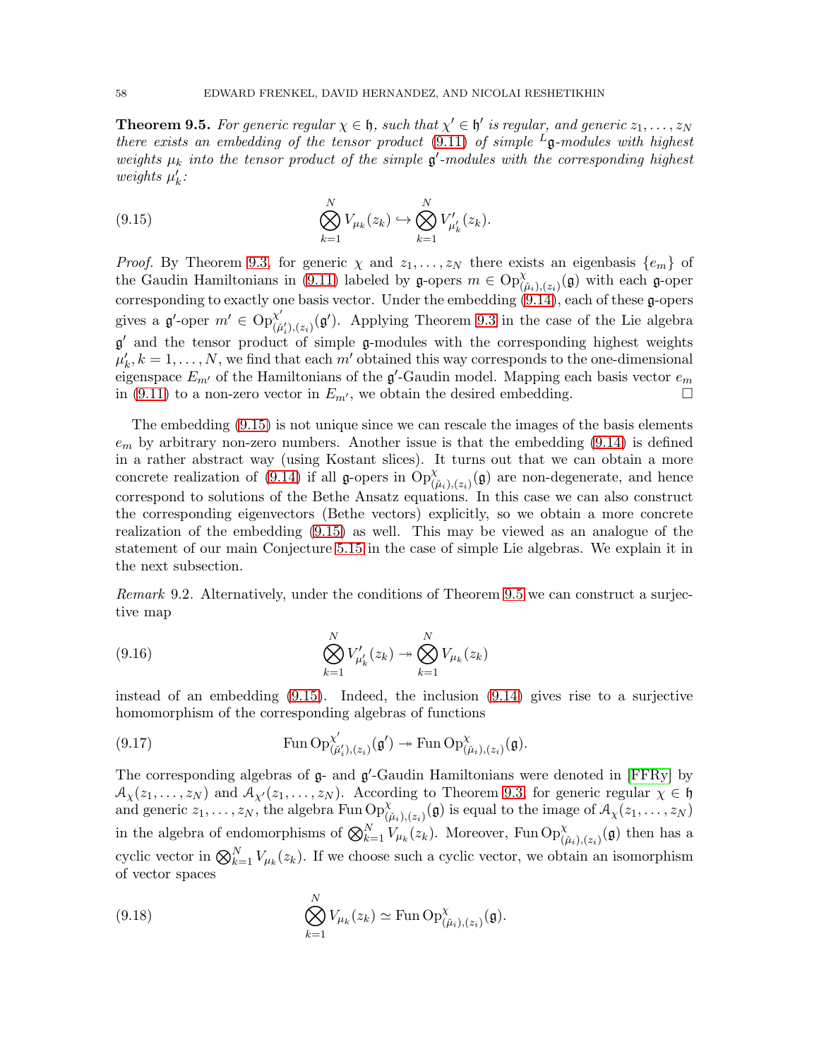**Theorem 9.5.** *For generic regular $\chi \in \mathfrak{h}$, such that $\chi' \in \mathfrak{h}'$ is regular, and generic $z_1, \ldots, z_N$ there exists an embedding of the tensor product (9.11) of simple ${}^L\mathfrak{g}$-modules with highest weights $\mu_k$ into the tensor product of the simple $\mathfrak{g}'$-modules with the corresponding highest weights $\mu'_k$:*

$$\bigotimes_{k=1}^{N} V_{\mu_k}(z_k) \hookrightarrow \bigotimes_{k=1}^{N} V'_{\mu'_k}(z_k). \tag{9.15}$$

*Proof.* By Theorem 9.3, for generic $\chi$ and $z_1, \ldots, z_N$ there exists an eigenbasis $\{e_m\}$ of the Gaudin Hamiltonians in (9.11) labeled by $\mathfrak{g}$-opers $m \in \mathrm{Op}^{\chi}_{(\check{\mu}_i),(z_i)}(\mathfrak{g})$ with each $\mathfrak{g}$-oper corresponding to exactly one basis vector. Under the embedding (9.14), each of these $\mathfrak{g}$-opers gives a $\mathfrak{g}'$-oper $m' \in \mathrm{Op}^{\chi'}_{(\check{\mu}'_i),(z_i)}(\mathfrak{g}')$. Applying Theorem 9.3 in the case of the Lie algebra $\mathfrak{g}'$ and the tensor product of simple $\mathfrak{g}$-modules with the corresponding highest weights $\mu'_k, k = 1, \ldots, N$, we find that each $m'$ obtained this way corresponds to the one-dimensional eigenspace $E_{m'}$ of the Hamiltonians of the $\mathfrak{g}'$-Gaudin model. Mapping each basis vector $e_m$ in (9.11) to a non-zero vector in $E_{m'}$, we obtain the desired embedding. $\square$

The embedding (9.15) is not unique since we can rescale the images of the basis elements $e_m$ by arbitrary non-zero numbers. Another issue is that the embedding (9.14) is defined in a rather abstract way (using Kostant slices). It turns out that we can obtain a more concrete realization of (9.14) if all $\mathfrak{g}$-opers in $\mathrm{Op}^{\chi}_{(\check{\mu}_i),(z_i)}(\mathfrak{g})$ are non-degenerate, and hence correspond to solutions of the Bethe Ansatz equations. In this case we can also construct the corresponding eigenvectors (Bethe vectors) explicitly, so we obtain a more concrete realization of the embedding (9.15) as well. This may be viewed as an analogue of the statement of our main Conjecture 5.15 in the case of simple Lie algebras. We explain it in the next subsection.

*Remark* 9.2. Alternatively, under the conditions of Theorem 9.5 we can construct a surjective map

$$\bigotimes_{k=1}^{N} V'_{\mu'_k}(z_k) \twoheadrightarrow \bigotimes_{k=1}^{N} V_{\mu_k}(z_k) \tag{9.16}$$

instead of an embedding (9.15). Indeed, the inclusion (9.14) gives rise to a surjective homomorphism of the corresponding algebras of functions

$$\mathrm{Fun}\,\mathrm{Op}^{\chi'}_{(\check{\mu}'_i),(z_i)}(\mathfrak{g}') \twoheadrightarrow \mathrm{Fun}\,\mathrm{Op}^{\chi}_{(\check{\mu}_i),(z_i)}(\mathfrak{g}). \tag{9.17}$$

The corresponding algebras of $\mathfrak{g}$- and $\mathfrak{g}'$-Gaudin Hamiltonians were denoted in [FFRy] by $\mathcal{A}_\chi(z_1, \ldots, z_N)$ and $\mathcal{A}_{\chi'}(z_1, \ldots, z_N)$. According to Theorem 9.3, for generic regular $\chi \in \mathfrak{h}$ and generic $z_1, \ldots, z_N$, the algebra $\mathrm{Fun}\,\mathrm{Op}^{\chi}_{(\check{\mu}_i),(z_i)}(\mathfrak{g})$ is equal to the image of $\mathcal{A}_\chi(z_1, \ldots, z_N)$ in the algebra of endomorphisms of $\bigotimes_{k=1}^{N} V_{\mu_k}(z_k)$. Moreover, $\mathrm{Fun}\,\mathrm{Op}^{\chi}_{(\check{\mu}_i),(z_i)}(\mathfrak{g})$ then has a cyclic vector in $\bigotimes_{k=1}^{N} V_{\mu_k}(z_k)$. If we choose such a cyclic vector, we obtain an isomorphism of vector spaces

$$\bigotimes_{k=1}^{N} V_{\mu_k}(z_k) \simeq \mathrm{Fun}\,\mathrm{Op}^{\chi}_{(\check{\mu}_i),(z_i)}(\mathfrak{g}). \tag{9.18}$$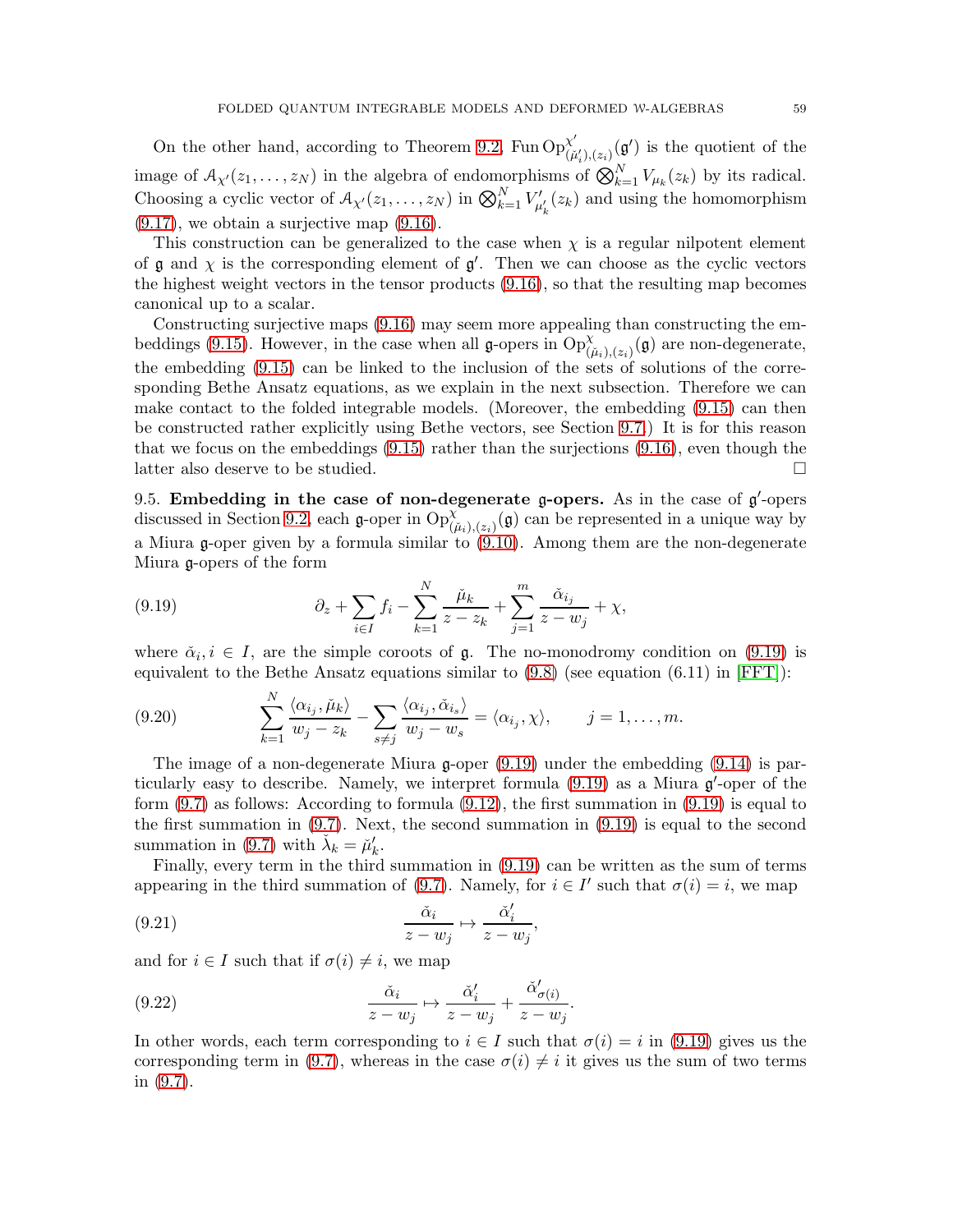On the other hand, according to Theorem 9.2, $\operatorname{Fun}\operatorname{Op}^{\chi'}_{(\check{\mu}'_i),(z_i)}(\mathfrak{g}')$ is the quotient of the image of $\mathcal{A}_{\chi'}(z_1,\dots,z_N)$ in the algebra of endomorphisms of $\bigotimes_{k=1}^N V_{\mu_k}(z_k)$ by its radical. Choosing a cyclic vector of $\mathcal{A}_{\chi'}(z_1,\dots,z_N)$ in $\bigotimes_{k=1}^N V'_{\mu'_k}(z_k)$ and using the homomorphism (9.17), we obtain a surjective map (9.16).

This construction can be generalized to the case when $\chi$ is a regular nilpotent element of $\mathfrak{g}$ and $\chi$ is the corresponding element of $\mathfrak{g}'$. Then we can choose as the cyclic vectors the highest weight vectors in the tensor products (9.16), so that the resulting map becomes canonical up to a scalar.

Constructing surjective maps (9.16) may seem more appealing than constructing the embeddings (9.15). However, in the case when all $\mathfrak{g}$-opers in $\operatorname{Op}^{\chi}_{(\check{\mu}_i),(z_i)}(\mathfrak{g})$ are non-degenerate, the embedding (9.15) can be linked to the inclusion of the sets of solutions of the corresponding Bethe Ansatz equations, as we explain in the next subsection. Therefore we can make contact to the folded integrable models. (Moreover, the embedding (9.15) can then be constructed rather explicitly using Bethe vectors, see Section 9.7.) It is for this reason that we focus on the embeddings (9.15) rather than the surjections (9.16), even though the latter also deserve to be studied. $\square$

9.5. **Embedding in the case of non-degenerate $\mathfrak{g}$-opers.** As in the case of $\mathfrak{g}'$-opers discussed in Section 9.2, each $\mathfrak{g}$-oper in $\operatorname{Op}^{\chi}_{(\check{\mu}_i),(z_i)}(\mathfrak{g})$ can be represented in a unique way by a Miura $\mathfrak{g}$-oper given by a formula similar to (9.10). Among them are the non-degenerate Miura $\mathfrak{g}$-opers of the form

$$\partial_z + \sum_{i\in I} f_i - \sum_{k=1}^{N} \frac{\check{\mu}_k}{z-z_k} + \sum_{j=1}^{m} \frac{\check{\alpha}_{i_j}}{z-w_j} + \chi, \tag{9.19}$$

where $\check{\alpha}_i, i\in I$, are the simple coroots of $\mathfrak{g}$. The no-monodromy condition on (9.19) is equivalent to the Bethe Ansatz equations similar to (9.8) (see equation (6.11) in [FFT]):

$$\sum_{k=1}^{N} \frac{\langle \alpha_{i_j}, \check{\mu}_k\rangle}{w_j - z_k} - \sum_{s\neq j} \frac{\langle \alpha_{i_j}, \check{\alpha}_{i_s}\rangle}{w_j - w_s} = \langle \alpha_{i_j}, \chi\rangle, \qquad j=1,\dots,m. \tag{9.20}$$

The image of a non-degenerate Miura $\mathfrak{g}$-oper (9.19) under the embedding (9.14) is particularly easy to describe. Namely, we interpret formula (9.19) as a Miura $\mathfrak{g}'$-oper of the form (9.7) as follows: According to formula (9.12), the first summation in (9.19) is equal to the first summation in (9.7). Next, the second summation in (9.19) is equal to the second summation in (9.7) with $\check{\lambda}_k = \check{\mu}'_k$.

Finally, every term in the third summation in (9.19) can be written as the sum of terms appearing in the third summation of (9.7). Namely, for $i\in I'$ such that $\sigma(i)=i$, we map

$$\frac{\check{\alpha}_i}{z-w_j} \mapsto \frac{\check{\alpha}'_i}{z-w_j}, \tag{9.21}$$

and for $i\in I$ such that if $\sigma(i)\neq i$, we map

$$\frac{\check{\alpha}_i}{z-w_j} \mapsto \frac{\check{\alpha}'_i}{z-w_j} + \frac{\check{\alpha}'_{\sigma(i)}}{z-w_j}. \tag{9.22}$$

In other words, each term corresponding to $i\in I$ such that $\sigma(i)=i$ in (9.19) gives us the corresponding term in (9.7), whereas in the case $\sigma(i)\neq i$ it gives us the sum of two terms in (9.7).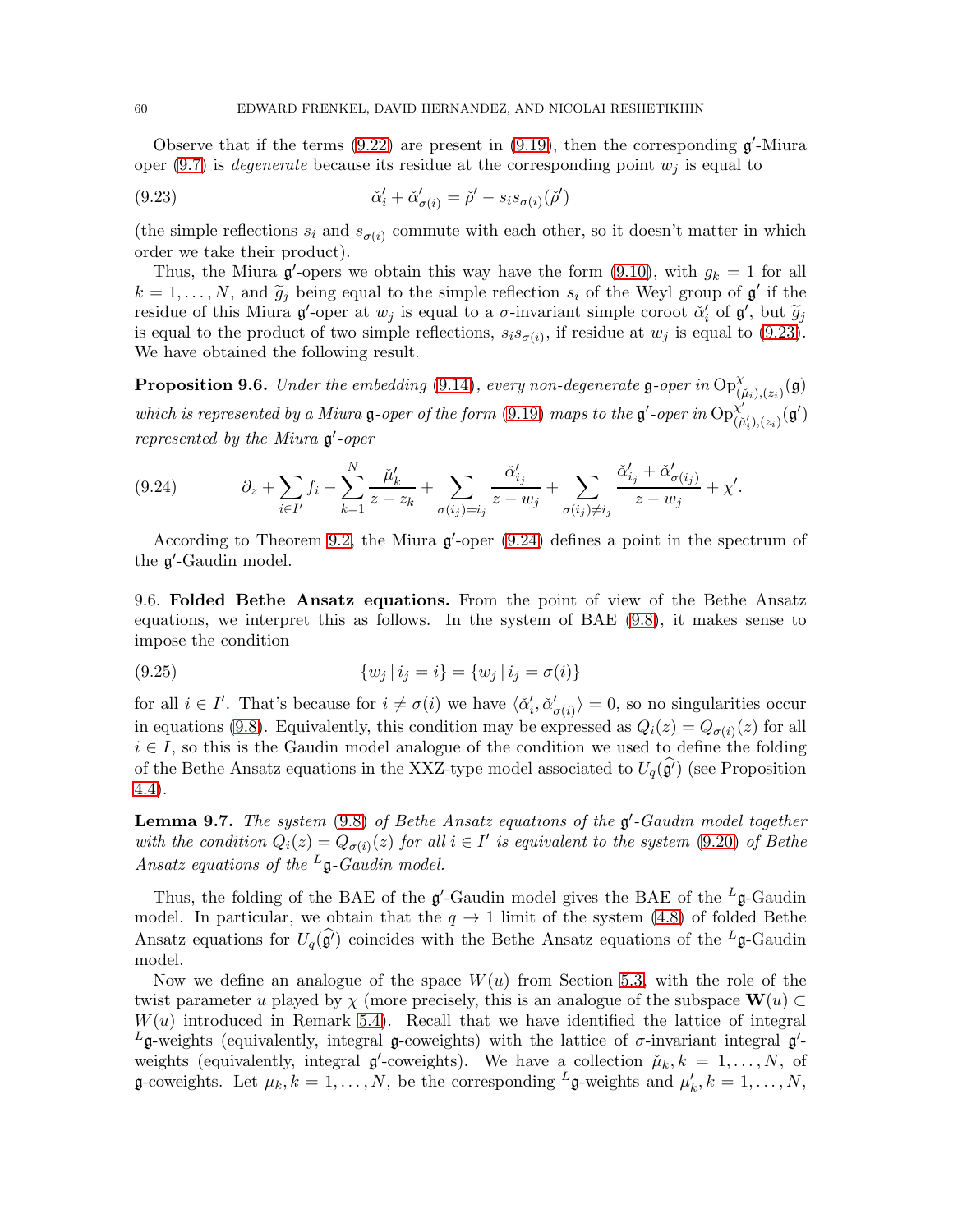Observe that if the terms (9.22) are present in (9.19), then the corresponding $\mathfrak{g}'$-Miura oper (9.7) is *degenerate* because its residue at the corresponding point $w_j$ is equal to

$$\check{\alpha}'_i + \check{\alpha}'_{\sigma(i)} = \check{\rho}' - s_i s_{\sigma(i)}(\check{\rho}') \tag{9.23}$$

(the simple reflections $s_i$ and $s_{\sigma(i)}$ commute with each other, so it doesn't matter in which order we take their product).

Thus, the Miura $\mathfrak{g}'$-opers we obtain this way have the form (9.10), with $g_k = 1$ for all $k = 1, \ldots, N$, and $\widetilde{g}_j$ being equal to the simple reflection $s_i$ of the Weyl group of $\mathfrak{g}'$ if the residue of this Miura $\mathfrak{g}'$-oper at $w_j$ is equal to a $\sigma$-invariant simple coroot $\check{\alpha}'_i$ of $\mathfrak{g}'$, but $\widetilde{g}_j$ is equal to the product of two simple reflections, $s_i s_{\sigma(i)}$, if residue at $w_j$ is equal to (9.23). We have obtained the following result.

**Proposition 9.6.** *Under the embedding* (9.14)*, every non-degenerate* $\mathfrak{g}$*-oper in* $\mathrm{Op}^{\chi}_{(\check{\mu}_i),(z_i)}(\mathfrak{g})$ *which is represented by a Miura* $\mathfrak{g}$*-oper of the form* (9.19) *maps to the* $\mathfrak{g}'$*-oper in* $\mathrm{Op}^{\chi'}_{(\check{\mu}'_i),(z_i)}(\mathfrak{g}')$ *represented by the Miura* $\mathfrak{g}'$*-oper*

$$\partial_z + \sum_{i \in I'} f_i - \sum_{k=1}^{N} \frac{\check{\mu}'_k}{z - z_k} + \sum_{\sigma(i_j) = i_j} \frac{\check{\alpha}'_{i_j}}{z - w_j} + \sum_{\sigma(i_j) \neq i_j} \frac{\check{\alpha}'_{i_j} + \check{\alpha}'_{\sigma(i_j)}}{z - w_j} + \chi'. \tag{9.24}$$

According to Theorem 9.2, the Miura $\mathfrak{g}'$-oper (9.24) defines a point in the spectrum of the $\mathfrak{g}'$-Gaudin model.

9.6. **Folded Bethe Ansatz equations.** From the point of view of the Bethe Ansatz equations, we interpret this as follows. In the system of BAE (9.8), it makes sense to impose the condition

$$\{w_j \,|\, i_j = i\} = \{w_j \,|\, i_j = \sigma(i)\} \tag{9.25}$$

for all $i \in I'$. That's because for $i \neq \sigma(i)$ we have $\langle \check{\alpha}'_i, \check{\alpha}'_{\sigma(i)} \rangle = 0$, so no singularities occur in equations (9.8). Equivalently, this condition may be expressed as $Q_i(z) = Q_{\sigma(i)}(z)$ for all $i \in I$, so this is the Gaudin model analogue of the condition we used to define the folding of the Bethe Ansatz equations in the XXZ-type model associated to $U_q(\widehat{\mathfrak{g}}')$ (see Proposition 4.4).

**Lemma 9.7.** *The system* (9.8) *of Bethe Ansatz equations of the* $\mathfrak{g}'$*-Gaudin model together with the condition* $Q_i(z) = Q_{\sigma(i)}(z)$ *for all* $i \in I'$ *is equivalent to the system* (9.20) *of Bethe Ansatz equations of the* ${}^L\mathfrak{g}$*-Gaudin model.*

Thus, the folding of the BAE of the $\mathfrak{g}'$-Gaudin model gives the BAE of the ${}^L\mathfrak{g}$-Gaudin model. In particular, we obtain that the $q \to 1$ limit of the system (4.8) of folded Bethe Ansatz equations for $U_q(\widehat{\mathfrak{g}}')$ coincides with the Bethe Ansatz equations of the ${}^L\mathfrak{g}$-Gaudin model.

Now we define an analogue of the space $W(u)$ from Section 5.3, with the role of the twist parameter $u$ played by $\chi$ (more precisely, this is an analogue of the subspace $\mathbf{W}(u) \subset W(u)$ introduced in Remark 5.4). Recall that we have identified the lattice of integral ${}^L\mathfrak{g}$-weights (equivalently, integral $\mathfrak{g}$-coweights) with the lattice of $\sigma$-invariant integral $\mathfrak{g}'$-weights (equivalently, integral $\mathfrak{g}'$-coweights). We have a collection $\check{\mu}_k, k = 1, \ldots, N$, of $\mathfrak{g}$-coweights. Let $\mu_k, k = 1, \ldots, N$, be the corresponding ${}^L\mathfrak{g}$-weights and $\mu'_k, k = 1, \ldots, N$,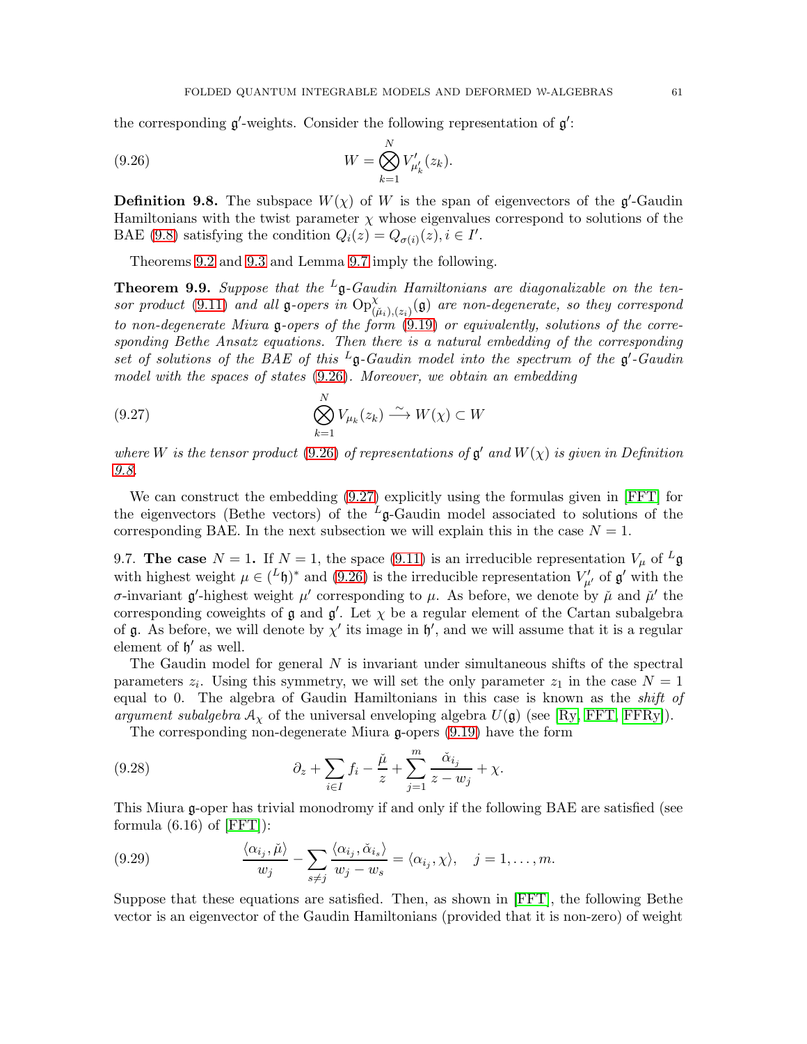the corresponding $\mathfrak{g}'$-weights. Consider the following representation of $\mathfrak{g}'$:

$$W = \bigotimes_{k=1}^{N} V'_{\mu'_k}(z_k). \tag{9.26}$$

**Definition 9.8.** The subspace $W(\chi)$ of $W$ is the span of eigenvectors of the $\mathfrak{g}'$-Gaudin Hamiltonians with the twist parameter $\chi$ whose eigenvalues correspond to solutions of the BAE (9.8) satisfying the condition $Q_i(z) = Q_{\sigma(i)}(z), i \in I'$.

Theorems 9.2 and 9.3 and Lemma 9.7 imply the following.

**Theorem 9.9.** *Suppose that the ${}^L\mathfrak{g}$-Gaudin Hamiltonians are diagonalizable on the tensor product (9.11) and all $\mathfrak{g}$-opers in $\mathrm{Op}^{\chi}_{(\check{\mu}_i),(z_i)}(\mathfrak{g})$ are non-degenerate, so they correspond to non-degenerate Miura $\mathfrak{g}$-opers of the form (9.19) or equivalently, solutions of the corresponding Bethe Ansatz equations. Then there is a natural embedding of the corresponding set of solutions of the BAE of this ${}^L\mathfrak{g}$-Gaudin model into the spectrum of the $\mathfrak{g}'$-Gaudin model with the spaces of states (9.26). Moreover, we obtain an embedding*

$$\bigotimes_{k=1}^{N} V_{\mu_k}(z_k) \xrightarrow{\sim} W(\chi) \subset W \tag{9.27}$$

*where $W$ is the tensor product (9.26) of representations of $\mathfrak{g}'$ and $W(\chi)$ is given in Definition 9.8.*

We can construct the embedding (9.27) explicitly using the formulas given in [FFT] for the eigenvectors (Bethe vectors) of the ${}^L\mathfrak{g}$-Gaudin model associated to solutions of the corresponding BAE. In the next subsection we will explain this in the case $N = 1$.

9.7. **The case $N = 1$.** If $N = 1$, the space (9.11) is an irreducible representation $V_\mu$ of ${}^L\mathfrak{g}$ with highest weight $\mu \in ({}^L\mathfrak{h})^*$ and (9.26) is the irreducible representation $V'_{\mu'}$ of $\mathfrak{g}'$ with the $\sigma$-invariant $\mathfrak{g}'$-highest weight $\mu'$ corresponding to $\mu$. As before, we denote by $\check{\mu}$ and $\check{\mu}'$ the corresponding coweights of $\mathfrak{g}$ and $\mathfrak{g}'$. Let $\chi$ be a regular element of the Cartan subalgebra of $\mathfrak{g}$. As before, we will denote by $\chi'$ its image in $\mathfrak{h}'$, and we will assume that it is a regular element of $\mathfrak{h}'$ as well.

The Gaudin model for general $N$ is invariant under simultaneous shifts of the spectral parameters $z_i$. Using this symmetry, we will set the only parameter $z_1$ in the case $N = 1$ equal to 0. The algebra of Gaudin Hamiltonians in this case is known as the *shift of argument subalgebra* $\mathcal{A}_\chi$ of the universal enveloping algebra $U(\mathfrak{g})$ (see [Ry, FFT, FFRy]).

The corresponding non-degenerate Miura $\mathfrak{g}$-opers (9.19) have the form

$$\partial_z + \sum_{i \in I} f_i - \frac{\check{\mu}}{z} + \sum_{j=1}^{m} \frac{\check{\alpha}_{i_j}}{z - w_j} + \chi. \tag{9.28}$$

This Miura $\mathfrak{g}$-oper has trivial monodromy if and only if the following BAE are satisfied (see formula (6.16) of [FFT]):

$$\frac{\langle \alpha_{i_j}, \check{\mu} \rangle}{w_j} - \sum_{s \neq j} \frac{\langle \alpha_{i_j}, \check{\alpha}_{i_s} \rangle}{w_j - w_s} = \langle \alpha_{i_j}, \chi \rangle, \quad j = 1, \ldots, m. \tag{9.29}$$

Suppose that these equations are satisfied. Then, as shown in [FFT], the following Bethe vector is an eigenvector of the Gaudin Hamiltonians (provided that it is non-zero) of weight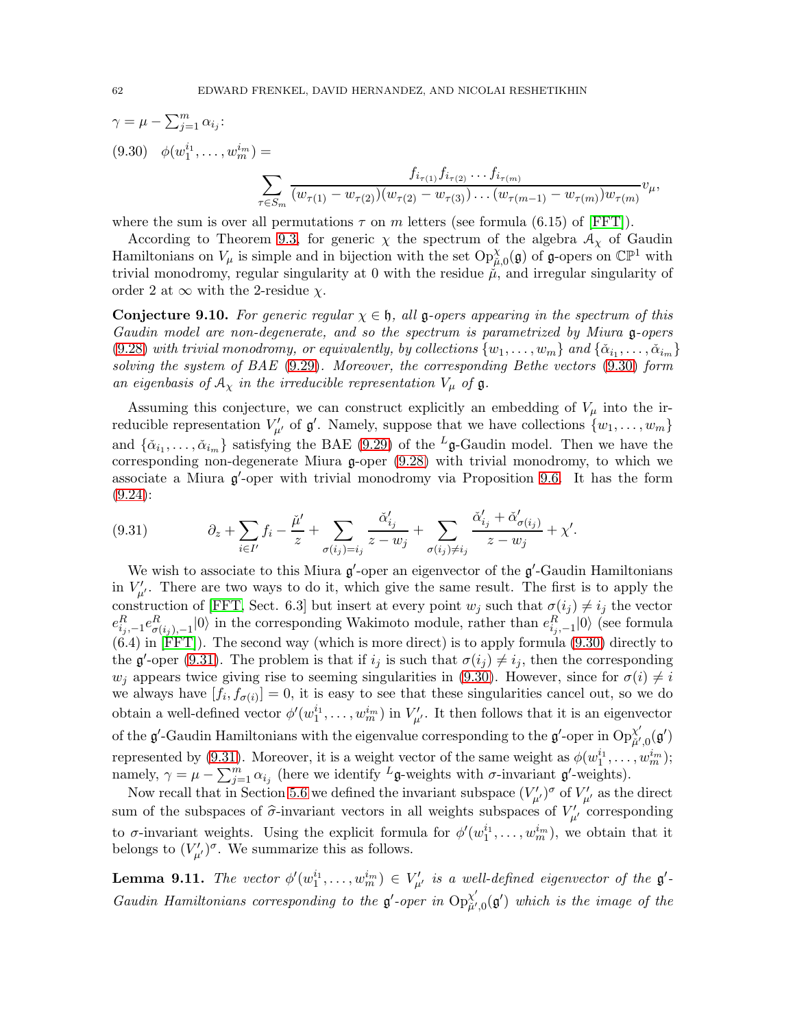$\gamma = \mu - \sum_{j=1}^m \alpha_{i_j}$:

$$\phi(w_1^{i_1}, \ldots, w_m^{i_m}) = \sum_{\tau \in S_m} \frac{f_{i_{\tau(1)}} f_{i_{\tau(2)}} \ldots f_{i_{\tau(m)}}}{(w_{\tau(1)} - w_{\tau(2)})(w_{\tau(2)} - w_{\tau(3)}) \ldots (w_{\tau(m-1)} - w_{\tau(m)}) w_{\tau(m)}} v_\mu, \tag{9.30}$$

where the sum is over all permutations $\tau$ on $m$ letters (see formula (6.15) of [FFT]).

According to Theorem 9.3, for generic $\chi$ the spectrum of the algebra $\mathcal{A}_\chi$ of Gaudin Hamiltonians on $V_\mu$ is simple and in bijection with the set $\mathrm{Op}^\chi_{\check{\mu},0}(\mathfrak{g})$ of $\mathfrak{g}$-opers on $\mathbb{CP}^1$ with trivial monodromy, regular singularity at 0 with the residue $\check{\mu}$, and irregular singularity of order 2 at $\infty$ with the 2-residue $\chi$.

**Conjecture 9.10.** *For generic regular $\chi \in \mathfrak{h}$, all $\mathfrak{g}$-opers appearing in the spectrum of this Gaudin model are non-degenerate, and so the spectrum is parametrized by Miura $\mathfrak{g}$-opers (9.28) with trivial monodromy, or equivalently, by collections $\{w_1, \ldots, w_m\}$ and $\{\check{\alpha}_{i_1}, \ldots, \check{\alpha}_{i_m}\}$ solving the system of BAE (9.29). Moreover, the corresponding Bethe vectors (9.30) form an eigenbasis of $\mathcal{A}_\chi$ in the irreducible representation $V_\mu$ of $\mathfrak{g}$.*

Assuming this conjecture, we can construct explicitly an embedding of $V_\mu$ into the irreducible representation $V'_{\mu'}$ of $\mathfrak{g}'$. Namely, suppose that we have collections $\{w_1, \ldots, w_m\}$ and $\{\check{\alpha}_{i_1}, \ldots, \check{\alpha}_{i_m}\}$ satisfying the BAE (9.29) of the ${}^L\mathfrak{g}$-Gaudin model. Then we have the corresponding non-degenerate Miura $\mathfrak{g}$-oper (9.28) with trivial monodromy, to which we associate a Miura $\mathfrak{g}'$-oper with trivial monodromy via Proposition 9.6. It has the form (9.24):

$$\partial_z + \sum_{i \in I'} f_i - \frac{\check{\mu}'}{z} + \sum_{\sigma(i_j) = i_j} \frac{\check{\alpha}'_{i_j}}{z - w_j} + \sum_{\sigma(i_j) \neq i_j} \frac{\check{\alpha}'_{i_j} + \check{\alpha}'_{\sigma(i_j)}}{z - w_j} + \chi'. \tag{9.31}$$

We wish to associate to this Miura $\mathfrak{g}'$-oper an eigenvector of the $\mathfrak{g}'$-Gaudin Hamiltonians in $V'_{\mu'}$. There are two ways to do it, which give the same result. The first is to apply the construction of [FFT, Sect. 6.3] but insert at every point $w_j$ such that $\sigma(i_j) \neq i_j$ the vector $e^R_{i_j,-1} e^R_{\sigma(i_j),-1}|0\rangle$ in the corresponding Wakimoto module, rather than $e^R_{i_j,-1}|0\rangle$ (see formula (6.4) in [FFT]). The second way (which is more direct) is to apply formula (9.30) directly to the $\mathfrak{g}'$-oper (9.31). The problem is that if $i_j$ is such that $\sigma(i_j) \neq i_j$, then the corresponding $w_j$ appears twice giving rise to seeming singularities in (9.30). However, since for $\sigma(i) \neq i$ we always have $[f_i, f_{\sigma(i)}] = 0$, it is easy to see that these singularities cancel out, so we do obtain a well-defined vector $\phi'(w_1^{i_1}, \ldots, w_m^{i_m})$ in $V'_{\mu'}$. It then follows that it is an eigenvector of the $\mathfrak{g}'$-Gaudin Hamiltonians with the eigenvalue corresponding to the $\mathfrak{g}'$-oper in $\mathrm{Op}^{\chi'}_{\check{\mu}',0}(\mathfrak{g}')$ represented by (9.31). Moreover, it is a weight vector of the same weight as $\phi(w_1^{i_1}, \ldots, w_m^{i_m})$; namely, $\gamma = \mu - \sum_{j=1}^m \alpha_{i_j}$ (here we identify ${}^L\mathfrak{g}$-weights with $\sigma$-invariant $\mathfrak{g}'$-weights).

Now recall that in Section 5.6 we defined the invariant subspace $(V'_{\mu'})^\sigma$ of $V'_{\mu'}$ as the direct sum of the subspaces of $\widehat{\sigma}$-invariant vectors in all weights subspaces of $V'_{\mu'}$ corresponding to $\sigma$-invariant weights. Using the explicit formula for $\phi'(w_1^{i_1}, \ldots, w_m^{i_m})$, we obtain that it belongs to $(V'_{\mu'})^\sigma$. We summarize this as follows.

**Lemma 9.11.** *The vector $\phi'(w_1^{i_1}, \ldots, w_m^{i_m}) \in V'_{\mu'}$ is a well-defined eigenvector of the $\mathfrak{g}'$-Gaudin Hamiltonians corresponding to the $\mathfrak{g}'$-oper in $\mathrm{Op}^{\chi'}_{\check{\mu}',0}(\mathfrak{g}')$ which is the image of the*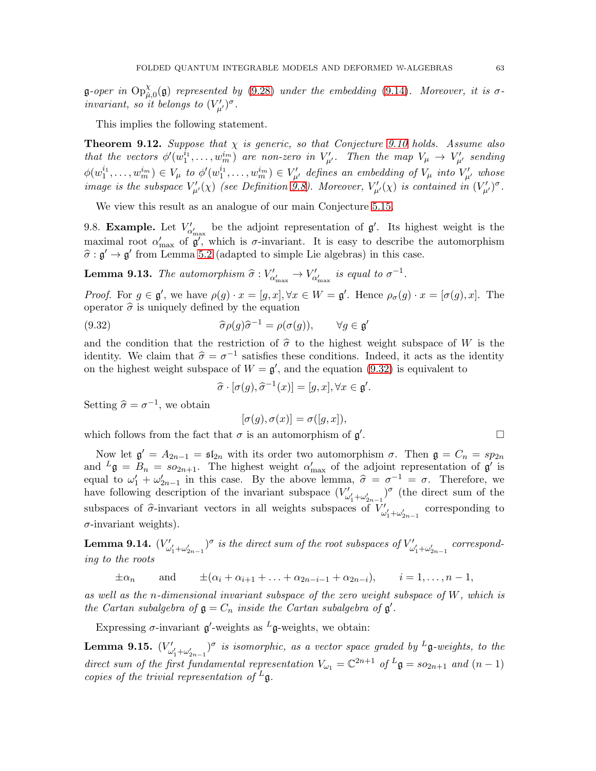$\mathfrak{g}$-*oper in* $\mathrm{Op}^{\chi}_{\check{\mu},0}(\mathfrak{g})$ *represented by* (9.28) *under the embedding* (9.14). *Moreover, it is* $\sigma$-*invariant, so it belongs to* $(V'_{\mu'})^{\sigma}$.

This implies the following statement.

**Theorem 9.12.** *Suppose that* $\chi$ *is generic, so that Conjecture 9.10 holds. Assume also that the vectors* $\phi'(w_1^{i_1}, \ldots, w_m^{i_m})$ *are non-zero in* $V'_{\mu'}$. *Then the map* $V_\mu \to V'_{\mu'}$ *sending* $\phi(w_1^{i_1}, \ldots, w_m^{i_m}) \in V_\mu$ *to* $\phi'(w_1^{i_1}, \ldots, w_m^{i_m}) \in V'_{\mu'}$ *defines an embedding of* $V_\mu$ *into* $V'_{\mu'}$ *whose image is the subspace* $V'_{\mu'}(\chi)$ *(see Definition 9.8). Moreover,* $V'_{\mu'}(\chi)$ *is contained in* $(V'_{\mu'})^{\sigma}$.

We view this result as an analogue of our main Conjecture 5.15.

9.8. **Example.** Let $V'_{\alpha'_{\max}}$ be the adjoint representation of $\mathfrak{g}'$. Its highest weight is the maximal root $\alpha'_{\max}$ of $\mathfrak{g}'$, which is $\sigma$-invariant. It is easy to describe the automorphism $\widehat{\sigma} : \mathfrak{g}' \to \mathfrak{g}'$ from Lemma 5.2 (adapted to simple Lie algebras) in this case.

**Lemma 9.13.** *The automorphism* $\widehat{\sigma} : V'_{\alpha'_{\max}} \to V'_{\alpha'_{\max}}$ *is equal to* $\sigma^{-1}$.

*Proof.* For $g \in \mathfrak{g}'$, we have $\rho(g) \cdot x = [g, x], \forall x \in W = \mathfrak{g}'$. Hence $\rho_\sigma(g) \cdot x = [\sigma(g), x]$. The operator $\widehat{\sigma}$ is uniquely defined by the equation

$$\widehat{\sigma}\rho(g)\widehat{\sigma}^{-1} = \rho(\sigma(g)), \qquad \forall g \in \mathfrak{g}' \tag{9.32}$$

and the condition that the restriction of $\widehat{\sigma}$ to the highest weight subspace of $W$ is the identity. We claim that $\widehat{\sigma} = \sigma^{-1}$ satisfies these conditions. Indeed, it acts as the identity on the highest weight subspace of $W = \mathfrak{g}'$, and the equation (9.32) is equivalent to

$$\widehat{\sigma} \cdot [\sigma(g), \widehat{\sigma}^{-1}(x)] = [g, x], \forall x \in \mathfrak{g}'.$$

Setting $\widehat{\sigma} = \sigma^{-1}$, we obtain

$$[\sigma(g), \sigma(x)] = \sigma([g, x]),$$

which follows from the fact that $\sigma$ is an automorphism of $\mathfrak{g}'$. $\square$

Now let $\mathfrak{g}' = A_{2n-1} = \mathfrak{sl}_{2n}$ with its order two automorphism $\sigma$. Then $\mathfrak{g} = C_n = sp_{2n}$ and ${}^L\mathfrak{g} = B_n = so_{2n+1}$. The highest weight $\alpha'_{\max}$ of the adjoint representation of $\mathfrak{g}'$ is equal to $\omega'_1 + \omega'_{2n-1}$ in this case. By the above lemma, $\widehat{\sigma} = \sigma^{-1} = \sigma$. Therefore, we have following description of the invariant subspace $(V'_{\omega'_1+\omega'_{2n-1}})^{\sigma}$ (the direct sum of the subspaces of $\widehat{\sigma}$-invariant vectors in all weights subspaces of $V'_{\omega'_1+\omega'_{2n-1}}$ corresponding to $\sigma$-invariant weights).

**Lemma 9.14.** $(V'_{\omega'_1+\omega'_{2n-1}})^{\sigma}$ *is the direct sum of the root subspaces of* $V'_{\omega'_1+\omega'_{2n-1}}$ *corresponding to the roots*

$$\pm\alpha_n \qquad \text{and} \qquad \pm(\alpha_i + \alpha_{i+1} + \ldots + \alpha_{2n-i-1} + \alpha_{2n-i}), \qquad i = 1, \ldots, n-1,$$

*as well as the* $n$-*dimensional invariant subspace of the zero weight subspace of* $W$, *which is the Cartan subalgebra of* $\mathfrak{g} = C_n$ *inside the Cartan subalgebra of* $\mathfrak{g}'$.

Expressing $\sigma$-invariant $\mathfrak{g}'$-weights as ${}^L\mathfrak{g}$-weights, we obtain:

**Lemma 9.15.** $(V'_{\omega'_1+\omega'_{2n-1}})^{\sigma}$ *is isomorphic, as a vector space graded by* ${}^L\mathfrak{g}$-*weights, to the direct sum of the first fundamental representation* $V_{\omega_1} = \mathbb{C}^{2n+1}$ *of* ${}^L\mathfrak{g} = so_{2n+1}$ *and* $(n-1)$ *copies of the trivial representation of* ${}^L\mathfrak{g}$.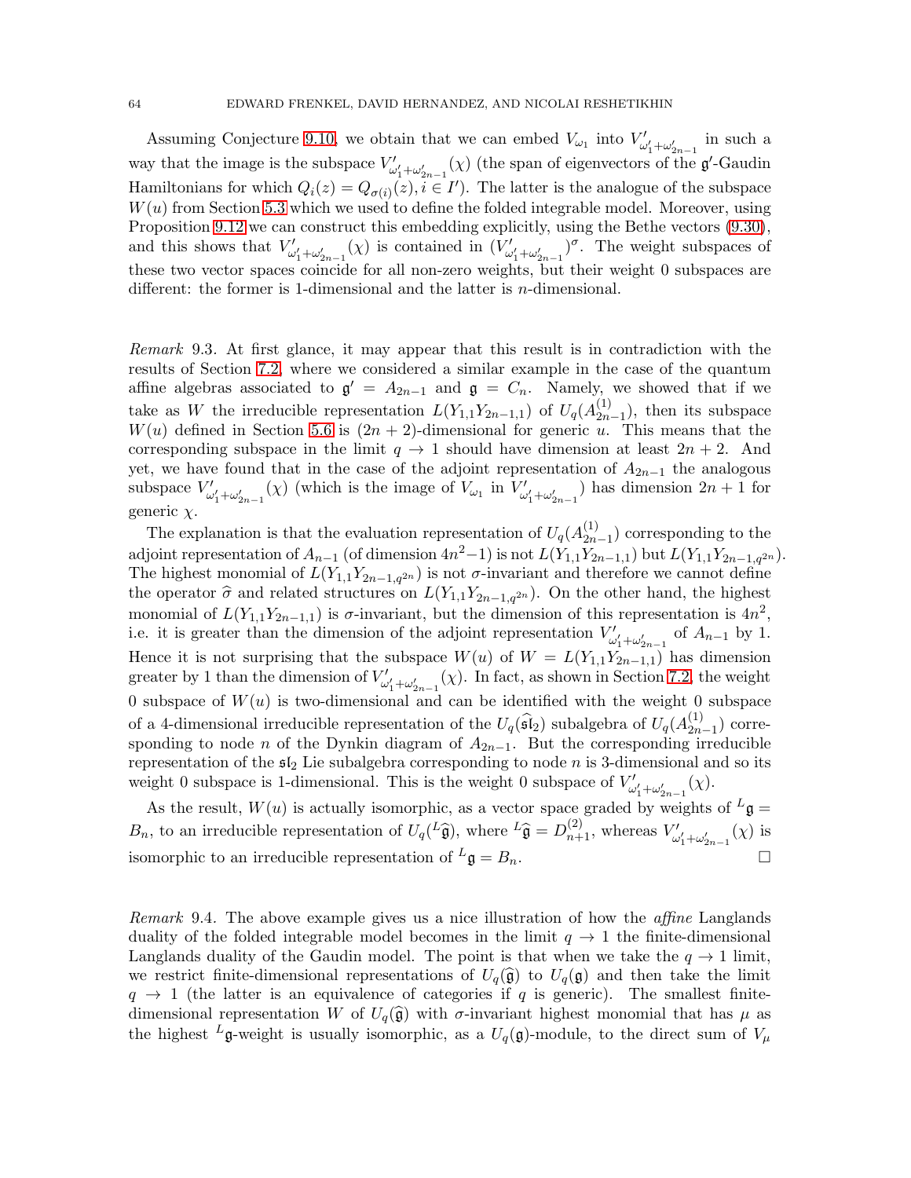Assuming Conjecture 9.10, we obtain that we can embed $V_{\omega_1}$ into $V'_{\omega'_1+\omega'_{2n-1}}$ in such a way that the image is the subspace $V'_{\omega'_1+\omega'_{2n-1}}(\chi)$ (the span of eigenvectors of the $\mathfrak{g}'$-Gaudin Hamiltonians for which $Q_i(z) = Q_{\sigma(i)}(z), i \in I'$). The latter is the analogue of the subspace $W(u)$ from Section 5.3 which we used to define the folded integrable model. Moreover, using Proposition 9.12 we can construct this embedding explicitly, using the Bethe vectors (9.30), and this shows that $V'_{\omega'_1+\omega'_{2n-1}}(\chi)$ is contained in $(V'_{\omega'_1+\omega'_{2n-1}})^\sigma$. The weight subspaces of these two vector spaces coincide for all non-zero weights, but their weight 0 subspaces are different: the former is 1-dimensional and the latter is $n$-dimensional.

*Remark* 9.3. At first glance, it may appear that this result is in contradiction with the results of Section 7.2, where we considered a similar example in the case of the quantum affine algebras associated to $\mathfrak{g}' = A_{2n-1}$ and $\mathfrak{g} = C_n$. Namely, we showed that if we take as $W$ the irreducible representation $L(Y_{1,1}Y_{2n-1,1})$ of $U_q(A^{(1)}_{2n-1})$, then its subspace $W(u)$ defined in Section 5.6 is $(2n+2)$-dimensional for generic $u$. This means that the corresponding subspace in the limit $q \to 1$ should have dimension at least $2n+2$. And yet, we have found that in the case of the adjoint representation of $A_{2n-1}$ the analogous subspace $V'_{\omega'_1+\omega'_{2n-1}}(\chi)$ (which is the image of $V_{\omega_1}$ in $V'_{\omega'_1+\omega'_{2n-1}}$) has dimension $2n+1$ for generic $\chi$.

The explanation is that the evaluation representation of $U_q(A^{(1)}_{2n-1})$ corresponding to the adjoint representation of $A_{n-1}$ (of dimension $4n^2-1$) is not $L(Y_{1,1}Y_{2n-1,1})$ but $L(Y_{1,1}Y_{2n-1,q^{2n}})$. The highest monomial of $L(Y_{1,1}Y_{2n-1,q^{2n}})$ is not $\sigma$-invariant and therefore we cannot define the operator $\widehat{\sigma}$ and related structures on $L(Y_{1,1}Y_{2n-1,q^{2n}})$. On the other hand, the highest monomial of $L(Y_{1,1}Y_{2n-1,1})$ is $\sigma$-invariant, but the dimension of this representation is $4n^2$, i.e. it is greater than the dimension of the adjoint representation $V'_{\omega'_1+\omega'_{2n-1}}$ of $A_{n-1}$ by 1. Hence it is not surprising that the subspace $W(u)$ of $W = L(Y_{1,1}Y_{2n-1,1})$ has dimension greater by 1 than the dimension of $V'_{\omega'_1+\omega'_{2n-1}}(\chi)$. In fact, as shown in Section 7.2, the weight 0 subspace of $W(u)$ is two-dimensional and can be identified with the weight 0 subspace of a 4-dimensional irreducible representation of the $U_q(\widehat{\mathfrak{sl}}_2)$ subalgebra of $U_q(A^{(1)}_{2n-1})$ corresponding to node $n$ of the Dynkin diagram of $A_{2n-1}$. But the corresponding irreducible representation of the $\mathfrak{sl}_2$ Lie subalgebra corresponding to node $n$ is 3-dimensional and so its weight 0 subspace is 1-dimensional. This is the weight 0 subspace of $V'_{\omega'_1+\omega'_{2n-1}}(\chi)$.

As the result, $W(u)$ is actually isomorphic, as a vector space graded by weights of ${}^L\mathfrak{g} = B_n$, to an irreducible representation of $U_q({}^L\widehat{\mathfrak{g}})$, where ${}^L\widehat{\mathfrak{g}} = D^{(2)}_{n+1}$, whereas $V'_{\omega'_1+\omega'_{2n-1}}(\chi)$ is isomorphic to an irreducible representation of ${}^L\mathfrak{g} = B_n$. □

*Remark* 9.4. The above example gives us a nice illustration of how the *affine* Langlands duality of the folded integrable model becomes in the limit $q \to 1$ the finite-dimensional Langlands duality of the Gaudin model. The point is that when we take the $q \to 1$ limit, we restrict finite-dimensional representations of $U_q(\widehat{\mathfrak{g}})$ to $U_q(\mathfrak{g})$ and then take the limit $q \to 1$ (the latter is an equivalence of categories if $q$ is generic). The smallest finite-dimensional representation $W$ of $U_q(\widehat{\mathfrak{g}})$ with $\sigma$-invariant highest monomial that has $\mu$ as the highest ${}^L\mathfrak{g}$-weight is usually isomorphic, as a $U_q(\mathfrak{g})$-module, to the direct sum of $V_\mu$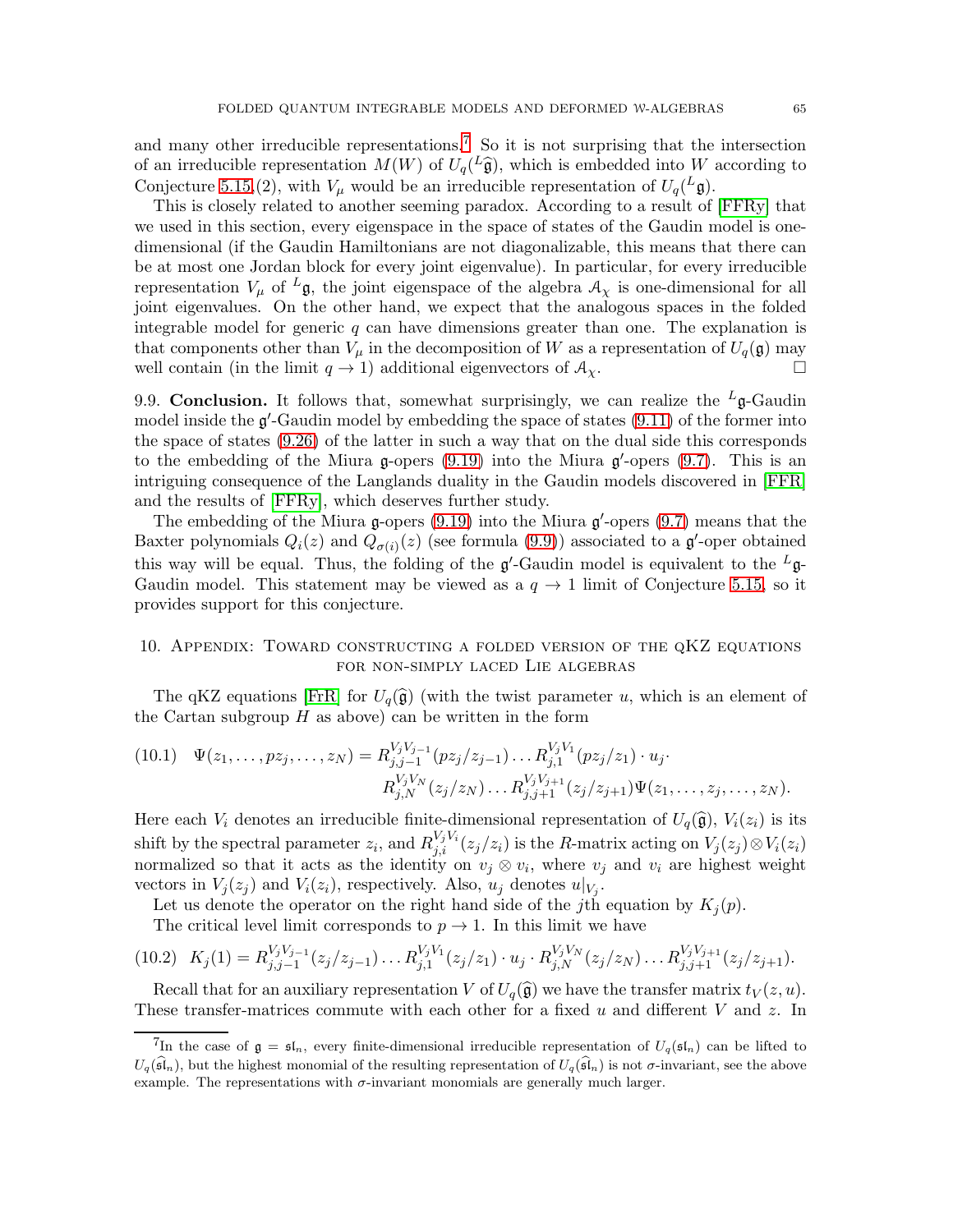and many other irreducible representations.[7] So it is not surprising that the intersection of an irreducible representation $M(W)$ of $U_q({}^L\widehat{\mathfrak{g}})$, which is embedded into $W$ according to Conjecture 5.15,(2), with $V_\mu$ would be an irreducible representation of $U_q({}^L\mathfrak{g})$.

This is closely related to another seeming paradox. According to a result of [FFRy] that we used in this section, every eigenspace in the space of states of the Gaudin model is one-dimensional (if the Gaudin Hamiltonians are not diagonalizable, this means that there can be at most one Jordan block for every joint eigenvalue). In particular, for every irreducible representation $V_\mu$ of ${}^L\mathfrak{g}$, the joint eigenspace of the algebra $\mathcal{A}_\chi$ is one-dimensional for all joint eigenvalues. On the other hand, we expect that the analogous spaces in the folded integrable model for generic $q$ can have dimensions greater than one. The explanation is that components other than $V_\mu$ in the decomposition of $W$ as a representation of $U_q(\mathfrak{g})$ may well contain (in the limit $q \to 1$) additional eigenvectors of $\mathcal{A}_\chi$. □

9.9. **Conclusion.** It follows that, somewhat surprisingly, we can realize the ${}^L\mathfrak{g}$-Gaudin model inside the $\mathfrak{g}'$-Gaudin model by embedding the space of states (9.11) of the former into the space of states (9.26) of the latter in such a way that on the dual side this corresponds to the embedding of the Miura $\mathfrak{g}$-opers (9.19) into the Miura $\mathfrak{g}'$-opers (9.7). This is an intriguing consequence of the Langlands duality in the Gaudin models discovered in [FFR] and the results of [FFRy], which deserves further study.

The embedding of the Miura $\mathfrak{g}$-opers (9.19) into the Miura $\mathfrak{g}'$-opers (9.7) means that the Baxter polynomials $Q_i(z)$ and $Q_{\sigma(i)}(z)$ (see formula (9.9)) associated to a $\mathfrak{g}'$-oper obtained this way will be equal. Thus, the folding of the $\mathfrak{g}'$-Gaudin model is equivalent to the ${}^L\mathfrak{g}$-Gaudin model. This statement may be viewed as a $q \to 1$ limit of Conjecture 5.15, so it provides support for this conjecture.

## 10. Appendix: Toward constructing a folded version of the qKZ equations for non-simply laced Lie algebras

The qKZ equations [FrR] for $U_q(\widehat{\mathfrak{g}})$ (with the twist parameter $u$, which is an element of the Cartan subgroup $H$ as above) can be written in the form

$$
\begin{aligned}
(10.1)\quad \Psi(z_1,\ldots,pz_j,\ldots,z_N) = R^{V_jV_{j-1}}_{j,j-1}(pz_j/z_{j-1})\ldots R^{V_jV_1}_{j,1}(pz_j/z_1)\cdot u_j\cdot \\
R^{V_jV_N}_{j,N}(z_j/z_N)\ldots R^{V_jV_{j+1}}_{j,j+1}(z_j/z_{j+1})\Psi(z_1,\ldots,z_j,\ldots,z_N).
\end{aligned}
$$

Here each $V_i$ denotes an irreducible finite-dimensional representation of $U_q(\widehat{\mathfrak{g}})$, $V_i(z_i)$ is its shift by the spectral parameter $z_i$, and $R^{V_jV_i}_{j,i}(z_j/z_i)$ is the $R$-matrix acting on $V_j(z_j)\otimes V_i(z_i)$ normalized so that it acts as the identity on $v_j \otimes v_i$, where $v_j$ and $v_i$ are highest weight vectors in $V_j(z_j)$ and $V_i(z_i)$, respectively. Also, $u_j$ denotes $u|_{V_j}$.

Let us denote the operator on the right hand side of the $j$th equation by $K_j(p)$.

The critical level limit corresponds to $p \to 1$. In this limit we have

$$
(10.2)\quad K_j(1) = R^{V_jV_{j-1}}_{j,j-1}(z_j/z_{j-1})\ldots R^{V_jV_1}_{j,1}(z_j/z_1)\cdot u_j \cdot R^{V_jV_N}_{j,N}(z_j/z_N)\ldots R^{V_jV_{j+1}}_{j,j+1}(z_j/z_{j+1}).
$$

Recall that for an auxiliary representation $V$ of $U_q(\widehat{\mathfrak{g}})$ we have the transfer matrix $t_V(z,u)$. These transfer-matrices commute with each other for a fixed $u$ and different $V$ and $z$. In

[7] In the case of $\mathfrak{g} = \mathfrak{sl}_n$, every finite-dimensional irreducible representation of $U_q(\mathfrak{sl}_n)$ can be lifted to $U_q(\widehat{\mathfrak{sl}}_n)$, but the highest monomial of the resulting representation of $U_q(\widehat{\mathfrak{sl}}_n)$ is not $\sigma$-invariant, see the above example. The representations with $\sigma$-invariant monomials are generally much larger.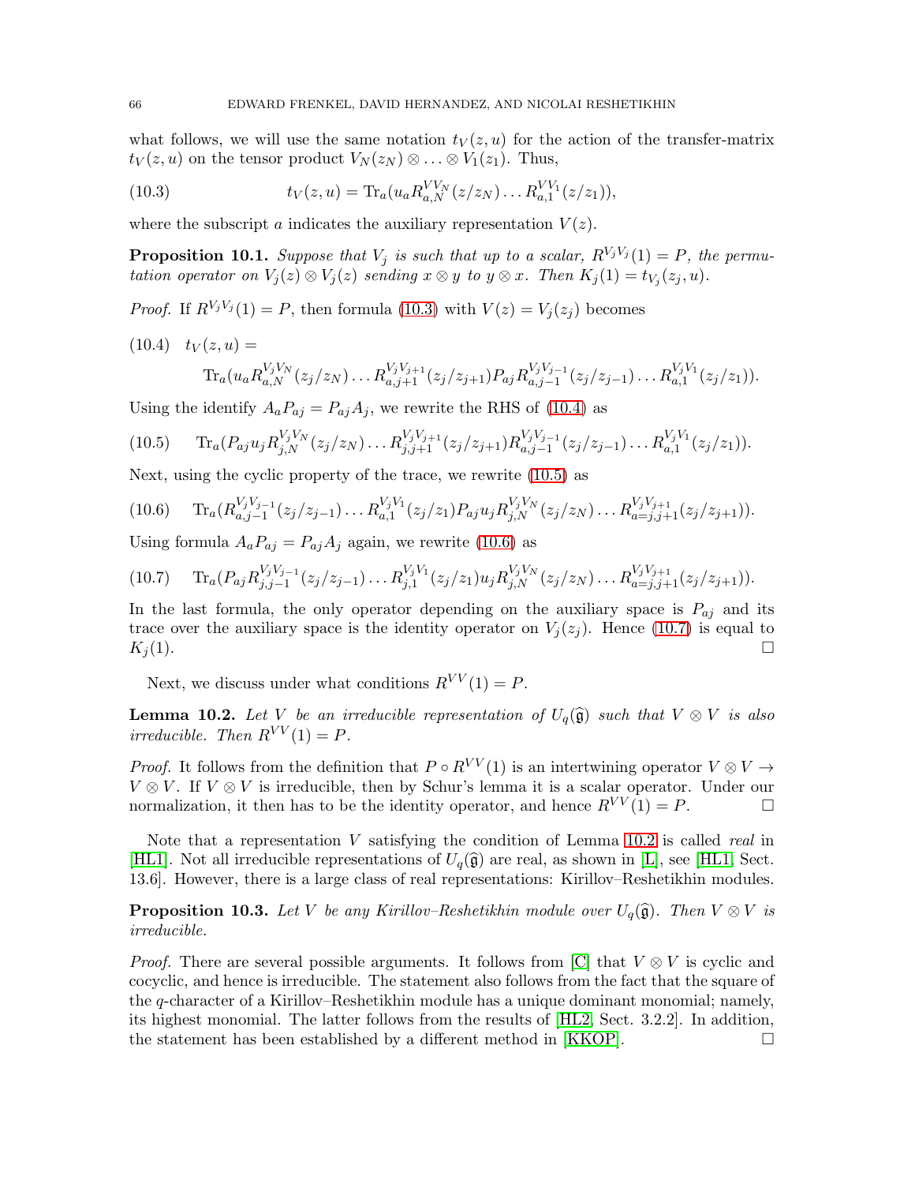what follows, we will use the same notation $t_V(z,u)$ for the action of the transfer-matrix $t_V(z,u)$ on the tensor product $V_N(z_N) \otimes \ldots \otimes V_1(z_1)$. Thus,

$$t_V(z,u) = \mathrm{Tr}_a(u_a R^{VV_N}_{a,N}(z/z_N) \ldots R^{VV_1}_{a,1}(z/z_1)), \tag{10.3}$$

where the subscript $a$ indicates the auxiliary representation $V(z)$.

**Proposition 10.1.** *Suppose that $V_j$ is such that up to a scalar, $R^{V_jV_j}(1) = P$, the permutation operator on $V_j(z) \otimes V_j(z)$ sending $x \otimes y$ to $y \otimes x$. Then $K_j(1) = t_{V_j}(z_j, u)$.*

*Proof.* If $R^{V_jV_j}(1) = P$, then formula (10.3) with $V(z) = V_j(z_j)$ becomes

$$t_V(z,u) = \mathrm{Tr}_a(u_a R^{V_jV_N}_{a,N}(z_j/z_N) \ldots R^{V_jV_{j+1}}_{a,j+1}(z_j/z_{j+1}) P_{aj} R^{V_jV_{j-1}}_{a,j-1}(z_j/z_{j-1}) \ldots R^{V_jV_1}_{a,1}(z_j/z_1)). \tag{10.4}$$

Using the identify $A_a P_{aj} = P_{aj} A_j$, we rewrite the RHS of (10.4) as

$$\mathrm{Tr}_a(P_{aj} u_j R^{V_jV_N}_{j,N}(z_j/z_N) \ldots R^{V_jV_{j+1}}_{j,j+1}(z_j/z_{j+1}) R^{V_jV_{j-1}}_{a,j-1}(z_j/z_{j-1}) \ldots R^{V_jV_1}_{a,1}(z_j/z_1)). \tag{10.5}$$

Next, using the cyclic property of the trace, we rewrite (10.5) as

$$\mathrm{Tr}_a(R^{V_jV_{j-1}}_{a,j-1}(z_j/z_{j-1}) \ldots R^{V_jV_1}_{a,1}(z_j/z_1) P_{aj} u_j R^{V_jV_N}_{j,N}(z_j/z_N) \ldots R^{V_jV_{j+1}}_{a=j,j+1}(z_j/z_{j+1})). \tag{10.6}$$

Using formula $A_a P_{aj} = P_{aj} A_j$ again, we rewrite (10.6) as

$$\mathrm{Tr}_a(P_{aj} R^{V_jV_{j-1}}_{j,j-1}(z_j/z_{j-1}) \ldots R^{V_jV_1}_{j,1}(z_j/z_1) u_j R^{V_jV_N}_{j,N}(z_j/z_N) \ldots R^{V_jV_{j+1}}_{a=j,j+1}(z_j/z_{j+1})). \tag{10.7}$$

In the last formula, the only operator depending on the auxiliary space is $P_{aj}$ and its trace over the auxiliary space is the identity operator on $V_j(z_j)$. Hence (10.7) is equal to $K_j(1)$. $\square$

Next, we discuss under what conditions $R^{VV}(1) = P$.

**Lemma 10.2.** *Let $V$ be an irreducible representation of $U_q(\widehat{\mathfrak{g}})$ such that $V \otimes V$ is also irreducible. Then $R^{VV}(1) = P$.*

*Proof.* It follows from the definition that $P \circ R^{VV}(1)$ is an intertwining operator $V \otimes V \to V \otimes V$. If $V \otimes V$ is irreducible, then by Schur's lemma it is a scalar operator. Under our normalization, it then has to be the identity operator, and hence $R^{VV}(1) = P$. $\square$

Note that a representation $V$ satisfying the condition of Lemma 10.2 is called *real* in [HL1]. Not all irreducible representations of $U_q(\widehat{\mathfrak{g}})$ are real, as shown in [L], see [HL1, Sect. 13.6]. However, there is a large class of real representations: Kirillov–Reshetikhin modules.

**Proposition 10.3.** *Let $V$ be any Kirillov–Reshetikhin module over $U_q(\widehat{\mathfrak{g}})$. Then $V \otimes V$ is irreducible.*

*Proof.* There are several possible arguments. It follows from [C] that $V \otimes V$ is cyclic and cocyclic, and hence is irreducible. The statement also follows from the fact that the square of the $q$-character of a Kirillov–Reshetikhin module has a unique dominant monomial; namely, its highest monomial. The latter follows from the results of [HL2, Sect. 3.2.2]. In addition, the statement has been established by a different method in [KKOP]. $\square$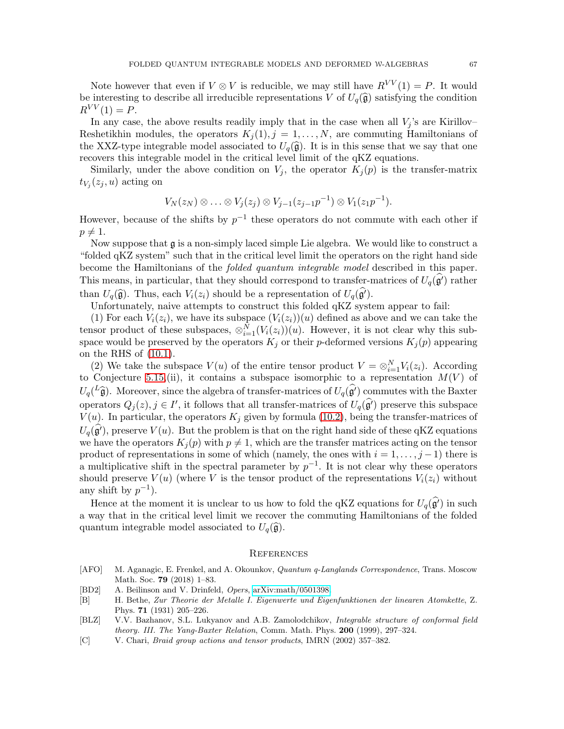Note however that even if $V \otimes V$ is reducible, we may still have $R^{VV}(1) = P$. It would be interesting to describe all irreducible representations $V$ of $U_q(\widehat{\mathfrak{g}})$ satisfying the condition $R^{VV}(1) = P$.

In any case, the above results readily imply that in the case when all $V_j$'s are Kirillov–Reshetikhin modules, the operators $K_j(1), j = 1, \ldots, N$, are commuting Hamiltonians of the XXZ-type integrable model associated to $U_q(\widehat{\mathfrak{g}})$. It is in this sense that we say that one recovers this integrable model in the critical level limit of the qKZ equations.

Similarly, under the above condition on $V_j$, the operator $K_j(p)$ is the transfer-matrix $t_{V_j}(z_j, u)$ acting on

$$V_N(z_N) \otimes \ldots \otimes V_j(z_j) \otimes V_{j-1}(z_{j-1}p^{-1}) \otimes V_1(z_1 p^{-1}).$$

However, because of the shifts by $p^{-1}$ these operators do not commute with each other if $p \neq 1$.

Now suppose that $\mathfrak{g}$ is a non-simply laced simple Lie algebra. We would like to construct a "folded qKZ system" such that in the critical level limit the operators on the right hand side become the Hamiltonians of the *folded quantum integrable model* described in this paper. This means, in particular, that they should correspond to transfer-matrices of $U_q(\widehat{\mathfrak{g}'})$ rather than $U_q(\widehat{\mathfrak{g}})$. Thus, each $V_i(z_i)$ should be a representation of $U_q(\widehat{\mathfrak{g}'})$.

Unfortunately, naive attempts to construct this folded qKZ system appear to fail:

(1) For each $V_i(z_i)$, we have its subspace $(V_i(z_i))(u)$ defined as above and we can take the tensor product of these subspaces, $\otimes_{i=1}^N (V_i(z_i))(u)$. However, it is not clear why this subspace would be preserved by the operators $K_j$ or their $p$-deformed versions $K_j(p)$ appearing on the RHS of (10.1).

(2) We take the subspace $V(u)$ of the entire tensor product $V = \otimes_{i=1}^N V_i(z_i)$. According to Conjecture 5.15,(ii), it contains a subspace isomorphic to a representation $M(V)$ of $U_q({}^L\widehat{\mathfrak{g}})$. Moreover, since the algebra of transfer-matrices of $U_q(\widehat{\mathfrak{g}'})$ commutes with the Baxter operators $Q_j(z), j \in I'$, it follows that all transfer-matrices of $U_q(\widehat{\mathfrak{g}'})$ preserve this subspace $V(u)$. In particular, the operators $K_j$ given by formula (10.2), being the transfer-matrices of $U_q(\widehat{\mathfrak{g}'})$, preserve $V(u)$. But the problem is that on the right hand side of these qKZ equations we have the operators $K_j(p)$ with $p \neq 1$, which are the transfer matrices acting on the tensor product of representations in some of which (namely, the ones with $i = 1, \ldots, j-1$) there is a multiplicative shift in the spectral parameter by $p^{-1}$. It is not clear why these operators should preserve $V(u)$ (where $V$ is the tensor product of the representations $V_i(z_i)$ without any shift by $p^{-1}$).

Hence at the moment it is unclear to us how to fold the qKZ equations for $U_q(\widehat{\mathfrak{g}'})$ in such a way that in the critical level limit we recover the commuting Hamiltonians of the folded quantum integrable model associated to $U_q(\widehat{\mathfrak{g}})$.

## References

- [AFO] M. Aganagic, E. Frenkel, and A. Okounkov, *Quantum q-Langlands Correspondence*, Trans. Moscow Math. Soc. **79** (2018) 1–83.
- [BD2] A. Beilinson and V. Drinfeld, *Opers*, arXiv:math/0501398.
- [B] H. Bethe, *Zur Theorie der Metalle I. Eigenwerte und Eigenfunktionen der linearen Atomkette*, Z. Phys. **71** (1931) 205–226.
- [BLZ] V.V. Bazhanov, S.L. Lukyanov and A.B. Zamolodchikov, *Integrable structure of conformal field theory. III. The Yang-Baxter Relation*, Comm. Math. Phys. **200** (1999), 297–324.
- [C] V. Chari, *Braid group actions and tensor products*, IMRN (2002) 357–382.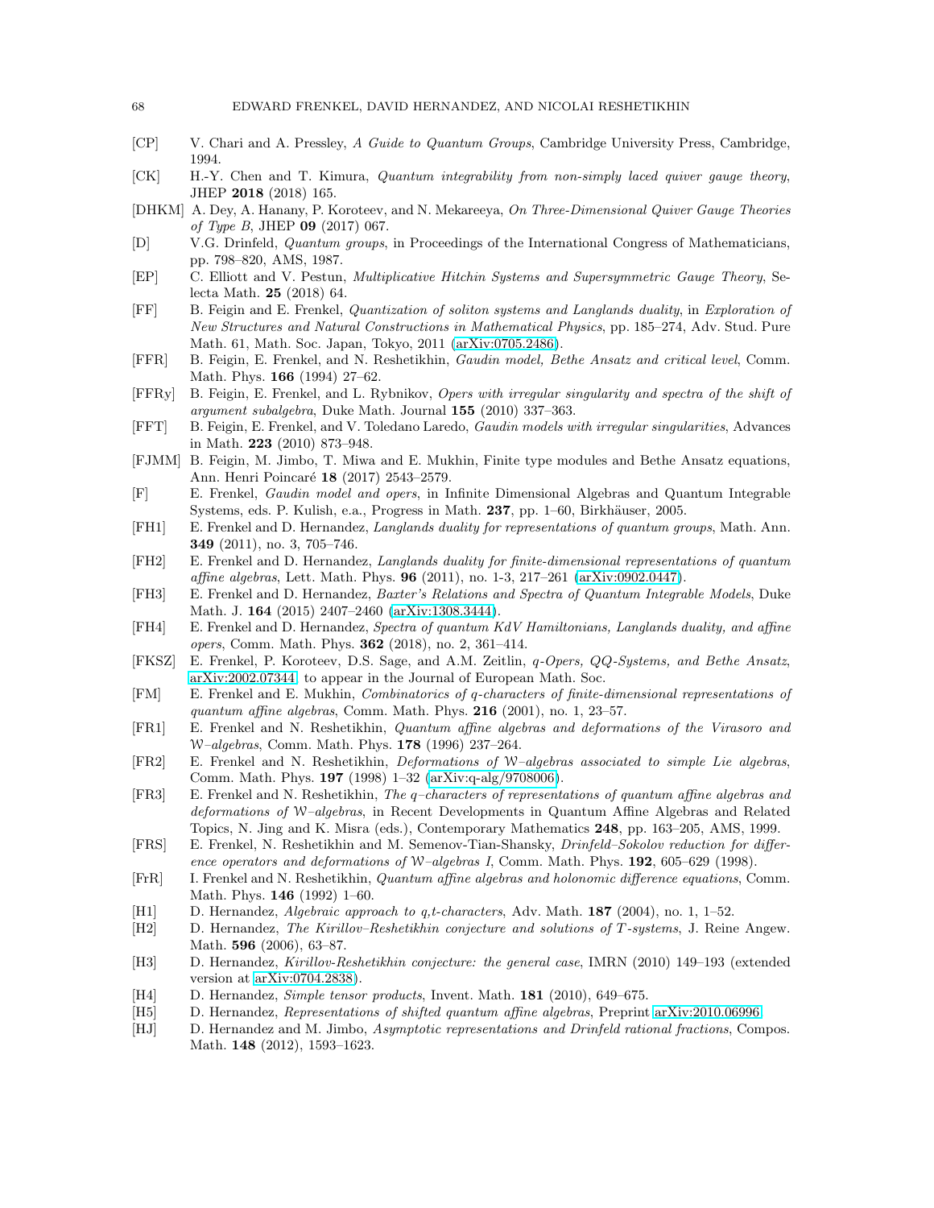[CP] V. Chari and A. Pressley, *A Guide to Quantum Groups*, Cambridge University Press, Cambridge, 1994.

[CK] H.-Y. Chen and T. Kimura, *Quantum integrability from non-simply laced quiver gauge theory*, JHEP **2018** (2018) 165.

[DHKM] A. Dey, A. Hanany, P. Koroteev, and N. Mekareeya, *On Three-Dimensional Quiver Gauge Theories of Type B*, JHEP **09** (2017) 067.

[D] V.G. Drinfeld, *Quantum groups*, in Proceedings of the International Congress of Mathematicians, pp. 798–820, AMS, 1987.

[EP] C. Elliott and V. Pestun, *Multiplicative Hitchin Systems and Supersymmetric Gauge Theory*, Selecta Math. **25** (2018) 64.

[FF] B. Feigin and E. Frenkel, *Quantization of soliton systems and Langlands duality*, in *Exploration of New Structures and Natural Constructions in Mathematical Physics*, pp. 185–274, Adv. Stud. Pure Math. 61, Math. Soc. Japan, Tokyo, 2011 (arXiv:0705.2486).

[FFR] B. Feigin, E. Frenkel, and N. Reshetikhin, *Gaudin model, Bethe Ansatz and critical level*, Comm. Math. Phys. **166** (1994) 27–62.

[FFRy] B. Feigin, E. Frenkel, and L. Rybnikov, *Opers with irregular singularity and spectra of the shift of argument subalgebra*, Duke Math. Journal **155** (2010) 337–363.

[FFT] B. Feigin, E. Frenkel, and V. Toledano Laredo, *Gaudin models with irregular singularities*, Advances in Math. **223** (2010) 873–948.

[FJMM] B. Feigin, M. Jimbo, T. Miwa and E. Mukhin, Finite type modules and Bethe Ansatz equations, Ann. Henri Poincaré **18** (2017) 2543–2579.

[F] E. Frenkel, *Gaudin model and opers*, in Infinite Dimensional Algebras and Quantum Integrable Systems, eds. P. Kulish, e.a., Progress in Math. **237**, pp. 1–60, Birkhäuser, 2005.

[FH1] E. Frenkel and D. Hernandez, *Langlands duality for representations of quantum groups*, Math. Ann. **349** (2011), no. 3, 705–746.

[FH2] E. Frenkel and D. Hernandez, *Langlands duality for finite-dimensional representations of quantum affine algebras*, Lett. Math. Phys. **96** (2011), no. 1-3, 217–261 (arXiv:0902.0447).

[FH3] E. Frenkel and D. Hernandez, *Baxter's Relations and Spectra of Quantum Integrable Models*, Duke Math. J. **164** (2015) 2407–2460 (arXiv:1308.3444).

[FH4] E. Frenkel and D. Hernandez, *Spectra of quantum KdV Hamiltonians, Langlands duality, and affine opers*, Comm. Math. Phys. **362** (2018), no. 2, 361–414.

[FKSZ] E. Frenkel, P. Koroteev, D.S. Sage, and A.M. Zeitlin, *q-Opers, QQ-Systems, and Bethe Ansatz*, arXiv:2002.07344, to appear in the Journal of European Math. Soc.

[FM] E. Frenkel and E. Mukhin, *Combinatorics of q-characters of finite-dimensional representations of quantum affine algebras*, Comm. Math. Phys. **216** (2001), no. 1, 23–57.

[FR1] E. Frenkel and N. Reshetikhin, *Quantum affine algebras and deformations of the Virasoro and $\mathcal{W}$–algebras*, Comm. Math. Phys. **178** (1996) 237–264.

[FR2] E. Frenkel and N. Reshetikhin, *Deformations of $\mathcal{W}$–algebras associated to simple Lie algebras*, Comm. Math. Phys. **197** (1998) 1–32 (arXiv:q-alg/9708006).

[FR3] E. Frenkel and N. Reshetikhin, *The q–characters of representations of quantum affine algebras and deformations of $\mathcal{W}$–algebras*, in Recent Developments in Quantum Affine Algebras and Related Topics, N. Jing and K. Misra (eds.), Contemporary Mathematics **248**, pp. 163–205, AMS, 1999.

[FRS] E. Frenkel, N. Reshetikhin and M. Semenov-Tian-Shansky, *Drinfeld–Sokolov reduction for difference operators and deformations of $\mathcal{W}$–algebras I*, Comm. Math. Phys. **192**, 605–629 (1998).

[FrR] I. Frenkel and N. Reshetikhin, *Quantum affine algebras and holonomic difference equations*, Comm. Math. Phys. **146** (1992) 1–60.

[H1] D. Hernandez, *Algebraic approach to q,t-characters*, Adv. Math. **187** (2004), no. 1, 1–52.

[H2] D. Hernandez, *The Kirillov–Reshetikhin conjecture and solutions of T-systems*, J. Reine Angew. Math. **596** (2006), 63–87.

[H3] D. Hernandez, *Kirillov-Reshetikhin conjecture: the general case*, IMRN (2010) 149–193 (extended version at arXiv:0704.2838).

[H4] D. Hernandez, *Simple tensor products*, Invent. Math. **181** (2010), 649–675.

[H5] D. Hernandez, *Representations of shifted quantum affine algebras*, Preprint arXiv:2010.06996.

[HJ] D. Hernandez and M. Jimbo, *Asymptotic representations and Drinfeld rational fractions*, Compos. Math. **148** (2012), 1593–1623.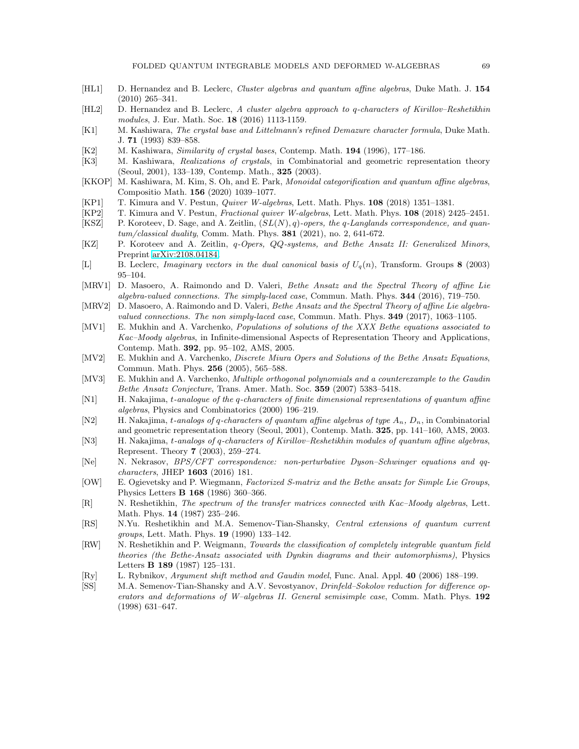[HL1] D. Hernandez and B. Leclerc, *Cluster algebras and quantum affine algebras*, Duke Math. J. **154** (2010) 265–341.

[HL2] D. Hernandez and B. Leclerc, *A cluster algebra approach to q-characters of Kirillov–Reshetikhin modules*, J. Eur. Math. Soc. **18** (2016) 1113-1159.

[K1] M. Kashiwara, *The crystal base and Littelmann's refined Demazure character formula*, Duke Math. J. **71** (1993) 839–858.

[K2] M. Kashiwara, *Similarity of crystal bases*, Contemp. Math. **194** (1996), 177–186.

[K3] M. Kashiwara, *Realizations of crystals*, in Combinatorial and geometric representation theory (Seoul, 2001), 133–139, Contemp. Math., **325** (2003).

[KKOP] M. Kashiwara, M. Kim, S. Oh, and E. Park, *Monoidal categorification and quantum affine algebras*, Compositio Math. **156** (2020) 1039–1077.

[KP1] T. Kimura and V. Pestun, *Quiver W-algebras*, Lett. Math. Phys. **108** (2018) 1351–1381.

[KP2] T. Kimura and V. Pestun, *Fractional quiver W-algebras*, Lett. Math. Phys. **108** (2018) 2425–2451.

[KSZ] P. Koroteev, D. Sage, and A. Zeitlin, *$(SL(N), q)$-opers, the q-Langlands correspondence, and quantum/classical duality*, Comm. Math. Phys. **381** (2021), no. 2, 641-672.

[KZ] P. Koroteev and A. Zeitlin, *q-Opers, QQ-systems, and Bethe Ansatz II: Generalized Minors*, Preprint arXiv:2108.04184.

[L] B. Leclerc, *Imaginary vectors in the dual canonical basis of $U_q(n)$*, Transform. Groups **8** (2003) 95–104.

[MRV1] D. Masoero, A. Raimondo and D. Valeri, *Bethe Ansatz and the Spectral Theory of affine Lie algebra-valued connections. The simply-laced case*, Commun. Math. Phys. **344** (2016), 719–750.

[MRV2] D. Masoero, A. Raimondo and D. Valeri, *Bethe Ansatz and the Spectral Theory of affine Lie algebra-valued connections. The non simply-laced case*, Commun. Math. Phys. **349** (2017), 1063–1105.

[MV1] E. Mukhin and A. Varchenko, *Populations of solutions of the XXX Bethe equations associated to Kac–Moody algebras*, in Infinite-dimensional Aspects of Representation Theory and Applications, Contemp. Math. **392**, pp. 95–102, AMS, 2005.

[MV2] E. Mukhin and A. Varchenko, *Discrete Miura Opers and Solutions of the Bethe Ansatz Equations*, Commun. Math. Phys. **256** (2005), 565–588.

[MV3] E. Mukhin and A. Varchenko, *Multiple orthogonal polynomials and a counterexample to the Gaudin Bethe Ansatz Conjecture*, Trans. Amer. Math. Soc. **359** (2007) 5383–5418.

[N1] H. Nakajima, *t-analogue of the q-characters of finite dimensional representations of quantum affine algebras*, Physics and Combinatorics (2000) 196–219.

[N2] H. Nakajima, *t-analogs of q-characters of quantum affine algebras of type $A_n$, $D_n$*, in Combinatorial and geometric representation theory (Seoul, 2001), Contemp. Math. **325**, pp. 141–160, AMS, 2003.

[N3] H. Nakajima, *t-analogs of q-characters of Kirillov–Reshetikhin modules of quantum affine algebras*, Represent. Theory **7** (2003), 259–274.

[Ne] N. Nekrasov, *BPS/CFT correspondence: non-perturbative Dyson–Schwinger equations and qq-characters*, JHEP **1603** (2016) 181.

[OW] E. Ogievetsky and P. Wiegmann, *Factorized S-matrix and the Bethe ansatz for Simple Lie Groups*, Physics Letters **B 168** (1986) 360–366.

[R] N. Reshetikhin, *The spectrum of the transfer matrices connected with Kac–Moody algebras*, Lett. Math. Phys. **14** (1987) 235–246.

[RS] N.Yu. Reshetikhin and M.A. Semenov-Tian-Shansky, *Central extensions of quantum current groups*, Lett. Math. Phys. **19** (1990) 133–142.

[RW] N. Reshetikhin and P. Weigmann, *Towards the classification of completely integrable quantum field theories (the Bethe-Ansatz associated with Dynkin diagrams and their automorphisms)*, Physics Letters **B 189** (1987) 125–131.

[Ry] L. Rybnikov, *Argument shift method and Gaudin model*, Func. Anal. Appl. **40** (2006) 188–199.

[SS] M.A. Semenov-Tian-Shansky and A.V. Sevostyanov, *Drinfeld–Sokolov reduction for difference operators and deformations of W–algebras II. General semisimple case*, Comm. Math. Phys. **192** (1998) 631–647.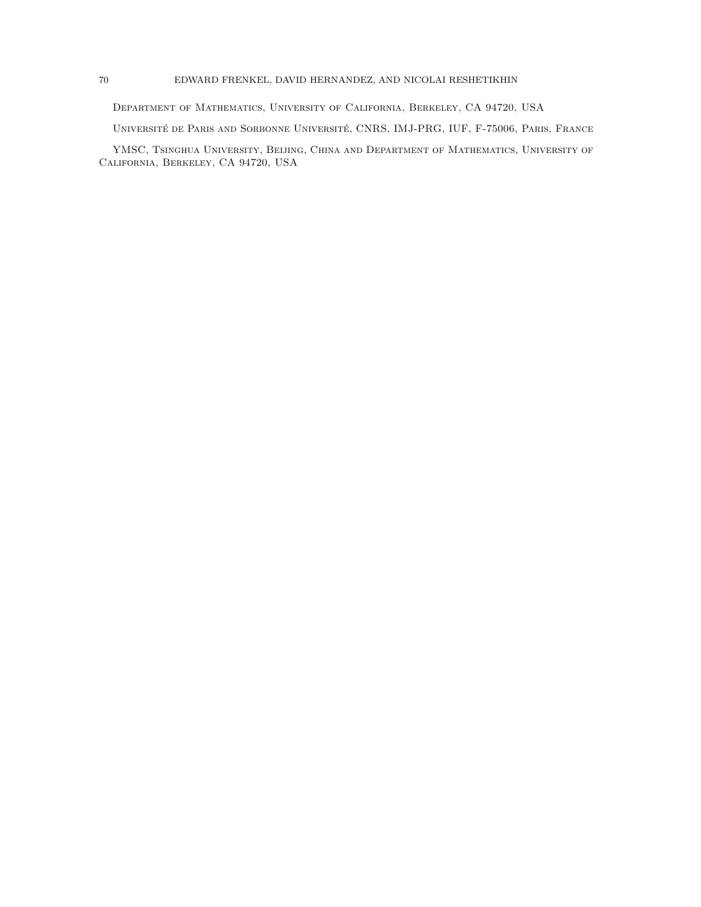Department of Mathematics, University of California, Berkeley, CA 94720, USA

Université de Paris and Sorbonne Université, CNRS, IMJ-PRG, IUF, F-75006, Paris, France

YMSC, Tsinghua University, Beijing, China and Department of Mathematics, University of California, Berkeley, CA 94720, USA